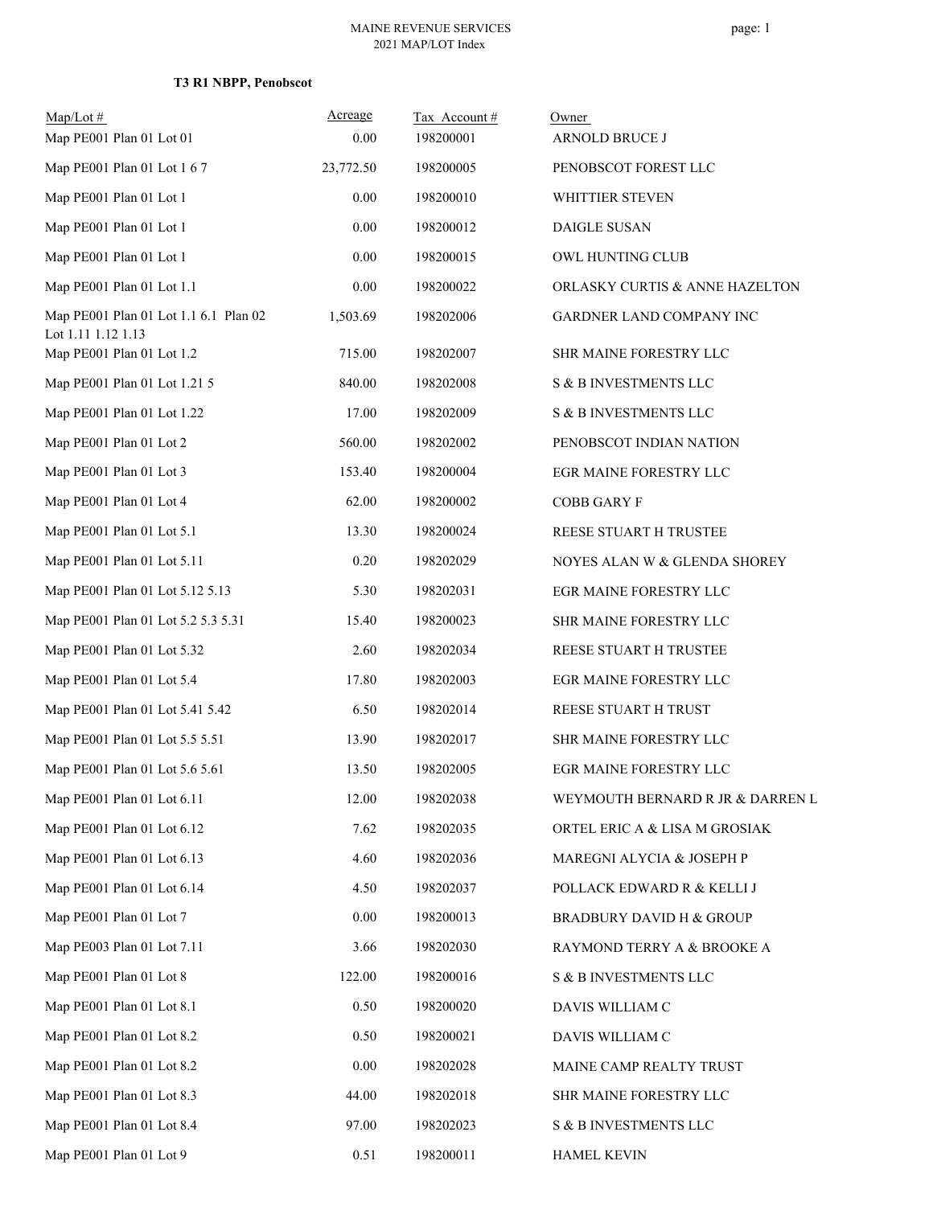MAINE REVENUE SERVICES
2021 MAP/LOT Index

**T3 R1 NBPP, Penobscot**

| Map/Lot # | Acreage | Tax Account # | Owner |
|---|---|---|---|
| Map PE001 Plan 01 Lot 01 | 0.00 | 198200001 | ARNOLD BRUCE J |
| Map PE001 Plan 01 Lot 1 6 7 | 23,772.50 | 198200005 | PENOBSCOT FOREST LLC |
| Map PE001 Plan 01 Lot 1 | 0.00 | 198200010 | WHITTIER STEVEN |
| Map PE001 Plan 01 Lot 1 | 0.00 | 198200012 | DAIGLE SUSAN |
| Map PE001 Plan 01 Lot 1 | 0.00 | 198200015 | OWL HUNTING CLUB |
| Map PE001 Plan 01 Lot 1.1 | 0.00 | 198200022 | ORLASKY CURTIS & ANNE HAZELTON |
| Map PE001 Plan 01 Lot 1.1 6.1 Plan 02 Lot 1.11 1.12 1.13 | 1,503.69 | 198202006 | GARDNER LAND COMPANY INC |
| Map PE001 Plan 01 Lot 1.2 | 715.00 | 198202007 | SHR MAINE FORESTRY LLC |
| Map PE001 Plan 01 Lot 1.21 5 | 840.00 | 198202008 | S & B INVESTMENTS LLC |
| Map PE001 Plan 01 Lot 1.22 | 17.00 | 198202009 | S & B INVESTMENTS LLC |
| Map PE001 Plan 01 Lot 2 | 560.00 | 198202002 | PENOBSCOT INDIAN NATION |
| Map PE001 Plan 01 Lot 3 | 153.40 | 198200004 | EGR MAINE FORESTRY LLC |
| Map PE001 Plan 01 Lot 4 | 62.00 | 198200002 | COBB GARY F |
| Map PE001 Plan 01 Lot 5.1 | 13.30 | 198200024 | REESE STUART H TRUSTEE |
| Map PE001 Plan 01 Lot 5.11 | 0.20 | 198202029 | NOYES ALAN W & GLENDA SHOREY |
| Map PE001 Plan 01 Lot 5.12 5.13 | 5.30 | 198202031 | EGR MAINE FORESTRY LLC |
| Map PE001 Plan 01 Lot 5.2 5.3 5.31 | 15.40 | 198200023 | SHR MAINE FORESTRY LLC |
| Map PE001 Plan 01 Lot 5.32 | 2.60 | 198202034 | REESE STUART H TRUSTEE |
| Map PE001 Plan 01 Lot 5.4 | 17.80 | 198202003 | EGR MAINE FORESTRY LLC |
| Map PE001 Plan 01 Lot 5.41 5.42 | 6.50 | 198202014 | REESE STUART H TRUST |
| Map PE001 Plan 01 Lot 5.5 5.51 | 13.90 | 198202017 | SHR MAINE FORESTRY LLC |
| Map PE001 Plan 01 Lot 5.6 5.61 | 13.50 | 198202005 | EGR MAINE FORESTRY LLC |
| Map PE001 Plan 01 Lot 6.11 | 12.00 | 198202038 | WEYMOUTH BERNARD R JR & DARREN L |
| Map PE001 Plan 01 Lot 6.12 | 7.62 | 198202035 | ORTEL ERIC A & LISA M GROSIAK |
| Map PE001 Plan 01 Lot 6.13 | 4.60 | 198202036 | MAREGNI ALYCIA & JOSEPH P |
| Map PE001 Plan 01 Lot 6.14 | 4.50 | 198202037 | POLLACK EDWARD R & KELLI J |
| Map PE001 Plan 01 Lot 7 | 0.00 | 198200013 | BRADBURY DAVID H & GROUP |
| Map PE003 Plan 01 Lot 7.11 | 3.66 | 198202030 | RAYMOND TERRY A & BROOKE A |
| Map PE001 Plan 01 Lot 8 | 122.00 | 198200016 | S & B INVESTMENTS LLC |
| Map PE001 Plan 01 Lot 8.1 | 0.50 | 198200020 | DAVIS WILLIAM C |
| Map PE001 Plan 01 Lot 8.2 | 0.50 | 198200021 | DAVIS WILLIAM C |
| Map PE001 Plan 01 Lot 8.2 | 0.00 | 198202028 | MAINE CAMP REALTY TRUST |
| Map PE001 Plan 01 Lot 8.3 | 44.00 | 198202018 | SHR MAINE FORESTRY LLC |
| Map PE001 Plan 01 Lot 8.4 | 97.00 | 198202023 | S & B INVESTMENTS LLC |
| Map PE001 Plan 01 Lot 9 | 0.51 | 198200011 | HAMEL KEVIN |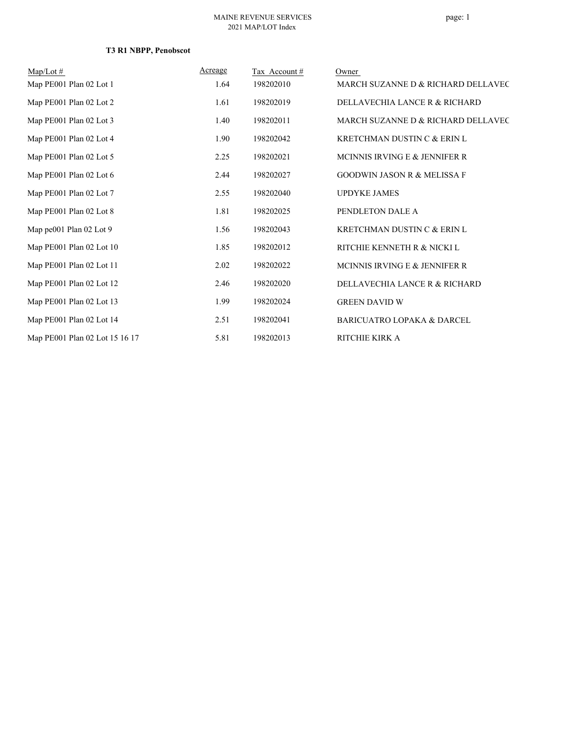MAINE REVENUE SERVICES
2021 MAP/LOT Index

**T3 R1 NBPP, Penobscot**

| Map/Lot # | Acreage | Tax Account # | Owner |
|---|---|---|---|
| Map PE001 Plan 02 Lot 1 | 1.64 | 198202010 | MARCH SUZANNE D & RICHARD DELLAVEC |
| Map PE001 Plan 02 Lot 2 | 1.61 | 198202019 | DELLAVECHIA LANCE R & RICHARD |
| Map PE001 Plan 02 Lot 3 | 1.40 | 198202011 | MARCH SUZANNE D & RICHARD DELLAVEC |
| Map PE001 Plan 02 Lot 4 | 1.90 | 198202042 | KRETCHMAN DUSTIN C & ERIN L |
| Map PE001 Plan 02 Lot 5 | 2.25 | 198202021 | MCINNIS IRVING E & JENNIFER R |
| Map PE001 Plan 02 Lot 6 | 2.44 | 198202027 | GOODWIN JASON R & MELISSA F |
| Map PE001 Plan 02 Lot 7 | 2.55 | 198202040 | UPDYKE JAMES |
| Map PE001 Plan 02 Lot 8 | 1.81 | 198202025 | PENDLETON DALE A |
| Map pe001 Plan 02 Lot 9 | 1.56 | 198202043 | KRETCHMAN DUSTIN C & ERIN L |
| Map PE001 Plan 02 Lot 10 | 1.85 | 198202012 | RITCHIE KENNETH R & NICKI L |
| Map PE001 Plan 02 Lot 11 | 2.02 | 198202022 | MCINNIS IRVING E & JENNIFER R |
| Map PE001 Plan 02 Lot 12 | 2.46 | 198202020 | DELLAVECHIA LANCE R & RICHARD |
| Map PE001 Plan 02 Lot 13 | 1.99 | 198202024 | GREEN DAVID W |
| Map PE001 Plan 02 Lot 14 | 2.51 | 198202041 | BARICUATRO LOPAKA & DARCEL |
| Map PE001 Plan 02 Lot 15 16 17 | 5.81 | 198202013 | RITCHIE KIRK A |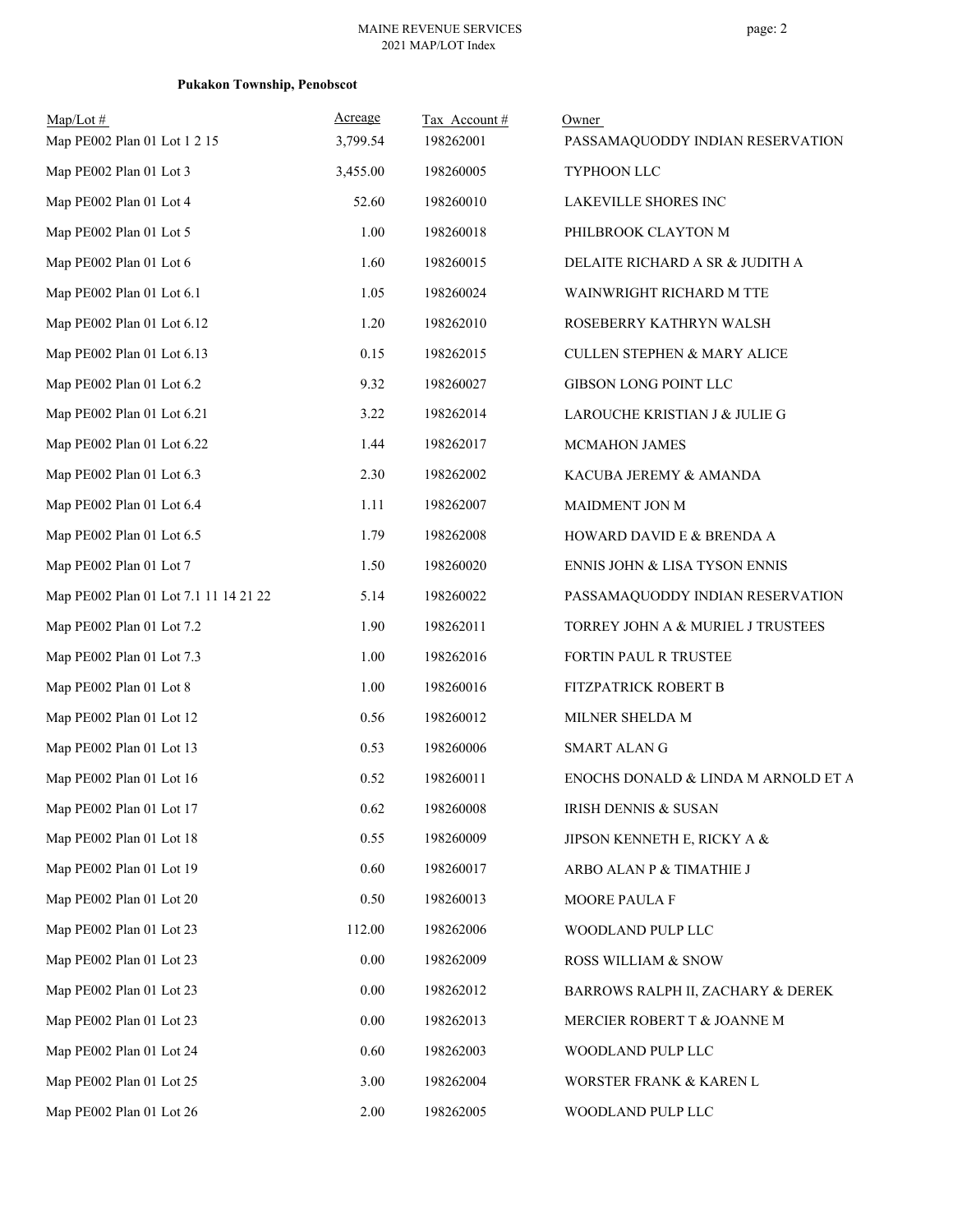**Pukakon Township, Penobscot**

| Map/Lot # | Acreage | Tax Account # | Owner |
|---|---|---|---|
| Map PE002 Plan 01 Lot 1 2 15 | 3,799.54 | 198262001 | PASSAMAQUODDY INDIAN RESERVATION |
| Map PE002 Plan 01 Lot 3 | 3,455.00 | 198260005 | TYPHOON LLC |
| Map PE002 Plan 01 Lot 4 | 52.60 | 198260010 | LAKEVILLE SHORES INC |
| Map PE002 Plan 01 Lot 5 | 1.00 | 198260018 | PHILBROOK CLAYTON M |
| Map PE002 Plan 01 Lot 6 | 1.60 | 198260015 | DELAITE RICHARD A SR & JUDITH A |
| Map PE002 Plan 01 Lot 6.1 | 1.05 | 198260024 | WAINWRIGHT RICHARD M TTE |
| Map PE002 Plan 01 Lot 6.12 | 1.20 | 198262010 | ROSEBERRY KATHRYN WALSH |
| Map PE002 Plan 01 Lot 6.13 | 0.15 | 198262015 | CULLEN STEPHEN & MARY ALICE |
| Map PE002 Plan 01 Lot 6.2 | 9.32 | 198260027 | GIBSON LONG POINT LLC |
| Map PE002 Plan 01 Lot 6.21 | 3.22 | 198262014 | LAROUCHE KRISTIAN J & JULIE G |
| Map PE002 Plan 01 Lot 6.22 | 1.44 | 198262017 | MCMAHON JAMES |
| Map PE002 Plan 01 Lot 6.3 | 2.30 | 198262002 | KACUBA JEREMY & AMANDA |
| Map PE002 Plan 01 Lot 6.4 | 1.11 | 198262007 | MAIDMENT JON M |
| Map PE002 Plan 01 Lot 6.5 | 1.79 | 198262008 | HOWARD DAVID E & BRENDA A |
| Map PE002 Plan 01 Lot 7 | 1.50 | 198260020 | ENNIS JOHN & LISA TYSON ENNIS |
| Map PE002 Plan 01 Lot 7.1 11 14 21 22 | 5.14 | 198260022 | PASSAMAQUODDY INDIAN RESERVATION |
| Map PE002 Plan 01 Lot 7.2 | 1.90 | 198262011 | TORREY JOHN A & MURIEL J TRUSTEES |
| Map PE002 Plan 01 Lot 7.3 | 1.00 | 198262016 | FORTIN PAUL R TRUSTEE |
| Map PE002 Plan 01 Lot 8 | 1.00 | 198260016 | FITZPATRICK ROBERT B |
| Map PE002 Plan 01 Lot 12 | 0.56 | 198260012 | MILNER SHELDA M |
| Map PE002 Plan 01 Lot 13 | 0.53 | 198260006 | SMART ALAN G |
| Map PE002 Plan 01 Lot 16 | 0.52 | 198260011 | ENOCHS DONALD & LINDA M ARNOLD ET A |
| Map PE002 Plan 01 Lot 17 | 0.62 | 198260008 | IRISH DENNIS & SUSAN |
| Map PE002 Plan 01 Lot 18 | 0.55 | 198260009 | JIPSON KENNETH E, RICKY A & |
| Map PE002 Plan 01 Lot 19 | 0.60 | 198260017 | ARBO ALAN P & TIMATHIE J |
| Map PE002 Plan 01 Lot 20 | 0.50 | 198260013 | MOORE PAULA F |
| Map PE002 Plan 01 Lot 23 | 112.00 | 198262006 | WOODLAND PULP LLC |
| Map PE002 Plan 01 Lot 23 | 0.00 | 198262009 | ROSS WILLIAM & SNOW |
| Map PE002 Plan 01 Lot 23 | 0.00 | 198262012 | BARROWS RALPH II, ZACHARY & DEREK |
| Map PE002 Plan 01 Lot 23 | 0.00 | 198262013 | MERCIER ROBERT T & JOANNE M |
| Map PE002 Plan 01 Lot 24 | 0.60 | 198262003 | WOODLAND PULP LLC |
| Map PE002 Plan 01 Lot 25 | 3.00 | 198262004 | WORSTER FRANK & KAREN L |
| Map PE002 Plan 01 Lot 26 | 2.00 | 198262005 | WOODLAND PULP LLC |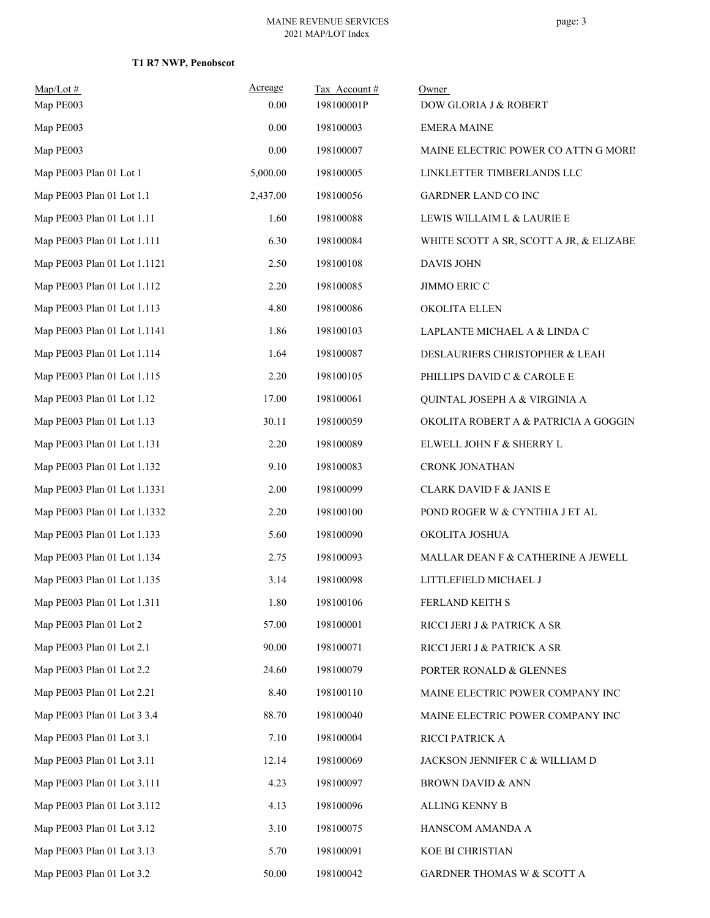**T1 R7 NWP, Penobscot**

| Map/Lot # | Acreage | Tax Account # | Owner |
|---|---|---|---|
| Map PE003 | 0.00 | 198100001P | DOW GLORIA J & ROBERT |
| Map PE003 | 0.00 | 198100003 | EMERA MAINE |
| Map PE003 | 0.00 | 198100007 | MAINE ELECTRIC POWER CO ATTN G MORIN |
| Map PE003 Plan 01 Lot 1 | 5,000.00 | 198100005 | LINKLETTER TIMBERLANDS LLC |
| Map PE003 Plan 01 Lot 1.1 | 2,437.00 | 198100056 | GARDNER LAND CO INC |
| Map PE003 Plan 01 Lot 1.11 | 1.60 | 198100088 | LEWIS WILLAIM L & LAURIE E |
| Map PE003 Plan 01 Lot 1.111 | 6.30 | 198100084 | WHITE SCOTT A SR, SCOTT A JR, & ELIZABE |
| Map PE003 Plan 01 Lot 1.1121 | 2.50 | 198100108 | DAVIS JOHN |
| Map PE003 Plan 01 Lot 1.112 | 2.20 | 198100085 | JIMMO ERIC C |
| Map PE003 Plan 01 Lot 1.113 | 4.80 | 198100086 | OKOLITA ELLEN |
| Map PE003 Plan 01 Lot 1.1141 | 1.86 | 198100103 | LAPLANTE MICHAEL A & LINDA C |
| Map PE003 Plan 01 Lot 1.114 | 1.64 | 198100087 | DESLAURIERS CHRISTOPHER & LEAH |
| Map PE003 Plan 01 Lot 1.115 | 2.20 | 198100105 | PHILLIPS DAVID C & CAROLE E |
| Map PE003 Plan 01 Lot 1.12 | 17.00 | 198100061 | QUINTAL JOSEPH A & VIRGINIA A |
| Map PE003 Plan 01 Lot 1.13 | 30.11 | 198100059 | OKOLITA ROBERT A & PATRICIA A GOGGIN |
| Map PE003 Plan 01 Lot 1.131 | 2.20 | 198100089 | ELWELL JOHN F & SHERRY L |
| Map PE003 Plan 01 Lot 1.132 | 9.10 | 198100083 | CRONK JONATHAN |
| Map PE003 Plan 01 Lot 1.1331 | 2.00 | 198100099 | CLARK DAVID F & JANIS E |
| Map PE003 Plan 01 Lot 1.1332 | 2.20 | 198100100 | POND ROGER W & CYNTHIA J ET AL |
| Map PE003 Plan 01 Lot 1.133 | 5.60 | 198100090 | OKOLITA JOSHUA |
| Map PE003 Plan 01 Lot 1.134 | 2.75 | 198100093 | MALLAR DEAN F & CATHERINE A JEWELL |
| Map PE003 Plan 01 Lot 1.135 | 3.14 | 198100098 | LITTLEFIELD MICHAEL J |
| Map PE003 Plan 01 Lot 1.311 | 1.80 | 198100106 | FERLAND KEITH S |
| Map PE003 Plan 01 Lot 2 | 57.00 | 198100001 | RICCI JERI J & PATRICK A SR |
| Map PE003 Plan 01 Lot 2.1 | 90.00 | 198100071 | RICCI JERI J & PATRICK A SR |
| Map PE003 Plan 01 Lot 2.2 | 24.60 | 198100079 | PORTER RONALD & GLENNES |
| Map PE003 Plan 01 Lot 2.21 | 8.40 | 198100110 | MAINE ELECTRIC POWER COMPANY INC |
| Map PE003 Plan 01 Lot 3 3.4 | 88.70 | 198100040 | MAINE ELECTRIC POWER COMPANY INC |
| Map PE003 Plan 01 Lot 3.1 | 7.10 | 198100004 | RICCI PATRICK A |
| Map PE003 Plan 01 Lot 3.11 | 12.14 | 198100069 | JACKSON JENNIFER C & WILLIAM D |
| Map PE003 Plan 01 Lot 3.111 | 4.23 | 198100097 | BROWN DAVID & ANN |
| Map PE003 Plan 01 Lot 3.112 | 4.13 | 198100096 | ALLING KENNY B |
| Map PE003 Plan 01 Lot 3.12 | 3.10 | 198100075 | HANSCOM AMANDA A |
| Map PE003 Plan 01 Lot 3.13 | 5.70 | 198100091 | KOE BI CHRISTIAN |
| Map PE003 Plan 01 Lot 3.2 | 50.00 | 198100042 | GARDNER THOMAS W & SCOTT A |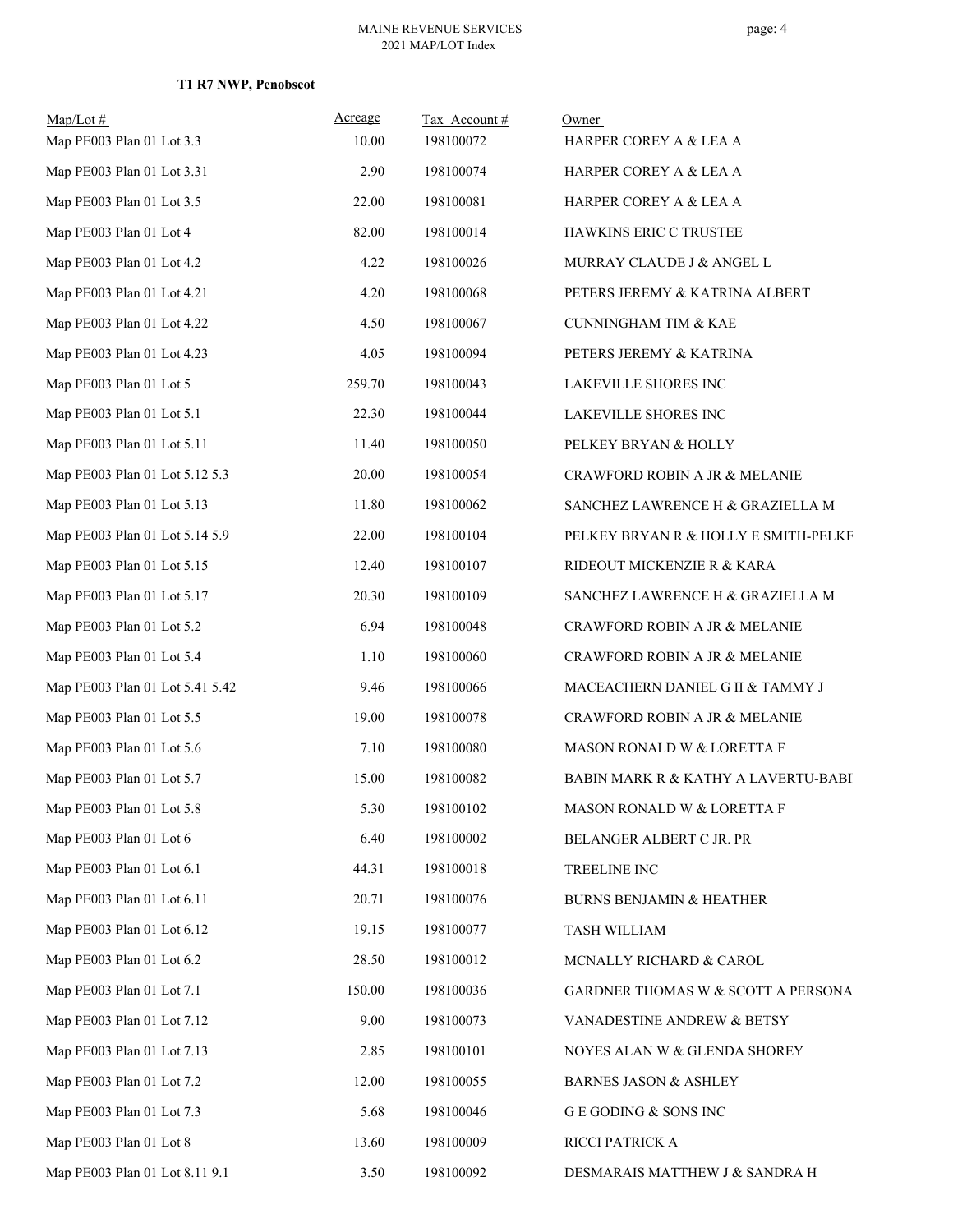MAINE REVENUE SERVICES
2021 MAP/LOT Index

**T1 R7 NWP, Penobscot**

| Map/Lot # | Acreage | Tax Account # | Owner |
|---|---|---|---|
| Map PE003 Plan 01 Lot 3.3 | 10.00 | 198100072 | HARPER COREY A & LEA A |
| Map PE003 Plan 01 Lot 3.31 | 2.90 | 198100074 | HARPER COREY A & LEA A |
| Map PE003 Plan 01 Lot 3.5 | 22.00 | 198100081 | HARPER COREY A & LEA A |
| Map PE003 Plan 01 Lot 4 | 82.00 | 198100014 | HAWKINS ERIC C TRUSTEE |
| Map PE003 Plan 01 Lot 4.2 | 4.22 | 198100026 | MURRAY CLAUDE J & ANGEL L |
| Map PE003 Plan 01 Lot 4.21 | 4.20 | 198100068 | PETERS JEREMY & KATRINA ALBERT |
| Map PE003 Plan 01 Lot 4.22 | 4.50 | 198100067 | CUNNINGHAM TIM & KAE |
| Map PE003 Plan 01 Lot 4.23 | 4.05 | 198100094 | PETERS JEREMY & KATRINA |
| Map PE003 Plan 01 Lot 5 | 259.70 | 198100043 | LAKEVILLE SHORES INC |
| Map PE003 Plan 01 Lot 5.1 | 22.30 | 198100044 | LAKEVILLE SHORES INC |
| Map PE003 Plan 01 Lot 5.11 | 11.40 | 198100050 | PELKEY BRYAN & HOLLY |
| Map PE003 Plan 01 Lot 5.12 5.3 | 20.00 | 198100054 | CRAWFORD ROBIN A JR & MELANIE |
| Map PE003 Plan 01 Lot 5.13 | 11.80 | 198100062 | SANCHEZ LAWRENCE H & GRAZIELLA M |
| Map PE003 Plan 01 Lot 5.14 5.9 | 22.00 | 198100104 | PELKEY BRYAN R & HOLLY E SMITH-PELKE |
| Map PE003 Plan 01 Lot 5.15 | 12.40 | 198100107 | RIDEOUT MICKENZIE R & KARA |
| Map PE003 Plan 01 Lot 5.17 | 20.30 | 198100109 | SANCHEZ LAWRENCE H & GRAZIELLA M |
| Map PE003 Plan 01 Lot 5.2 | 6.94 | 198100048 | CRAWFORD ROBIN A JR & MELANIE |
| Map PE003 Plan 01 Lot 5.4 | 1.10 | 198100060 | CRAWFORD ROBIN A JR & MELANIE |
| Map PE003 Plan 01 Lot 5.41 5.42 | 9.46 | 198100066 | MACEACHERN DANIEL G II & TAMMY J |
| Map PE003 Plan 01 Lot 5.5 | 19.00 | 198100078 | CRAWFORD ROBIN A JR & MELANIE |
| Map PE003 Plan 01 Lot 5.6 | 7.10 | 198100080 | MASON RONALD W & LORETTA F |
| Map PE003 Plan 01 Lot 5.7 | 15.00 | 198100082 | BABIN MARK R & KATHY A LAVERTU-BABI |
| Map PE003 Plan 01 Lot 5.8 | 5.30 | 198100102 | MASON RONALD W & LORETTA F |
| Map PE003 Plan 01 Lot 6 | 6.40 | 198100002 | BELANGER ALBERT C JR. PR |
| Map PE003 Plan 01 Lot 6.1 | 44.31 | 198100018 | TREELINE INC |
| Map PE003 Plan 01 Lot 6.11 | 20.71 | 198100076 | BURNS BENJAMIN & HEATHER |
| Map PE003 Plan 01 Lot 6.12 | 19.15 | 198100077 | TASH WILLIAM |
| Map PE003 Plan 01 Lot 6.2 | 28.50 | 198100012 | MCNALLY RICHARD & CAROL |
| Map PE003 Plan 01 Lot 7.1 | 150.00 | 198100036 | GARDNER THOMAS W & SCOTT A PERSONA |
| Map PE003 Plan 01 Lot 7.12 | 9.00 | 198100073 | VANADESTINE ANDREW & BETSY |
| Map PE003 Plan 01 Lot 7.13 | 2.85 | 198100101 | NOYES ALAN W & GLENDA SHOREY |
| Map PE003 Plan 01 Lot 7.2 | 12.00 | 198100055 | BARNES JASON & ASHLEY |
| Map PE003 Plan 01 Lot 7.3 | 5.68 | 198100046 | G E GODING & SONS INC |
| Map PE003 Plan 01 Lot 8 | 13.60 | 198100009 | RICCI PATRICK A |
| Map PE003 Plan 01 Lot 8.11 9.1 | 3.50 | 198100092 | DESMARAIS MATTHEW J & SANDRA H |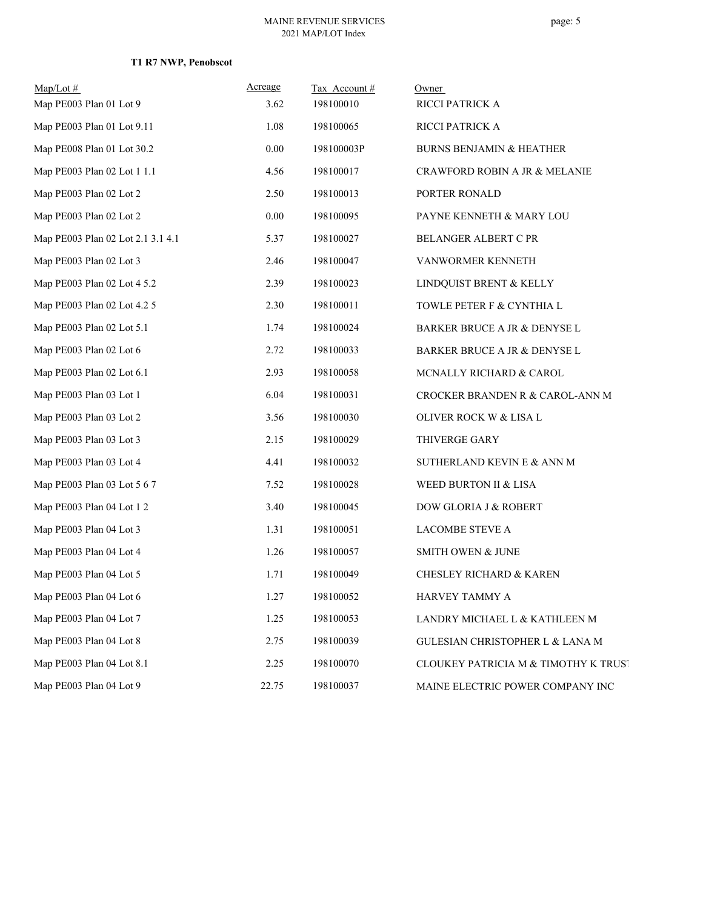**T1 R7 NWP, Penobscot**

| Map/Lot # | Acreage | Tax Account # | Owner |
|---|---|---|---|
| Map PE003 Plan 01 Lot 9 | 3.62 | 198100010 | RICCI PATRICK A |
| Map PE003 Plan 01 Lot 9.11 | 1.08 | 198100065 | RICCI PATRICK A |
| Map PE008 Plan 01 Lot 30.2 | 0.00 | 198100003P | BURNS BENJAMIN & HEATHER |
| Map PE003 Plan 02 Lot 1 1.1 | 4.56 | 198100017 | CRAWFORD ROBIN A JR & MELANIE |
| Map PE003 Plan 02 Lot 2 | 2.50 | 198100013 | PORTER RONALD |
| Map PE003 Plan 02 Lot 2 | 0.00 | 198100095 | PAYNE KENNETH & MARY LOU |
| Map PE003 Plan 02 Lot 2.1 3.1 4.1 | 5.37 | 198100027 | BELANGER ALBERT C PR |
| Map PE003 Plan 02 Lot 3 | 2.46 | 198100047 | VANWORMER KENNETH |
| Map PE003 Plan 02 Lot 4 5.2 | 2.39 | 198100023 | LINDQUIST BRENT & KELLY |
| Map PE003 Plan 02 Lot 4.2 5 | 2.30 | 198100011 | TOWLE PETER F & CYNTHIA L |
| Map PE003 Plan 02 Lot 5.1 | 1.74 | 198100024 | BARKER BRUCE A JR & DENYSE L |
| Map PE003 Plan 02 Lot 6 | 2.72 | 198100033 | BARKER BRUCE A JR & DENYSE L |
| Map PE003 Plan 02 Lot 6.1 | 2.93 | 198100058 | MCNALLY RICHARD & CAROL |
| Map PE003 Plan 03 Lot 1 | 6.04 | 198100031 | CROCKER BRANDEN R & CAROL-ANN M |
| Map PE003 Plan 03 Lot 2 | 3.56 | 198100030 | OLIVER ROCK W & LISA L |
| Map PE003 Plan 03 Lot 3 | 2.15 | 198100029 | THIVERGE GARY |
| Map PE003 Plan 03 Lot 4 | 4.41 | 198100032 | SUTHERLAND KEVIN E & ANN M |
| Map PE003 Plan 03 Lot 5 6 7 | 7.52 | 198100028 | WEED BURTON II & LISA |
| Map PE003 Plan 04 Lot 1 2 | 3.40 | 198100045 | DOW GLORIA J & ROBERT |
| Map PE003 Plan 04 Lot 3 | 1.31 | 198100051 | LACOMBE STEVE A |
| Map PE003 Plan 04 Lot 4 | 1.26 | 198100057 | SMITH OWEN & JUNE |
| Map PE003 Plan 04 Lot 5 | 1.71 | 198100049 | CHESLEY RICHARD & KAREN |
| Map PE003 Plan 04 Lot 6 | 1.27 | 198100052 | HARVEY TAMMY A |
| Map PE003 Plan 04 Lot 7 | 1.25 | 198100053 | LANDRY MICHAEL L & KATHLEEN M |
| Map PE003 Plan 04 Lot 8 | 2.75 | 198100039 | GULESIAN CHRISTOPHER L & LANA M |
| Map PE003 Plan 04 Lot 8.1 | 2.25 | 198100070 | CLOUKEY PATRICIA M & TIMOTHY K TRUST |
| Map PE003 Plan 04 Lot 9 | 22.75 | 198100037 | MAINE ELECTRIC POWER COMPANY INC |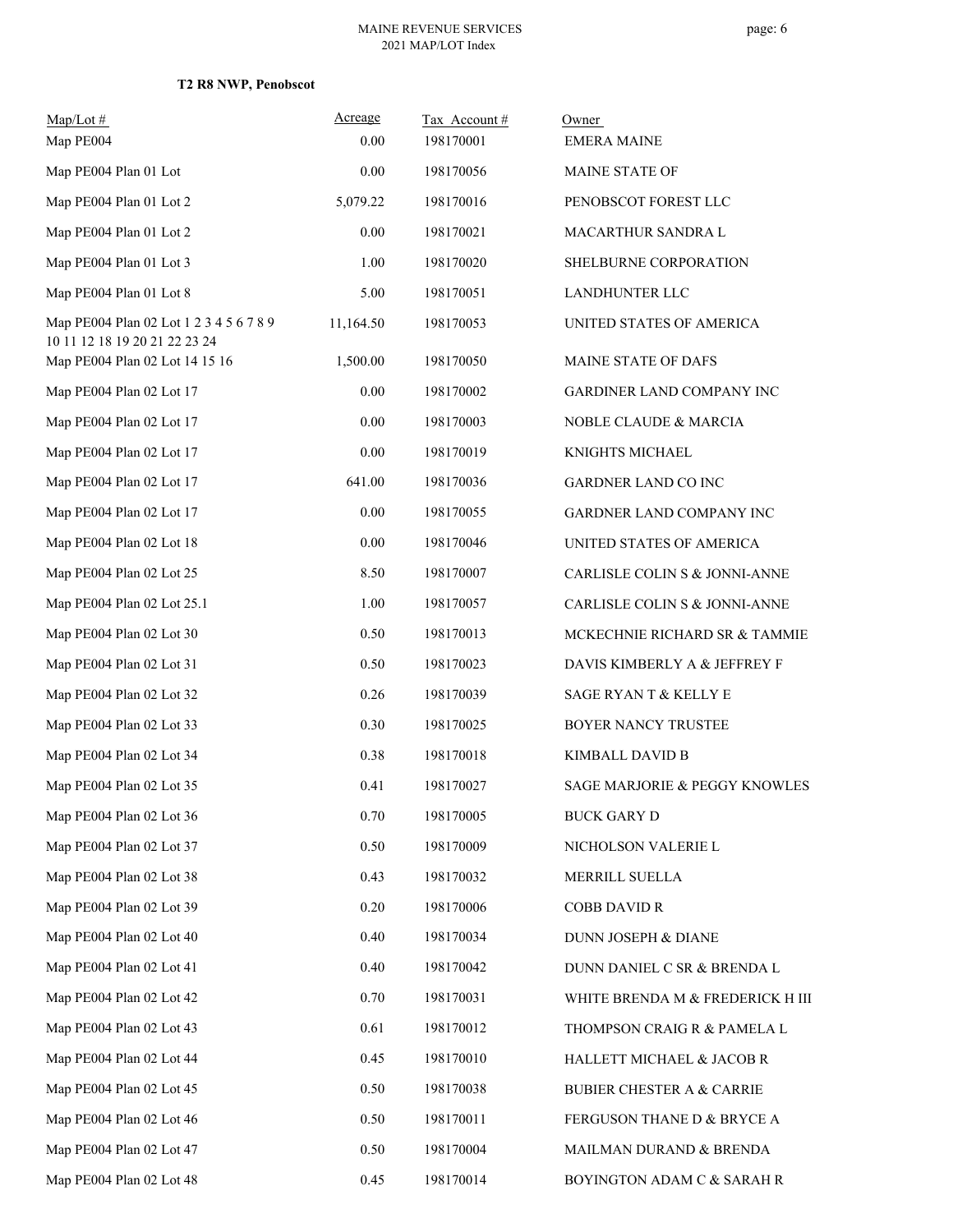**T2 R8 NWP, Penobscot**

| Map/Lot # | Acreage | Tax Account # | Owner |
|---|---|---|---|
| Map PE004 | 0.00 | 198170001 | EMERA MAINE |
| Map PE004 Plan 01 Lot | 0.00 | 198170056 | MAINE STATE OF |
| Map PE004 Plan 01 Lot 2 | 5,079.22 | 198170016 | PENOBSCOT FOREST LLC |
| Map PE004 Plan 01 Lot 2 | 0.00 | 198170021 | MACARTHUR SANDRA L |
| Map PE004 Plan 01 Lot 3 | 1.00 | 198170020 | SHELBURNE CORPORATION |
| Map PE004 Plan 01 Lot 8 | 5.00 | 198170051 | LANDHUNTER LLC |
| Map PE004 Plan 02 Lot 1 2 3 4 5 6 7 8 9 10 11 12 18 19 20 21 22 23 24 | 11,164.50 | 198170053 | UNITED STATES OF AMERICA |
| Map PE004 Plan 02 Lot 14 15 16 | 1,500.00 | 198170050 | MAINE STATE OF DAFS |
| Map PE004 Plan 02 Lot 17 | 0.00 | 198170002 | GARDINER LAND COMPANY INC |
| Map PE004 Plan 02 Lot 17 | 0.00 | 198170003 | NOBLE CLAUDE & MARCIA |
| Map PE004 Plan 02 Lot 17 | 0.00 | 198170019 | KNIGHTS MICHAEL |
| Map PE004 Plan 02 Lot 17 | 641.00 | 198170036 | GARDNER LAND CO INC |
| Map PE004 Plan 02 Lot 17 | 0.00 | 198170055 | GARDNER LAND COMPANY INC |
| Map PE004 Plan 02 Lot 18 | 0.00 | 198170046 | UNITED STATES OF AMERICA |
| Map PE004 Plan 02 Lot 25 | 8.50 | 198170007 | CARLISLE COLIN S & JONNI-ANNE |
| Map PE004 Plan 02 Lot 25.1 | 1.00 | 198170057 | CARLISLE COLIN S & JONNI-ANNE |
| Map PE004 Plan 02 Lot 30 | 0.50 | 198170013 | MCKECHNIE RICHARD SR & TAMMIE |
| Map PE004 Plan 02 Lot 31 | 0.50 | 198170023 | DAVIS KIMBERLY A & JEFFREY F |
| Map PE004 Plan 02 Lot 32 | 0.26 | 198170039 | SAGE RYAN T & KELLY E |
| Map PE004 Plan 02 Lot 33 | 0.30 | 198170025 | BOYER NANCY TRUSTEE |
| Map PE004 Plan 02 Lot 34 | 0.38 | 198170018 | KIMBALL DAVID B |
| Map PE004 Plan 02 Lot 35 | 0.41 | 198170027 | SAGE MARJORIE & PEGGY KNOWLES |
| Map PE004 Plan 02 Lot 36 | 0.70 | 198170005 | BUCK GARY D |
| Map PE004 Plan 02 Lot 37 | 0.50 | 198170009 | NICHOLSON VALERIE L |
| Map PE004 Plan 02 Lot 38 | 0.43 | 198170032 | MERRILL SUELLA |
| Map PE004 Plan 02 Lot 39 | 0.20 | 198170006 | COBB DAVID R |
| Map PE004 Plan 02 Lot 40 | 0.40 | 198170034 | DUNN JOSEPH & DIANE |
| Map PE004 Plan 02 Lot 41 | 0.40 | 198170042 | DUNN DANIEL C SR & BRENDA L |
| Map PE004 Plan 02 Lot 42 | 0.70 | 198170031 | WHITE BRENDA M & FREDERICK H III |
| Map PE004 Plan 02 Lot 43 | 0.61 | 198170012 | THOMPSON CRAIG R & PAMELA L |
| Map PE004 Plan 02 Lot 44 | 0.45 | 198170010 | HALLETT MICHAEL & JACOB R |
| Map PE004 Plan 02 Lot 45 | 0.50 | 198170038 | BUBIER CHESTER A & CARRIE |
| Map PE004 Plan 02 Lot 46 | 0.50 | 198170011 | FERGUSON THANE D & BRYCE A |
| Map PE004 Plan 02 Lot 47 | 0.50 | 198170004 | MAILMAN DURAND & BRENDA |
| Map PE004 Plan 02 Lot 48 | 0.45 | 198170014 | BOYINGTON ADAM C & SARAH R |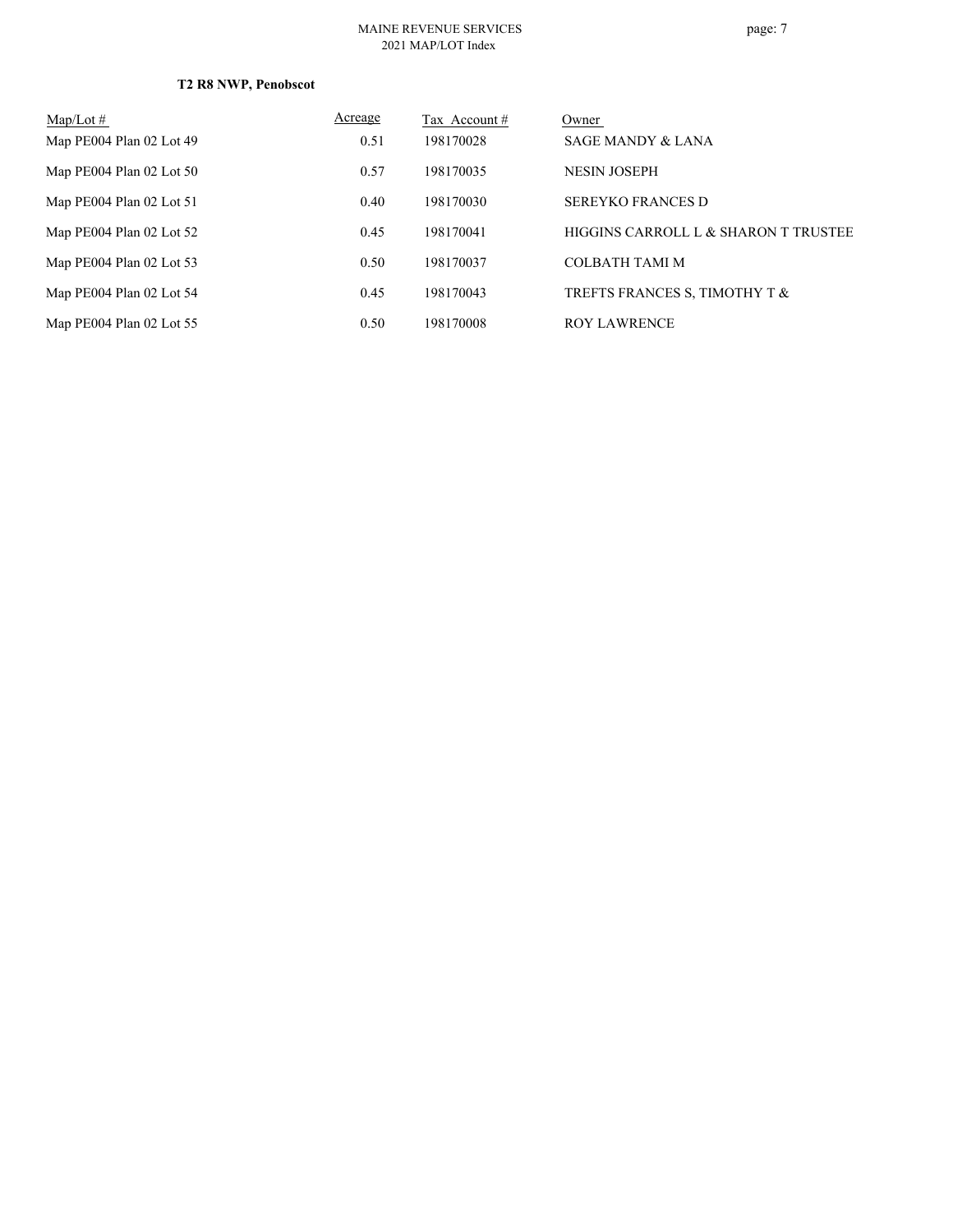**T2 R8 NWP, Penobscot**

| Map/Lot # | Acreage | Tax Account # | Owner |
|---|---|---|---|
| Map PE004 Plan 02 Lot 49 | 0.51 | 198170028 | SAGE MANDY & LANA |
| Map PE004 Plan 02 Lot 50 | 0.57 | 198170035 | NESIN JOSEPH |
| Map PE004 Plan 02 Lot 51 | 0.40 | 198170030 | SEREYKO FRANCES D |
| Map PE004 Plan 02 Lot 52 | 0.45 | 198170041 | HIGGINS CARROLL L & SHARON T TRUSTEE |
| Map PE004 Plan 02 Lot 53 | 0.50 | 198170037 | COLBATH TAMI M |
| Map PE004 Plan 02 Lot 54 | 0.45 | 198170043 | TREFTS FRANCES S, TIMOTHY T & |
| Map PE004 Plan 02 Lot 55 | 0.50 | 198170008 | ROY LAWRENCE |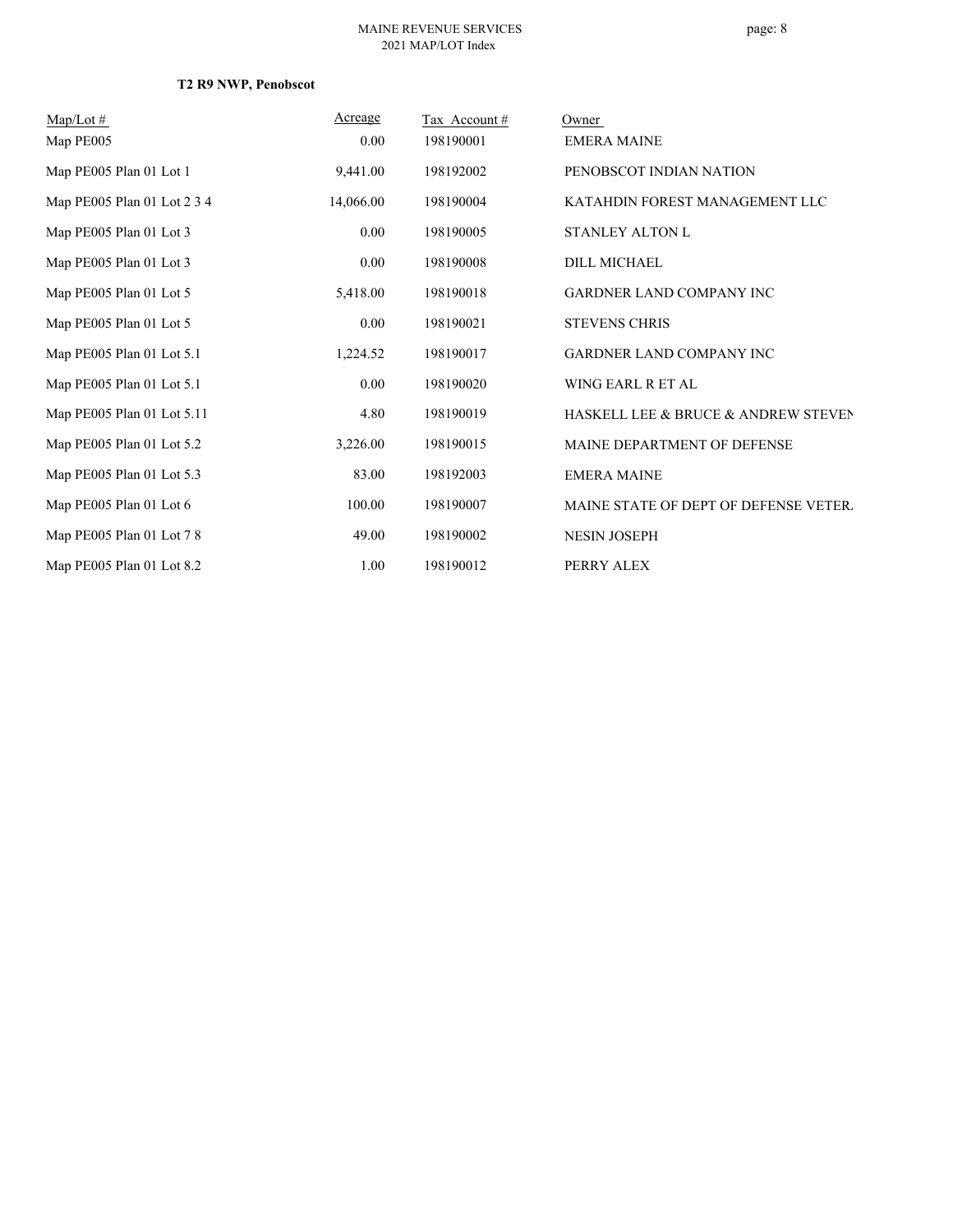**T2 R9 NWP, Penobscot**

| Map/Lot # | Acreage | Tax Account # | Owner |
|---|---|---|---|
| Map PE005 | 0.00 | 198190001 | EMERA MAINE |
| Map PE005 Plan 01 Lot 1 | 9,441.00 | 198192002 | PENOBSCOT INDIAN NATION |
| Map PE005 Plan 01 Lot 2 3 4 | 14,066.00 | 198190004 | KATAHDIN FOREST MANAGEMENT LLC |
| Map PE005 Plan 01 Lot 3 | 0.00 | 198190005 | STANLEY ALTON L |
| Map PE005 Plan 01 Lot 3 | 0.00 | 198190008 | DILL MICHAEL |
| Map PE005 Plan 01 Lot 5 | 5,418.00 | 198190018 | GARDNER LAND COMPANY INC |
| Map PE005 Plan 01 Lot 5 | 0.00 | 198190021 | STEVENS CHRIS |
| Map PE005 Plan 01 Lot 5.1 | 1,224.52 | 198190017 | GARDNER LAND COMPANY INC |
| Map PE005 Plan 01 Lot 5.1 | 0.00 | 198190020 | WING EARL R ET AL |
| Map PE005 Plan 01 Lot 5.11 | 4.80 | 198190019 | HASKELL LEE & BRUCE & ANDREW STEVEN |
| Map PE005 Plan 01 Lot 5.2 | 3,226.00 | 198190015 | MAINE DEPARTMENT OF DEFENSE |
| Map PE005 Plan 01 Lot 5.3 | 83.00 | 198192003 | EMERA MAINE |
| Map PE005 Plan 01 Lot 6 | 100.00 | 198190007 | MAINE STATE OF DEPT OF DEFENSE VETER |
| Map PE005 Plan 01 Lot 7 8 | 49.00 | 198190002 | NESIN JOSEPH |
| Map PE005 Plan 01 Lot 8.2 | 1.00 | 198190012 | PERRY ALEX |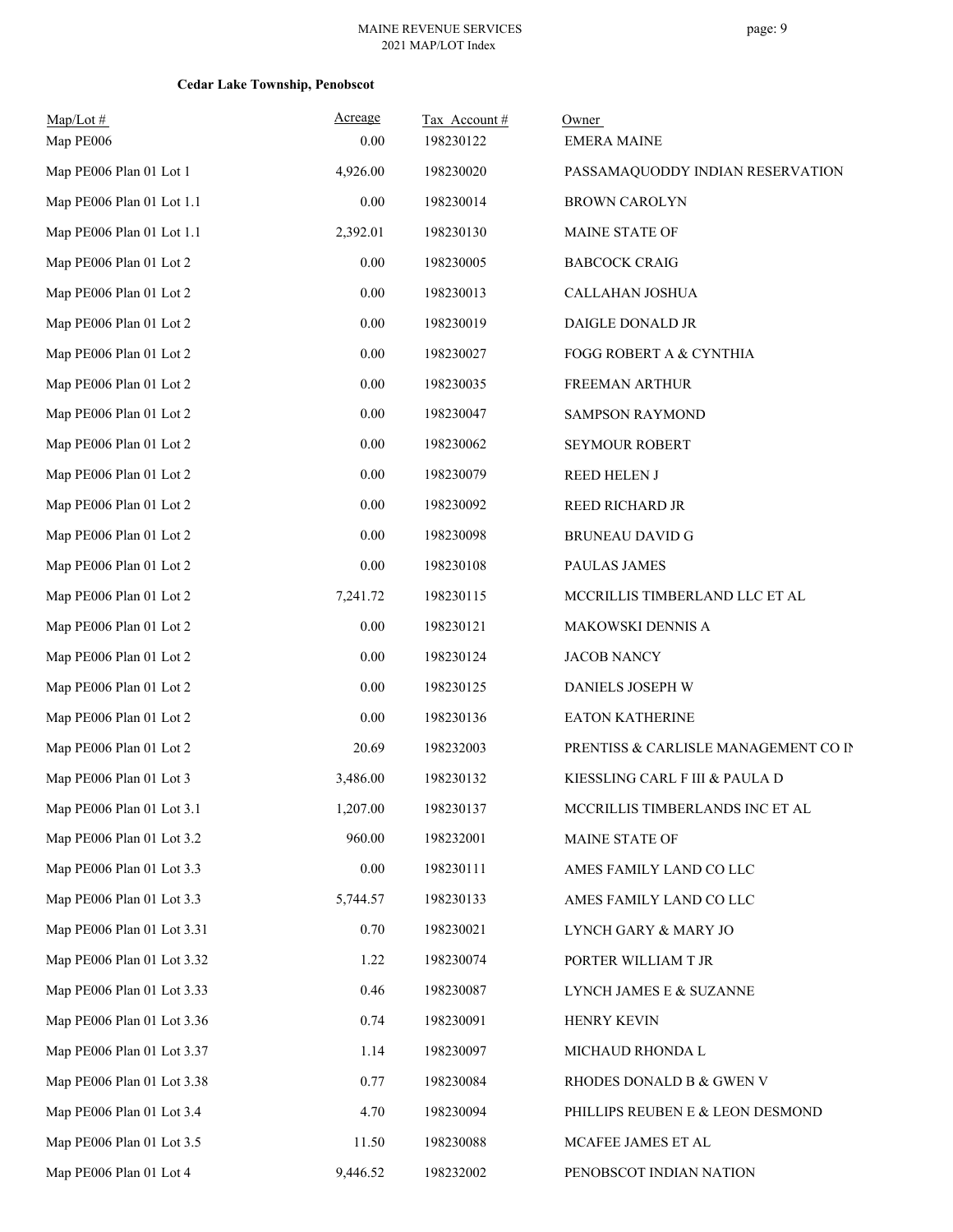**Cedar Lake Township, Penobscot**

| Map/Lot # | Acreage | Tax Account # | Owner |
|---|---|---|---|
| Map PE006 | 0.00 | 198230122 | EMERA MAINE |
| Map PE006 Plan 01 Lot 1 | 4,926.00 | 198230020 | PASSAMAQUODDY INDIAN RESERVATION |
| Map PE006 Plan 01 Lot 1.1 | 0.00 | 198230014 | BROWN CAROLYN |
| Map PE006 Plan 01 Lot 1.1 | 2,392.01 | 198230130 | MAINE STATE OF |
| Map PE006 Plan 01 Lot 2 | 0.00 | 198230005 | BABCOCK CRAIG |
| Map PE006 Plan 01 Lot 2 | 0.00 | 198230013 | CALLAHAN JOSHUA |
| Map PE006 Plan 01 Lot 2 | 0.00 | 198230019 | DAIGLE DONALD JR |
| Map PE006 Plan 01 Lot 2 | 0.00 | 198230027 | FOGG ROBERT A & CYNTHIA |
| Map PE006 Plan 01 Lot 2 | 0.00 | 198230035 | FREEMAN ARTHUR |
| Map PE006 Plan 01 Lot 2 | 0.00 | 198230047 | SAMPSON RAYMOND |
| Map PE006 Plan 01 Lot 2 | 0.00 | 198230062 | SEYMOUR ROBERT |
| Map PE006 Plan 01 Lot 2 | 0.00 | 198230079 | REED HELEN J |
| Map PE006 Plan 01 Lot 2 | 0.00 | 198230092 | REED RICHARD JR |
| Map PE006 Plan 01 Lot 2 | 0.00 | 198230098 | BRUNEAU DAVID G |
| Map PE006 Plan 01 Lot 2 | 0.00 | 198230108 | PAULAS JAMES |
| Map PE006 Plan 01 Lot 2 | 7,241.72 | 198230115 | MCCRILLIS TIMBERLAND LLC ET AL |
| Map PE006 Plan 01 Lot 2 | 0.00 | 198230121 | MAKOWSKI DENNIS A |
| Map PE006 Plan 01 Lot 2 | 0.00 | 198230124 | JACOB NANCY |
| Map PE006 Plan 01 Lot 2 | 0.00 | 198230125 | DANIELS JOSEPH W |
| Map PE006 Plan 01 Lot 2 | 0.00 | 198230136 | EATON KATHERINE |
| Map PE006 Plan 01 Lot 2 | 20.69 | 198232003 | PRENTISS & CARLISLE MANAGEMENT CO IN |
| Map PE006 Plan 01 Lot 3 | 3,486.00 | 198230132 | KIESSLING CARL F III & PAULA D |
| Map PE006 Plan 01 Lot 3.1 | 1,207.00 | 198230137 | MCCRILLIS TIMBERLANDS INC ET AL |
| Map PE006 Plan 01 Lot 3.2 | 960.00 | 198232001 | MAINE STATE OF |
| Map PE006 Plan 01 Lot 3.3 | 0.00 | 198230111 | AMES FAMILY LAND CO LLC |
| Map PE006 Plan 01 Lot 3.3 | 5,744.57 | 198230133 | AMES FAMILY LAND CO LLC |
| Map PE006 Plan 01 Lot 3.31 | 0.70 | 198230021 | LYNCH GARY & MARY JO |
| Map PE006 Plan 01 Lot 3.32 | 1.22 | 198230074 | PORTER WILLIAM T JR |
| Map PE006 Plan 01 Lot 3.33 | 0.46 | 198230087 | LYNCH JAMES E & SUZANNE |
| Map PE006 Plan 01 Lot 3.36 | 0.74 | 198230091 | HENRY KEVIN |
| Map PE006 Plan 01 Lot 3.37 | 1.14 | 198230097 | MICHAUD RHONDA L |
| Map PE006 Plan 01 Lot 3.38 | 0.77 | 198230084 | RHODES DONALD B & GWEN V |
| Map PE006 Plan 01 Lot 3.4 | 4.70 | 198230094 | PHILLIPS REUBEN E & LEON DESMOND |
| Map PE006 Plan 01 Lot 3.5 | 11.50 | 198230088 | MCAFEE JAMES ET AL |
| Map PE006 Plan 01 Lot 4 | 9,446.52 | 198232002 | PENOBSCOT INDIAN NATION |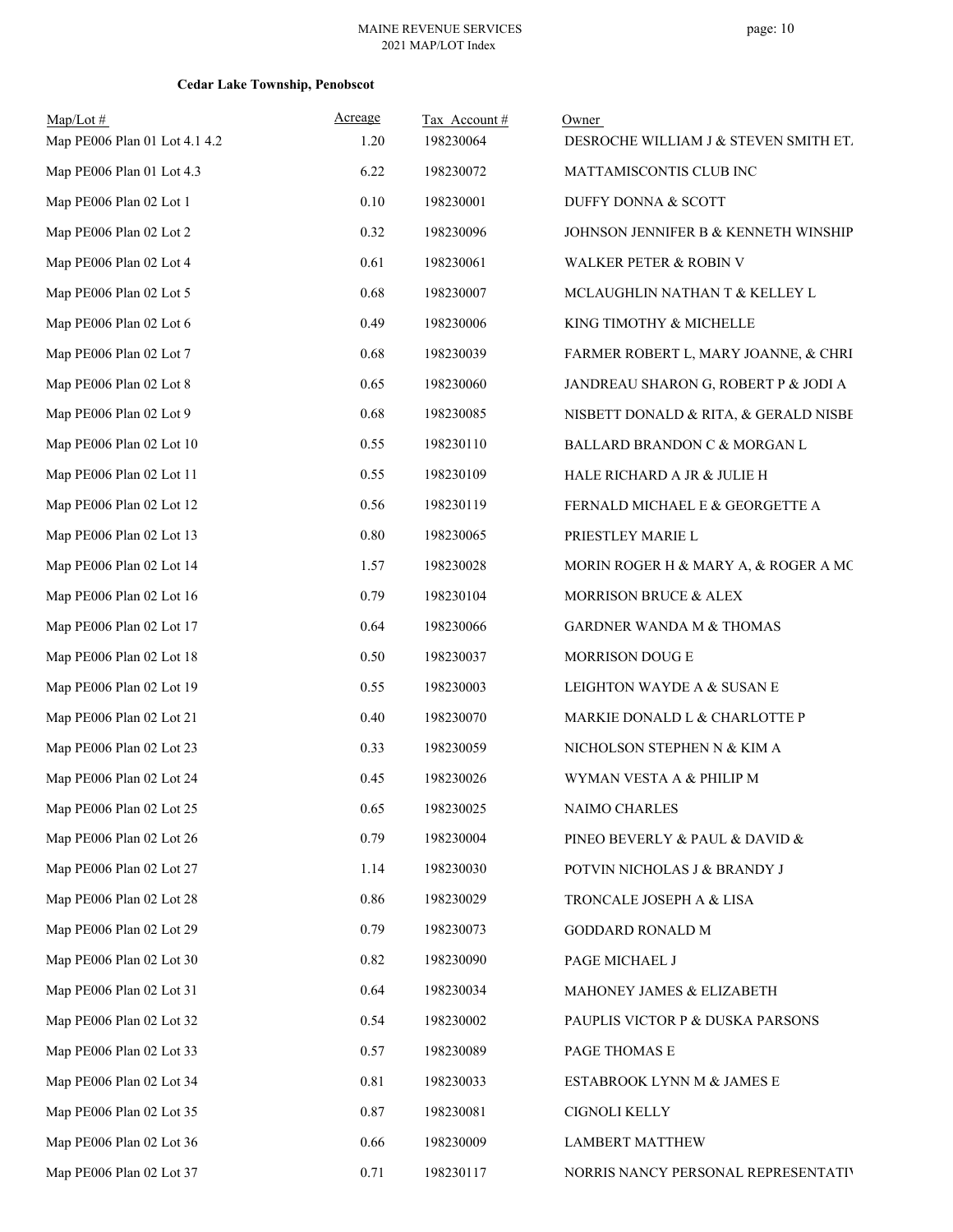**Cedar Lake Township, Penobscot**

| Map/Lot # | Acreage | Tax Account # | Owner |
|---|---|---|---|
| Map PE006 Plan 01 Lot 4.1 4.2 | 1.20 | 198230064 | DESROCHE WILLIAM J & STEVEN SMITH ET. |
| Map PE006 Plan 01 Lot 4.3 | 6.22 | 198230072 | MATTAMISCONTIS CLUB INC |
| Map PE006 Plan 02 Lot 1 | 0.10 | 198230001 | DUFFY DONNA & SCOTT |
| Map PE006 Plan 02 Lot 2 | 0.32 | 198230096 | JOHNSON JENNIFER B & KENNETH WINSHIP |
| Map PE006 Plan 02 Lot 4 | 0.61 | 198230061 | WALKER PETER & ROBIN V |
| Map PE006 Plan 02 Lot 5 | 0.68 | 198230007 | MCLAUGHLIN NATHAN T & KELLEY L |
| Map PE006 Plan 02 Lot 6 | 0.49 | 198230006 | KING TIMOTHY & MICHELLE |
| Map PE006 Plan 02 Lot 7 | 0.68 | 198230039 | FARMER ROBERT L, MARY JOANNE, & CHRI |
| Map PE006 Plan 02 Lot 8 | 0.65 | 198230060 | JANDREAU SHARON G, ROBERT P & JODI A |
| Map PE006 Plan 02 Lot 9 | 0.68 | 198230085 | NISBETT DONALD & RITA, & GERALD NISBE |
| Map PE006 Plan 02 Lot 10 | 0.55 | 198230110 | BALLARD BRANDON C & MORGAN L |
| Map PE006 Plan 02 Lot 11 | 0.55 | 198230109 | HALE RICHARD A JR & JULIE H |
| Map PE006 Plan 02 Lot 12 | 0.56 | 198230119 | FERNALD MICHAEL E & GEORGETTE A |
| Map PE006 Plan 02 Lot 13 | 0.80 | 198230065 | PRIESTLEY MARIE L |
| Map PE006 Plan 02 Lot 14 | 1.57 | 198230028 | MORIN ROGER H & MARY A, & ROGER A MC |
| Map PE006 Plan 02 Lot 16 | 0.79 | 198230104 | MORRISON BRUCE & ALEX |
| Map PE006 Plan 02 Lot 17 | 0.64 | 198230066 | GARDNER WANDA M & THOMAS |
| Map PE006 Plan 02 Lot 18 | 0.50 | 198230037 | MORRISON DOUG E |
| Map PE006 Plan 02 Lot 19 | 0.55 | 198230003 | LEIGHTON WAYDE A & SUSAN E |
| Map PE006 Plan 02 Lot 21 | 0.40 | 198230070 | MARKIE DONALD L & CHARLOTTE P |
| Map PE006 Plan 02 Lot 23 | 0.33 | 198230059 | NICHOLSON STEPHEN N & KIM A |
| Map PE006 Plan 02 Lot 24 | 0.45 | 198230026 | WYMAN VESTA A & PHILIP M |
| Map PE006 Plan 02 Lot 25 | 0.65 | 198230025 | NAIMO CHARLES |
| Map PE006 Plan 02 Lot 26 | 0.79 | 198230004 | PINEO BEVERLY & PAUL & DAVID & |
| Map PE006 Plan 02 Lot 27 | 1.14 | 198230030 | POTVIN NICHOLAS J & BRANDY J |
| Map PE006 Plan 02 Lot 28 | 0.86 | 198230029 | TRONCALE JOSEPH A & LISA |
| Map PE006 Plan 02 Lot 29 | 0.79 | 198230073 | GODDARD RONALD M |
| Map PE006 Plan 02 Lot 30 | 0.82 | 198230090 | PAGE MICHAEL J |
| Map PE006 Plan 02 Lot 31 | 0.64 | 198230034 | MAHONEY JAMES & ELIZABETH |
| Map PE006 Plan 02 Lot 32 | 0.54 | 198230002 | PAUPLIS VICTOR P & DUSKA PARSONS |
| Map PE006 Plan 02 Lot 33 | 0.57 | 198230089 | PAGE THOMAS E |
| Map PE006 Plan 02 Lot 34 | 0.81 | 198230033 | ESTABROOK LYNN M & JAMES E |
| Map PE006 Plan 02 Lot 35 | 0.87 | 198230081 | CIGNOLI KELLY |
| Map PE006 Plan 02 Lot 36 | 0.66 | 198230009 | LAMBERT MATTHEW |
| Map PE006 Plan 02 Lot 37 | 0.71 | 198230117 | NORRIS NANCY PERSONAL REPRESENTATIV |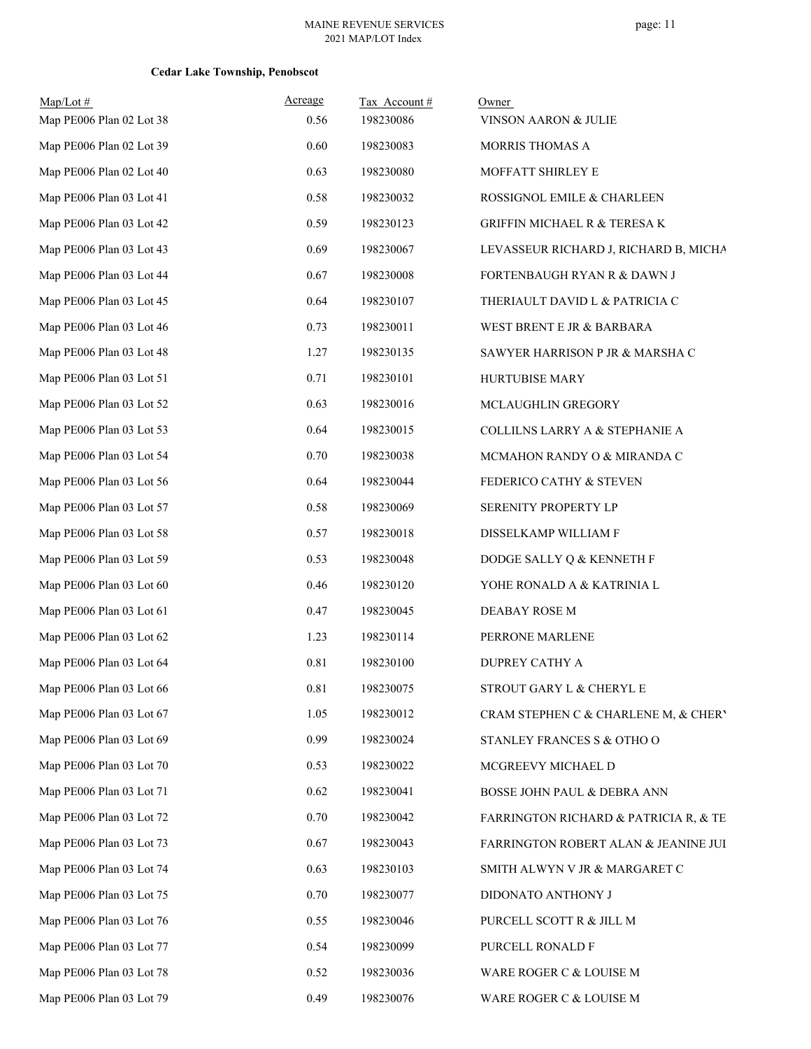**Cedar Lake Township, Penobscot**

| Map/Lot # | Acreage | Tax Account # | Owner |
|---|---|---|---|
| Map PE006 Plan 02 Lot 38 | 0.56 | 198230086 | VINSON AARON & JULIE |
| Map PE006 Plan 02 Lot 39 | 0.60 | 198230083 | MORRIS THOMAS A |
| Map PE006 Plan 02 Lot 40 | 0.63 | 198230080 | MOFFATT SHIRLEY E |
| Map PE006 Plan 03 Lot 41 | 0.58 | 198230032 | ROSSIGNOL EMILE & CHARLEEN |
| Map PE006 Plan 03 Lot 42 | 0.59 | 198230123 | GRIFFIN MICHAEL R & TERESA K |
| Map PE006 Plan 03 Lot 43 | 0.69 | 198230067 | LEVASSEUR RICHARD J, RICHARD B, MICHA |
| Map PE006 Plan 03 Lot 44 | 0.67 | 198230008 | FORTENBAUGH RYAN R & DAWN J |
| Map PE006 Plan 03 Lot 45 | 0.64 | 198230107 | THERIAULT DAVID L & PATRICIA C |
| Map PE006 Plan 03 Lot 46 | 0.73 | 198230011 | WEST BRENT E JR & BARBARA |
| Map PE006 Plan 03 Lot 48 | 1.27 | 198230135 | SAWYER HARRISON P JR & MARSHA C |
| Map PE006 Plan 03 Lot 51 | 0.71 | 198230101 | HURTUBISE MARY |
| Map PE006 Plan 03 Lot 52 | 0.63 | 198230016 | MCLAUGHLIN GREGORY |
| Map PE006 Plan 03 Lot 53 | 0.64 | 198230015 | COLLILNS LARRY A & STEPHANIE A |
| Map PE006 Plan 03 Lot 54 | 0.70 | 198230038 | MCMAHON RANDY O & MIRANDA C |
| Map PE006 Plan 03 Lot 56 | 0.64 | 198230044 | FEDERICO CATHY & STEVEN |
| Map PE006 Plan 03 Lot 57 | 0.58 | 198230069 | SERENITY PROPERTY LP |
| Map PE006 Plan 03 Lot 58 | 0.57 | 198230018 | DISSELKAMP WILLIAM F |
| Map PE006 Plan 03 Lot 59 | 0.53 | 198230048 | DODGE SALLY Q & KENNETH F |
| Map PE006 Plan 03 Lot 60 | 0.46 | 198230120 | YOHE RONALD A & KATRINIA L |
| Map PE006 Plan 03 Lot 61 | 0.47 | 198230045 | DEABAY ROSE M |
| Map PE006 Plan 03 Lot 62 | 1.23 | 198230114 | PERRONE MARLENE |
| Map PE006 Plan 03 Lot 64 | 0.81 | 198230100 | DUPREY CATHY A |
| Map PE006 Plan 03 Lot 66 | 0.81 | 198230075 | STROUT GARY L & CHERYL E |
| Map PE006 Plan 03 Lot 67 | 1.05 | 198230012 | CRAM STEPHEN C & CHARLENE M, & CHERY |
| Map PE006 Plan 03 Lot 69 | 0.99 | 198230024 | STANLEY FRANCES S & OTHO O |
| Map PE006 Plan 03 Lot 70 | 0.53 | 198230022 | MCGREEVY MICHAEL D |
| Map PE006 Plan 03 Lot 71 | 0.62 | 198230041 | BOSSE JOHN PAUL & DEBRA ANN |
| Map PE006 Plan 03 Lot 72 | 0.70 | 198230042 | FARRINGTON RICHARD & PATRICIA R, & TE |
| Map PE006 Plan 03 Lot 73 | 0.67 | 198230043 | FARRINGTON ROBERT ALAN & JEANINE JUI |
| Map PE006 Plan 03 Lot 74 | 0.63 | 198230103 | SMITH ALWYN V JR & MARGARET C |
| Map PE006 Plan 03 Lot 75 | 0.70 | 198230077 | DIDONATO ANTHONY J |
| Map PE006 Plan 03 Lot 76 | 0.55 | 198230046 | PURCELL SCOTT R & JILL M |
| Map PE006 Plan 03 Lot 77 | 0.54 | 198230099 | PURCELL RONALD F |
| Map PE006 Plan 03 Lot 78 | 0.52 | 198230036 | WARE ROGER C & LOUISE M |
| Map PE006 Plan 03 Lot 79 | 0.49 | 198230076 | WARE ROGER C & LOUISE M |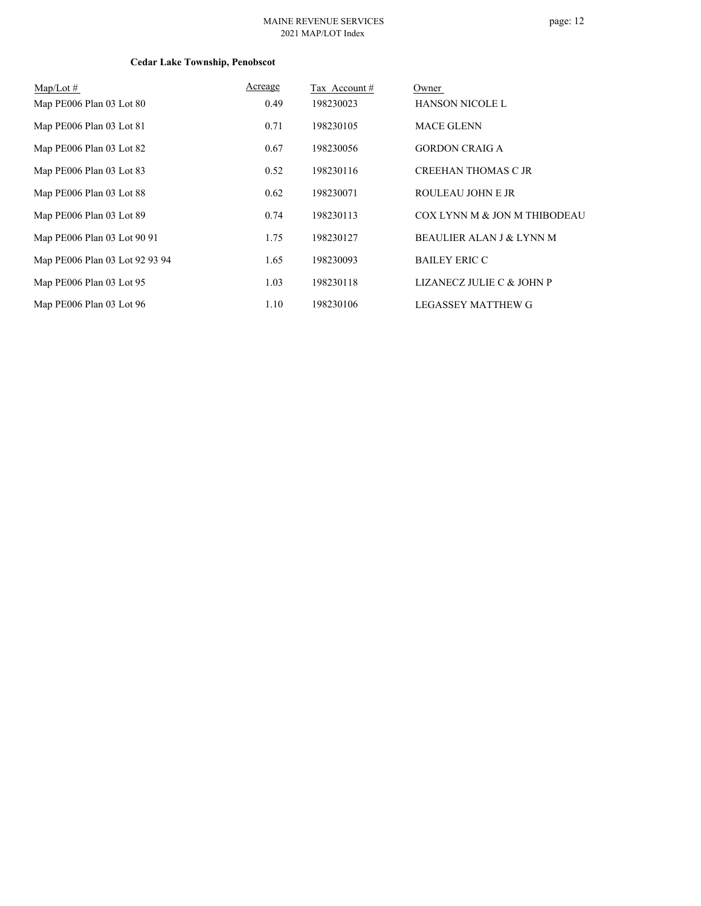**Cedar Lake Township, Penobscot**

| Map/Lot # | Acreage | Tax Account # | Owner |
|---|---|---|---|
| Map PE006 Plan 03 Lot 80 | 0.49 | 198230023 | HANSON NICOLE L |
| Map PE006 Plan 03 Lot 81 | 0.71 | 198230105 | MACE GLENN |
| Map PE006 Plan 03 Lot 82 | 0.67 | 198230056 | GORDON CRAIG A |
| Map PE006 Plan 03 Lot 83 | 0.52 | 198230116 | CREEHAN THOMAS C JR |
| Map PE006 Plan 03 Lot 88 | 0.62 | 198230071 | ROULEAU JOHN E JR |
| Map PE006 Plan 03 Lot 89 | 0.74 | 198230113 | COX LYNN M & JON M THIBODEAU |
| Map PE006 Plan 03 Lot 90 91 | 1.75 | 198230127 | BEAULIER ALAN J & LYNN M |
| Map PE006 Plan 03 Lot 92 93 94 | 1.65 | 198230093 | BAILEY ERIC C |
| Map PE006 Plan 03 Lot 95 | 1.03 | 198230118 | LIZANECZ JULIE C & JOHN P |
| Map PE006 Plan 03 Lot 96 | 1.10 | 198230106 | LEGASSEY MATTHEW G |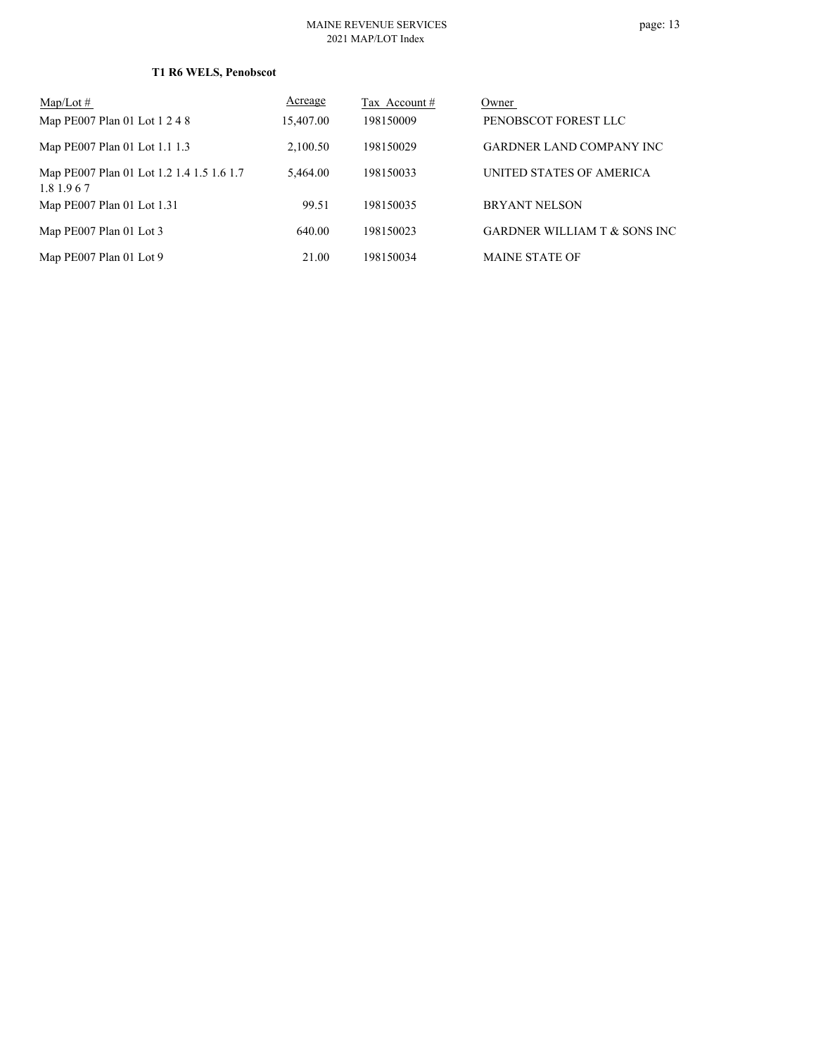**T1 R6 WELS, Penobscot**

| Map/Lot # | Acreage | Tax Account # | Owner |
|---|---|---|---|
| Map PE007 Plan 01 Lot 1 2 4 8 | 15,407.00 | 198150009 | PENOBSCOT FOREST LLC |
| Map PE007 Plan 01 Lot 1.1 1.3 | 2,100.50 | 198150029 | GARDNER LAND COMPANY INC |
| Map PE007 Plan 01 Lot 1.2 1.4 1.5 1.6 1.7 1.8 1.9 6 7 | 5,464.00 | 198150033 | UNITED STATES OF AMERICA |
| Map PE007 Plan 01 Lot 1.31 | 99.51 | 198150035 | BRYANT NELSON |
| Map PE007 Plan 01 Lot 3 | 640.00 | 198150023 | GARDNER WILLIAM T & SONS INC |
| Map PE007 Plan 01 Lot 9 | 21.00 | 198150034 | MAINE STATE OF |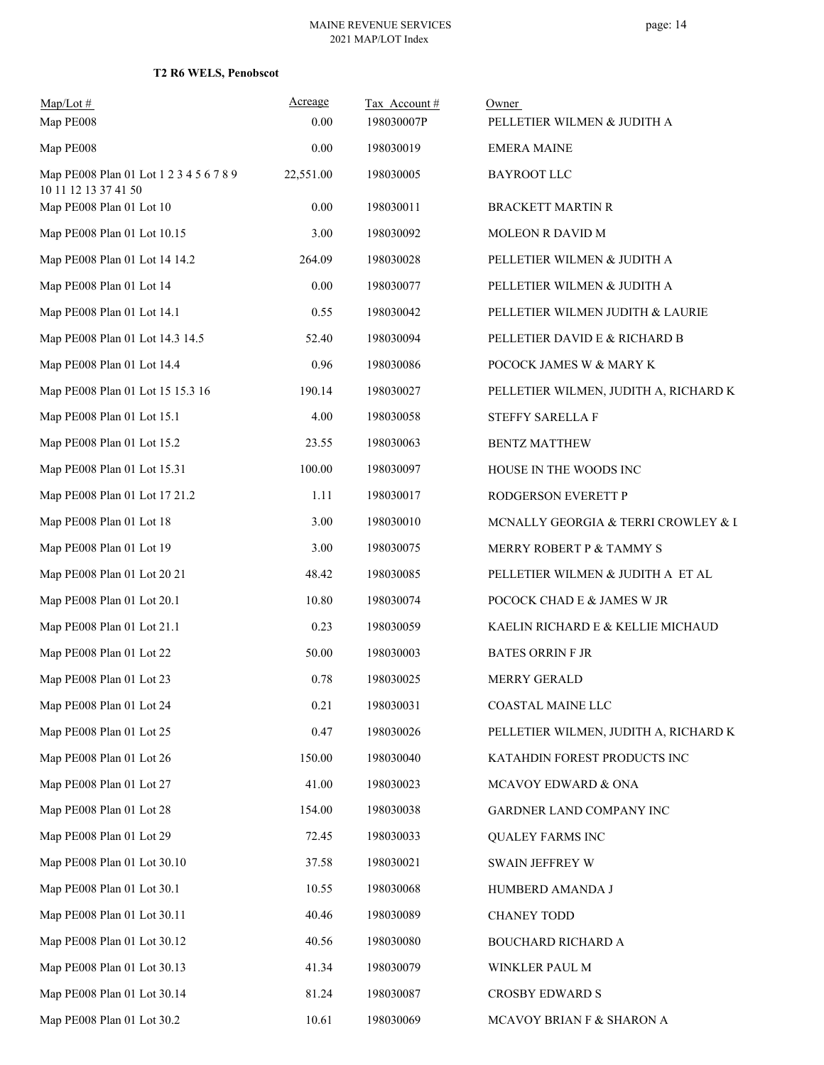**T2 R6 WELS, Penobscot**

| Map/Lot # | Acreage | Tax Account # | Owner |
|---|---|---|---|
| Map PE008 | 0.00 | 198030007P | PELLETIER WILMEN & JUDITH A |
| Map PE008 | 0.00 | 198030019 | EMERA MAINE |
| Map PE008 Plan 01 Lot 1 2 3 4 5 6 7 8 9 10 11 12 13 37 41 50 | 22,551.00 | 198030005 | BAYROOT LLC |
| Map PE008 Plan 01 Lot 10 | 0.00 | 198030011 | BRACKETT MARTIN R |
| Map PE008 Plan 01 Lot 10.15 | 3.00 | 198030092 | MOLEON R DAVID M |
| Map PE008 Plan 01 Lot 14 14.2 | 264.09 | 198030028 | PELLETIER WILMEN & JUDITH A |
| Map PE008 Plan 01 Lot 14 | 0.00 | 198030077 | PELLETIER WILMEN & JUDITH A |
| Map PE008 Plan 01 Lot 14.1 | 0.55 | 198030042 | PELLETIER WILMEN JUDITH & LAURIE |
| Map PE008 Plan 01 Lot 14.3 14.5 | 52.40 | 198030094 | PELLETIER DAVID E & RICHARD B |
| Map PE008 Plan 01 Lot 14.4 | 0.96 | 198030086 | POCOCK JAMES W & MARY K |
| Map PE008 Plan 01 Lot 15 15.3 16 | 190.14 | 198030027 | PELLETIER WILMEN, JUDITH A, RICHARD K |
| Map PE008 Plan 01 Lot 15.1 | 4.00 | 198030058 | STEFFY SARELLA F |
| Map PE008 Plan 01 Lot 15.2 | 23.55 | 198030063 | BENTZ MATTHEW |
| Map PE008 Plan 01 Lot 15.31 | 100.00 | 198030097 | HOUSE IN THE WOODS INC |
| Map PE008 Plan 01 Lot 17 21.2 | 1.11 | 198030017 | RODGERSON EVERETT P |
| Map PE008 Plan 01 Lot 18 | 3.00 | 198030010 | MCNALLY GEORGIA & TERRI CROWLEY & L |
| Map PE008 Plan 01 Lot 19 | 3.00 | 198030075 | MERRY ROBERT P & TAMMY S |
| Map PE008 Plan 01 Lot 20 21 | 48.42 | 198030085 | PELLETIER WILMEN & JUDITH A ET AL |
| Map PE008 Plan 01 Lot 20.1 | 10.80 | 198030074 | POCOCK CHAD E & JAMES W JR |
| Map PE008 Plan 01 Lot 21.1 | 0.23 | 198030059 | KAELIN RICHARD E & KELLIE MICHAUD |
| Map PE008 Plan 01 Lot 22 | 50.00 | 198030003 | BATES ORRIN F JR |
| Map PE008 Plan 01 Lot 23 | 0.78 | 198030025 | MERRY GERALD |
| Map PE008 Plan 01 Lot 24 | 0.21 | 198030031 | COASTAL MAINE LLC |
| Map PE008 Plan 01 Lot 25 | 0.47 | 198030026 | PELLETIER WILMEN, JUDITH A, RICHARD K |
| Map PE008 Plan 01 Lot 26 | 150.00 | 198030040 | KATAHDIN FOREST PRODUCTS INC |
| Map PE008 Plan 01 Lot 27 | 41.00 | 198030023 | MCAVOY EDWARD & ONA |
| Map PE008 Plan 01 Lot 28 | 154.00 | 198030038 | GARDNER LAND COMPANY INC |
| Map PE008 Plan 01 Lot 29 | 72.45 | 198030033 | QUALEY FARMS INC |
| Map PE008 Plan 01 Lot 30.10 | 37.58 | 198030021 | SWAIN JEFFREY W |
| Map PE008 Plan 01 Lot 30.1 | 10.55 | 198030068 | HUMBERD AMANDA J |
| Map PE008 Plan 01 Lot 30.11 | 40.46 | 198030089 | CHANEY TODD |
| Map PE008 Plan 01 Lot 30.12 | 40.56 | 198030080 | BOUCHARD RICHARD A |
| Map PE008 Plan 01 Lot 30.13 | 41.34 | 198030079 | WINKLER PAUL M |
| Map PE008 Plan 01 Lot 30.14 | 81.24 | 198030087 | CROSBY EDWARD S |
| Map PE008 Plan 01 Lot 30.2 | 10.61 | 198030069 | MCAVOY BRIAN F & SHARON A |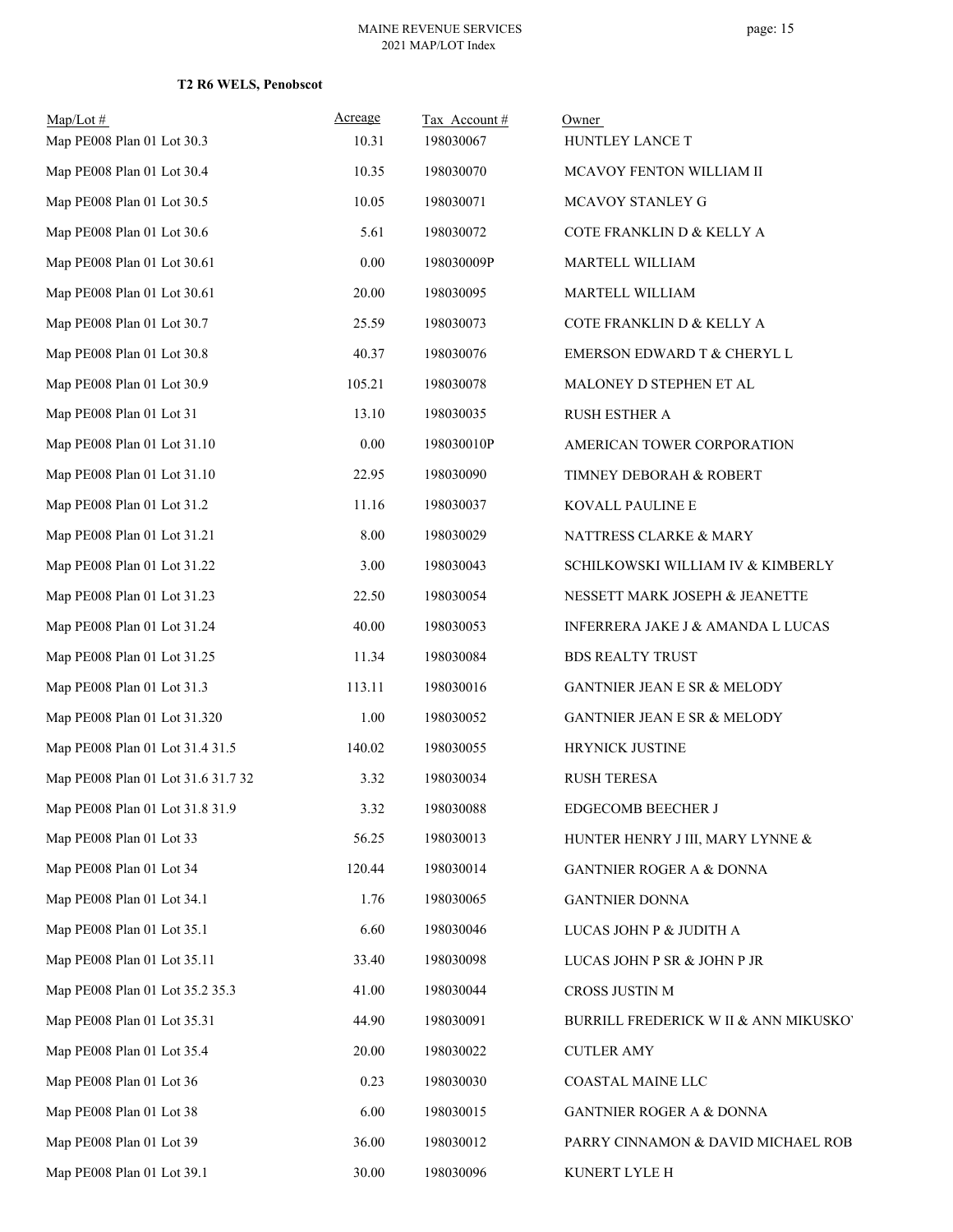**T2 R6 WELS, Penobscot**

| Map/Lot # | Acreage | Tax Account # | Owner |
|---|---|---|---|
| Map PE008 Plan 01 Lot 30.3 | 10.31 | 198030067 | HUNTLEY LANCE T |
| Map PE008 Plan 01 Lot 30.4 | 10.35 | 198030070 | MCAVOY FENTON WILLIAM II |
| Map PE008 Plan 01 Lot 30.5 | 10.05 | 198030071 | MCAVOY STANLEY G |
| Map PE008 Plan 01 Lot 30.6 | 5.61 | 198030072 | COTE FRANKLIN D & KELLY A |
| Map PE008 Plan 01 Lot 30.61 | 0.00 | 198030009P | MARTELL WILLIAM |
| Map PE008 Plan 01 Lot 30.61 | 20.00 | 198030095 | MARTELL WILLIAM |
| Map PE008 Plan 01 Lot 30.7 | 25.59 | 198030073 | COTE FRANKLIN D & KELLY A |
| Map PE008 Plan 01 Lot 30.8 | 40.37 | 198030076 | EMERSON EDWARD T & CHERYL L |
| Map PE008 Plan 01 Lot 30.9 | 105.21 | 198030078 | MALONEY D STEPHEN ET AL |
| Map PE008 Plan 01 Lot 31 | 13.10 | 198030035 | RUSH ESTHER A |
| Map PE008 Plan 01 Lot 31.10 | 0.00 | 198030010P | AMERICAN TOWER CORPORATION |
| Map PE008 Plan 01 Lot 31.10 | 22.95 | 198030090 | TIMNEY DEBORAH & ROBERT |
| Map PE008 Plan 01 Lot 31.2 | 11.16 | 198030037 | KOVALL PAULINE E |
| Map PE008 Plan 01 Lot 31.21 | 8.00 | 198030029 | NATTRESS CLARKE & MARY |
| Map PE008 Plan 01 Lot 31.22 | 3.00 | 198030043 | SCHILKOWSKI WILLIAM IV & KIMBERLY |
| Map PE008 Plan 01 Lot 31.23 | 22.50 | 198030054 | NESSETT MARK JOSEPH & JEANETTE |
| Map PE008 Plan 01 Lot 31.24 | 40.00 | 198030053 | INFERRERA JAKE J & AMANDA L LUCAS |
| Map PE008 Plan 01 Lot 31.25 | 11.34 | 198030084 | BDS REALTY TRUST |
| Map PE008 Plan 01 Lot 31.3 | 113.11 | 198030016 | GANTNIER JEAN E SR & MELODY |
| Map PE008 Plan 01 Lot 31.320 | 1.00 | 198030052 | GANTNIER JEAN E SR & MELODY |
| Map PE008 Plan 01 Lot 31.4 31.5 | 140.02 | 198030055 | HRYNICK JUSTINE |
| Map PE008 Plan 01 Lot 31.6 31.7 32 | 3.32 | 198030034 | RUSH TERESA |
| Map PE008 Plan 01 Lot 31.8 31.9 | 3.32 | 198030088 | EDGECOMB BEECHER J |
| Map PE008 Plan 01 Lot 33 | 56.25 | 198030013 | HUNTER HENRY J III, MARY LYNNE & |
| Map PE008 Plan 01 Lot 34 | 120.44 | 198030014 | GANTNIER ROGER A & DONNA |
| Map PE008 Plan 01 Lot 34.1 | 1.76 | 198030065 | GANTNIER DONNA |
| Map PE008 Plan 01 Lot 35.1 | 6.60 | 198030046 | LUCAS JOHN P & JUDITH A |
| Map PE008 Plan 01 Lot 35.11 | 33.40 | 198030098 | LUCAS JOHN P SR & JOHN P JR |
| Map PE008 Plan 01 Lot 35.2 35.3 | 41.00 | 198030044 | CROSS JUSTIN M |
| Map PE008 Plan 01 Lot 35.31 | 44.90 | 198030091 | BURRILL FREDERICK W II & ANN MIKUSKO' |
| Map PE008 Plan 01 Lot 35.4 | 20.00 | 198030022 | CUTLER AMY |
| Map PE008 Plan 01 Lot 36 | 0.23 | 198030030 | COASTAL MAINE LLC |
| Map PE008 Plan 01 Lot 38 | 6.00 | 198030015 | GANTNIER ROGER A & DONNA |
| Map PE008 Plan 01 Lot 39 | 36.00 | 198030012 | PARRY CINNAMON & DAVID MICHAEL ROB |
| Map PE008 Plan 01 Lot 39.1 | 30.00 | 198030096 | KUNERT LYLE H |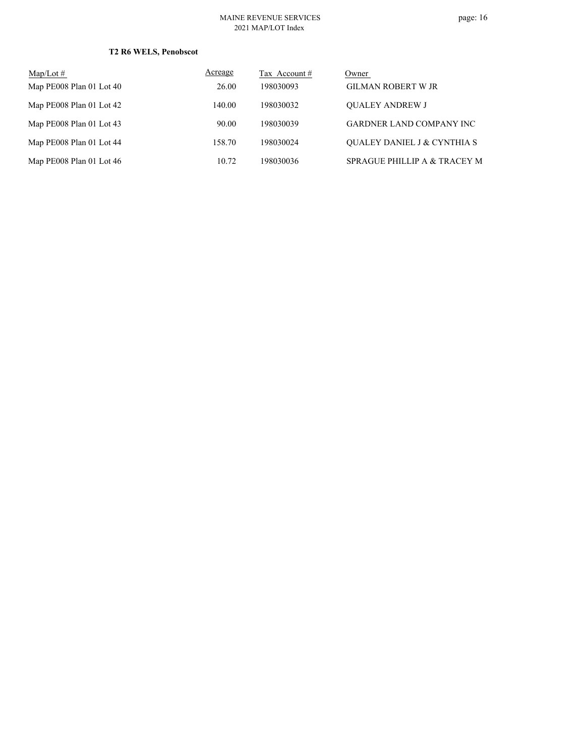**T2 R6 WELS, Penobscot**

| Map/Lot # | Acreage | Tax Account # | Owner |
|---|---|---|---|
| Map PE008 Plan 01 Lot 40 | 26.00 | 198030093 | GILMAN ROBERT W JR |
| Map PE008 Plan 01 Lot 42 | 140.00 | 198030032 | QUALEY ANDREW J |
| Map PE008 Plan 01 Lot 43 | 90.00 | 198030039 | GARDNER LAND COMPANY INC |
| Map PE008 Plan 01 Lot 44 | 158.70 | 198030024 | QUALEY DANIEL J & CYNTHIA S |
| Map PE008 Plan 01 Lot 46 | 10.72 | 198030036 | SPRAGUE PHILLIP A & TRACEY M |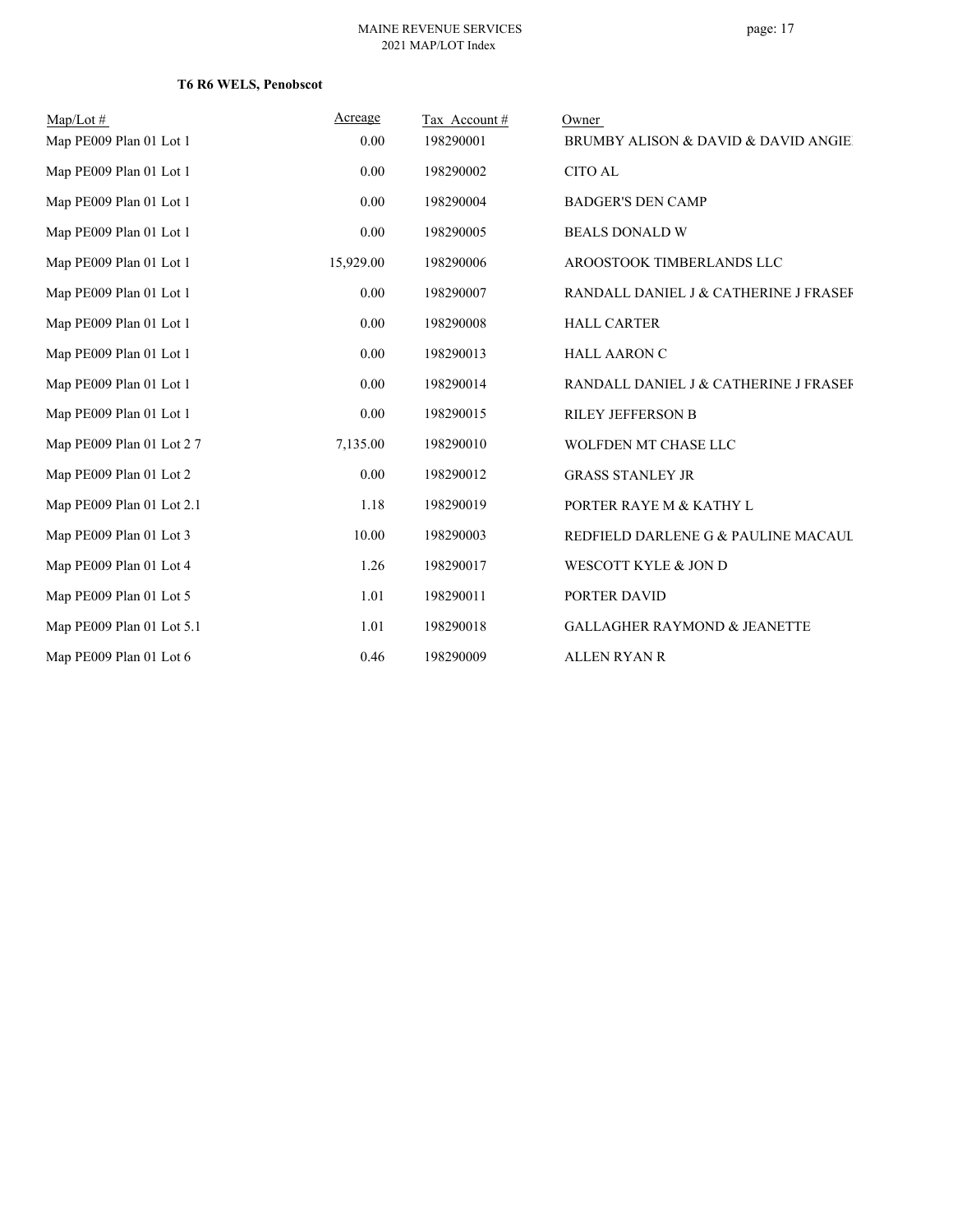**T6 R6 WELS, Penobscot**

| Map/Lot # | Acreage | Tax Account # | Owner |
|---|---|---|---|
| Map PE009 Plan 01 Lot 1 | 0.00 | 198290001 | BRUMBY ALISON & DAVID & DAVID ANGIE |
| Map PE009 Plan 01 Lot 1 | 0.00 | 198290002 | CITO AL |
| Map PE009 Plan 01 Lot 1 | 0.00 | 198290004 | BADGER'S DEN CAMP |
| Map PE009 Plan 01 Lot 1 | 0.00 | 198290005 | BEALS DONALD W |
| Map PE009 Plan 01 Lot 1 | 15,929.00 | 198290006 | AROOSTOOK TIMBERLANDS LLC |
| Map PE009 Plan 01 Lot 1 | 0.00 | 198290007 | RANDALL DANIEL J & CATHERINE J FRASEF |
| Map PE009 Plan 01 Lot 1 | 0.00 | 198290008 | HALL CARTER |
| Map PE009 Plan 01 Lot 1 | 0.00 | 198290013 | HALL AARON C |
| Map PE009 Plan 01 Lot 1 | 0.00 | 198290014 | RANDALL DANIEL J & CATHERINE J FRASEF |
| Map PE009 Plan 01 Lot 1 | 0.00 | 198290015 | RILEY JEFFERSON B |
| Map PE009 Plan 01 Lot 2 7 | 7,135.00 | 198290010 | WOLFDEN MT CHASE LLC |
| Map PE009 Plan 01 Lot 2 | 0.00 | 198290012 | GRASS STANLEY JR |
| Map PE009 Plan 01 Lot 2.1 | 1.18 | 198290019 | PORTER RAYE M & KATHY L |
| Map PE009 Plan 01 Lot 3 | 10.00 | 198290003 | REDFIELD DARLENE G & PAULINE MACAUL |
| Map PE009 Plan 01 Lot 4 | 1.26 | 198290017 | WESCOTT KYLE & JON D |
| Map PE009 Plan 01 Lot 5 | 1.01 | 198290011 | PORTER DAVID |
| Map PE009 Plan 01 Lot 5.1 | 1.01 | 198290018 | GALLAGHER RAYMOND & JEANETTE |
| Map PE009 Plan 01 Lot 6 | 0.46 | 198290009 | ALLEN RYAN R |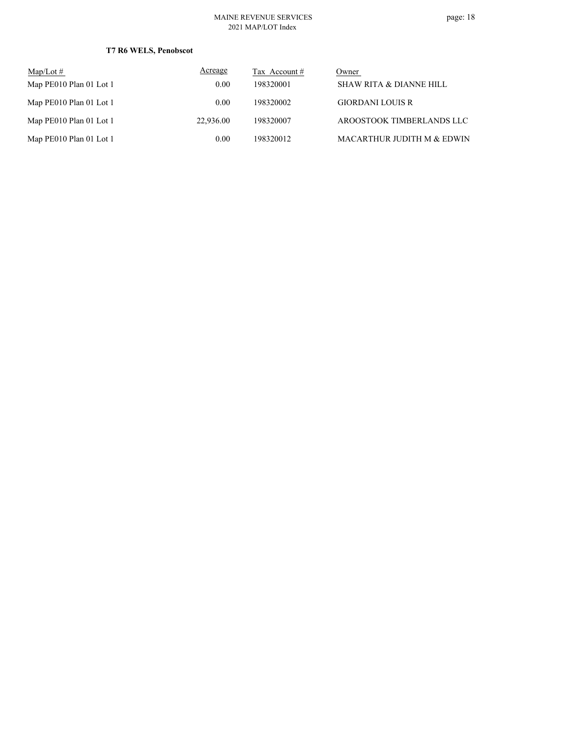**T7 R6 WELS, Penobscot**

| Map/Lot # | Acreage | Tax Account # | Owner |
|---|---|---|---|
| Map PE010 Plan 01 Lot 1 | 0.00 | 198320001 | SHAW RITA & DIANNE HILL |
| Map PE010 Plan 01 Lot 1 | 0.00 | 198320002 | GIORDANI LOUIS R |
| Map PE010 Plan 01 Lot 1 | 22,936.00 | 198320007 | AROOSTOOK TIMBERLANDS LLC |
| Map PE010 Plan 01 Lot 1 | 0.00 | 198320012 | MACARTHUR JUDITH M & EDWIN |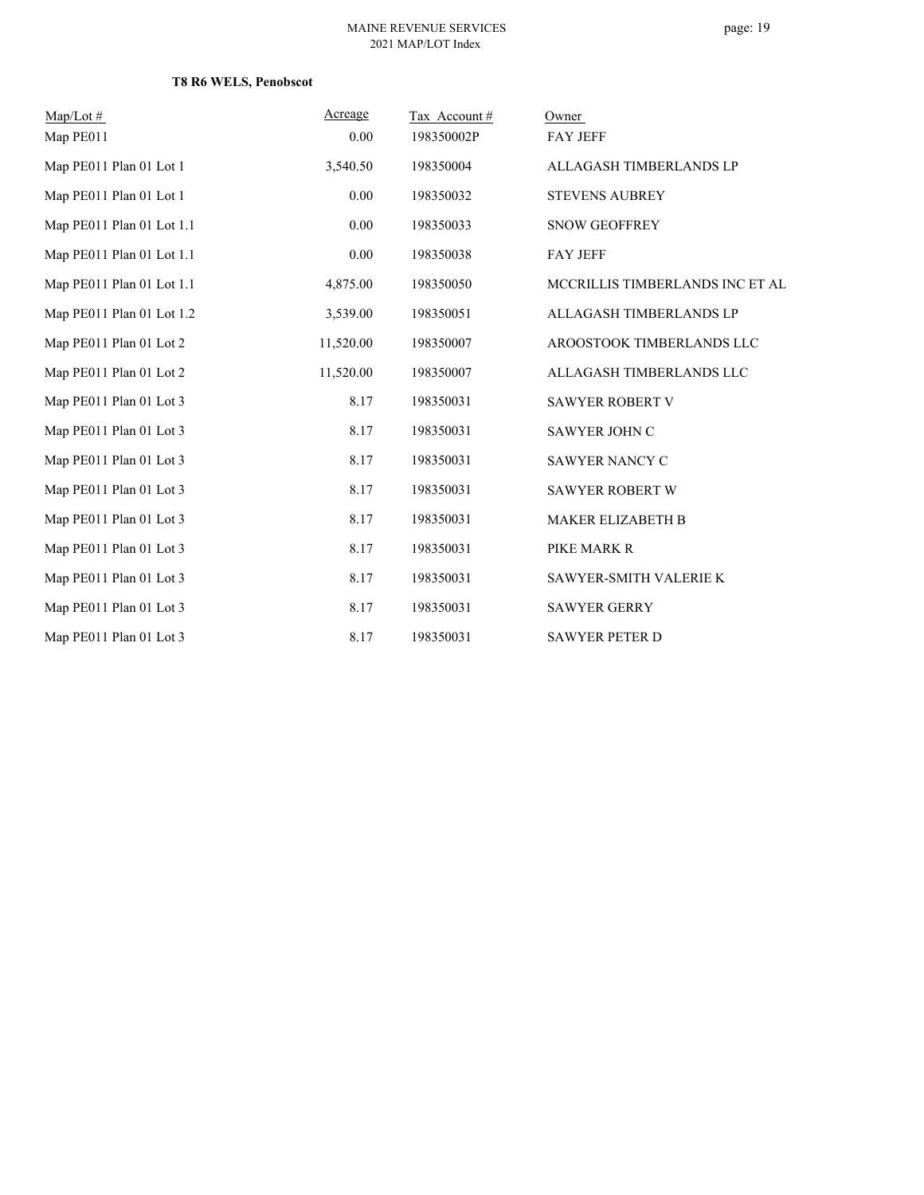**T8 R6 WELS, Penobscot**

| Map/Lot # | Acreage | Tax Account # | Owner |
|---|---|---|---|
| Map PE011 | 0.00 | 198350002P | FAY JEFF |
| Map PE011 Plan 01 Lot 1 | 3,540.50 | 198350004 | ALLAGASH TIMBERLANDS LP |
| Map PE011 Plan 01 Lot 1 | 0.00 | 198350032 | STEVENS AUBREY |
| Map PE011 Plan 01 Lot 1.1 | 0.00 | 198350033 | SNOW GEOFFREY |
| Map PE011 Plan 01 Lot 1.1 | 0.00 | 198350038 | FAY JEFF |
| Map PE011 Plan 01 Lot 1.1 | 4,875.00 | 198350050 | MCCRILLIS TIMBERLANDS INC ET AL |
| Map PE011 Plan 01 Lot 1.2 | 3,539.00 | 198350051 | ALLAGASH TIMBERLANDS LP |
| Map PE011 Plan 01 Lot 2 | 11,520.00 | 198350007 | AROOSTOOK TIMBERLANDS LLC |
| Map PE011 Plan 01 Lot 2 | 11,520.00 | 198350007 | ALLAGASH TIMBERLANDS LLC |
| Map PE011 Plan 01 Lot 3 | 8.17 | 198350031 | SAWYER ROBERT V |
| Map PE011 Plan 01 Lot 3 | 8.17 | 198350031 | SAWYER JOHN C |
| Map PE011 Plan 01 Lot 3 | 8.17 | 198350031 | SAWYER NANCY C |
| Map PE011 Plan 01 Lot 3 | 8.17 | 198350031 | SAWYER ROBERT W |
| Map PE011 Plan 01 Lot 3 | 8.17 | 198350031 | MAKER ELIZABETH B |
| Map PE011 Plan 01 Lot 3 | 8.17 | 198350031 | PIKE MARK R |
| Map PE011 Plan 01 Lot 3 | 8.17 | 198350031 | SAWYER-SMITH VALERIE K |
| Map PE011 Plan 01 Lot 3 | 8.17 | 198350031 | SAWYER GERRY |
| Map PE011 Plan 01 Lot 3 | 8.17 | 198350031 | SAWYER PETER D |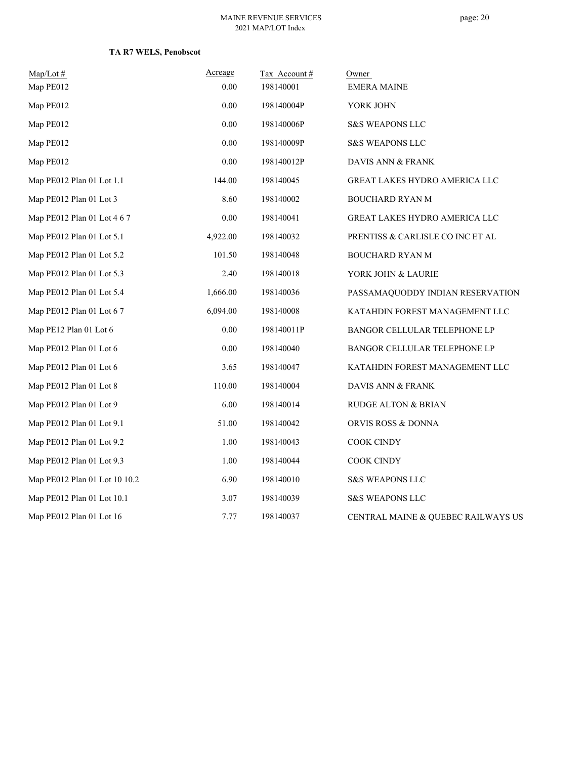**TA R7 WELS, Penobscot**

| Map/Lot # | Acreage | Tax Account # | Owner |
|---|---|---|---|
| Map PE012 | 0.00 | 198140001 | EMERA MAINE |
| Map PE012 | 0.00 | 198140004P | YORK JOHN |
| Map PE012 | 0.00 | 198140006P | S&S WEAPONS LLC |
| Map PE012 | 0.00 | 198140009P | S&S WEAPONS LLC |
| Map PE012 | 0.00 | 198140012P | DAVIS ANN & FRANK |
| Map PE012 Plan 01 Lot 1.1 | 144.00 | 198140045 | GREAT LAKES HYDRO AMERICA LLC |
| Map PE012 Plan 01 Lot 3 | 8.60 | 198140002 | BOUCHARD RYAN M |
| Map PE012 Plan 01 Lot 4 6 7 | 0.00 | 198140041 | GREAT LAKES HYDRO AMERICA LLC |
| Map PE012 Plan 01 Lot 5.1 | 4,922.00 | 198140032 | PRENTISS & CARLISLE CO INC ET AL |
| Map PE012 Plan 01 Lot 5.2 | 101.50 | 198140048 | BOUCHARD RYAN M |
| Map PE012 Plan 01 Lot 5.3 | 2.40 | 198140018 | YORK JOHN & LAURIE |
| Map PE012 Plan 01 Lot 5.4 | 1,666.00 | 198140036 | PASSAMAQUODDY INDIAN RESERVATION |
| Map PE012 Plan 01 Lot 6 7 | 6,094.00 | 198140008 | KATAHDIN FOREST MANAGEMENT LLC |
| Map PE12 Plan 01 Lot 6 | 0.00 | 198140011P | BANGOR CELLULAR TELEPHONE LP |
| Map PE012 Plan 01 Lot 6 | 0.00 | 198140040 | BANGOR CELLULAR TELEPHONE LP |
| Map PE012 Plan 01 Lot 6 | 3.65 | 198140047 | KATAHDIN FOREST MANAGEMENT LLC |
| Map PE012 Plan 01 Lot 8 | 110.00 | 198140004 | DAVIS ANN & FRANK |
| Map PE012 Plan 01 Lot 9 | 6.00 | 198140014 | RUDGE ALTON & BRIAN |
| Map PE012 Plan 01 Lot 9.1 | 51.00 | 198140042 | ORVIS ROSS & DONNA |
| Map PE012 Plan 01 Lot 9.2 | 1.00 | 198140043 | COOK CINDY |
| Map PE012 Plan 01 Lot 9.3 | 1.00 | 198140044 | COOK CINDY |
| Map PE012 Plan 01 Lot 10 10.2 | 6.90 | 198140010 | S&S WEAPONS LLC |
| Map PE012 Plan 01 Lot 10.1 | 3.07 | 198140039 | S&S WEAPONS LLC |
| Map PE012 Plan 01 Lot 16 | 7.77 | 198140037 | CENTRAL MAINE & QUEBEC RAILWAYS US |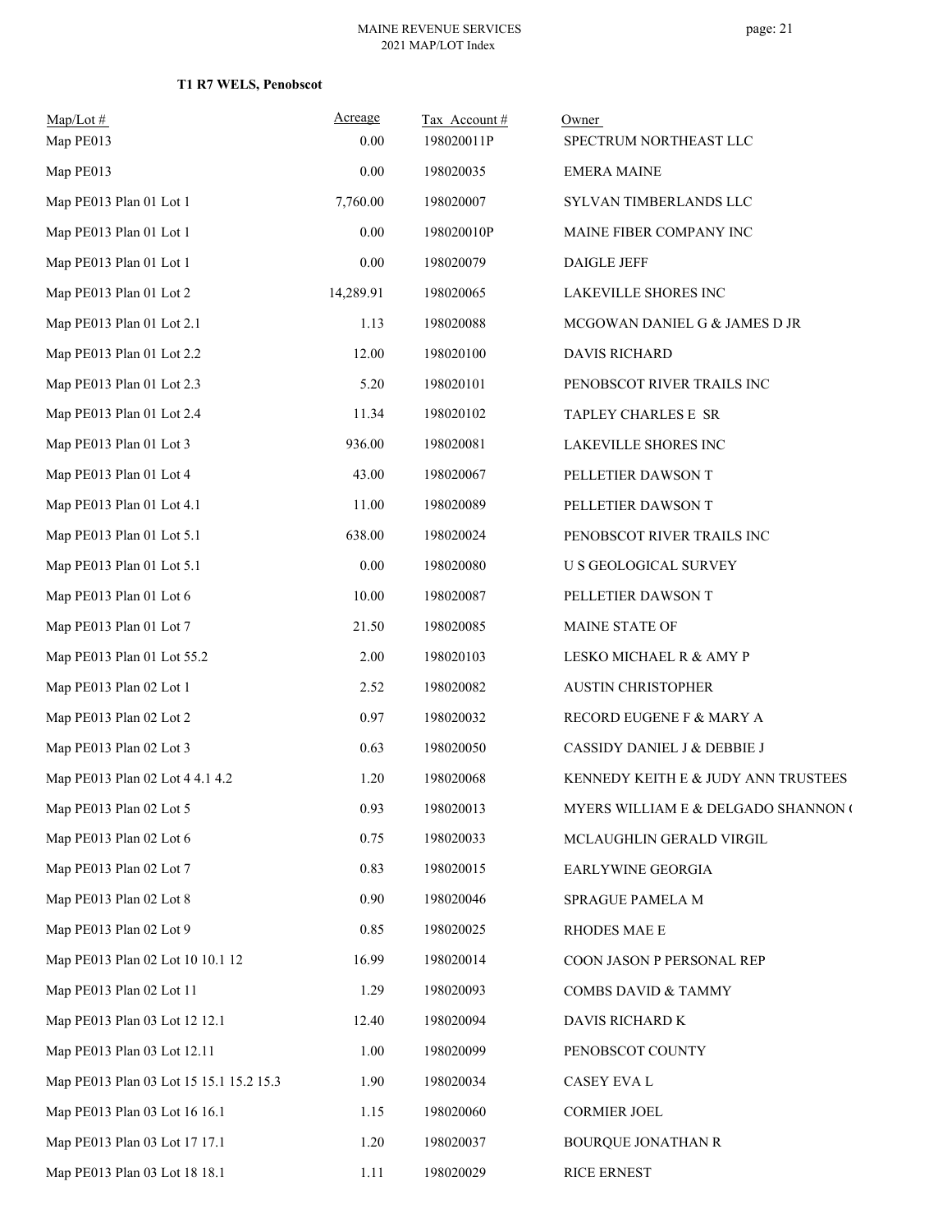**T1 R7 WELS, Penobscot**

| Map/Lot # | Acreage | Tax Account # | Owner |
|---|---|---|---|
| Map PE013 | 0.00 | 198020011P | SPECTRUM NORTHEAST LLC |
| Map PE013 | 0.00 | 198020035 | EMERA MAINE |
| Map PE013 Plan 01 Lot 1 | 7,760.00 | 198020007 | SYLVAN TIMBERLANDS LLC |
| Map PE013 Plan 01 Lot 1 | 0.00 | 198020010P | MAINE FIBER COMPANY INC |
| Map PE013 Plan 01 Lot 1 | 0.00 | 198020079 | DAIGLE JEFF |
| Map PE013 Plan 01 Lot 2 | 14,289.91 | 198020065 | LAKEVILLE SHORES INC |
| Map PE013 Plan 01 Lot 2.1 | 1.13 | 198020088 | MCGOWAN DANIEL G & JAMES D JR |
| Map PE013 Plan 01 Lot 2.2 | 12.00 | 198020100 | DAVIS RICHARD |
| Map PE013 Plan 01 Lot 2.3 | 5.20 | 198020101 | PENOBSCOT RIVER TRAILS INC |
| Map PE013 Plan 01 Lot 2.4 | 11.34 | 198020102 | TAPLEY CHARLES E SR |
| Map PE013 Plan 01 Lot 3 | 936.00 | 198020081 | LAKEVILLE SHORES INC |
| Map PE013 Plan 01 Lot 4 | 43.00 | 198020067 | PELLETIER DAWSON T |
| Map PE013 Plan 01 Lot 4.1 | 11.00 | 198020089 | PELLETIER DAWSON T |
| Map PE013 Plan 01 Lot 5.1 | 638.00 | 198020024 | PENOBSCOT RIVER TRAILS INC |
| Map PE013 Plan 01 Lot 5.1 | 0.00 | 198020080 | U S GEOLOGICAL SURVEY |
| Map PE013 Plan 01 Lot 6 | 10.00 | 198020087 | PELLETIER DAWSON T |
| Map PE013 Plan 01 Lot 7 | 21.50 | 198020085 | MAINE STATE OF |
| Map PE013 Plan 01 Lot 55.2 | 2.00 | 198020103 | LESKO MICHAEL R & AMY P |
| Map PE013 Plan 02 Lot 1 | 2.52 | 198020082 | AUSTIN CHRISTOPHER |
| Map PE013 Plan 02 Lot 2 | 0.97 | 198020032 | RECORD EUGENE F & MARY A |
| Map PE013 Plan 02 Lot 3 | 0.63 | 198020050 | CASSIDY DANIEL J & DEBBIE J |
| Map PE013 Plan 02 Lot 4 4.1 4.2 | 1.20 | 198020068 | KENNEDY KEITH E & JUDY ANN TRUSTEES |
| Map PE013 Plan 02 Lot 5 | 0.93 | 198020013 | MYERS WILLIAM E & DELGADO SHANNON ( |
| Map PE013 Plan 02 Lot 6 | 0.75 | 198020033 | MCLAUGHLIN GERALD VIRGIL |
| Map PE013 Plan 02 Lot 7 | 0.83 | 198020015 | EARLYWINE GEORGIA |
| Map PE013 Plan 02 Lot 8 | 0.90 | 198020046 | SPRAGUE PAMELA M |
| Map PE013 Plan 02 Lot 9 | 0.85 | 198020025 | RHODES MAE E |
| Map PE013 Plan 02 Lot 10 10.1 12 | 16.99 | 198020014 | COON JASON P PERSONAL REP |
| Map PE013 Plan 02 Lot 11 | 1.29 | 198020093 | COMBS DAVID & TAMMY |
| Map PE013 Plan 03 Lot 12 12.1 | 12.40 | 198020094 | DAVIS RICHARD K |
| Map PE013 Plan 03 Lot 12.11 | 1.00 | 198020099 | PENOBSCOT COUNTY |
| Map PE013 Plan 03 Lot 15 15.1 15.2 15.3 | 1.90 | 198020034 | CASEY EVA L |
| Map PE013 Plan 03 Lot 16 16.1 | 1.15 | 198020060 | CORMIER JOEL |
| Map PE013 Plan 03 Lot 17 17.1 | 1.20 | 198020037 | BOURQUE JONATHAN R |
| Map PE013 Plan 03 Lot 18 18.1 | 1.11 | 198020029 | RICE ERNEST |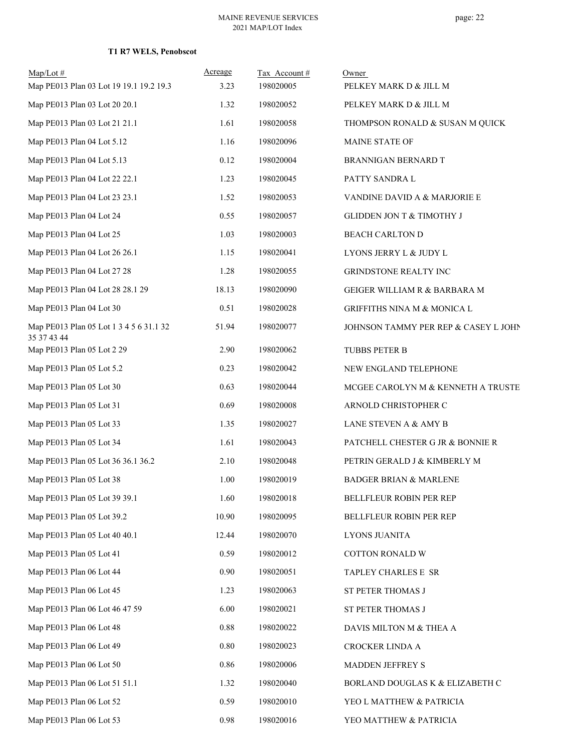**T1 R7 WELS, Penobscot**

| Map/Lot # | Acreage | Tax Account # | Owner |
|---|---|---|---|
| Map PE013 Plan 03 Lot 19 19.1 19.2 19.3 | 3.23 | 198020005 | PELKEY MARK D & JILL M |
| Map PE013 Plan 03 Lot 20 20.1 | 1.32 | 198020052 | PELKEY MARK D & JILL M |
| Map PE013 Plan 03 Lot 21 21.1 | 1.61 | 198020058 | THOMPSON RONALD & SUSAN M QUICK |
| Map PE013 Plan 04 Lot 5.12 | 1.16 | 198020096 | MAINE STATE OF |
| Map PE013 Plan 04 Lot 5.13 | 0.12 | 198020004 | BRANNIGAN BERNARD T |
| Map PE013 Plan 04 Lot 22 22.1 | 1.23 | 198020045 | PATTY SANDRA L |
| Map PE013 Plan 04 Lot 23 23.1 | 1.52 | 198020053 | VANDINE DAVID A & MARJORIE E |
| Map PE013 Plan 04 Lot 24 | 0.55 | 198020057 | GLIDDEN JON T & TIMOTHY J |
| Map PE013 Plan 04 Lot 25 | 1.03 | 198020003 | BEACH CARLTON D |
| Map PE013 Plan 04 Lot 26 26.1 | 1.15 | 198020041 | LYONS JERRY L & JUDY L |
| Map PE013 Plan 04 Lot 27 28 | 1.28 | 198020055 | GRINDSTONE REALTY INC |
| Map PE013 Plan 04 Lot 28 28.1 29 | 18.13 | 198020090 | GEIGER WILLIAM R & BARBARA M |
| Map PE013 Plan 04 Lot 30 | 0.51 | 198020028 | GRIFFITHS NINA M & MONICA L |
| Map PE013 Plan 05 Lot 1 3 4 5 6 31.1 32 35 37 43 44 | 51.94 | 198020077 | JOHNSON TAMMY PER REP & CASEY L JOHN |
| Map PE013 Plan 05 Lot 2 29 | 2.90 | 198020062 | TUBBS PETER B |
| Map PE013 Plan 05 Lot 5.2 | 0.23 | 198020042 | NEW ENGLAND TELEPHONE |
| Map PE013 Plan 05 Lot 30 | 0.63 | 198020044 | MCGEE CAROLYN M & KENNETH A TRUSTE |
| Map PE013 Plan 05 Lot 31 | 0.69 | 198020008 | ARNOLD CHRISTOPHER C |
| Map PE013 Plan 05 Lot 33 | 1.35 | 198020027 | LANE STEVEN A & AMY B |
| Map PE013 Plan 05 Lot 34 | 1.61 | 198020043 | PATCHELL CHESTER G JR & BONNIE R |
| Map PE013 Plan 05 Lot 36 36.1 36.2 | 2.10 | 198020048 | PETRIN GERALD J & KIMBERLY M |
| Map PE013 Plan 05 Lot 38 | 1.00 | 198020019 | BADGER BRIAN & MARLENE |
| Map PE013 Plan 05 Lot 39 39.1 | 1.60 | 198020018 | BELLFLEUR ROBIN PER REP |
| Map PE013 Plan 05 Lot 39.2 | 10.90 | 198020095 | BELLFLEUR ROBIN PER REP |
| Map PE013 Plan 05 Lot 40 40.1 | 12.44 | 198020070 | LYONS JUANITA |
| Map PE013 Plan 05 Lot 41 | 0.59 | 198020012 | COTTON RONALD W |
| Map PE013 Plan 06 Lot 44 | 0.90 | 198020051 | TAPLEY CHARLES E SR |
| Map PE013 Plan 06 Lot 45 | 1.23 | 198020063 | ST PETER THOMAS J |
| Map PE013 Plan 06 Lot 46 47 59 | 6.00 | 198020021 | ST PETER THOMAS J |
| Map PE013 Plan 06 Lot 48 | 0.88 | 198020022 | DAVIS MILTON M & THEA A |
| Map PE013 Plan 06 Lot 49 | 0.80 | 198020023 | CROCKER LINDA A |
| Map PE013 Plan 06 Lot 50 | 0.86 | 198020006 | MADDEN JEFFREY S |
| Map PE013 Plan 06 Lot 51 51.1 | 1.32 | 198020040 | BORLAND DOUGLAS K & ELIZABETH C |
| Map PE013 Plan 06 Lot 52 | 0.59 | 198020010 | YEO L MATTHEW & PATRICIA |
| Map PE013 Plan 06 Lot 53 | 0.98 | 198020016 | YEO MATTHEW & PATRICIA |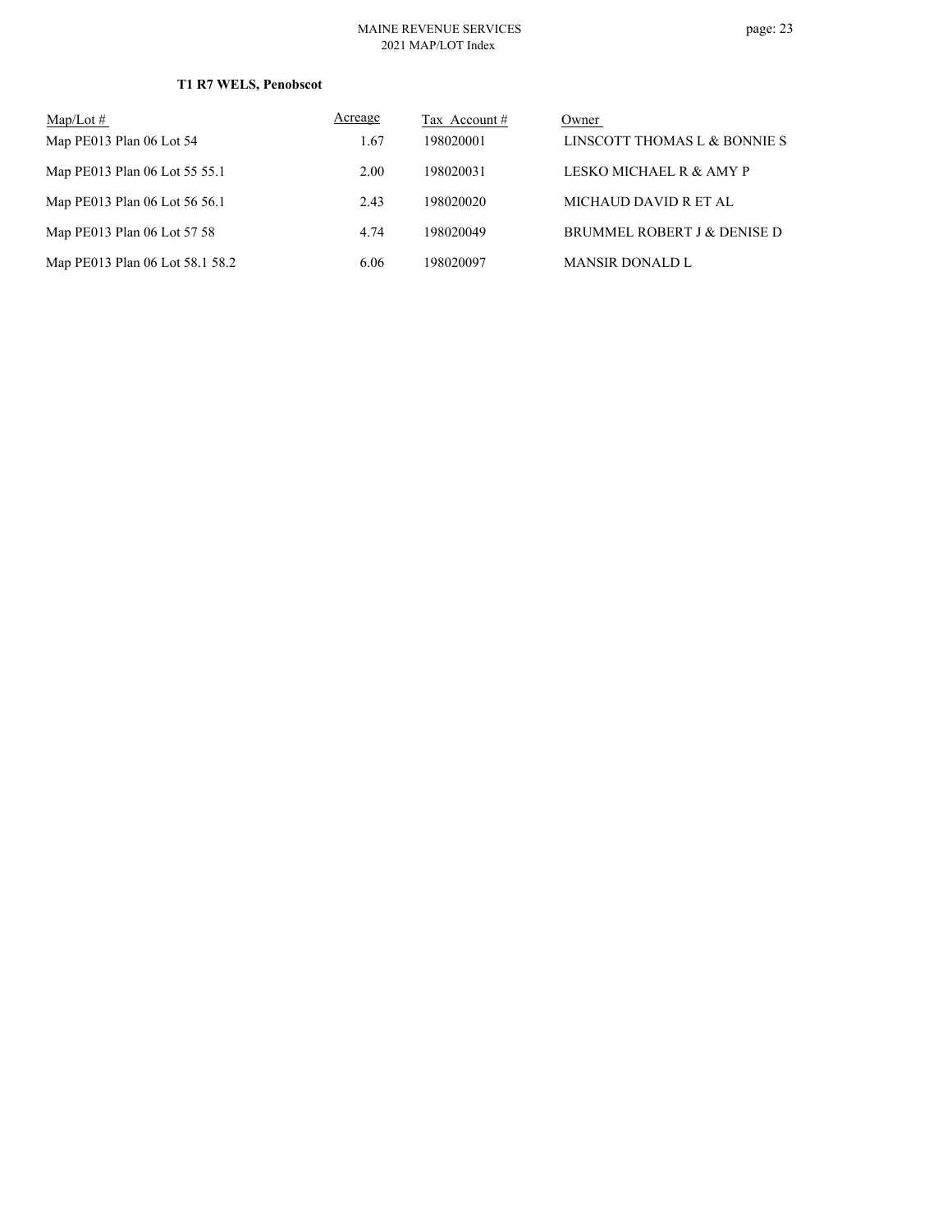**T1 R7 WELS, Penobscot**

| Map/Lot # | Acreage | Tax Account # | Owner |
|---|---|---|---|
| Map PE013 Plan 06 Lot 54 | 1.67 | 198020001 | LINSCOTT THOMAS L & BONNIE S |
| Map PE013 Plan 06 Lot 55 55.1 | 2.00 | 198020031 | LESKO MICHAEL R & AMY P |
| Map PE013 Plan 06 Lot 56 56.1 | 2.43 | 198020020 | MICHAUD DAVID R ET AL |
| Map PE013 Plan 06 Lot 57 58 | 4.74 | 198020049 | BRUMMEL ROBERT J & DENISE D |
| Map PE013 Plan 06 Lot 58.1 58.2 | 6.06 | 198020097 | MANSIR DONALD L |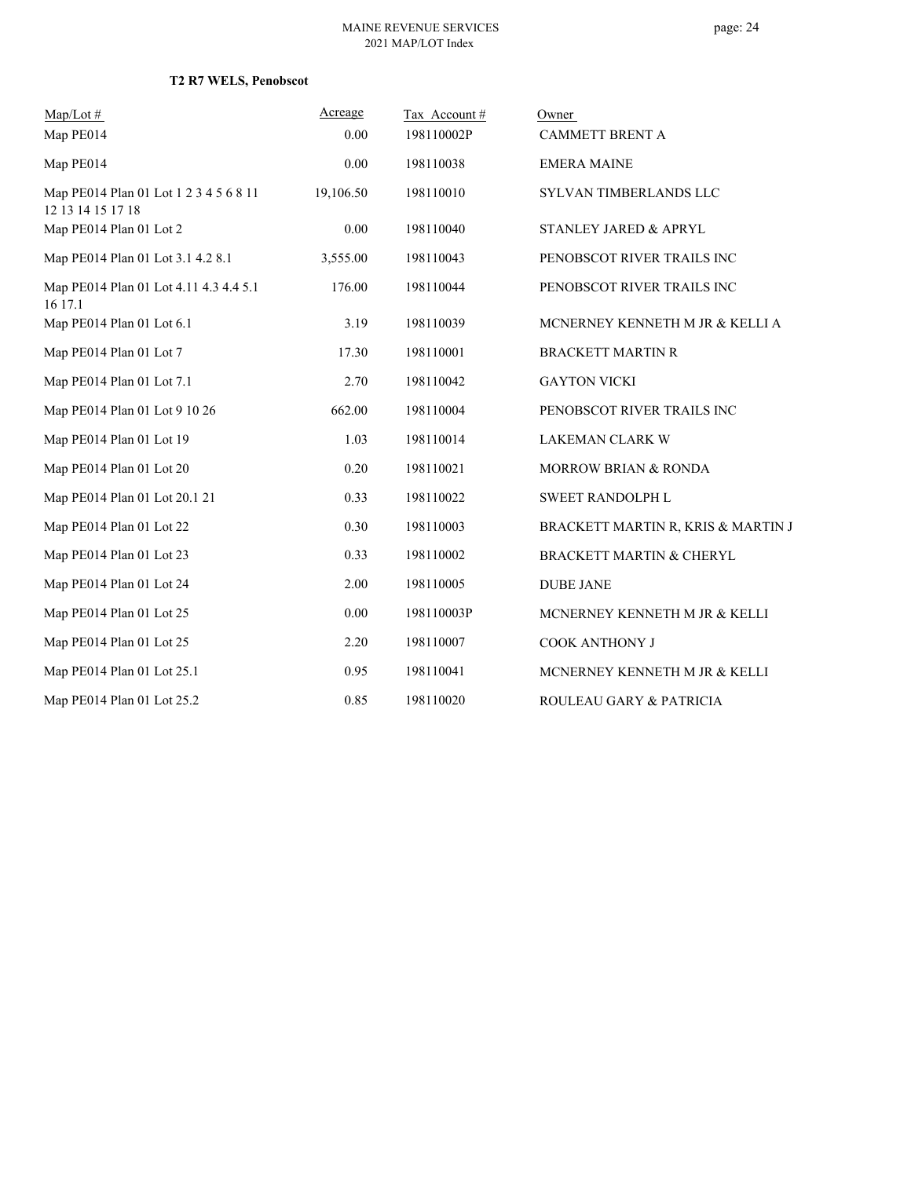**T2 R7 WELS, Penobscot**

| Map/Lot # | Acreage | Tax Account # | Owner |
|---|---|---|---|
| Map PE014 | 0.00 | 198110002P | CAMMETT BRENT A |
| Map PE014 | 0.00 | 198110038 | EMERA MAINE |
| Map PE014 Plan 01 Lot 1 2 3 4 5 6 8 11 12 13 14 15 17 18 | 19,106.50 | 198110010 | SYLVAN TIMBERLANDS LLC |
| Map PE014 Plan 01 Lot 2 | 0.00 | 198110040 | STANLEY JARED & APRYL |
| Map PE014 Plan 01 Lot 3.1 4.2 8.1 | 3,555.00 | 198110043 | PENOBSCOT RIVER TRAILS INC |
| Map PE014 Plan 01 Lot 4.11 4.3 4.4 5.1 16 17.1 | 176.00 | 198110044 | PENOBSCOT RIVER TRAILS INC |
| Map PE014 Plan 01 Lot 6.1 | 3.19 | 198110039 | MCNERNEY KENNETH M JR & KELLI A |
| Map PE014 Plan 01 Lot 7 | 17.30 | 198110001 | BRACKETT MARTIN R |
| Map PE014 Plan 01 Lot 7.1 | 2.70 | 198110042 | GAYTON VICKI |
| Map PE014 Plan 01 Lot 9 10 26 | 662.00 | 198110004 | PENOBSCOT RIVER TRAILS INC |
| Map PE014 Plan 01 Lot 19 | 1.03 | 198110014 | LAKEMAN CLARK W |
| Map PE014 Plan 01 Lot 20 | 0.20 | 198110021 | MORROW BRIAN & RONDA |
| Map PE014 Plan 01 Lot 20.1 21 | 0.33 | 198110022 | SWEET RANDOLPH L |
| Map PE014 Plan 01 Lot 22 | 0.30 | 198110003 | BRACKETT MARTIN R, KRIS & MARTIN J |
| Map PE014 Plan 01 Lot 23 | 0.33 | 198110002 | BRACKETT MARTIN & CHERYL |
| Map PE014 Plan 01 Lot 24 | 2.00 | 198110005 | DUBE JANE |
| Map PE014 Plan 01 Lot 25 | 0.00 | 198110003P | MCNERNEY KENNETH M JR & KELLI |
| Map PE014 Plan 01 Lot 25 | 2.20 | 198110007 | COOK ANTHONY J |
| Map PE014 Plan 01 Lot 25.1 | 0.95 | 198110041 | MCNERNEY KENNETH M JR & KELLI |
| Map PE014 Plan 01 Lot 25.2 | 0.85 | 198110020 | ROULEAU GARY & PATRICIA |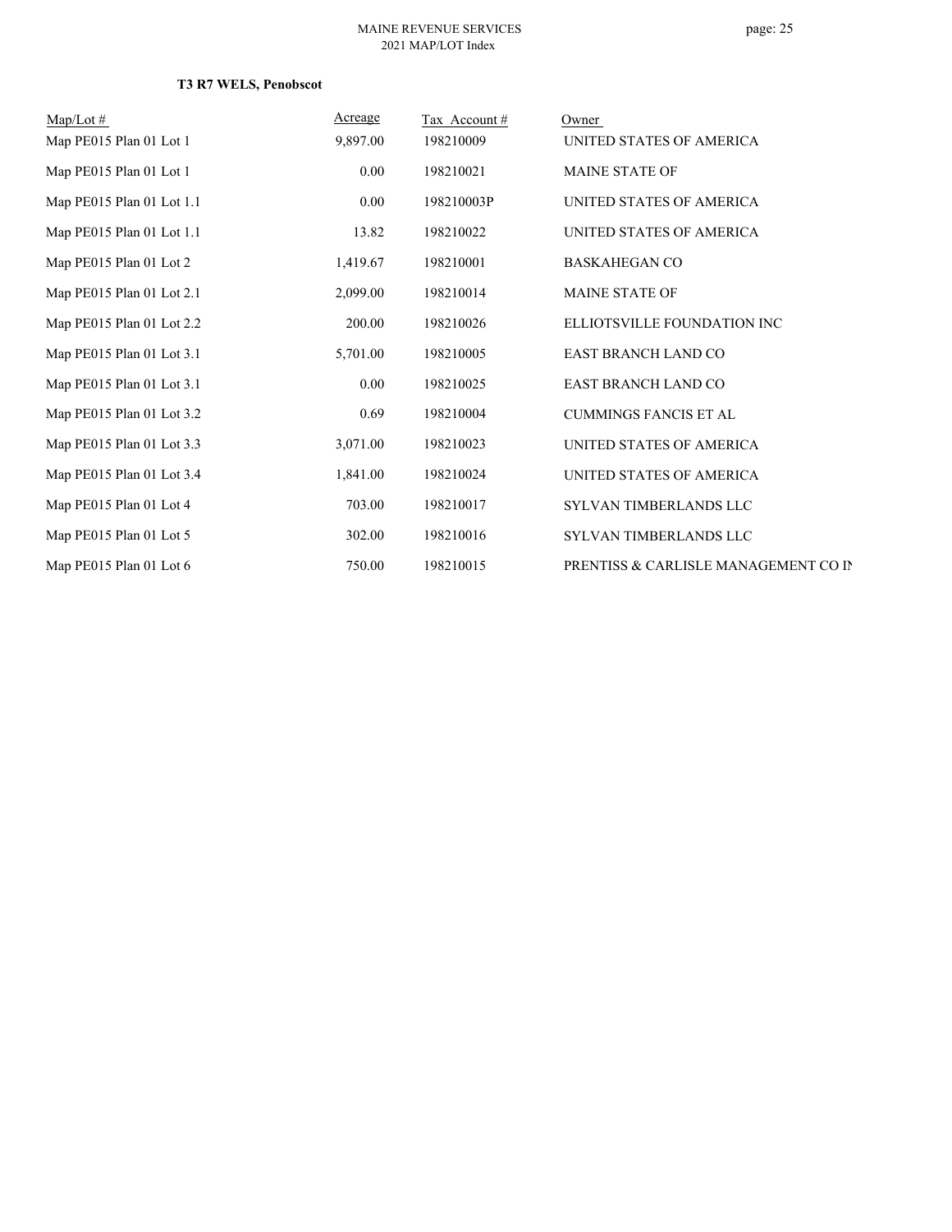**T3 R7 WELS, Penobscot**

| Map/Lot # | Acreage | Tax Account # | Owner |
|---|---|---|---|
| Map PE015 Plan 01 Lot 1 | 9,897.00 | 198210009 | UNITED STATES OF AMERICA |
| Map PE015 Plan 01 Lot 1 | 0.00 | 198210021 | MAINE STATE OF |
| Map PE015 Plan 01 Lot 1.1 | 0.00 | 198210003P | UNITED STATES OF AMERICA |
| Map PE015 Plan 01 Lot 1.1 | 13.82 | 198210022 | UNITED STATES OF AMERICA |
| Map PE015 Plan 01 Lot 2 | 1,419.67 | 198210001 | BASKAHEGAN CO |
| Map PE015 Plan 01 Lot 2.1 | 2,099.00 | 198210014 | MAINE STATE OF |
| Map PE015 Plan 01 Lot 2.2 | 200.00 | 198210026 | ELLIOTSVILLE FOUNDATION INC |
| Map PE015 Plan 01 Lot 3.1 | 5,701.00 | 198210005 | EAST BRANCH LAND CO |
| Map PE015 Plan 01 Lot 3.1 | 0.00 | 198210025 | EAST BRANCH LAND CO |
| Map PE015 Plan 01 Lot 3.2 | 0.69 | 198210004 | CUMMINGS FANCIS ET AL |
| Map PE015 Plan 01 Lot 3.3 | 3,071.00 | 198210023 | UNITED STATES OF AMERICA |
| Map PE015 Plan 01 Lot 3.4 | 1,841.00 | 198210024 | UNITED STATES OF AMERICA |
| Map PE015 Plan 01 Lot 4 | 703.00 | 198210017 | SYLVAN TIMBERLANDS LLC |
| Map PE015 Plan 01 Lot 5 | 302.00 | 198210016 | SYLVAN TIMBERLANDS LLC |
| Map PE015 Plan 01 Lot 6 | 750.00 | 198210015 | PRENTISS & CARLISLE MANAGEMENT CO IN |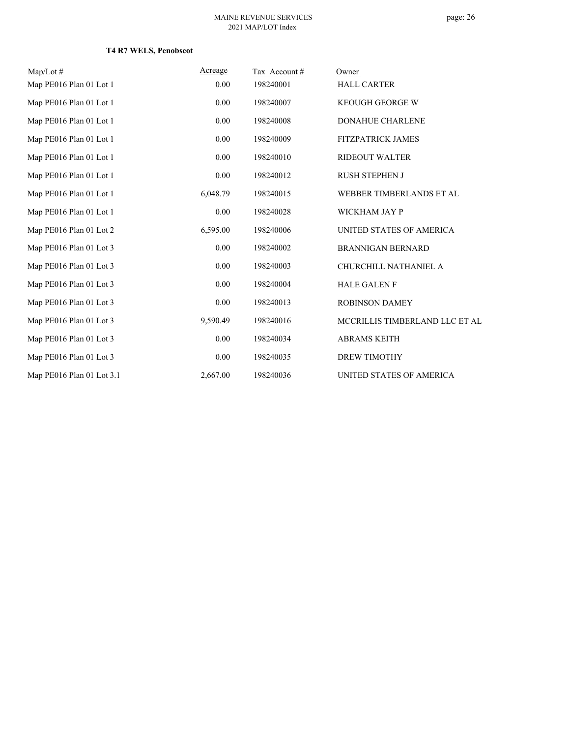**T4 R7 WELS, Penobscot**

| Map/Lot # | Acreage | Tax Account # | Owner |
|---|---|---|---|
| Map PE016 Plan 01 Lot 1 | 0.00 | 198240001 | HALL CARTER |
| Map PE016 Plan 01 Lot 1 | 0.00 | 198240007 | KEOUGH GEORGE W |
| Map PE016 Plan 01 Lot 1 | 0.00 | 198240008 | DONAHUE CHARLENE |
| Map PE016 Plan 01 Lot 1 | 0.00 | 198240009 | FITZPATRICK JAMES |
| Map PE016 Plan 01 Lot 1 | 0.00 | 198240010 | RIDEOUT WALTER |
| Map PE016 Plan 01 Lot 1 | 0.00 | 198240012 | RUSH STEPHEN J |
| Map PE016 Plan 01 Lot 1 | 6,048.79 | 198240015 | WEBBER TIMBERLANDS ET AL |
| Map PE016 Plan 01 Lot 1 | 0.00 | 198240028 | WICKHAM JAY P |
| Map PE016 Plan 01 Lot 2 | 6,595.00 | 198240006 | UNITED STATES OF AMERICA |
| Map PE016 Plan 01 Lot 3 | 0.00 | 198240002 | BRANNIGAN BERNARD |
| Map PE016 Plan 01 Lot 3 | 0.00 | 198240003 | CHURCHILL NATHANIEL A |
| Map PE016 Plan 01 Lot 3 | 0.00 | 198240004 | HALE GALEN F |
| Map PE016 Plan 01 Lot 3 | 0.00 | 198240013 | ROBINSON DAMEY |
| Map PE016 Plan 01 Lot 3 | 9,590.49 | 198240016 | MCCRILLIS TIMBERLAND LLC ET AL |
| Map PE016 Plan 01 Lot 3 | 0.00 | 198240034 | ABRAMS KEITH |
| Map PE016 Plan 01 Lot 3 | 0.00 | 198240035 | DREW TIMOTHY |
| Map PE016 Plan 01 Lot 3.1 | 2,667.00 | 198240036 | UNITED STATES OF AMERICA |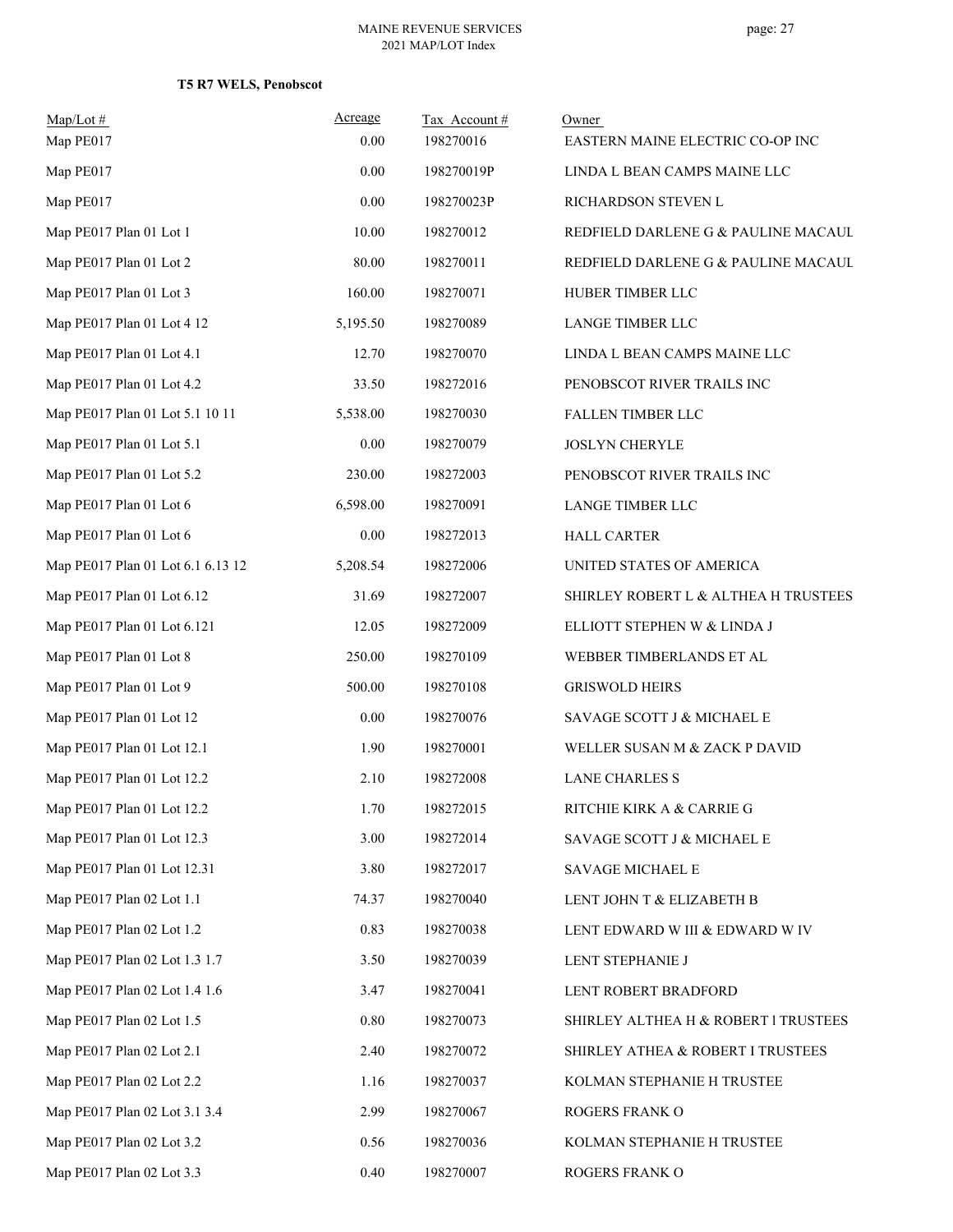**T5 R7 WELS, Penobscot**

| Map/Lot # | Acreage | Tax Account # | Owner |
|---|---|---|---|
| Map PE017 | 0.00 | 198270016 | EASTERN MAINE ELECTRIC CO-OP INC |
| Map PE017 | 0.00 | 198270019P | LINDA L BEAN CAMPS MAINE LLC |
| Map PE017 | 0.00 | 198270023P | RICHARDSON STEVEN L |
| Map PE017 Plan 01 Lot 1 | 10.00 | 198270012 | REDFIELD DARLENE G & PAULINE MACAUL |
| Map PE017 Plan 01 Lot 2 | 80.00 | 198270011 | REDFIELD DARLENE G & PAULINE MACAUL |
| Map PE017 Plan 01 Lot 3 | 160.00 | 198270071 | HUBER TIMBER LLC |
| Map PE017 Plan 01 Lot 4 12 | 5,195.50 | 198270089 | LANGE TIMBER LLC |
| Map PE017 Plan 01 Lot 4.1 | 12.70 | 198270070 | LINDA L BEAN CAMPS MAINE LLC |
| Map PE017 Plan 01 Lot 4.2 | 33.50 | 198272016 | PENOBSCOT RIVER TRAILS INC |
| Map PE017 Plan 01 Lot 5.1 10 11 | 5,538.00 | 198270030 | FALLEN TIMBER LLC |
| Map PE017 Plan 01 Lot 5.1 | 0.00 | 198270079 | JOSLYN CHERYLE |
| Map PE017 Plan 01 Lot 5.2 | 230.00 | 198272003 | PENOBSCOT RIVER TRAILS INC |
| Map PE017 Plan 01 Lot 6 | 6,598.00 | 198270091 | LANGE TIMBER LLC |
| Map PE017 Plan 01 Lot 6 | 0.00 | 198272013 | HALL CARTER |
| Map PE017 Plan 01 Lot 6.1 6.13 12 | 5,208.54 | 198272006 | UNITED STATES OF AMERICA |
| Map PE017 Plan 01 Lot 6.12 | 31.69 | 198272007 | SHIRLEY ROBERT L & ALTHEA H TRUSTEES |
| Map PE017 Plan 01 Lot 6.121 | 12.05 | 198272009 | ELLIOTT STEPHEN W & LINDA J |
| Map PE017 Plan 01 Lot 8 | 250.00 | 198270109 | WEBBER TIMBERLANDS ET AL |
| Map PE017 Plan 01 Lot 9 | 500.00 | 198270108 | GRISWOLD HEIRS |
| Map PE017 Plan 01 Lot 12 | 0.00 | 198270076 | SAVAGE SCOTT J & MICHAEL E |
| Map PE017 Plan 01 Lot 12.1 | 1.90 | 198270001 | WELLER SUSAN M & ZACK P DAVID |
| Map PE017 Plan 01 Lot 12.2 | 2.10 | 198272008 | LANE CHARLES S |
| Map PE017 Plan 01 Lot 12.2 | 1.70 | 198272015 | RITCHIE KIRK A & CARRIE G |
| Map PE017 Plan 01 Lot 12.3 | 3.00 | 198272014 | SAVAGE SCOTT J & MICHAEL E |
| Map PE017 Plan 01 Lot 12.31 | 3.80 | 198272017 | SAVAGE MICHAEL E |
| Map PE017 Plan 02 Lot 1.1 | 74.37 | 198270040 | LENT JOHN T & ELIZABETH B |
| Map PE017 Plan 02 Lot 1.2 | 0.83 | 198270038 | LENT EDWARD W III & EDWARD W IV |
| Map PE017 Plan 02 Lot 1.3 1.7 | 3.50 | 198270039 | LENT STEPHANIE J |
| Map PE017 Plan 02 Lot 1.4 1.6 | 3.47 | 198270041 | LENT ROBERT BRADFORD |
| Map PE017 Plan 02 Lot 1.5 | 0.80 | 198270073 | SHIRLEY ALTHEA H & ROBERT l TRUSTEES |
| Map PE017 Plan 02 Lot 2.1 | 2.40 | 198270072 | SHIRLEY ATHEA & ROBERT I TRUSTEES |
| Map PE017 Plan 02 Lot 2.2 | 1.16 | 198270037 | KOLMAN STEPHANIE H TRUSTEE |
| Map PE017 Plan 02 Lot 3.1 3.4 | 2.99 | 198270067 | ROGERS FRANK O |
| Map PE017 Plan 02 Lot 3.2 | 0.56 | 198270036 | KOLMAN STEPHANIE H TRUSTEE |
| Map PE017 Plan 02 Lot 3.3 | 0.40 | 198270007 | ROGERS FRANK O |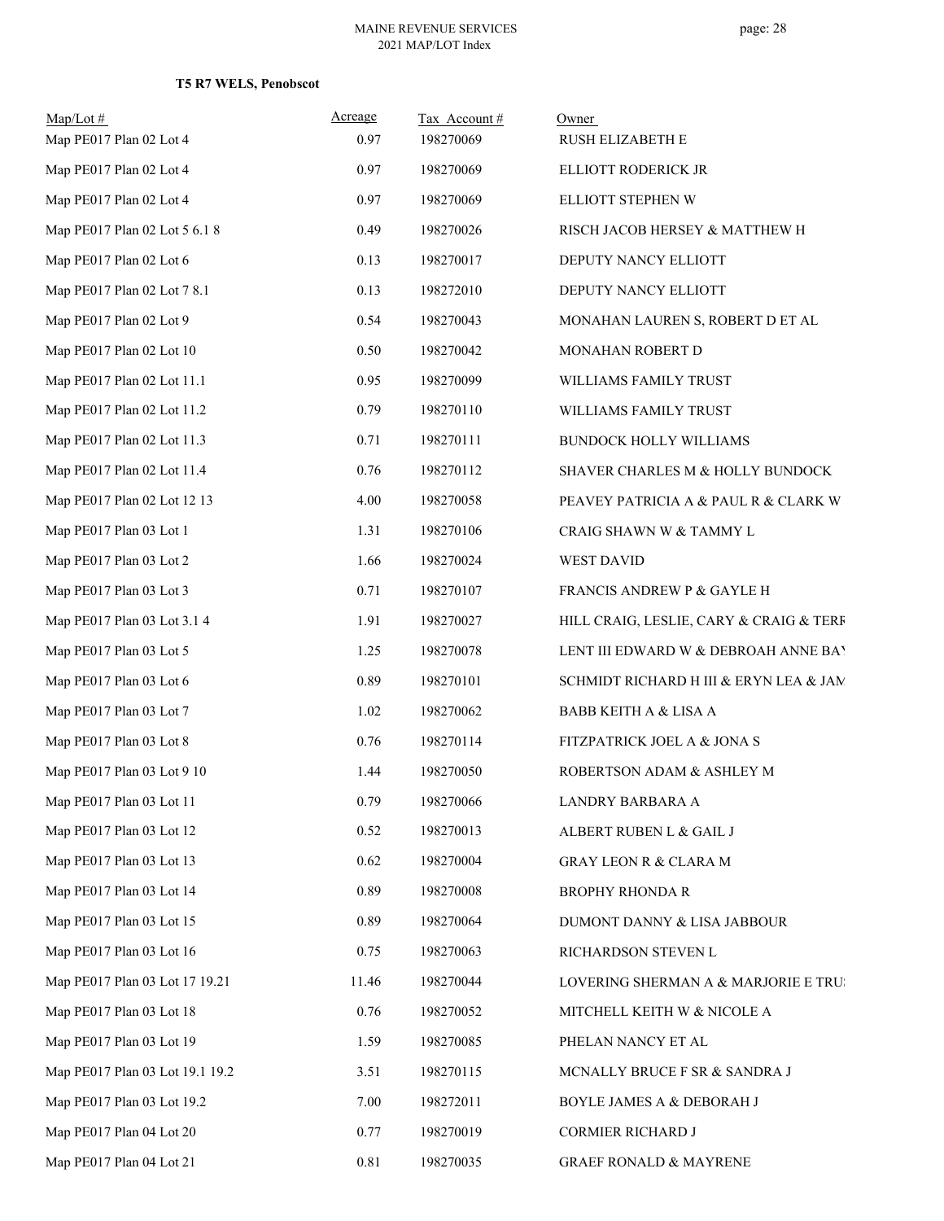**T5 R7 WELS, Penobscot**

| Map/Lot # | Acreage | Tax Account # | Owner |
|---|---|---|---|
| Map PE017 Plan 02 Lot 4 | 0.97 | 198270069 | RUSH ELIZABETH E |
| Map PE017 Plan 02 Lot 4 | 0.97 | 198270069 | ELLIOTT RODERICK JR |
| Map PE017 Plan 02 Lot 4 | 0.97 | 198270069 | ELLIOTT STEPHEN W |
| Map PE017 Plan 02 Lot 5 6.1 8 | 0.49 | 198270026 | RISCH JACOB HERSEY & MATTHEW H |
| Map PE017 Plan 02 Lot 6 | 0.13 | 198270017 | DEPUTY NANCY ELLIOTT |
| Map PE017 Plan 02 Lot 7 8.1 | 0.13 | 198272010 | DEPUTY NANCY ELLIOTT |
| Map PE017 Plan 02 Lot 9 | 0.54 | 198270043 | MONAHAN LAUREN S, ROBERT D ET AL |
| Map PE017 Plan 02 Lot 10 | 0.50 | 198270042 | MONAHAN ROBERT D |
| Map PE017 Plan 02 Lot 11.1 | 0.95 | 198270099 | WILLIAMS FAMILY TRUST |
| Map PE017 Plan 02 Lot 11.2 | 0.79 | 198270110 | WILLIAMS FAMILY TRUST |
| Map PE017 Plan 02 Lot 11.3 | 0.71 | 198270111 | BUNDOCK HOLLY WILLIAMS |
| Map PE017 Plan 02 Lot 11.4 | 0.76 | 198270112 | SHAVER CHARLES M & HOLLY BUNDOCK |
| Map PE017 Plan 02 Lot 12 13 | 4.00 | 198270058 | PEAVEY PATRICIA A & PAUL R & CLARK W |
| Map PE017 Plan 03 Lot 1 | 1.31 | 198270106 | CRAIG SHAWN W & TAMMY L |
| Map PE017 Plan 03 Lot 2 | 1.66 | 198270024 | WEST DAVID |
| Map PE017 Plan 03 Lot 3 | 0.71 | 198270107 | FRANCIS ANDREW P & GAYLE H |
| Map PE017 Plan 03 Lot 3.1 4 | 1.91 | 198270027 | HILL CRAIG, LESLIE, CARY & CRAIG & TERF |
| Map PE017 Plan 03 Lot 5 | 1.25 | 198270078 | LENT III EDWARD W & DEBROAH ANNE BAY |
| Map PE017 Plan 03 Lot 6 | 0.89 | 198270101 | SCHMIDT RICHARD H III & ERYN LEA & JAM |
| Map PE017 Plan 03 Lot 7 | 1.02 | 198270062 | BABB KEITH A & LISA A |
| Map PE017 Plan 03 Lot 8 | 0.76 | 198270114 | FITZPATRICK JOEL A & JONA S |
| Map PE017 Plan 03 Lot 9 10 | 1.44 | 198270050 | ROBERTSON ADAM & ASHLEY M |
| Map PE017 Plan 03 Lot 11 | 0.79 | 198270066 | LANDRY BARBARA A |
| Map PE017 Plan 03 Lot 12 | 0.52 | 198270013 | ALBERT RUBEN L & GAIL J |
| Map PE017 Plan 03 Lot 13 | 0.62 | 198270004 | GRAY LEON R & CLARA M |
| Map PE017 Plan 03 Lot 14 | 0.89 | 198270008 | BROPHY RHONDA R |
| Map PE017 Plan 03 Lot 15 | 0.89 | 198270064 | DUMONT DANNY & LISA JABBOUR |
| Map PE017 Plan 03 Lot 16 | 0.75 | 198270063 | RICHARDSON STEVEN L |
| Map PE017 Plan 03 Lot 17 19.21 | 11.46 | 198270044 | LOVERING SHERMAN A & MARJORIE E TRU: |
| Map PE017 Plan 03 Lot 18 | 0.76 | 198270052 | MITCHELL KEITH W & NICOLE A |
| Map PE017 Plan 03 Lot 19 | 1.59 | 198270085 | PHELAN NANCY ET AL |
| Map PE017 Plan 03 Lot 19.1 19.2 | 3.51 | 198270115 | MCNALLY BRUCE F SR & SANDRA J |
| Map PE017 Plan 03 Lot 19.2 | 7.00 | 198272011 | BOYLE JAMES A & DEBORAH J |
| Map PE017 Plan 04 Lot 20 | 0.77 | 198270019 | CORMIER RICHARD J |
| Map PE017 Plan 04 Lot 21 | 0.81 | 198270035 | GRAEF RONALD & MAYRENE |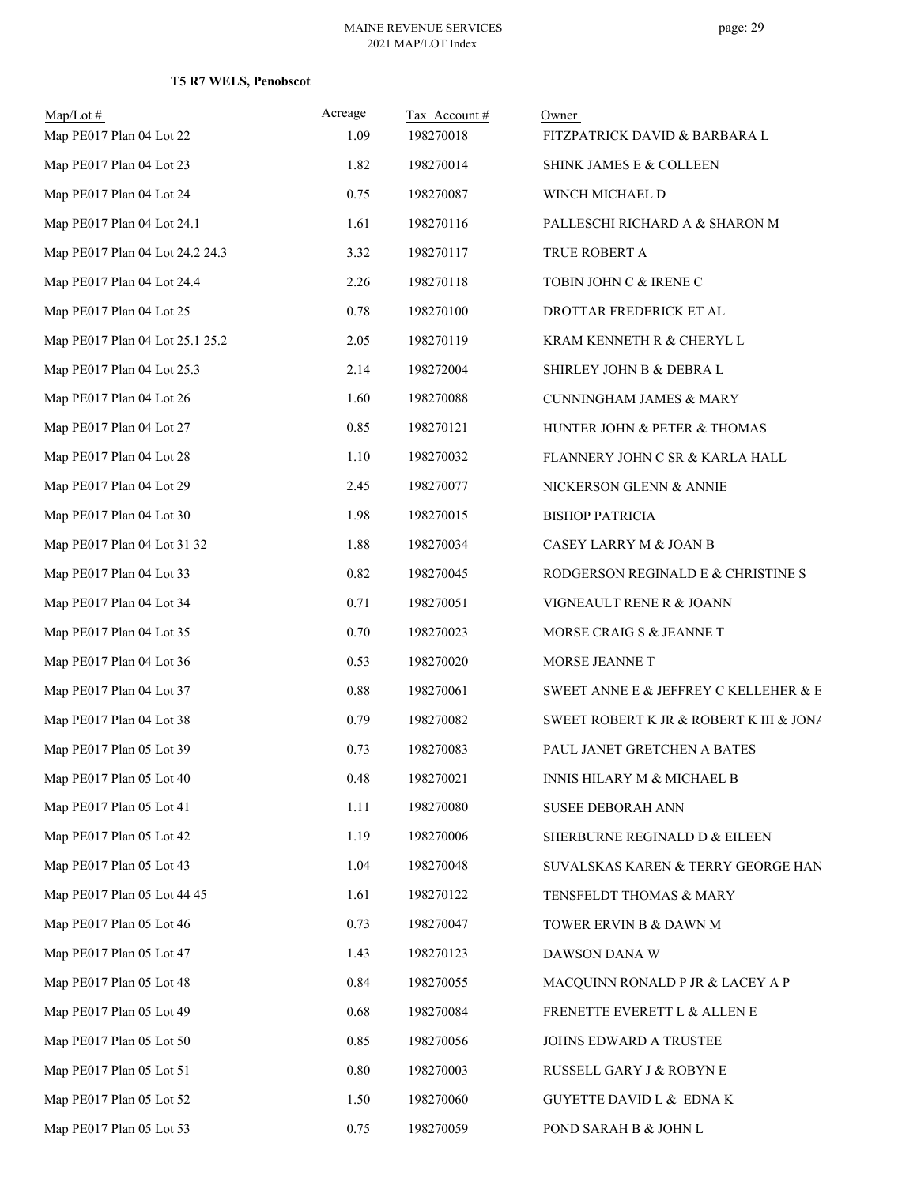**T5 R7 WELS, Penobscot**

| Map/Lot # | Acreage | Tax Account # | Owner |
|---|---|---|---|
| Map PE017 Plan 04 Lot 22 | 1.09 | 198270018 | FITZPATRICK DAVID & BARBARA L |
| Map PE017 Plan 04 Lot 23 | 1.82 | 198270014 | SHINK JAMES E & COLLEEN |
| Map PE017 Plan 04 Lot 24 | 0.75 | 198270087 | WINCH MICHAEL D |
| Map PE017 Plan 04 Lot 24.1 | 1.61 | 198270116 | PALLESCHI RICHARD A & SHARON M |
| Map PE017 Plan 04 Lot 24.2 24.3 | 3.32 | 198270117 | TRUE ROBERT A |
| Map PE017 Plan 04 Lot 24.4 | 2.26 | 198270118 | TOBIN JOHN C & IRENE C |
| Map PE017 Plan 04 Lot 25 | 0.78 | 198270100 | DROTTAR FREDERICK ET AL |
| Map PE017 Plan 04 Lot 25.1 25.2 | 2.05 | 198270119 | KRAM KENNETH R & CHERYL L |
| Map PE017 Plan 04 Lot 25.3 | 2.14 | 198272004 | SHIRLEY JOHN B & DEBRA L |
| Map PE017 Plan 04 Lot 26 | 1.60 | 198270088 | CUNNINGHAM JAMES & MARY |
| Map PE017 Plan 04 Lot 27 | 0.85 | 198270121 | HUNTER JOHN & PETER & THOMAS |
| Map PE017 Plan 04 Lot 28 | 1.10 | 198270032 | FLANNERY JOHN C SR & KARLA HALL |
| Map PE017 Plan 04 Lot 29 | 2.45 | 198270077 | NICKERSON GLENN & ANNIE |
| Map PE017 Plan 04 Lot 30 | 1.98 | 198270015 | BISHOP PATRICIA |
| Map PE017 Plan 04 Lot 31 32 | 1.88 | 198270034 | CASEY LARRY M & JOAN B |
| Map PE017 Plan 04 Lot 33 | 0.82 | 198270045 | RODGERSON REGINALD E & CHRISTINE S |
| Map PE017 Plan 04 Lot 34 | 0.71 | 198270051 | VIGNEAULT RENE R & JOANN |
| Map PE017 Plan 04 Lot 35 | 0.70 | 198270023 | MORSE CRAIG S & JEANNE T |
| Map PE017 Plan 04 Lot 36 | 0.53 | 198270020 | MORSE JEANNE T |
| Map PE017 Plan 04 Lot 37 | 0.88 | 198270061 | SWEET ANNE E & JEFFREY C KELLEHER & E |
| Map PE017 Plan 04 Lot 38 | 0.79 | 198270082 | SWEET ROBERT K JR & ROBERT K III & JONA |
| Map PE017 Plan 05 Lot 39 | 0.73 | 198270083 | PAUL JANET GRETCHEN A BATES |
| Map PE017 Plan 05 Lot 40 | 0.48 | 198270021 | INNIS HILARY M & MICHAEL B |
| Map PE017 Plan 05 Lot 41 | 1.11 | 198270080 | SUSEE DEBORAH ANN |
| Map PE017 Plan 05 Lot 42 | 1.19 | 198270006 | SHERBURNE REGINALD D & EILEEN |
| Map PE017 Plan 05 Lot 43 | 1.04 | 198270048 | SUVALSKAS KAREN & TERRY GEORGE HAN |
| Map PE017 Plan 05 Lot 44 45 | 1.61 | 198270122 | TENSFELDT THOMAS & MARY |
| Map PE017 Plan 05 Lot 46 | 0.73 | 198270047 | TOWER ERVIN B & DAWN M |
| Map PE017 Plan 05 Lot 47 | 1.43 | 198270123 | DAWSON DANA W |
| Map PE017 Plan 05 Lot 48 | 0.84 | 198270055 | MACQUINN RONALD P JR & LACEY A P |
| Map PE017 Plan 05 Lot 49 | 0.68 | 198270084 | FRENETTE EVERETT L & ALLEN E |
| Map PE017 Plan 05 Lot 50 | 0.85 | 198270056 | JOHNS EDWARD A TRUSTEE |
| Map PE017 Plan 05 Lot 51 | 0.80 | 198270003 | RUSSELL GARY J & ROBYN E |
| Map PE017 Plan 05 Lot 52 | 1.50 | 198270060 | GUYETTE DAVID L & EDNA K |
| Map PE017 Plan 05 Lot 53 | 0.75 | 198270059 | POND SARAH B & JOHN L |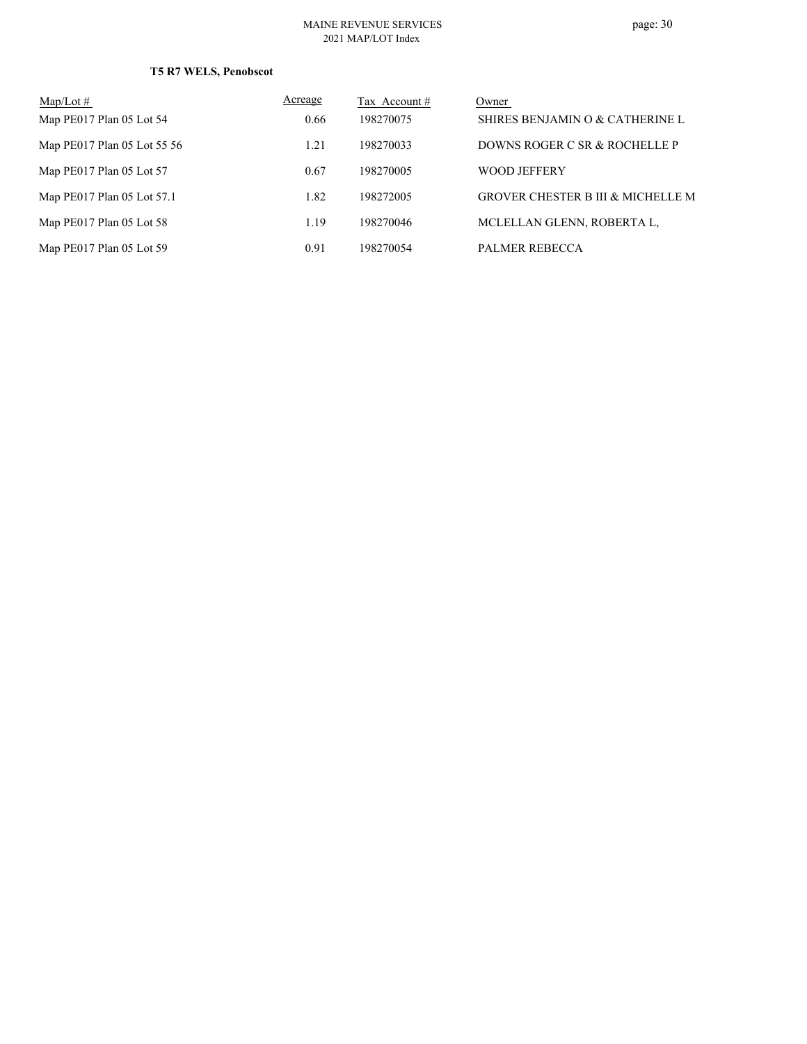**T5 R7 WELS, Penobscot**

| Map/Lot # | Acreage | Tax Account # | Owner |
|---|---|---|---|
| Map PE017 Plan 05 Lot 54 | 0.66 | 198270075 | SHIRES BENJAMIN O & CATHERINE L |
| Map PE017 Plan 05 Lot 55 56 | 1.21 | 198270033 | DOWNS ROGER C SR & ROCHELLE P |
| Map PE017 Plan 05 Lot 57 | 0.67 | 198270005 | WOOD JEFFERY |
| Map PE017 Plan 05 Lot 57.1 | 1.82 | 198272005 | GROVER CHESTER B III & MICHELLE M |
| Map PE017 Plan 05 Lot 58 | 1.19 | 198270046 | MCLELLAN GLENN, ROBERTA L, |
| Map PE017 Plan 05 Lot 59 | 0.91 | 198270054 | PALMER REBECCA |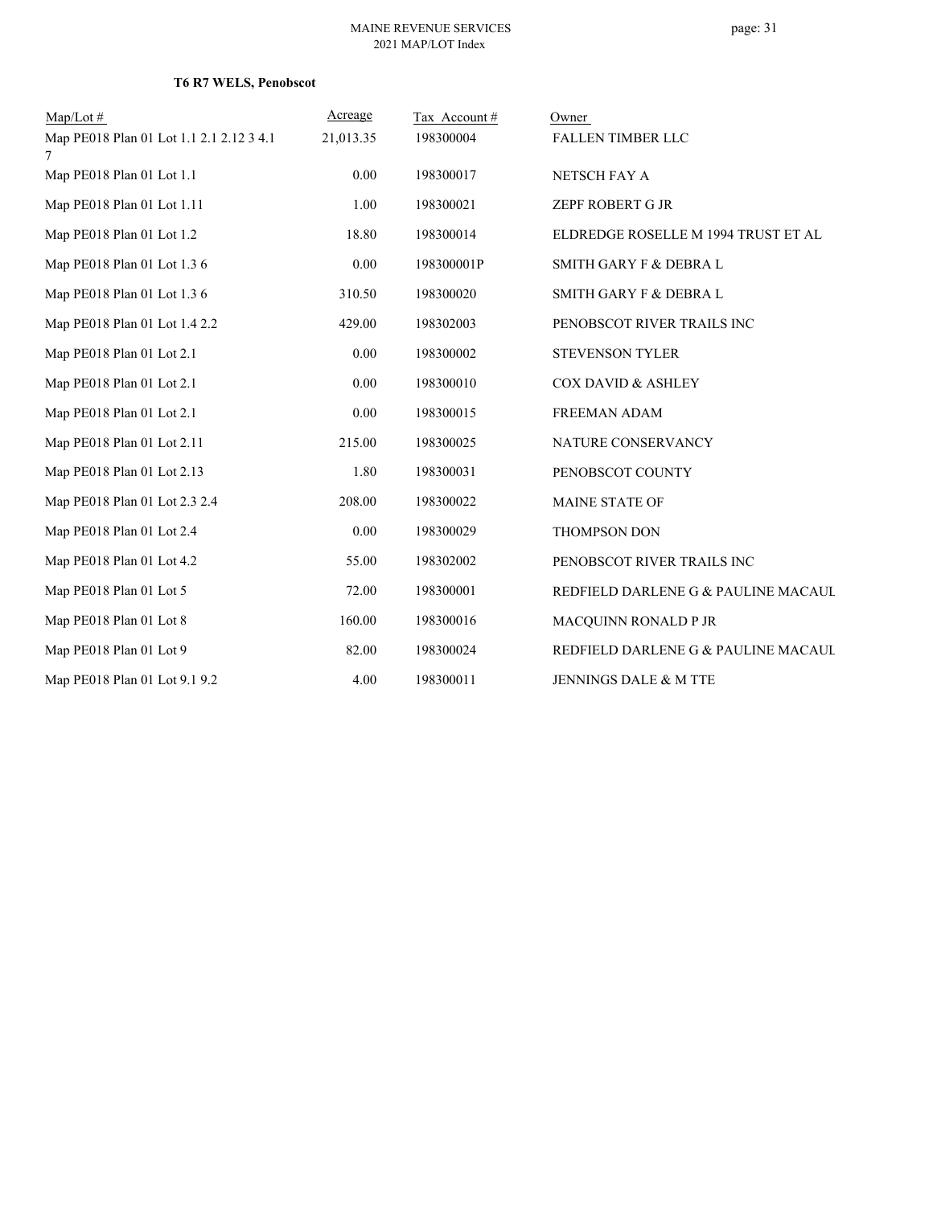**T6 R7 WELS, Penobscot**

| Map/Lot # | Acreage | Tax Account # | Owner |
|---|---|---|---|
| Map PE018 Plan 01 Lot 1.1 2.1 2.12 3 4.1 7 | 21,013.35 | 198300004 | FALLEN TIMBER LLC |
| Map PE018 Plan 01 Lot 1.1 | 0.00 | 198300017 | NETSCH FAY A |
| Map PE018 Plan 01 Lot 1.11 | 1.00 | 198300021 | ZEPF ROBERT G JR |
| Map PE018 Plan 01 Lot 1.2 | 18.80 | 198300014 | ELDREDGE ROSELLE M 1994 TRUST ET AL |
| Map PE018 Plan 01 Lot 1.3 6 | 0.00 | 198300001P | SMITH GARY F & DEBRA L |
| Map PE018 Plan 01 Lot 1.3 6 | 310.50 | 198300020 | SMITH GARY F & DEBRA L |
| Map PE018 Plan 01 Lot 1.4 2.2 | 429.00 | 198302003 | PENOBSCOT RIVER TRAILS INC |
| Map PE018 Plan 01 Lot 2.1 | 0.00 | 198300002 | STEVENSON TYLER |
| Map PE018 Plan 01 Lot 2.1 | 0.00 | 198300010 | COX DAVID & ASHLEY |
| Map PE018 Plan 01 Lot 2.1 | 0.00 | 198300015 | FREEMAN ADAM |
| Map PE018 Plan 01 Lot 2.11 | 215.00 | 198300025 | NATURE CONSERVANCY |
| Map PE018 Plan 01 Lot 2.13 | 1.80 | 198300031 | PENOBSCOT COUNTY |
| Map PE018 Plan 01 Lot 2.3 2.4 | 208.00 | 198300022 | MAINE STATE OF |
| Map PE018 Plan 01 Lot 2.4 | 0.00 | 198300029 | THOMPSON DON |
| Map PE018 Plan 01 Lot 4.2 | 55.00 | 198302002 | PENOBSCOT RIVER TRAILS INC |
| Map PE018 Plan 01 Lot 5 | 72.00 | 198300001 | REDFIELD DARLENE G & PAULINE MACAUL |
| Map PE018 Plan 01 Lot 8 | 160.00 | 198300016 | MACQUINN RONALD P JR |
| Map PE018 Plan 01 Lot 9 | 82.00 | 198300024 | REDFIELD DARLENE G & PAULINE MACAUL |
| Map PE018 Plan 01 Lot 9.1 9.2 | 4.00 | 198300011 | JENNINGS DALE & M TTE |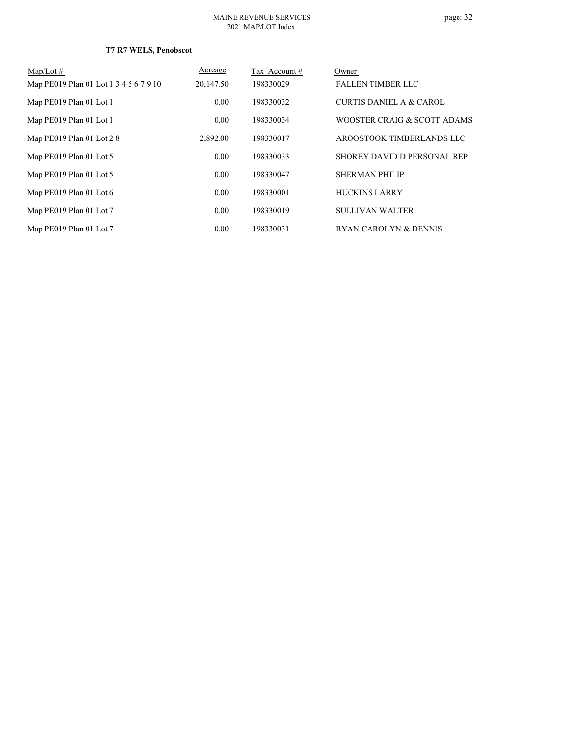**T7 R7 WELS, Penobscot**

| Map/Lot # | Acreage | Tax Account # | Owner |
|---|---|---|---|
| Map PE019 Plan 01 Lot 1 3 4 5 6 7 9 10 | 20,147.50 | 198330029 | FALLEN TIMBER LLC |
| Map PE019 Plan 01 Lot 1 | 0.00 | 198330032 | CURTIS DANIEL A & CAROL |
| Map PE019 Plan 01 Lot 1 | 0.00 | 198330034 | WOOSTER CRAIG & SCOTT ADAMS |
| Map PE019 Plan 01 Lot 2 8 | 2,892.00 | 198330017 | AROOSTOOK TIMBERLANDS LLC |
| Map PE019 Plan 01 Lot 5 | 0.00 | 198330033 | SHOREY DAVID D PERSONAL REP |
| Map PE019 Plan 01 Lot 5 | 0.00 | 198330047 | SHERMAN PHILIP |
| Map PE019 Plan 01 Lot 6 | 0.00 | 198330001 | HUCKINS LARRY |
| Map PE019 Plan 01 Lot 7 | 0.00 | 198330019 | SULLIVAN WALTER |
| Map PE019 Plan 01 Lot 7 | 0.00 | 198330031 | RYAN CAROLYN & DENNIS |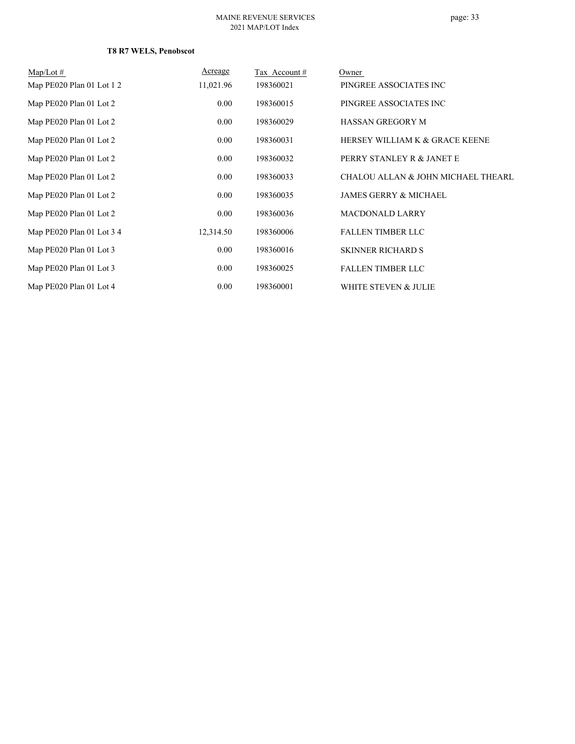**T8 R7 WELS, Penobscot**

| Map/Lot # | Acreage | Tax Account # | Owner |
|---|---|---|---|
| Map PE020 Plan 01 Lot 1 2 | 11,021.96 | 198360021 | PINGREE ASSOCIATES INC |
| Map PE020 Plan 01 Lot 2 | 0.00 | 198360015 | PINGREE ASSOCIATES INC |
| Map PE020 Plan 01 Lot 2 | 0.00 | 198360029 | HASSAN GREGORY M |
| Map PE020 Plan 01 Lot 2 | 0.00 | 198360031 | HERSEY WILLIAM K & GRACE KEENE |
| Map PE020 Plan 01 Lot 2 | 0.00 | 198360032 | PERRY STANLEY R & JANET E |
| Map PE020 Plan 01 Lot 2 | 0.00 | 198360033 | CHALOU ALLAN & JOHN MICHAEL THEARL |
| Map PE020 Plan 01 Lot 2 | 0.00 | 198360035 | JAMES GERRY & MICHAEL |
| Map PE020 Plan 01 Lot 2 | 0.00 | 198360036 | MACDONALD LARRY |
| Map PE020 Plan 01 Lot 3 4 | 12,314.50 | 198360006 | FALLEN TIMBER LLC |
| Map PE020 Plan 01 Lot 3 | 0.00 | 198360016 | SKINNER RICHARD S |
| Map PE020 Plan 01 Lot 3 | 0.00 | 198360025 | FALLEN TIMBER LLC |
| Map PE020 Plan 01 Lot 4 | 0.00 | 198360001 | WHITE STEVEN & JULIE |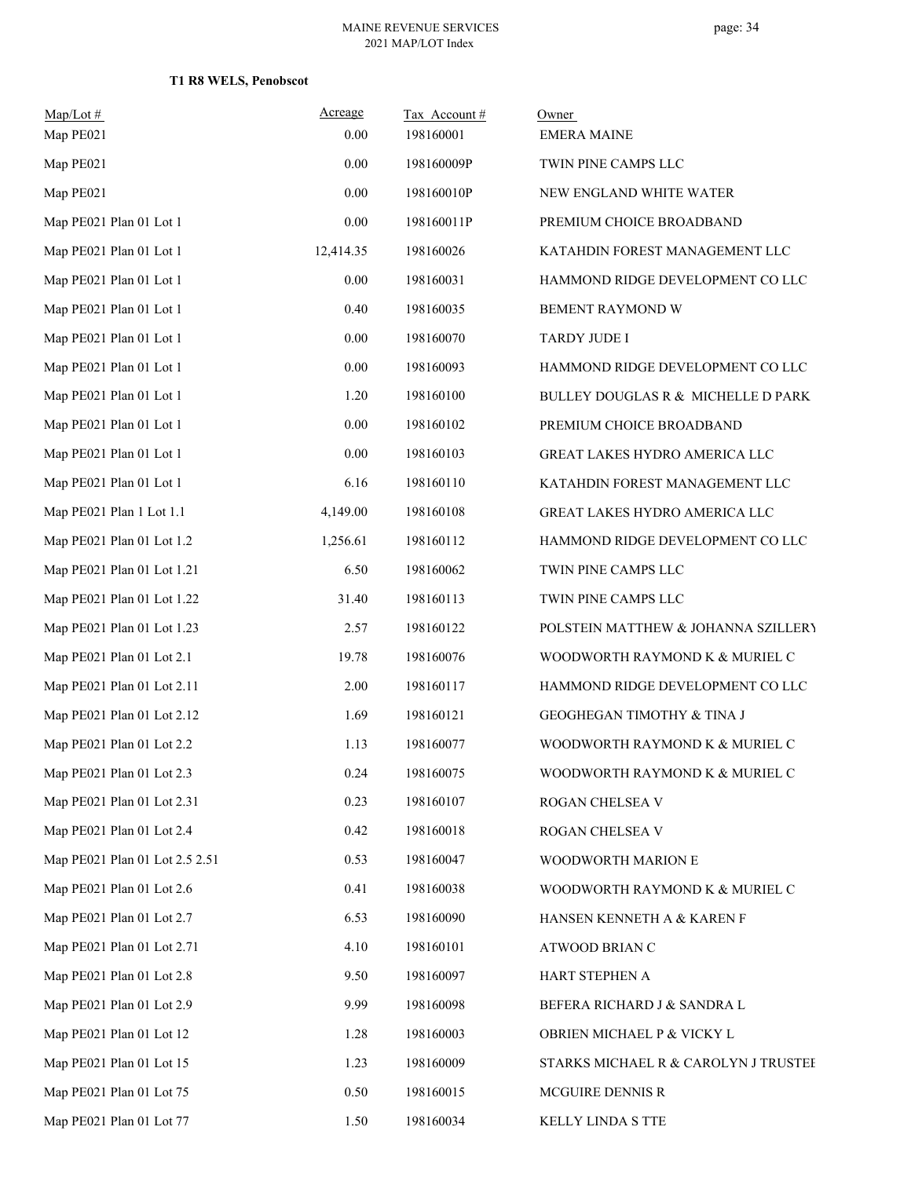**T1 R8 WELS, Penobscot**

| Map/Lot # | Acreage | Tax Account # | Owner |
|---|---|---|---|
| Map PE021 | 0.00 | 198160001 | EMERA MAINE |
| Map PE021 | 0.00 | 198160009P | TWIN PINE CAMPS LLC |
| Map PE021 | 0.00 | 198160010P | NEW ENGLAND WHITE WATER |
| Map PE021 Plan 01 Lot 1 | 0.00 | 198160011P | PREMIUM CHOICE BROADBAND |
| Map PE021 Plan 01 Lot 1 | 12,414.35 | 198160026 | KATAHDIN FOREST MANAGEMENT LLC |
| Map PE021 Plan 01 Lot 1 | 0.00 | 198160031 | HAMMOND RIDGE DEVELOPMENT CO LLC |
| Map PE021 Plan 01 Lot 1 | 0.40 | 198160035 | BEMENT RAYMOND W |
| Map PE021 Plan 01 Lot 1 | 0.00 | 198160070 | TARDY JUDE I |
| Map PE021 Plan 01 Lot 1 | 0.00 | 198160093 | HAMMOND RIDGE DEVELOPMENT CO LLC |
| Map PE021 Plan 01 Lot 1 | 1.20 | 198160100 | BULLEY DOUGLAS R & MICHELLE D PARK |
| Map PE021 Plan 01 Lot 1 | 0.00 | 198160102 | PREMIUM CHOICE BROADBAND |
| Map PE021 Plan 01 Lot 1 | 0.00 | 198160103 | GREAT LAKES HYDRO AMERICA LLC |
| Map PE021 Plan 01 Lot 1 | 6.16 | 198160110 | KATAHDIN FOREST MANAGEMENT LLC |
| Map PE021 Plan 1 Lot 1.1 | 4,149.00 | 198160108 | GREAT LAKES HYDRO AMERICA LLC |
| Map PE021 Plan 01 Lot 1.2 | 1,256.61 | 198160112 | HAMMOND RIDGE DEVELOPMENT CO LLC |
| Map PE021 Plan 01 Lot 1.21 | 6.50 | 198160062 | TWIN PINE CAMPS LLC |
| Map PE021 Plan 01 Lot 1.22 | 31.40 | 198160113 | TWIN PINE CAMPS LLC |
| Map PE021 Plan 01 Lot 1.23 | 2.57 | 198160122 | POLSTEIN MATTHEW & JOHANNA SZILLERY |
| Map PE021 Plan 01 Lot 2.1 | 19.78 | 198160076 | WOODWORTH RAYMOND K & MURIEL C |
| Map PE021 Plan 01 Lot 2.11 | 2.00 | 198160117 | HAMMOND RIDGE DEVELOPMENT CO LLC |
| Map PE021 Plan 01 Lot 2.12 | 1.69 | 198160121 | GEOGHEGAN TIMOTHY & TINA J |
| Map PE021 Plan 01 Lot 2.2 | 1.13 | 198160077 | WOODWORTH RAYMOND K & MURIEL C |
| Map PE021 Plan 01 Lot 2.3 | 0.24 | 198160075 | WOODWORTH RAYMOND K & MURIEL C |
| Map PE021 Plan 01 Lot 2.31 | 0.23 | 198160107 | ROGAN CHELSEA V |
| Map PE021 Plan 01 Lot 2.4 | 0.42 | 198160018 | ROGAN CHELSEA V |
| Map PE021 Plan 01 Lot 2.5 2.51 | 0.53 | 198160047 | WOODWORTH MARION E |
| Map PE021 Plan 01 Lot 2.6 | 0.41 | 198160038 | WOODWORTH RAYMOND K & MURIEL C |
| Map PE021 Plan 01 Lot 2.7 | 6.53 | 198160090 | HANSEN KENNETH A & KAREN F |
| Map PE021 Plan 01 Lot 2.71 | 4.10 | 198160101 | ATWOOD BRIAN C |
| Map PE021 Plan 01 Lot 2.8 | 9.50 | 198160097 | HART STEPHEN A |
| Map PE021 Plan 01 Lot 2.9 | 9.99 | 198160098 | BEFERA RICHARD J & SANDRA L |
| Map PE021 Plan 01 Lot 12 | 1.28 | 198160003 | OBRIEN MICHAEL P & VICKY L |
| Map PE021 Plan 01 Lot 15 | 1.23 | 198160009 | STARKS MICHAEL R & CAROLYN J TRUSTEE |
| Map PE021 Plan 01 Lot 75 | 0.50 | 198160015 | MCGUIRE DENNIS R |
| Map PE021 Plan 01 Lot 77 | 1.50 | 198160034 | KELLY LINDA S TTE |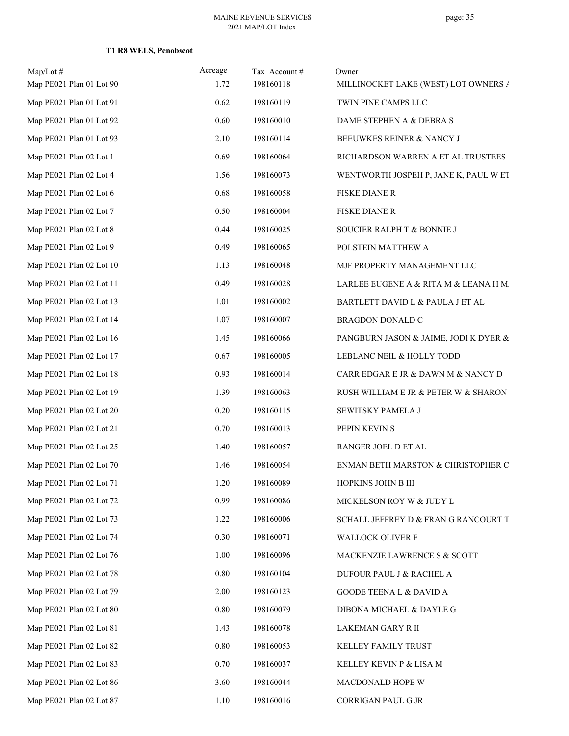**T1 R8 WELS, Penobscot**

| Map/Lot # | Acreage | Tax Account # | Owner |
|---|---|---|---|
| Map PE021 Plan 01 Lot 90 | 1.72 | 198160118 | MILLINOCKET LAKE (WEST) LOT OWNERS A |
| Map PE021 Plan 01 Lot 91 | 0.62 | 198160119 | TWIN PINE CAMPS LLC |
| Map PE021 Plan 01 Lot 92 | 0.60 | 198160010 | DAME STEPHEN A & DEBRA S |
| Map PE021 Plan 01 Lot 93 | 2.10 | 198160114 | BEEUWKES REINER & NANCY J |
| Map PE021 Plan 02 Lot 1 | 0.69 | 198160064 | RICHARDSON WARREN A ET AL TRUSTEES |
| Map PE021 Plan 02 Lot 4 | 1.56 | 198160073 | WENTWORTH JOSPEH P, JANE K, PAUL W ET |
| Map PE021 Plan 02 Lot 6 | 0.68 | 198160058 | FISKE DIANE R |
| Map PE021 Plan 02 Lot 7 | 0.50 | 198160004 | FISKE DIANE R |
| Map PE021 Plan 02 Lot 8 | 0.44 | 198160025 | SOUCIER RALPH T & BONNIE J |
| Map PE021 Plan 02 Lot 9 | 0.49 | 198160065 | POLSTEIN MATTHEW A |
| Map PE021 Plan 02 Lot 10 | 1.13 | 198160048 | MJF PROPERTY MANAGEMENT LLC |
| Map PE021 Plan 02 Lot 11 | 0.49 | 198160028 | LARLEE EUGENE A & RITA M & LEANA H M. |
| Map PE021 Plan 02 Lot 13 | 1.01 | 198160002 | BARTLETT DAVID L & PAULA J ET AL |
| Map PE021 Plan 02 Lot 14 | 1.07 | 198160007 | BRAGDON DONALD C |
| Map PE021 Plan 02 Lot 16 | 1.45 | 198160066 | PANGBURN JASON & JAIME, JODI K DYER & |
| Map PE021 Plan 02 Lot 17 | 0.67 | 198160005 | LEBLANC NEIL & HOLLY TODD |
| Map PE021 Plan 02 Lot 18 | 0.93 | 198160014 | CARR EDGAR E JR & DAWN M & NANCY D |
| Map PE021 Plan 02 Lot 19 | 1.39 | 198160063 | RUSH WILLIAM E JR & PETER W & SHARON |
| Map PE021 Plan 02 Lot 20 | 0.20 | 198160115 | SEWITSKY PAMELA J |
| Map PE021 Plan 02 Lot 21 | 0.70 | 198160013 | PEPIN KEVIN S |
| Map PE021 Plan 02 Lot 25 | 1.40 | 198160057 | RANGER JOEL D ET AL |
| Map PE021 Plan 02 Lot 70 | 1.46 | 198160054 | ENMAN BETH MARSTON & CHRISTOPHER C |
| Map PE021 Plan 02 Lot 71 | 1.20 | 198160089 | HOPKINS JOHN B III |
| Map PE021 Plan 02 Lot 72 | 0.99 | 198160086 | MICKELSON ROY W & JUDY L |
| Map PE021 Plan 02 Lot 73 | 1.22 | 198160006 | SCHALL JEFFREY D & FRAN G RANCOURT T |
| Map PE021 Plan 02 Lot 74 | 0.30 | 198160071 | WALLOCK OLIVER F |
| Map PE021 Plan 02 Lot 76 | 1.00 | 198160096 | MACKENZIE LAWRENCE S & SCOTT |
| Map PE021 Plan 02 Lot 78 | 0.80 | 198160104 | DUFOUR PAUL J & RACHEL A |
| Map PE021 Plan 02 Lot 79 | 2.00 | 198160123 | GOODE TEENA L & DAVID A |
| Map PE021 Plan 02 Lot 80 | 0.80 | 198160079 | DIBONA MICHAEL & DAYLE G |
| Map PE021 Plan 02 Lot 81 | 1.43 | 198160078 | LAKEMAN GARY R II |
| Map PE021 Plan 02 Lot 82 | 0.80 | 198160053 | KELLEY FAMILY TRUST |
| Map PE021 Plan 02 Lot 83 | 0.70 | 198160037 | KELLEY KEVIN P & LISA M |
| Map PE021 Plan 02 Lot 86 | 3.60 | 198160044 | MACDONALD HOPE W |
| Map PE021 Plan 02 Lot 87 | 1.10 | 198160016 | CORRIGAN PAUL G JR |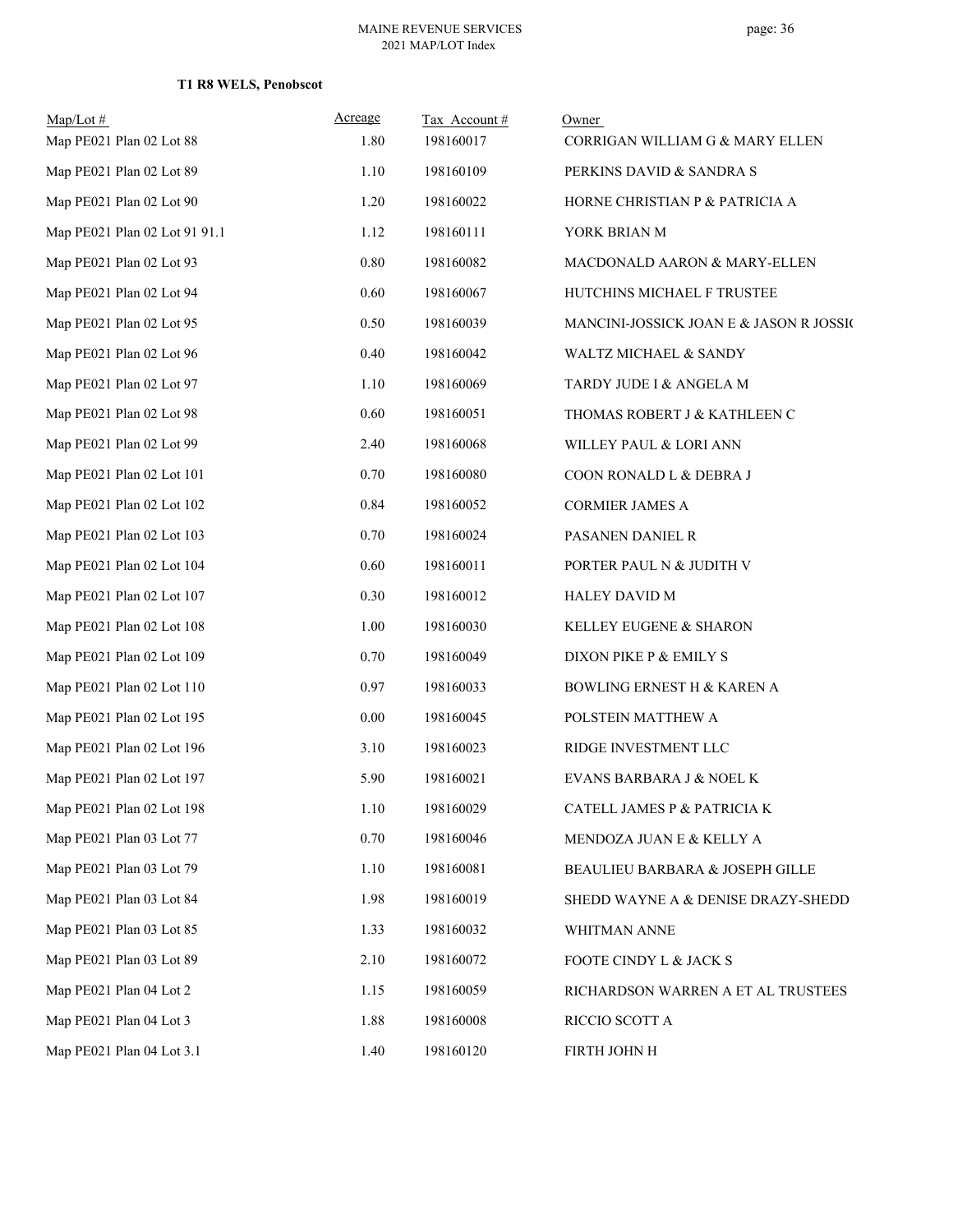**T1 R8 WELS, Penobscot**

| Map/Lot # | Acreage | Tax Account # | Owner |
|---|---|---|---|
| Map PE021 Plan 02 Lot 88 | 1.80 | 198160017 | CORRIGAN WILLIAM G & MARY ELLEN |
| Map PE021 Plan 02 Lot 89 | 1.10 | 198160109 | PERKINS DAVID & SANDRA S |
| Map PE021 Plan 02 Lot 90 | 1.20 | 198160022 | HORNE CHRISTIAN P & PATRICIA A |
| Map PE021 Plan 02 Lot 91 91.1 | 1.12 | 198160111 | YORK BRIAN M |
| Map PE021 Plan 02 Lot 93 | 0.80 | 198160082 | MACDONALD AARON & MARY-ELLEN |
| Map PE021 Plan 02 Lot 94 | 0.60 | 198160067 | HUTCHINS MICHAEL F TRUSTEE |
| Map PE021 Plan 02 Lot 95 | 0.50 | 198160039 | MANCINI-JOSSICK JOAN E & JASON R JOSSIC |
| Map PE021 Plan 02 Lot 96 | 0.40 | 198160042 | WALTZ MICHAEL & SANDY |
| Map PE021 Plan 02 Lot 97 | 1.10 | 198160069 | TARDY JUDE I & ANGELA M |
| Map PE021 Plan 02 Lot 98 | 0.60 | 198160051 | THOMAS ROBERT J & KATHLEEN C |
| Map PE021 Plan 02 Lot 99 | 2.40 | 198160068 | WILLEY PAUL & LORI ANN |
| Map PE021 Plan 02 Lot 101 | 0.70 | 198160080 | COON RONALD L & DEBRA J |
| Map PE021 Plan 02 Lot 102 | 0.84 | 198160052 | CORMIER JAMES A |
| Map PE021 Plan 02 Lot 103 | 0.70 | 198160024 | PASANEN DANIEL R |
| Map PE021 Plan 02 Lot 104 | 0.60 | 198160011 | PORTER PAUL N & JUDITH V |
| Map PE021 Plan 02 Lot 107 | 0.30 | 198160012 | HALEY DAVID M |
| Map PE021 Plan 02 Lot 108 | 1.00 | 198160030 | KELLEY EUGENE & SHARON |
| Map PE021 Plan 02 Lot 109 | 0.70 | 198160049 | DIXON PIKE P & EMILY S |
| Map PE021 Plan 02 Lot 110 | 0.97 | 198160033 | BOWLING ERNEST H & KAREN A |
| Map PE021 Plan 02 Lot 195 | 0.00 | 198160045 | POLSTEIN MATTHEW A |
| Map PE021 Plan 02 Lot 196 | 3.10 | 198160023 | RIDGE INVESTMENT LLC |
| Map PE021 Plan 02 Lot 197 | 5.90 | 198160021 | EVANS BARBARA J & NOEL K |
| Map PE021 Plan 02 Lot 198 | 1.10 | 198160029 | CATELL JAMES P & PATRICIA K |
| Map PE021 Plan 03 Lot 77 | 0.70 | 198160046 | MENDOZA JUAN E & KELLY A |
| Map PE021 Plan 03 Lot 79 | 1.10 | 198160081 | BEAULIEU BARBARA & JOSEPH GILLE |
| Map PE021 Plan 03 Lot 84 | 1.98 | 198160019 | SHEDD WAYNE A & DENISE DRAZY-SHEDD |
| Map PE021 Plan 03 Lot 85 | 1.33 | 198160032 | WHITMAN ANNE |
| Map PE021 Plan 03 Lot 89 | 2.10 | 198160072 | FOOTE CINDY L & JACK S |
| Map PE021 Plan 04 Lot 2 | 1.15 | 198160059 | RICHARDSON WARREN A ET AL TRUSTEES |
| Map PE021 Plan 04 Lot 3 | 1.88 | 198160008 | RICCIO SCOTT A |
| Map PE021 Plan 04 Lot 3.1 | 1.40 | 198160120 | FIRTH JOHN H |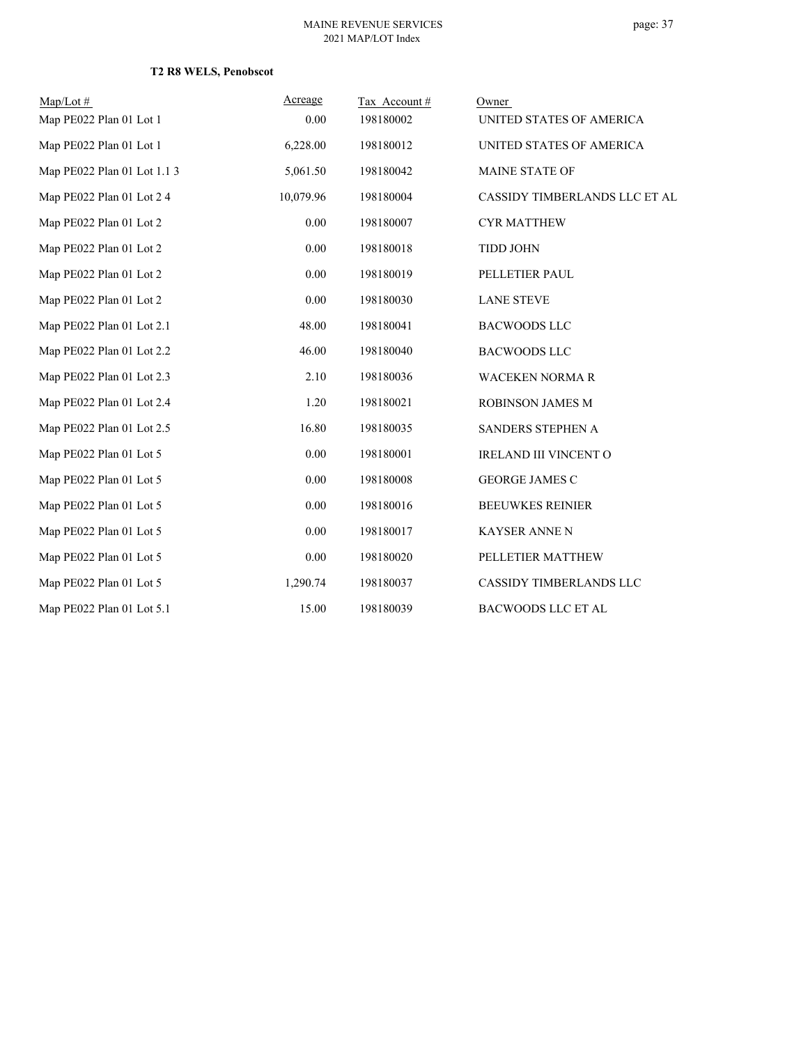**T2 R8 WELS, Penobscot**

| Map/Lot # | Acreage | Tax Account # | Owner |
|---|---|---|---|
| Map PE022 Plan 01 Lot 1 | 0.00 | 198180002 | UNITED STATES OF AMERICA |
| Map PE022 Plan 01 Lot 1 | 6,228.00 | 198180012 | UNITED STATES OF AMERICA |
| Map PE022 Plan 01 Lot 1.1 3 | 5,061.50 | 198180042 | MAINE STATE OF |
| Map PE022 Plan 01 Lot 2 4 | 10,079.96 | 198180004 | CASSIDY TIMBERLANDS LLC ET AL |
| Map PE022 Plan 01 Lot 2 | 0.00 | 198180007 | CYR MATTHEW |
| Map PE022 Plan 01 Lot 2 | 0.00 | 198180018 | TIDD JOHN |
| Map PE022 Plan 01 Lot 2 | 0.00 | 198180019 | PELLETIER PAUL |
| Map PE022 Plan 01 Lot 2 | 0.00 | 198180030 | LANE STEVE |
| Map PE022 Plan 01 Lot 2.1 | 48.00 | 198180041 | BACWOODS LLC |
| Map PE022 Plan 01 Lot 2.2 | 46.00 | 198180040 | BACWOODS LLC |
| Map PE022 Plan 01 Lot 2.3 | 2.10 | 198180036 | WACEKEN NORMA R |
| Map PE022 Plan 01 Lot 2.4 | 1.20 | 198180021 | ROBINSON JAMES M |
| Map PE022 Plan 01 Lot 2.5 | 16.80 | 198180035 | SANDERS STEPHEN A |
| Map PE022 Plan 01 Lot 5 | 0.00 | 198180001 | IRELAND III VINCENT O |
| Map PE022 Plan 01 Lot 5 | 0.00 | 198180008 | GEORGE JAMES C |
| Map PE022 Plan 01 Lot 5 | 0.00 | 198180016 | BEEUWKES REINIER |
| Map PE022 Plan 01 Lot 5 | 0.00 | 198180017 | KAYSER ANNE N |
| Map PE022 Plan 01 Lot 5 | 0.00 | 198180020 | PELLETIER MATTHEW |
| Map PE022 Plan 01 Lot 5 | 1,290.74 | 198180037 | CASSIDY TIMBERLANDS LLC |
| Map PE022 Plan 01 Lot 5.1 | 15.00 | 198180039 | BACWOODS LLC ET AL |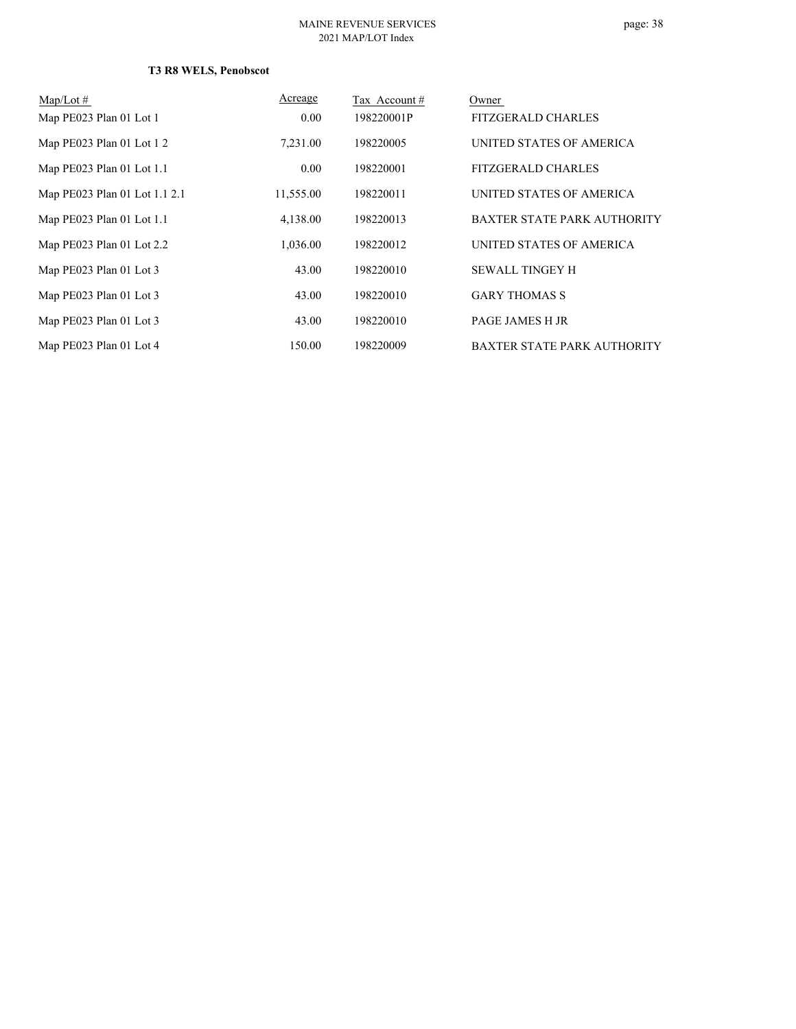**T3 R8 WELS, Penobscot**

| Map/Lot # | Acreage | Tax Account # | Owner |
| --- | --- | --- | --- |
| Map PE023 Plan 01 Lot 1 | 0.00 | 198220001P | FITZGERALD CHARLES |
| Map PE023 Plan 01 Lot 1 2 | 7,231.00 | 198220005 | UNITED STATES OF AMERICA |
| Map PE023 Plan 01 Lot 1.1 | 0.00 | 198220001 | FITZGERALD CHARLES |
| Map PE023 Plan 01 Lot 1.1 2.1 | 11,555.00 | 198220011 | UNITED STATES OF AMERICA |
| Map PE023 Plan 01 Lot 1.1 | 4,138.00 | 198220013 | BAXTER STATE PARK AUTHORITY |
| Map PE023 Plan 01 Lot 2.2 | 1,036.00 | 198220012 | UNITED STATES OF AMERICA |
| Map PE023 Plan 01 Lot 3 | 43.00 | 198220010 | SEWALL TINGEY H |
| Map PE023 Plan 01 Lot 3 | 43.00 | 198220010 | GARY THOMAS S |
| Map PE023 Plan 01 Lot 3 | 43.00 | 198220010 | PAGE JAMES H JR |
| Map PE023 Plan 01 Lot 4 | 150.00 | 198220009 | BAXTER STATE PARK AUTHORITY |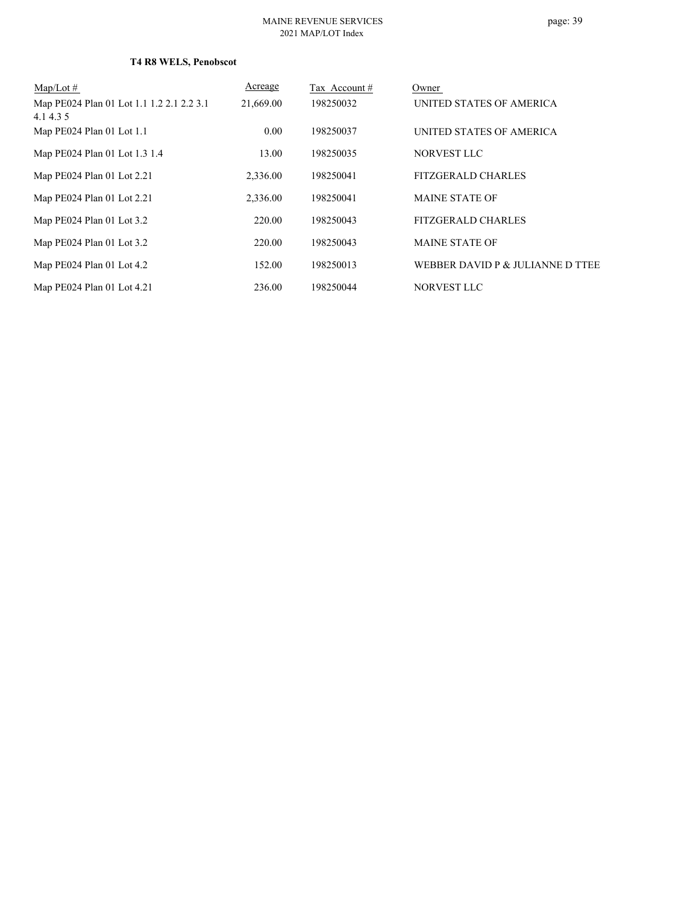**T4 R8 WELS, Penobscot**

| Map/Lot # | Acreage | Tax Account # | Owner |
|---|---|---|---|
| Map PE024 Plan 01 Lot 1.1 1.2 2.1 2.2 3.1 4.1 4.3 5 | 21,669.00 | 198250032 | UNITED STATES OF AMERICA |
| Map PE024 Plan 01 Lot 1.1 | 0.00 | 198250037 | UNITED STATES OF AMERICA |
| Map PE024 Plan 01 Lot 1.3 1.4 | 13.00 | 198250035 | NORVEST LLC |
| Map PE024 Plan 01 Lot 2.21 | 2,336.00 | 198250041 | FITZGERALD CHARLES |
| Map PE024 Plan 01 Lot 2.21 | 2,336.00 | 198250041 | MAINE STATE OF |
| Map PE024 Plan 01 Lot 3.2 | 220.00 | 198250043 | FITZGERALD CHARLES |
| Map PE024 Plan 01 Lot 3.2 | 220.00 | 198250043 | MAINE STATE OF |
| Map PE024 Plan 01 Lot 4.2 | 152.00 | 198250013 | WEBBER DAVID P & JULIANNE D TTEE |
| Map PE024 Plan 01 Lot 4.21 | 236.00 | 198250044 | NORVEST LLC |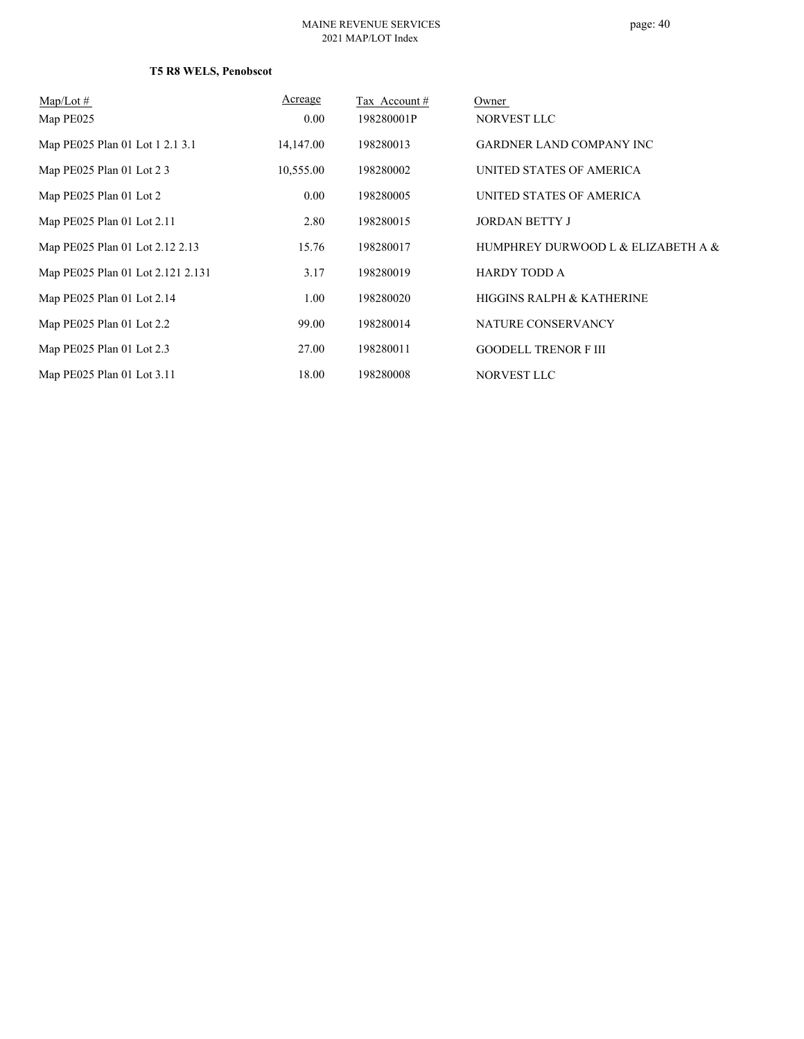**T5 R8 WELS, Penobscot**

| Map/Lot # | Acreage | Tax Account # | Owner |
|---|---|---|---|
| Map PE025 | 0.00 | 198280001P | NORVEST LLC |
| Map PE025 Plan 01 Lot 1 2.1 3.1 | 14,147.00 | 198280013 | GARDNER LAND COMPANY INC |
| Map PE025 Plan 01 Lot 2 3 | 10,555.00 | 198280002 | UNITED STATES OF AMERICA |
| Map PE025 Plan 01 Lot 2 | 0.00 | 198280005 | UNITED STATES OF AMERICA |
| Map PE025 Plan 01 Lot 2.11 | 2.80 | 198280015 | JORDAN BETTY J |
| Map PE025 Plan 01 Lot 2.12 2.13 | 15.76 | 198280017 | HUMPHREY DURWOOD L & ELIZABETH A & |
| Map PE025 Plan 01 Lot 2.121 2.131 | 3.17 | 198280019 | HARDY TODD A |
| Map PE025 Plan 01 Lot 2.14 | 1.00 | 198280020 | HIGGINS RALPH & KATHERINE |
| Map PE025 Plan 01 Lot 2.2 | 99.00 | 198280014 | NATURE CONSERVANCY |
| Map PE025 Plan 01 Lot 2.3 | 27.00 | 198280011 | GOODELL TRENOR F III |
| Map PE025 Plan 01 Lot 3.11 | 18.00 | 198280008 | NORVEST LLC |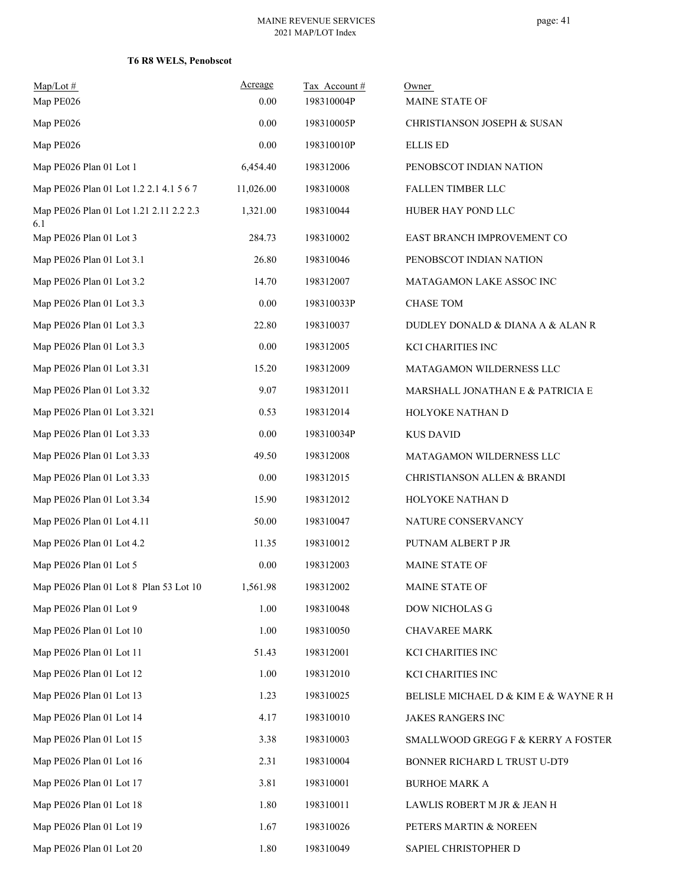**T6 R8 WELS, Penobscot**

| Map/Lot # | Acreage | Tax Account # | Owner |
|---|---|---|---|
| Map PE026 | 0.00 | 198310004P | MAINE STATE OF |
| Map PE026 | 0.00 | 198310005P | CHRISTIANSON JOSEPH & SUSAN |
| Map PE026 | 0.00 | 198310010P | ELLIS ED |
| Map PE026 Plan 01 Lot 1 | 6,454.40 | 198312006 | PENOBSCOT INDIAN NATION |
| Map PE026 Plan 01 Lot 1.2 2.1 4.1 5 6 7 | 11,026.00 | 198310008 | FALLEN TIMBER LLC |
| Map PE026 Plan 01 Lot 1.21 2.11 2.2 2.3 6.1 | 1,321.00 | 198310044 | HUBER HAY POND LLC |
| Map PE026 Plan 01 Lot 3 | 284.73 | 198310002 | EAST BRANCH IMPROVEMENT CO |
| Map PE026 Plan 01 Lot 3.1 | 26.80 | 198310046 | PENOBSCOT INDIAN NATION |
| Map PE026 Plan 01 Lot 3.2 | 14.70 | 198312007 | MATAGAMON LAKE ASSOC INC |
| Map PE026 Plan 01 Lot 3.3 | 0.00 | 198310033P | CHASE TOM |
| Map PE026 Plan 01 Lot 3.3 | 22.80 | 198310037 | DUDLEY DONALD & DIANA A & ALAN R |
| Map PE026 Plan 01 Lot 3.3 | 0.00 | 198312005 | KCI CHARITIES INC |
| Map PE026 Plan 01 Lot 3.31 | 15.20 | 198312009 | MATAGAMON WILDERNESS LLC |
| Map PE026 Plan 01 Lot 3.32 | 9.07 | 198312011 | MARSHALL JONATHAN E & PATRICIA E |
| Map PE026 Plan 01 Lot 3.321 | 0.53 | 198312014 | HOLYOKE NATHAN D |
| Map PE026 Plan 01 Lot 3.33 | 0.00 | 198310034P | KUS DAVID |
| Map PE026 Plan 01 Lot 3.33 | 49.50 | 198312008 | MATAGAMON WILDERNESS LLC |
| Map PE026 Plan 01 Lot 3.33 | 0.00 | 198312015 | CHRISTIANSON ALLEN & BRANDI |
| Map PE026 Plan 01 Lot 3.34 | 15.90 | 198312012 | HOLYOKE NATHAN D |
| Map PE026 Plan 01 Lot 4.11 | 50.00 | 198310047 | NATURE CONSERVANCY |
| Map PE026 Plan 01 Lot 4.2 | 11.35 | 198310012 | PUTNAM ALBERT P JR |
| Map PE026 Plan 01 Lot 5 | 0.00 | 198312003 | MAINE STATE OF |
| Map PE026 Plan 01 Lot 8 Plan 53 Lot 10 | 1,561.98 | 198312002 | MAINE STATE OF |
| Map PE026 Plan 01 Lot 9 | 1.00 | 198310048 | DOW NICHOLAS G |
| Map PE026 Plan 01 Lot 10 | 1.00 | 198310050 | CHAVAREE MARK |
| Map PE026 Plan 01 Lot 11 | 51.43 | 198312001 | KCI CHARITIES INC |
| Map PE026 Plan 01 Lot 12 | 1.00 | 198312010 | KCI CHARITIES INC |
| Map PE026 Plan 01 Lot 13 | 1.23 | 198310025 | BELISLE MICHAEL D & KIM E & WAYNE R H |
| Map PE026 Plan 01 Lot 14 | 4.17 | 198310010 | JAKES RANGERS INC |
| Map PE026 Plan 01 Lot 15 | 3.38 | 198310003 | SMALLWOOD GREGG F & KERRY A FOSTER |
| Map PE026 Plan 01 Lot 16 | 2.31 | 198310004 | BONNER RICHARD L TRUST U-DT9 |
| Map PE026 Plan 01 Lot 17 | 3.81 | 198310001 | BURHOE MARK A |
| Map PE026 Plan 01 Lot 18 | 1.80 | 198310011 | LAWLIS ROBERT M JR & JEAN H |
| Map PE026 Plan 01 Lot 19 | 1.67 | 198310026 | PETERS MARTIN & NOREEN |
| Map PE026 Plan 01 Lot 20 | 1.80 | 198310049 | SAPIEL CHRISTOPHER D |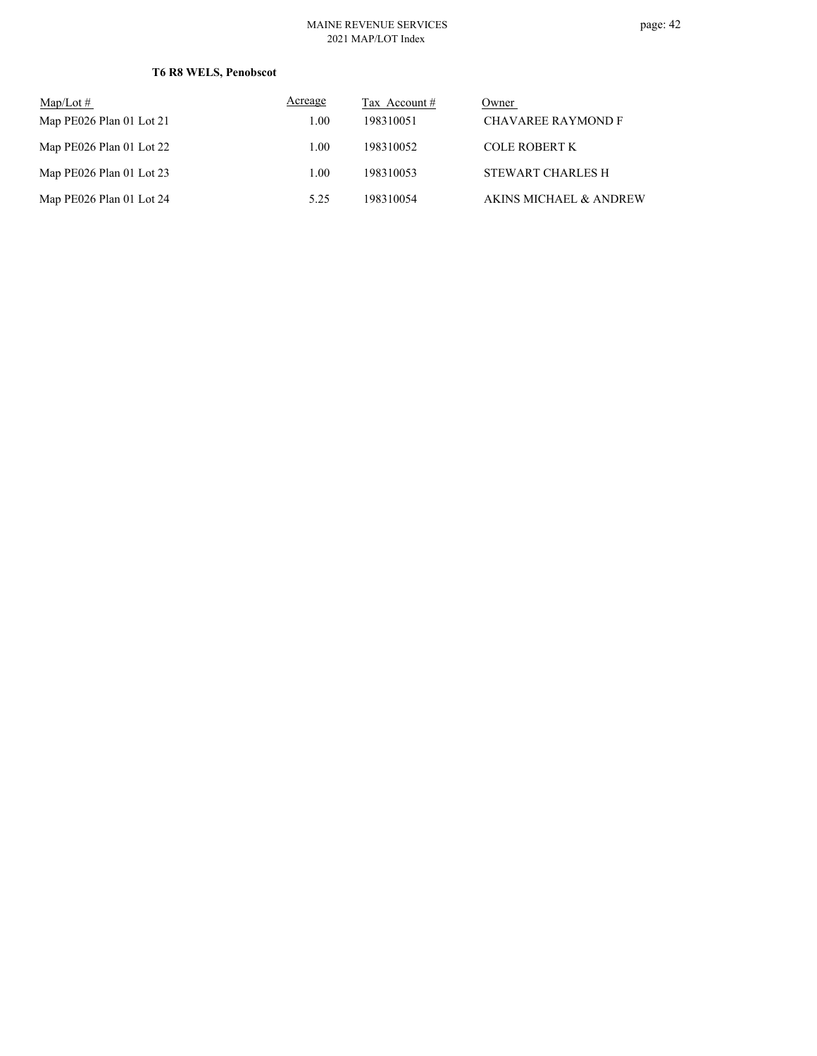**T6 R8 WELS, Penobscot**

| Map/Lot # | Acreage | Tax Account # | Owner |
|---|---|---|---|
| Map PE026 Plan 01 Lot 21 | 1.00 | 198310051 | CHAVAREE RAYMOND F |
| Map PE026 Plan 01 Lot 22 | 1.00 | 198310052 | COLE ROBERT K |
| Map PE026 Plan 01 Lot 23 | 1.00 | 198310053 | STEWART CHARLES H |
| Map PE026 Plan 01 Lot 24 | 5.25 | 198310054 | AKINS MICHAEL & ANDREW |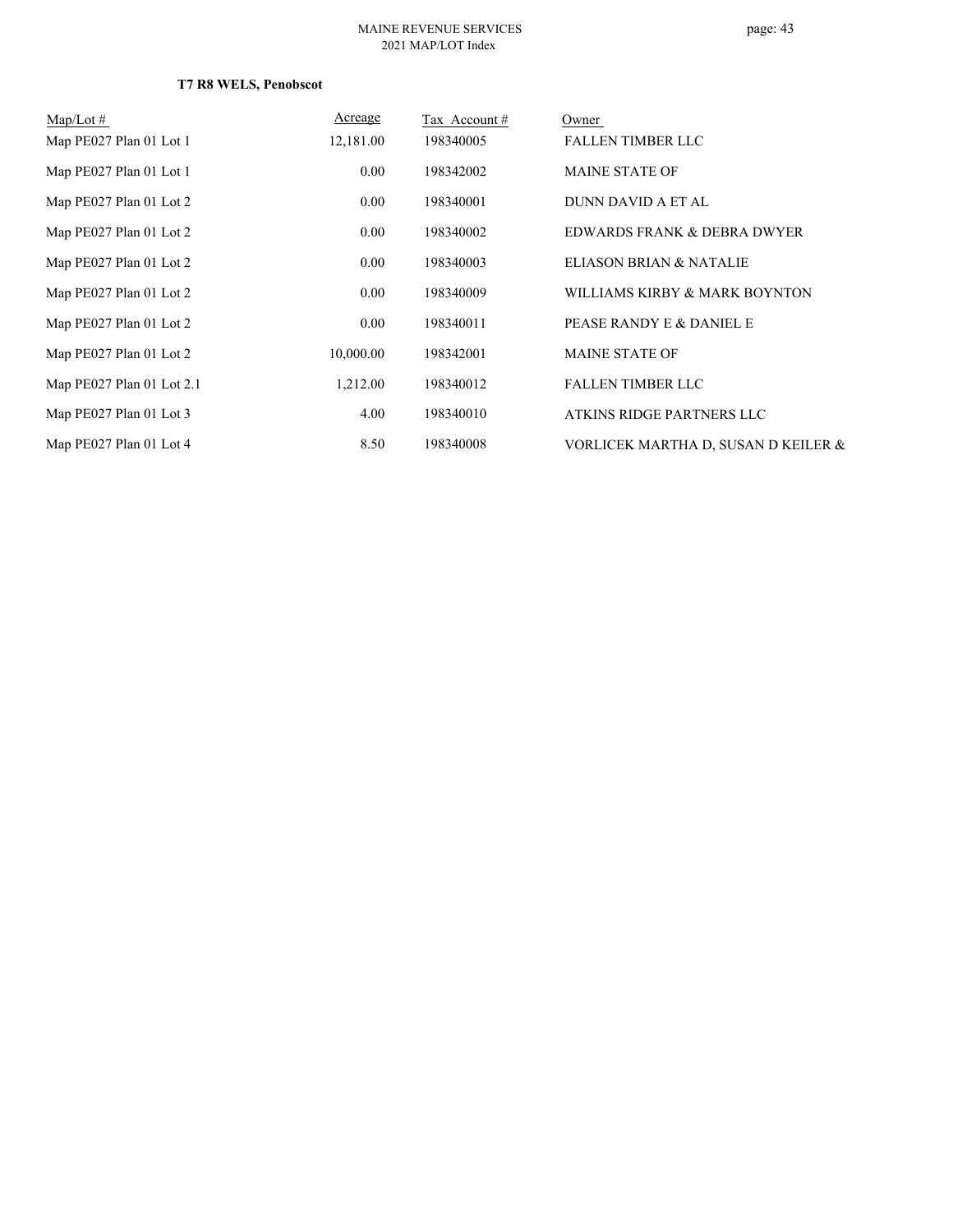**T7 R8 WELS, Penobscot**

| Map/Lot # | Acreage | Tax Account # | Owner |
|---|---|---|---|
| Map PE027 Plan 01 Lot 1 | 12,181.00 | 198340005 | FALLEN TIMBER LLC |
| Map PE027 Plan 01 Lot 1 | 0.00 | 198342002 | MAINE STATE OF |
| Map PE027 Plan 01 Lot 2 | 0.00 | 198340001 | DUNN DAVID A ET AL |
| Map PE027 Plan 01 Lot 2 | 0.00 | 198340002 | EDWARDS FRANK & DEBRA DWYER |
| Map PE027 Plan 01 Lot 2 | 0.00 | 198340003 | ELIASON BRIAN & NATALIE |
| Map PE027 Plan 01 Lot 2 | 0.00 | 198340009 | WILLIAMS KIRBY & MARK BOYNTON |
| Map PE027 Plan 01 Lot 2 | 0.00 | 198340011 | PEASE RANDY E & DANIEL E |
| Map PE027 Plan 01 Lot 2 | 10,000.00 | 198342001 | MAINE STATE OF |
| Map PE027 Plan 01 Lot 2.1 | 1,212.00 | 198340012 | FALLEN TIMBER LLC |
| Map PE027 Plan 01 Lot 3 | 4.00 | 198340010 | ATKINS RIDGE PARTNERS LLC |
| Map PE027 Plan 01 Lot 4 | 8.50 | 198340008 | VORLICEK MARTHA D, SUSAN D KEILER & |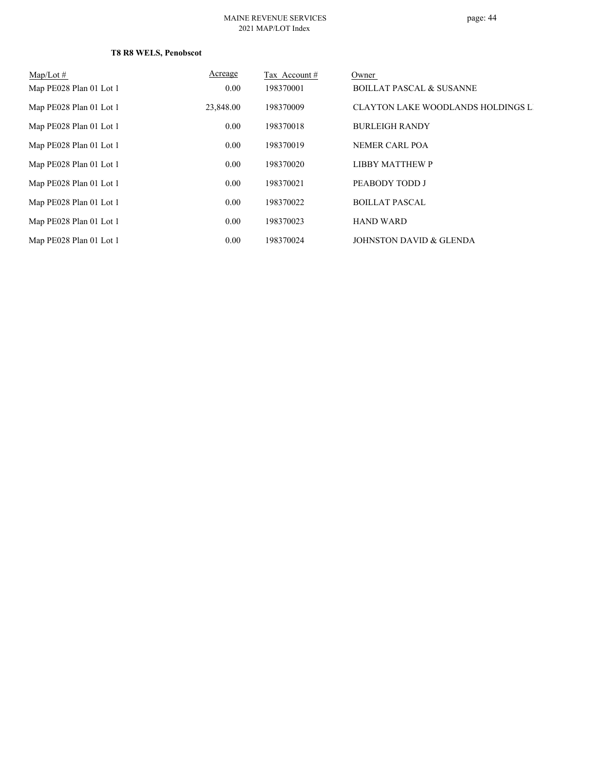**T8 R8 WELS, Penobscot**

| Map/Lot # | Acreage | Tax Account # | Owner |
|---|---|---|---|
| Map PE028 Plan 01 Lot 1 | 0.00 | 198370001 | BOILLAT PASCAL & SUSANNE |
| Map PE028 Plan 01 Lot 1 | 23,848.00 | 198370009 | CLAYTON LAKE WOODLANDS HOLDINGS L |
| Map PE028 Plan 01 Lot 1 | 0.00 | 198370018 | BURLEIGH RANDY |
| Map PE028 Plan 01 Lot 1 | 0.00 | 198370019 | NEMER CARL POA |
| Map PE028 Plan 01 Lot 1 | 0.00 | 198370020 | LIBBY MATTHEW P |
| Map PE028 Plan 01 Lot 1 | 0.00 | 198370021 | PEABODY TODD J |
| Map PE028 Plan 01 Lot 1 | 0.00 | 198370022 | BOILLAT PASCAL |
| Map PE028 Plan 01 Lot 1 | 0.00 | 198370023 | HAND WARD |
| Map PE028 Plan 01 Lot 1 | 0.00 | 198370024 | JOHNSTON DAVID & GLENDA |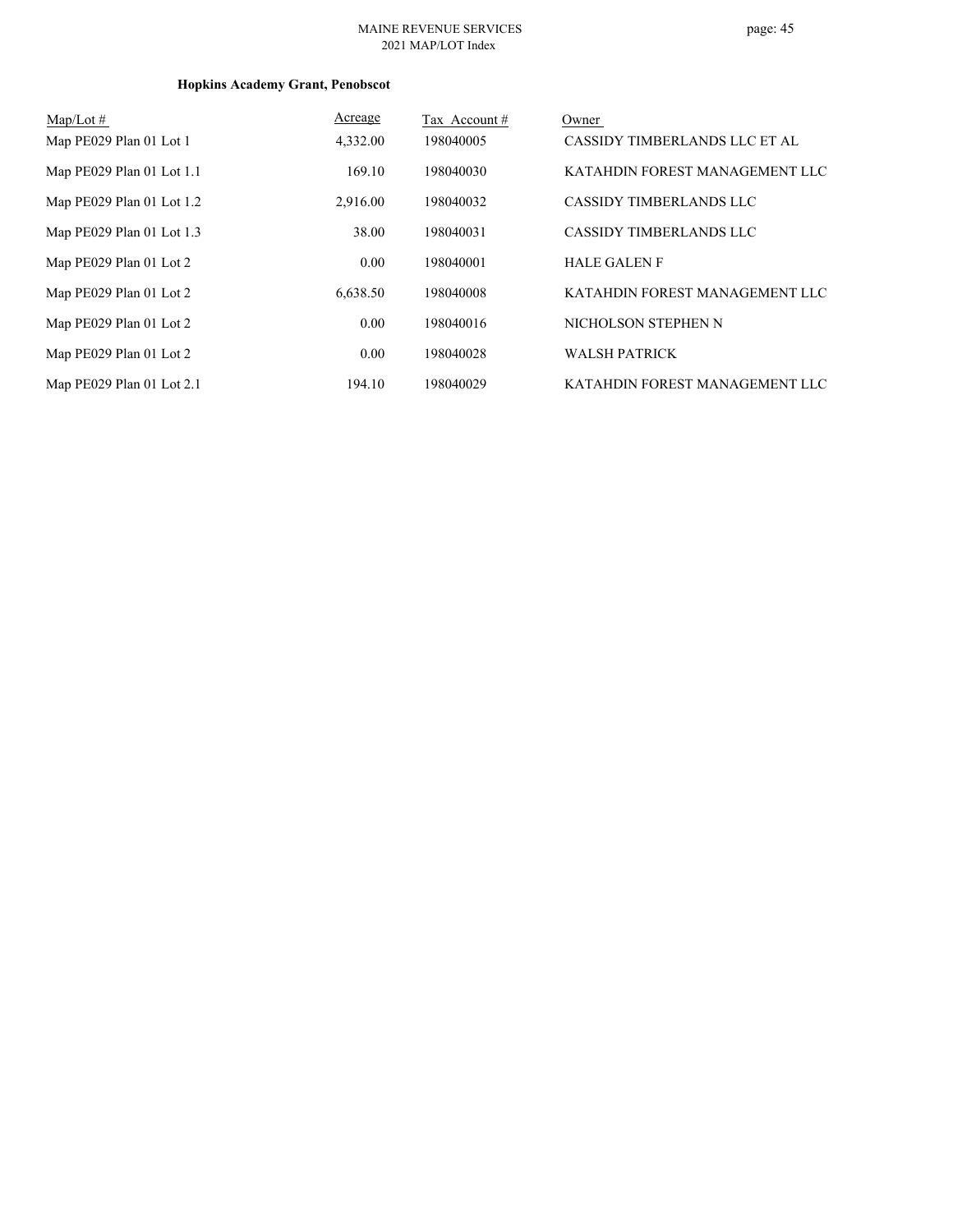**Hopkins Academy Grant, Penobscot**

| Map/Lot # | Acreage | Tax Account # | Owner |
|---|---|---|---|
| Map PE029 Plan 01 Lot 1 | 4,332.00 | 198040005 | CASSIDY TIMBERLANDS LLC ET AL |
| Map PE029 Plan 01 Lot 1.1 | 169.10 | 198040030 | KATAHDIN FOREST MANAGEMENT LLC |
| Map PE029 Plan 01 Lot 1.2 | 2,916.00 | 198040032 | CASSIDY TIMBERLANDS LLC |
| Map PE029 Plan 01 Lot 1.3 | 38.00 | 198040031 | CASSIDY TIMBERLANDS LLC |
| Map PE029 Plan 01 Lot 2 | 0.00 | 198040001 | HALE GALEN F |
| Map PE029 Plan 01 Lot 2 | 6,638.50 | 198040008 | KATAHDIN FOREST MANAGEMENT LLC |
| Map PE029 Plan 01 Lot 2 | 0.00 | 198040016 | NICHOLSON STEPHEN N |
| Map PE029 Plan 01 Lot 2 | 0.00 | 198040028 | WALSH PATRICK |
| Map PE029 Plan 01 Lot 2.1 | 194.10 | 198040029 | KATAHDIN FOREST MANAGEMENT LLC |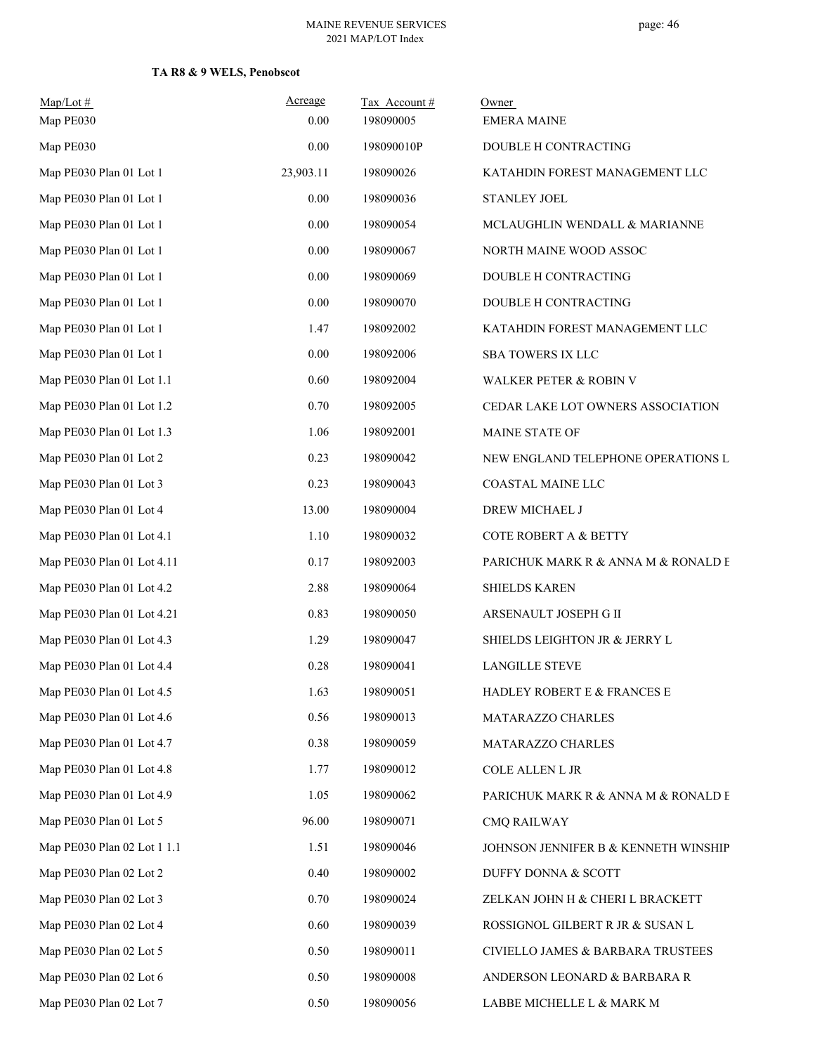**TA R8 & 9 WELS, Penobscot**

| Map/Lot # | Acreage | Tax Account # | Owner |
|---|---|---|---|
| Map PE030 | 0.00 | 198090005 | EMERA MAINE |
| Map PE030 | 0.00 | 198090010P | DOUBLE H CONTRACTING |
| Map PE030 Plan 01 Lot 1 | 23,903.11 | 198090026 | KATAHDIN FOREST MANAGEMENT LLC |
| Map PE030 Plan 01 Lot 1 | 0.00 | 198090036 | STANLEY JOEL |
| Map PE030 Plan 01 Lot 1 | 0.00 | 198090054 | MCLAUGHLIN WENDALL & MARIANNE |
| Map PE030 Plan 01 Lot 1 | 0.00 | 198090067 | NORTH MAINE WOOD ASSOC |
| Map PE030 Plan 01 Lot 1 | 0.00 | 198090069 | DOUBLE H CONTRACTING |
| Map PE030 Plan 01 Lot 1 | 0.00 | 198090070 | DOUBLE H CONTRACTING |
| Map PE030 Plan 01 Lot 1 | 1.47 | 198092002 | KATAHDIN FOREST MANAGEMENT LLC |
| Map PE030 Plan 01 Lot 1 | 0.00 | 198092006 | SBA TOWERS IX LLC |
| Map PE030 Plan 01 Lot 1.1 | 0.60 | 198092004 | WALKER PETER & ROBIN V |
| Map PE030 Plan 01 Lot 1.2 | 0.70 | 198092005 | CEDAR LAKE LOT OWNERS ASSOCIATION |
| Map PE030 Plan 01 Lot 1.3 | 1.06 | 198092001 | MAINE STATE OF |
| Map PE030 Plan 01 Lot 2 | 0.23 | 198090042 | NEW ENGLAND TELEPHONE OPERATIONS L |
| Map PE030 Plan 01 Lot 3 | 0.23 | 198090043 | COASTAL MAINE LLC |
| Map PE030 Plan 01 Lot 4 | 13.00 | 198090004 | DREW MICHAEL J |
| Map PE030 Plan 01 Lot 4.1 | 1.10 | 198090032 | COTE ROBERT A & BETTY |
| Map PE030 Plan 01 Lot 4.11 | 0.17 | 198092003 | PARICHUK MARK R & ANNA M & RONALD E |
| Map PE030 Plan 01 Lot 4.2 | 2.88 | 198090064 | SHIELDS KAREN |
| Map PE030 Plan 01 Lot 4.21 | 0.83 | 198090050 | ARSENAULT JOSEPH G II |
| Map PE030 Plan 01 Lot 4.3 | 1.29 | 198090047 | SHIELDS LEIGHTON JR & JERRY L |
| Map PE030 Plan 01 Lot 4.4 | 0.28 | 198090041 | LANGILLE STEVE |
| Map PE030 Plan 01 Lot 4.5 | 1.63 | 198090051 | HADLEY ROBERT E & FRANCES E |
| Map PE030 Plan 01 Lot 4.6 | 0.56 | 198090013 | MATARAZZO CHARLES |
| Map PE030 Plan 01 Lot 4.7 | 0.38 | 198090059 | MATARAZZO CHARLES |
| Map PE030 Plan 01 Lot 4.8 | 1.77 | 198090012 | COLE ALLEN L JR |
| Map PE030 Plan 01 Lot 4.9 | 1.05 | 198090062 | PARICHUK MARK R & ANNA M & RONALD E |
| Map PE030 Plan 01 Lot 5 | 96.00 | 198090071 | CMQ RAILWAY |
| Map PE030 Plan 02 Lot 1 1.1 | 1.51 | 198090046 | JOHNSON JENNIFER B & KENNETH WINSHIP |
| Map PE030 Plan 02 Lot 2 | 0.40 | 198090002 | DUFFY DONNA & SCOTT |
| Map PE030 Plan 02 Lot 3 | 0.70 | 198090024 | ZELKAN JOHN H & CHERI L BRACKETT |
| Map PE030 Plan 02 Lot 4 | 0.60 | 198090039 | ROSSIGNOL GILBERT R JR & SUSAN L |
| Map PE030 Plan 02 Lot 5 | 0.50 | 198090011 | CIVIELLO JAMES & BARBARA TRUSTEES |
| Map PE030 Plan 02 Lot 6 | 0.50 | 198090008 | ANDERSON LEONARD & BARBARA R |
| Map PE030 Plan 02 Lot 7 | 0.50 | 198090056 | LABBE MICHELLE L & MARK M |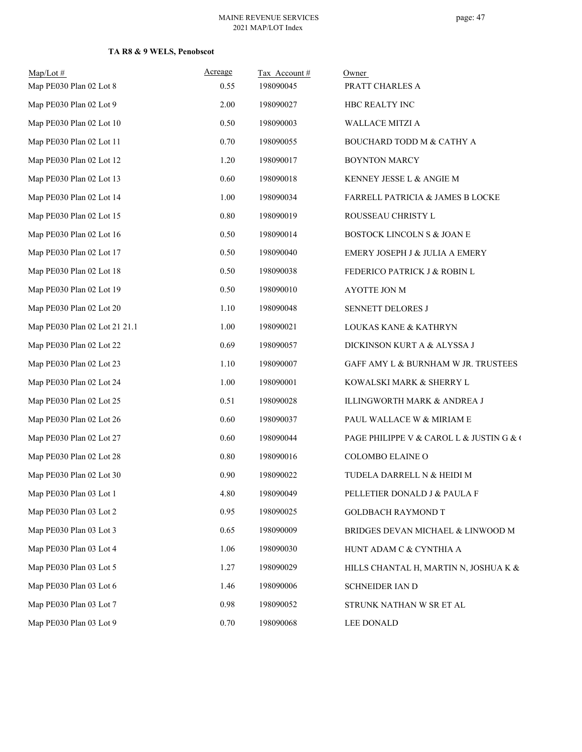**TA R8 & 9 WELS, Penobscot**

| Map/Lot # | Acreage | Tax Account # | Owner |
|---|---|---|---|
| Map PE030 Plan 02 Lot 8 | 0.55 | 198090045 | PRATT CHARLES A |
| Map PE030 Plan 02 Lot 9 | 2.00 | 198090027 | HBC REALTY INC |
| Map PE030 Plan 02 Lot 10 | 0.50 | 198090003 | WALLACE MITZI A |
| Map PE030 Plan 02 Lot 11 | 0.70 | 198090055 | BOUCHARD TODD M & CATHY A |
| Map PE030 Plan 02 Lot 12 | 1.20 | 198090017 | BOYNTON MARCY |
| Map PE030 Plan 02 Lot 13 | 0.60 | 198090018 | KENNEY JESSE L & ANGIE M |
| Map PE030 Plan 02 Lot 14 | 1.00 | 198090034 | FARRELL PATRICIA & JAMES B LOCKE |
| Map PE030 Plan 02 Lot 15 | 0.80 | 198090019 | ROUSSEAU CHRISTY L |
| Map PE030 Plan 02 Lot 16 | 0.50 | 198090014 | BOSTOCK LINCOLN S & JOAN E |
| Map PE030 Plan 02 Lot 17 | 0.50 | 198090040 | EMERY JOSEPH J & JULIA A EMERY |
| Map PE030 Plan 02 Lot 18 | 0.50 | 198090038 | FEDERICO PATRICK J & ROBIN L |
| Map PE030 Plan 02 Lot 19 | 0.50 | 198090010 | AYOTTE JON M |
| Map PE030 Plan 02 Lot 20 | 1.10 | 198090048 | SENNETT DELORES J |
| Map PE030 Plan 02 Lot 21 21.1 | 1.00 | 198090021 | LOUKAS KANE & KATHRYN |
| Map PE030 Plan 02 Lot 22 | 0.69 | 198090057 | DICKINSON KURT A & ALYSSA J |
| Map PE030 Plan 02 Lot 23 | 1.10 | 198090007 | GAFF AMY L & BURNHAM W JR. TRUSTEES |
| Map PE030 Plan 02 Lot 24 | 1.00 | 198090001 | KOWALSKI MARK & SHERRY L |
| Map PE030 Plan 02 Lot 25 | 0.51 | 198090028 | ILLINGWORTH MARK & ANDREA J |
| Map PE030 Plan 02 Lot 26 | 0.60 | 198090037 | PAUL WALLACE W & MIRIAM E |
| Map PE030 Plan 02 Lot 27 | 0.60 | 198090044 | PAGE PHILIPPE V & CAROL L & JUSTIN G & ( |
| Map PE030 Plan 02 Lot 28 | 0.80 | 198090016 | COLOMBO ELAINE O |
| Map PE030 Plan 02 Lot 30 | 0.90 | 198090022 | TUDELA DARRELL N & HEIDI M |
| Map PE030 Plan 03 Lot 1 | 4.80 | 198090049 | PELLETIER DONALD J & PAULA F |
| Map PE030 Plan 03 Lot 2 | 0.95 | 198090025 | GOLDBACH RAYMOND T |
| Map PE030 Plan 03 Lot 3 | 0.65 | 198090009 | BRIDGES DEVAN MICHAEL & LINWOOD M |
| Map PE030 Plan 03 Lot 4 | 1.06 | 198090030 | HUNT ADAM C & CYNTHIA A |
| Map PE030 Plan 03 Lot 5 | 1.27 | 198090029 | HILLS CHANTAL H, MARTIN N, JOSHUA K & |
| Map PE030 Plan 03 Lot 6 | 1.46 | 198090006 | SCHNEIDER IAN D |
| Map PE030 Plan 03 Lot 7 | 0.98 | 198090052 | STRUNK NATHAN W SR ET AL |
| Map PE030 Plan 03 Lot 9 | 0.70 | 198090068 | LEE DONALD |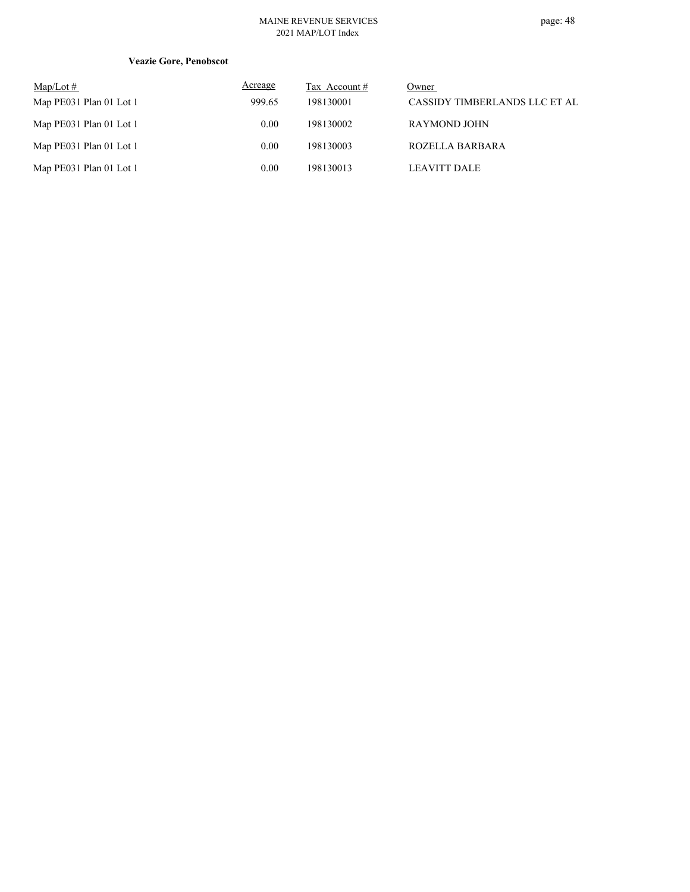**Veazie Gore, Penobscot**

| Map/Lot # | Acreage | Tax Account # | Owner |
|---|---|---|---|
| Map PE031 Plan 01 Lot 1 | 999.65 | 198130001 | CASSIDY TIMBERLANDS LLC ET AL |
| Map PE031 Plan 01 Lot 1 | 0.00 | 198130002 | RAYMOND JOHN |
| Map PE031 Plan 01 Lot 1 | 0.00 | 198130003 | ROZELLA BARBARA |
| Map PE031 Plan 01 Lot 1 | 0.00 | 198130013 | LEAVITT DALE |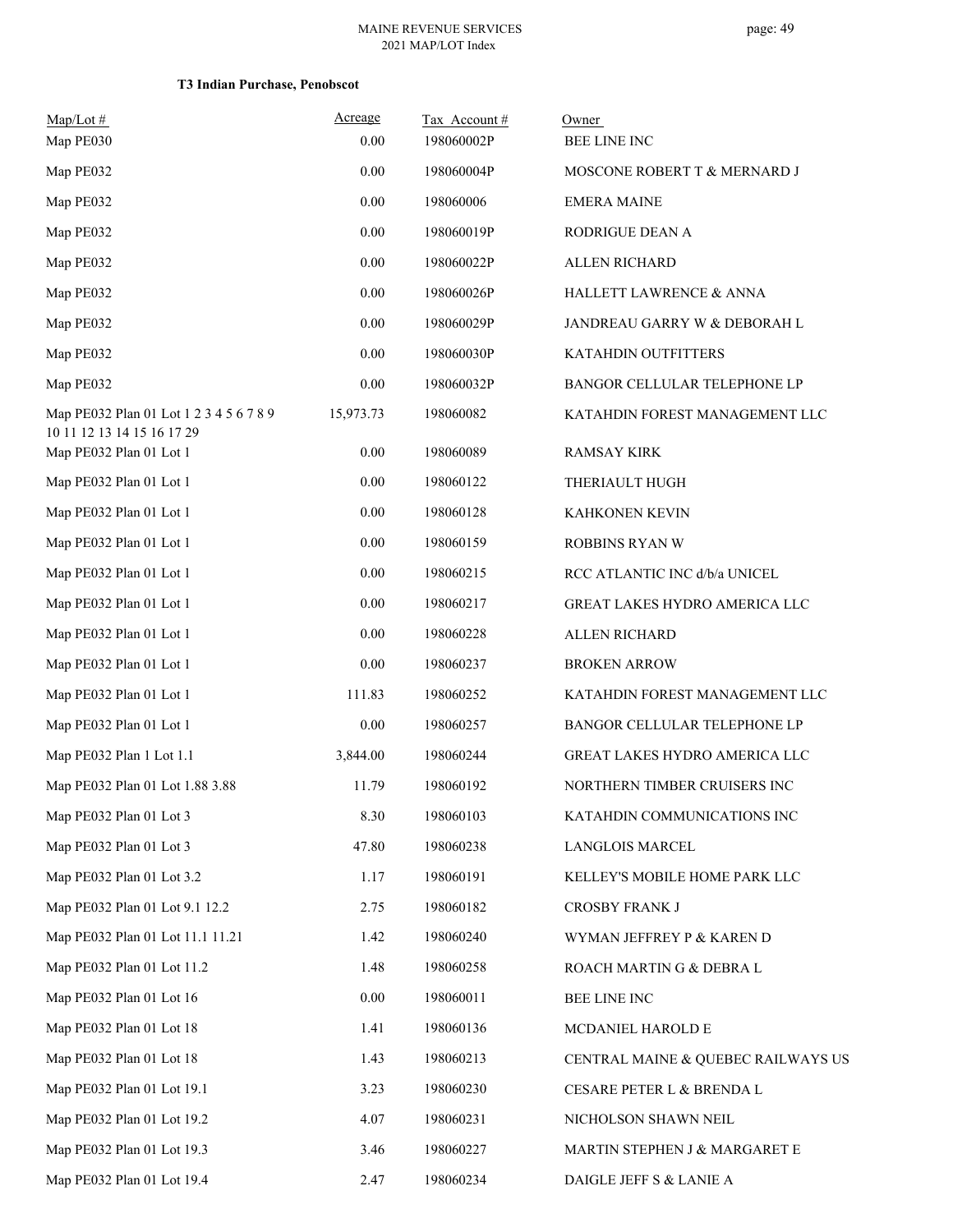**T3 Indian Purchase, Penobscot**

| Map/Lot # | Acreage | Tax Account # | Owner |
|---|---|---|---|
| Map PE030 | 0.00 | 198060002P | BEE LINE INC |
| Map PE032 | 0.00 | 198060004P | MOSCONE ROBERT T & MERNARD J |
| Map PE032 | 0.00 | 198060006 | EMERA MAINE |
| Map PE032 | 0.00 | 198060019P | RODRIGUE DEAN A |
| Map PE032 | 0.00 | 198060022P | ALLEN RICHARD |
| Map PE032 | 0.00 | 198060026P | HALLETT LAWRENCE & ANNA |
| Map PE032 | 0.00 | 198060029P | JANDREAU GARRY W & DEBORAH L |
| Map PE032 | 0.00 | 198060030P | KATAHDIN OUTFITTERS |
| Map PE032 | 0.00 | 198060032P | BANGOR CELLULAR TELEPHONE LP |
| Map PE032 Plan 01 Lot 1 2 3 4 5 6 7 8 9 10 11 12 13 14 15 16 17 29 | 15,973.73 | 198060082 | KATAHDIN FOREST MANAGEMENT LLC |
| Map PE032 Plan 01 Lot 1 | 0.00 | 198060089 | RAMSAY KIRK |
| Map PE032 Plan 01 Lot 1 | 0.00 | 198060122 | THERIAULT HUGH |
| Map PE032 Plan 01 Lot 1 | 0.00 | 198060128 | KAHKONEN KEVIN |
| Map PE032 Plan 01 Lot 1 | 0.00 | 198060159 | ROBBINS RYAN W |
| Map PE032 Plan 01 Lot 1 | 0.00 | 198060215 | RCC ATLANTIC INC d/b/a UNICEL |
| Map PE032 Plan 01 Lot 1 | 0.00 | 198060217 | GREAT LAKES HYDRO AMERICA LLC |
| Map PE032 Plan 01 Lot 1 | 0.00 | 198060228 | ALLEN RICHARD |
| Map PE032 Plan 01 Lot 1 | 0.00 | 198060237 | BROKEN ARROW |
| Map PE032 Plan 01 Lot 1 | 111.83 | 198060252 | KATAHDIN FOREST MANAGEMENT LLC |
| Map PE032 Plan 01 Lot 1 | 0.00 | 198060257 | BANGOR CELLULAR TELEPHONE LP |
| Map PE032 Plan 1 Lot 1.1 | 3,844.00 | 198060244 | GREAT LAKES HYDRO AMERICA LLC |
| Map PE032 Plan 01 Lot 1.88 3.88 | 11.79 | 198060192 | NORTHERN TIMBER CRUISERS INC |
| Map PE032 Plan 01 Lot 3 | 8.30 | 198060103 | KATAHDIN COMMUNICATIONS INC |
| Map PE032 Plan 01 Lot 3 | 47.80 | 198060238 | LANGLOIS MARCEL |
| Map PE032 Plan 01 Lot 3.2 | 1.17 | 198060191 | KELLEY'S MOBILE HOME PARK LLC |
| Map PE032 Plan 01 Lot 9.1 12.2 | 2.75 | 198060182 | CROSBY FRANK J |
| Map PE032 Plan 01 Lot 11.1 11.21 | 1.42 | 198060240 | WYMAN JEFFREY P & KAREN D |
| Map PE032 Plan 01 Lot 11.2 | 1.48 | 198060258 | ROACH MARTIN G & DEBRA L |
| Map PE032 Plan 01 Lot 16 | 0.00 | 198060011 | BEE LINE INC |
| Map PE032 Plan 01 Lot 18 | 1.41 | 198060136 | MCDANIEL HAROLD E |
| Map PE032 Plan 01 Lot 18 | 1.43 | 198060213 | CENTRAL MAINE & QUEBEC RAILWAYS US |
| Map PE032 Plan 01 Lot 19.1 | 3.23 | 198060230 | CESARE PETER L & BRENDA L |
| Map PE032 Plan 01 Lot 19.2 | 4.07 | 198060231 | NICHOLSON SHAWN NEIL |
| Map PE032 Plan 01 Lot 19.3 | 3.46 | 198060227 | MARTIN STEPHEN J & MARGARET E |
| Map PE032 Plan 01 Lot 19.4 | 2.47 | 198060234 | DAIGLE JEFF S & LANIE A |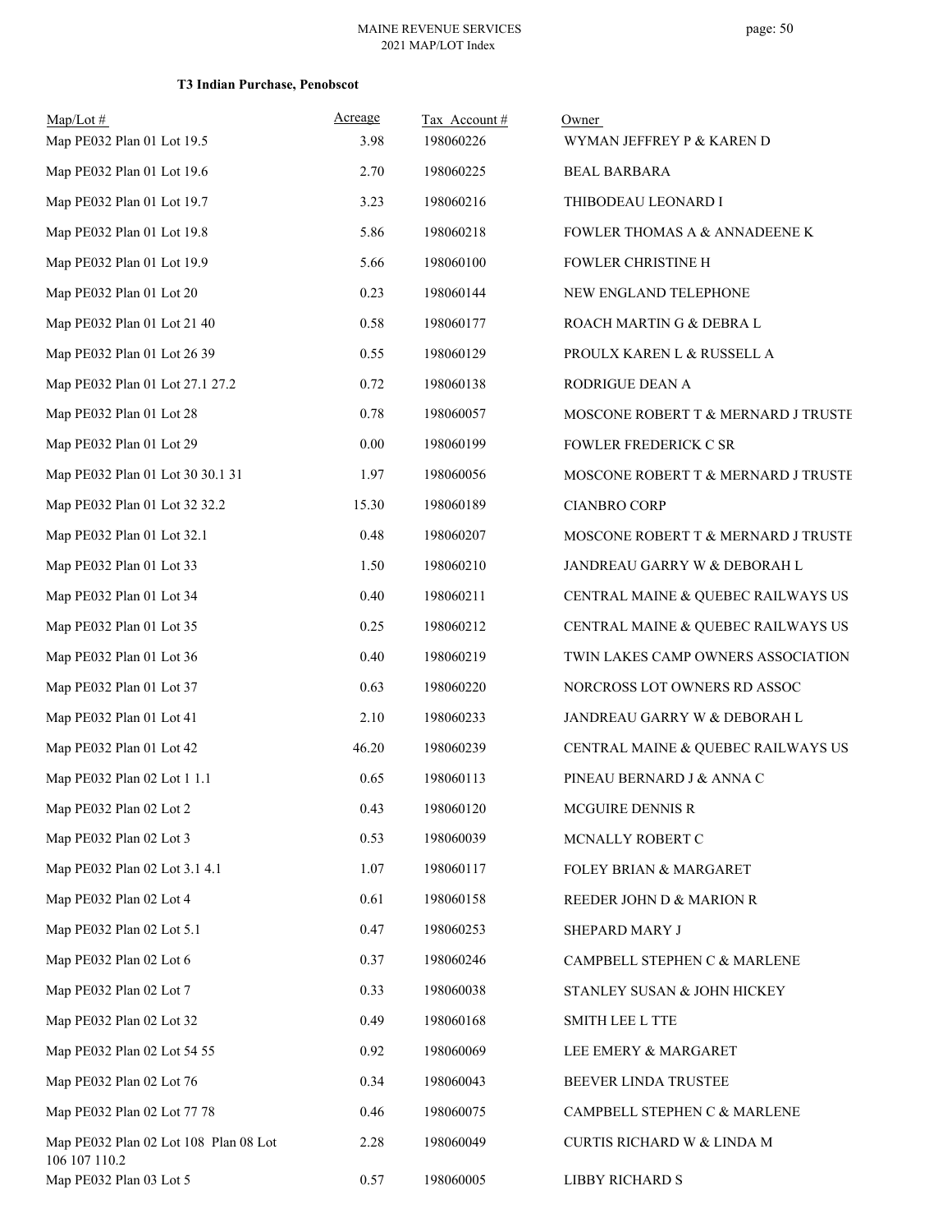**T3 Indian Purchase, Penobscot**

| Map/Lot # | Acreage | Tax Account # | Owner |
|---|---|---|---|
| Map PE032 Plan 01 Lot 19.5 | 3.98 | 198060226 | WYMAN JEFFREY P & KAREN D |
| Map PE032 Plan 01 Lot 19.6 | 2.70 | 198060225 | BEAL BARBARA |
| Map PE032 Plan 01 Lot 19.7 | 3.23 | 198060216 | THIBODEAU LEONARD I |
| Map PE032 Plan 01 Lot 19.8 | 5.86 | 198060218 | FOWLER THOMAS A & ANNADEENE K |
| Map PE032 Plan 01 Lot 19.9 | 5.66 | 198060100 | FOWLER CHRISTINE H |
| Map PE032 Plan 01 Lot 20 | 0.23 | 198060144 | NEW ENGLAND TELEPHONE |
| Map PE032 Plan 01 Lot 21 40 | 0.58 | 198060177 | ROACH MARTIN G & DEBRA L |
| Map PE032 Plan 01 Lot 26 39 | 0.55 | 198060129 | PROULX KAREN L & RUSSELL A |
| Map PE032 Plan 01 Lot 27.1 27.2 | 0.72 | 198060138 | RODRIGUE DEAN A |
| Map PE032 Plan 01 Lot 28 | 0.78 | 198060057 | MOSCONE ROBERT T & MERNARD J TRUSTE |
| Map PE032 Plan 01 Lot 29 | 0.00 | 198060199 | FOWLER FREDERICK C SR |
| Map PE032 Plan 01 Lot 30 30.1 31 | 1.97 | 198060056 | MOSCONE ROBERT T & MERNARD J TRUSTE |
| Map PE032 Plan 01 Lot 32 32.2 | 15.30 | 198060189 | CIANBRO CORP |
| Map PE032 Plan 01 Lot 32.1 | 0.48 | 198060207 | MOSCONE ROBERT T & MERNARD J TRUSTE |
| Map PE032 Plan 01 Lot 33 | 1.50 | 198060210 | JANDREAU GARRY W & DEBORAH L |
| Map PE032 Plan 01 Lot 34 | 0.40 | 198060211 | CENTRAL MAINE & QUEBEC RAILWAYS US |
| Map PE032 Plan 01 Lot 35 | 0.25 | 198060212 | CENTRAL MAINE & QUEBEC RAILWAYS US |
| Map PE032 Plan 01 Lot 36 | 0.40 | 198060219 | TWIN LAKES CAMP OWNERS ASSOCIATION |
| Map PE032 Plan 01 Lot 37 | 0.63 | 198060220 | NORCROSS LOT OWNERS RD ASSOC |
| Map PE032 Plan 01 Lot 41 | 2.10 | 198060233 | JANDREAU GARRY W & DEBORAH L |
| Map PE032 Plan 01 Lot 42 | 46.20 | 198060239 | CENTRAL MAINE & QUEBEC RAILWAYS US |
| Map PE032 Plan 02 Lot 1 1.1 | 0.65 | 198060113 | PINEAU BERNARD J & ANNA C |
| Map PE032 Plan 02 Lot 2 | 0.43 | 198060120 | MCGUIRE DENNIS R |
| Map PE032 Plan 02 Lot 3 | 0.53 | 198060039 | MCNALLY ROBERT C |
| Map PE032 Plan 02 Lot 3.1 4.1 | 1.07 | 198060117 | FOLEY BRIAN & MARGARET |
| Map PE032 Plan 02 Lot 4 | 0.61 | 198060158 | REEDER JOHN D & MARION R |
| Map PE032 Plan 02 Lot 5.1 | 0.47 | 198060253 | SHEPARD MARY J |
| Map PE032 Plan 02 Lot 6 | 0.37 | 198060246 | CAMPBELL STEPHEN C & MARLENE |
| Map PE032 Plan 02 Lot 7 | 0.33 | 198060038 | STANLEY SUSAN & JOHN HICKEY |
| Map PE032 Plan 02 Lot 32 | 0.49 | 198060168 | SMITH LEE L TTE |
| Map PE032 Plan 02 Lot 54 55 | 0.92 | 198060069 | LEE EMERY & MARGARET |
| Map PE032 Plan 02 Lot 76 | 0.34 | 198060043 | BEEVER LINDA TRUSTEE |
| Map PE032 Plan 02 Lot 77 78 | 0.46 | 198060075 | CAMPBELL STEPHEN C & MARLENE |
| Map PE032 Plan 02 Lot 108 Plan 08 Lot 106 107 110.2 | 2.28 | 198060049 | CURTIS RICHARD W & LINDA M |
| Map PE032 Plan 03 Lot 5 | 0.57 | 198060005 | LIBBY RICHARD S |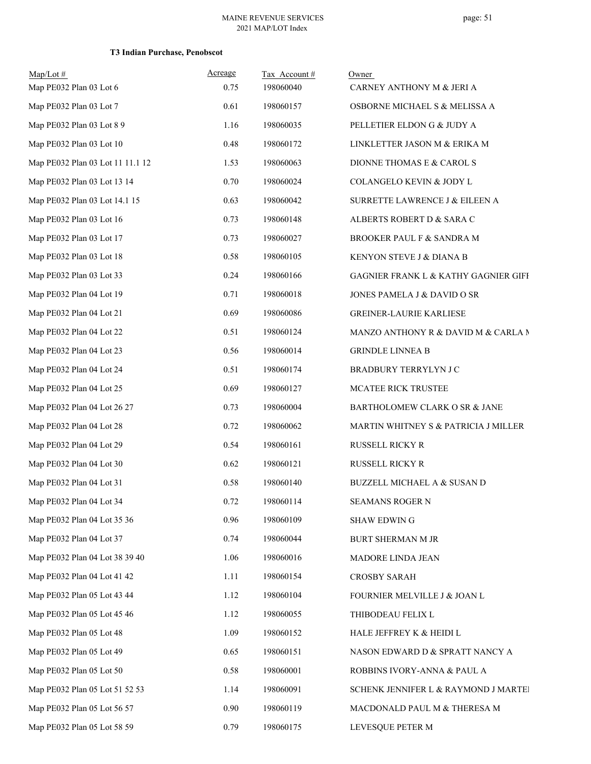**T3 Indian Purchase, Penobscot**

| Map/Lot # | Acreage | Tax Account # | Owner |
|---|---|---|---|
| Map PE032 Plan 03 Lot 6 | 0.75 | 198060040 | CARNEY ANTHONY M & JERI A |
| Map PE032 Plan 03 Lot 7 | 0.61 | 198060157 | OSBORNE MICHAEL S & MELISSA A |
| Map PE032 Plan 03 Lot 8 9 | 1.16 | 198060035 | PELLETIER ELDON G & JUDY A |
| Map PE032 Plan 03 Lot 10 | 0.48 | 198060172 | LINKLETTER JASON M & ERIKA M |
| Map PE032 Plan 03 Lot 11 11.1 12 | 1.53 | 198060063 | DIONNE THOMAS E & CAROL S |
| Map PE032 Plan 03 Lot 13 14 | 0.70 | 198060024 | COLANGELO KEVIN & JODY L |
| Map PE032 Plan 03 Lot 14.1 15 | 0.63 | 198060042 | SURRETTE LAWRENCE J & EILEEN A |
| Map PE032 Plan 03 Lot 16 | 0.73 | 198060148 | ALBERTS ROBERT D & SARA C |
| Map PE032 Plan 03 Lot 17 | 0.73 | 198060027 | BROOKER PAUL F & SANDRA M |
| Map PE032 Plan 03 Lot 18 | 0.58 | 198060105 | KENYON STEVE J & DIANA B |
| Map PE032 Plan 03 Lot 33 | 0.24 | 198060166 | GAGNIER FRANK L & KATHY GAGNIER GIFI |
| Map PE032 Plan 04 Lot 19 | 0.71 | 198060018 | JONES PAMELA J & DAVID O SR |
| Map PE032 Plan 04 Lot 21 | 0.69 | 198060086 | GREINER-LAURIE KARLIESE |
| Map PE032 Plan 04 Lot 22 | 0.51 | 198060124 | MANZO ANTHONY R & DAVID M & CARLA M |
| Map PE032 Plan 04 Lot 23 | 0.56 | 198060014 | GRINDLE LINNEA B |
| Map PE032 Plan 04 Lot 24 | 0.51 | 198060174 | BRADBURY TERRYLYN J C |
| Map PE032 Plan 04 Lot 25 | 0.69 | 198060127 | MCATEE RICK TRUSTEE |
| Map PE032 Plan 04 Lot 26 27 | 0.73 | 198060004 | BARTHOLOMEW CLARK O SR & JANE |
| Map PE032 Plan 04 Lot 28 | 0.72 | 198060062 | MARTIN WHITNEY S & PATRICIA J MILLER |
| Map PE032 Plan 04 Lot 29 | 0.54 | 198060161 | RUSSELL RICKY R |
| Map PE032 Plan 04 Lot 30 | 0.62 | 198060121 | RUSSELL RICKY R |
| Map PE032 Plan 04 Lot 31 | 0.58 | 198060140 | BUZZELL MICHAEL A & SUSAN D |
| Map PE032 Plan 04 Lot 34 | 0.72 | 198060114 | SEAMANS ROGER N |
| Map PE032 Plan 04 Lot 35 36 | 0.96 | 198060109 | SHAW EDWIN G |
| Map PE032 Plan 04 Lot 37 | 0.74 | 198060044 | BURT SHERMAN M JR |
| Map PE032 Plan 04 Lot 38 39 40 | 1.06 | 198060016 | MADORE LINDA JEAN |
| Map PE032 Plan 04 Lot 41 42 | 1.11 | 198060154 | CROSBY SARAH |
| Map PE032 Plan 05 Lot 43 44 | 1.12 | 198060104 | FOURNIER MELVILLE J & JOAN L |
| Map PE032 Plan 05 Lot 45 46 | 1.12 | 198060055 | THIBODEAU FELIX L |
| Map PE032 Plan 05 Lot 48 | 1.09 | 198060152 | HALE JEFFREY K & HEIDI L |
| Map PE032 Plan 05 Lot 49 | 0.65 | 198060151 | NASON EDWARD D & SPRATT NANCY A |
| Map PE032 Plan 05 Lot 50 | 0.58 | 198060001 | ROBBINS IVORY-ANNA & PAUL A |
| Map PE032 Plan 05 Lot 51 52 53 | 1.14 | 198060091 | SCHENK JENNIFER L & RAYMOND J MARTEI |
| Map PE032 Plan 05 Lot 56 57 | 0.90 | 198060119 | MACDONALD PAUL M & THERESA M |
| Map PE032 Plan 05 Lot 58 59 | 0.79 | 198060175 | LEVESQUE PETER M |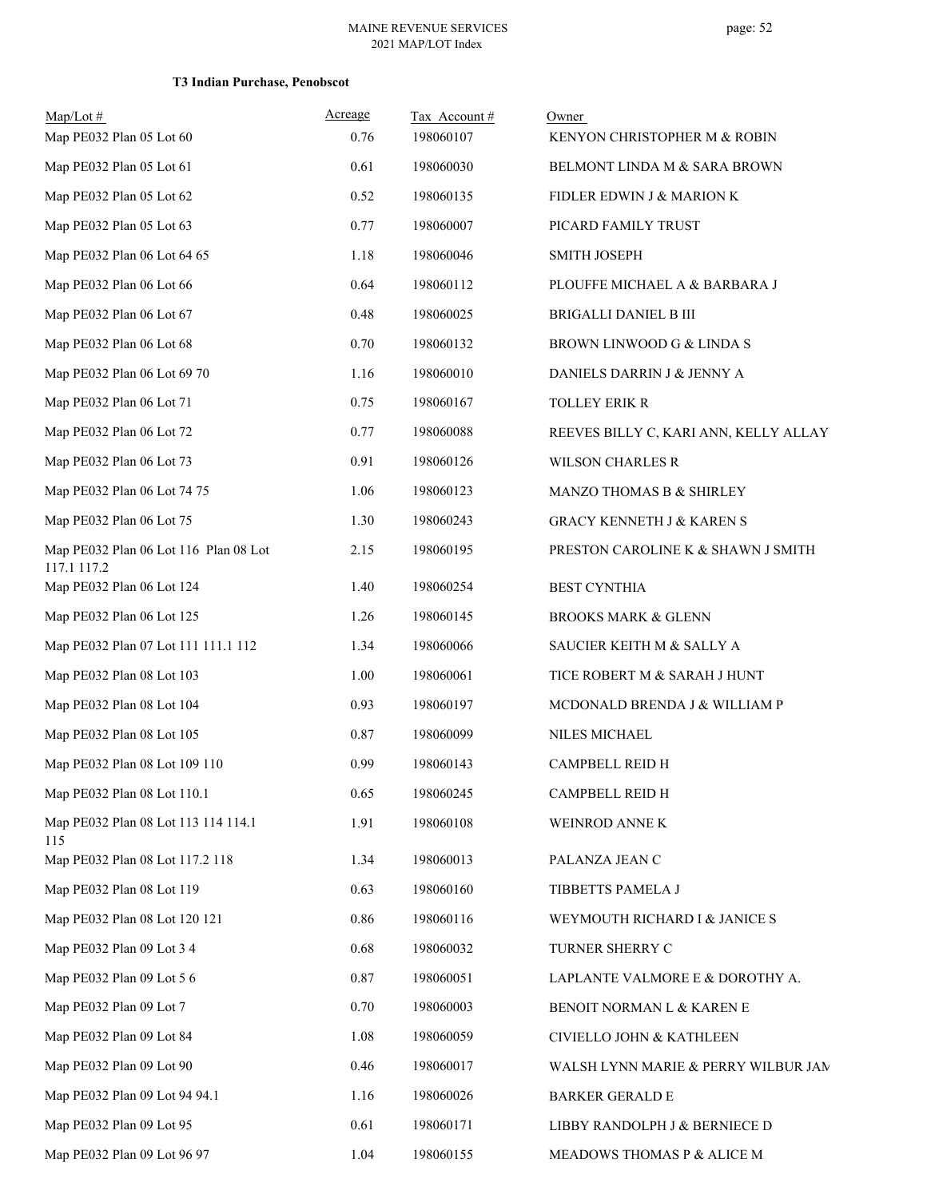**T3 Indian Purchase, Penobscot**

| Map/Lot # | Acreage | Tax Account # | Owner |
|---|---|---|---|
| Map PE032 Plan 05 Lot 60 | 0.76 | 198060107 | KENYON CHRISTOPHER M & ROBIN |
| Map PE032 Plan 05 Lot 61 | 0.61 | 198060030 | BELMONT LINDA M & SARA BROWN |
| Map PE032 Plan 05 Lot 62 | 0.52 | 198060135 | FIDLER EDWIN J & MARION K |
| Map PE032 Plan 05 Lot 63 | 0.77 | 198060007 | PICARD FAMILY TRUST |
| Map PE032 Plan 06 Lot 64 65 | 1.18 | 198060046 | SMITH JOSEPH |
| Map PE032 Plan 06 Lot 66 | 0.64 | 198060112 | PLOUFFE MICHAEL A & BARBARA J |
| Map PE032 Plan 06 Lot 67 | 0.48 | 198060025 | BRIGALLI DANIEL B III |
| Map PE032 Plan 06 Lot 68 | 0.70 | 198060132 | BROWN LINWOOD G & LINDA S |
| Map PE032 Plan 06 Lot 69 70 | 1.16 | 198060010 | DANIELS DARRIN J & JENNY A |
| Map PE032 Plan 06 Lot 71 | 0.75 | 198060167 | TOLLEY ERIK R |
| Map PE032 Plan 06 Lot 72 | 0.77 | 198060088 | REEVES BILLY C, KARI ANN, KELLY ALLAY |
| Map PE032 Plan 06 Lot 73 | 0.91 | 198060126 | WILSON CHARLES R |
| Map PE032 Plan 06 Lot 74 75 | 1.06 | 198060123 | MANZO THOMAS B & SHIRLEY |
| Map PE032 Plan 06 Lot 75 | 1.30 | 198060243 | GRACY KENNETH J & KAREN S |
| Map PE032 Plan 06 Lot 116 Plan 08 Lot 117.1 117.2 | 2.15 | 198060195 | PRESTON CAROLINE K & SHAWN J SMITH |
| Map PE032 Plan 06 Lot 124 | 1.40 | 198060254 | BEST CYNTHIA |
| Map PE032 Plan 06 Lot 125 | 1.26 | 198060145 | BROOKS MARK & GLENN |
| Map PE032 Plan 07 Lot 111 111.1 112 | 1.34 | 198060066 | SAUCIER KEITH M & SALLY A |
| Map PE032 Plan 08 Lot 103 | 1.00 | 198060061 | TICE ROBERT M & SARAH J HUNT |
| Map PE032 Plan 08 Lot 104 | 0.93 | 198060197 | MCDONALD BRENDA J & WILLIAM P |
| Map PE032 Plan 08 Lot 105 | 0.87 | 198060099 | NILES MICHAEL |
| Map PE032 Plan 08 Lot 109 110 | 0.99 | 198060143 | CAMPBELL REID H |
| Map PE032 Plan 08 Lot 110.1 | 0.65 | 198060245 | CAMPBELL REID H |
| Map PE032 Plan 08 Lot 113 114 114.1 115 | 1.91 | 198060108 | WEINROD ANNE K |
| Map PE032 Plan 08 Lot 117.2 118 | 1.34 | 198060013 | PALANZA JEAN C |
| Map PE032 Plan 08 Lot 119 | 0.63 | 198060160 | TIBBETTS PAMELA J |
| Map PE032 Plan 08 Lot 120 121 | 0.86 | 198060116 | WEYMOUTH RICHARD I & JANICE S |
| Map PE032 Plan 09 Lot 3 4 | 0.68 | 198060032 | TURNER SHERRY C |
| Map PE032 Plan 09 Lot 5 6 | 0.87 | 198060051 | LAPLANTE VALMORE E & DOROTHY A. |
| Map PE032 Plan 09 Lot 7 | 0.70 | 198060003 | BENOIT NORMAN L & KAREN E |
| Map PE032 Plan 09 Lot 84 | 1.08 | 198060059 | CIVIELLO JOHN & KATHLEEN |
| Map PE032 Plan 09 Lot 90 | 0.46 | 198060017 | WALSH LYNN MARIE & PERRY WILBUR JAM |
| Map PE032 Plan 09 Lot 94 94.1 | 1.16 | 198060026 | BARKER GERALD E |
| Map PE032 Plan 09 Lot 95 | 0.61 | 198060171 | LIBBY RANDOLPH J & BERNIECE D |
| Map PE032 Plan 09 Lot 96 97 | 1.04 | 198060155 | MEADOWS THOMAS P & ALICE M |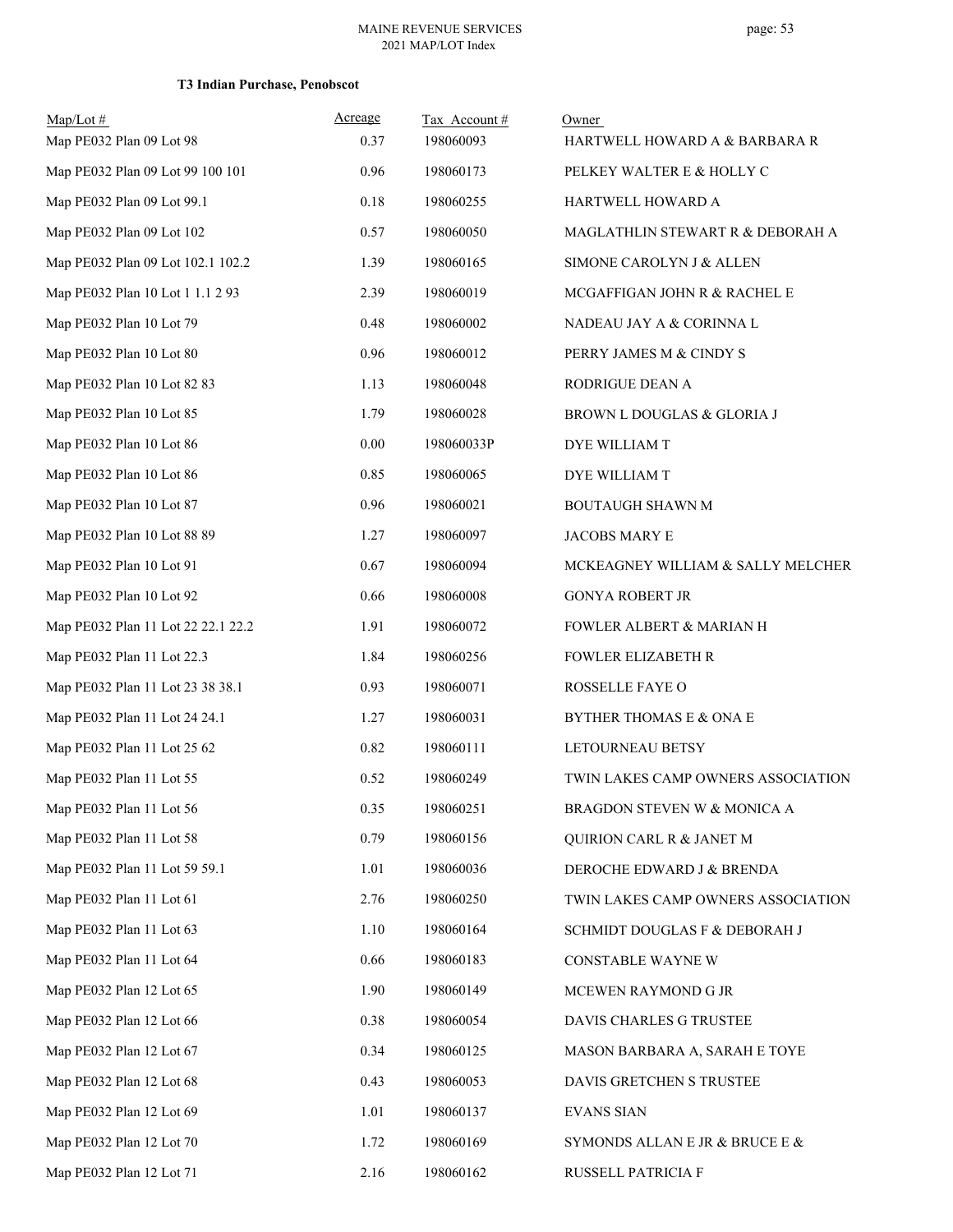### T3 Indian Purchase, Penobscot

| Map/Lot # | Acreage | Tax Account # | Owner |
|---|---|---|---|
| Map PE032 Plan 09 Lot 98 | 0.37 | 198060093 | HARTWELL HOWARD A & BARBARA R |
| Map PE032 Plan 09 Lot 99 100 101 | 0.96 | 198060173 | PELKEY WALTER E & HOLLY C |
| Map PE032 Plan 09 Lot 99.1 | 0.18 | 198060255 | HARTWELL HOWARD A |
| Map PE032 Plan 09 Lot 102 | 0.57 | 198060050 | MAGLATHLIN STEWART R & DEBORAH A |
| Map PE032 Plan 09 Lot 102.1 102.2 | 1.39 | 198060165 | SIMONE CAROLYN J & ALLEN |
| Map PE032 Plan 10 Lot 1 1.1 2 93 | 2.39 | 198060019 | MCGAFFIGAN JOHN R & RACHEL E |
| Map PE032 Plan 10 Lot 79 | 0.48 | 198060002 | NADEAU JAY A & CORINNA L |
| Map PE032 Plan 10 Lot 80 | 0.96 | 198060012 | PERRY JAMES M & CINDY S |
| Map PE032 Plan 10 Lot 82 83 | 1.13 | 198060048 | RODRIGUE DEAN A |
| Map PE032 Plan 10 Lot 85 | 1.79 | 198060028 | BROWN L DOUGLAS & GLORIA J |
| Map PE032 Plan 10 Lot 86 | 0.00 | 198060033P | DYE WILLIAM T |
| Map PE032 Plan 10 Lot 86 | 0.85 | 198060065 | DYE WILLIAM T |
| Map PE032 Plan 10 Lot 87 | 0.96 | 198060021 | BOUTAUGH SHAWN M |
| Map PE032 Plan 10 Lot 88 89 | 1.27 | 198060097 | JACOBS MARY E |
| Map PE032 Plan 10 Lot 91 | 0.67 | 198060094 | MCKEAGNEY WILLIAM & SALLY MELCHER |
| Map PE032 Plan 10 Lot 92 | 0.66 | 198060008 | GONYA ROBERT JR |
| Map PE032 Plan 11 Lot 22 22.1 22.2 | 1.91 | 198060072 | FOWLER ALBERT & MARIAN H |
| Map PE032 Plan 11 Lot 22.3 | 1.84 | 198060256 | FOWLER ELIZABETH R |
| Map PE032 Plan 11 Lot 23 38 38.1 | 0.93 | 198060071 | ROSSELLE FAYE O |
| Map PE032 Plan 11 Lot 24 24.1 | 1.27 | 198060031 | BYTHER THOMAS E & ONA E |
| Map PE032 Plan 11 Lot 25 62 | 0.82 | 198060111 | LETOURNEAU BETSY |
| Map PE032 Plan 11 Lot 55 | 0.52 | 198060249 | TWIN LAKES CAMP OWNERS ASSOCIATION |
| Map PE032 Plan 11 Lot 56 | 0.35 | 198060251 | BRAGDON STEVEN W & MONICA A |
| Map PE032 Plan 11 Lot 58 | 0.79 | 198060156 | QUIRION CARL R & JANET M |
| Map PE032 Plan 11 Lot 59 59.1 | 1.01 | 198060036 | DEROCHE EDWARD J & BRENDA |
| Map PE032 Plan 11 Lot 61 | 2.76 | 198060250 | TWIN LAKES CAMP OWNERS ASSOCIATION |
| Map PE032 Plan 11 Lot 63 | 1.10 | 198060164 | SCHMIDT DOUGLAS F & DEBORAH J |
| Map PE032 Plan 11 Lot 64 | 0.66 | 198060183 | CONSTABLE WAYNE W |
| Map PE032 Plan 12 Lot 65 | 1.90 | 198060149 | MCEWEN RAYMOND G JR |
| Map PE032 Plan 12 Lot 66 | 0.38 | 198060054 | DAVIS CHARLES G TRUSTEE |
| Map PE032 Plan 12 Lot 67 | 0.34 | 198060125 | MASON BARBARA A, SARAH E TOYE |
| Map PE032 Plan 12 Lot 68 | 0.43 | 198060053 | DAVIS GRETCHEN S TRUSTEE |
| Map PE032 Plan 12 Lot 69 | 1.01 | 198060137 | EVANS SIAN |
| Map PE032 Plan 12 Lot 70 | 1.72 | 198060169 | SYMONDS ALLAN E JR & BRUCE E & |
| Map PE032 Plan 12 Lot 71 | 2.16 | 198060162 | RUSSELL PATRICIA F |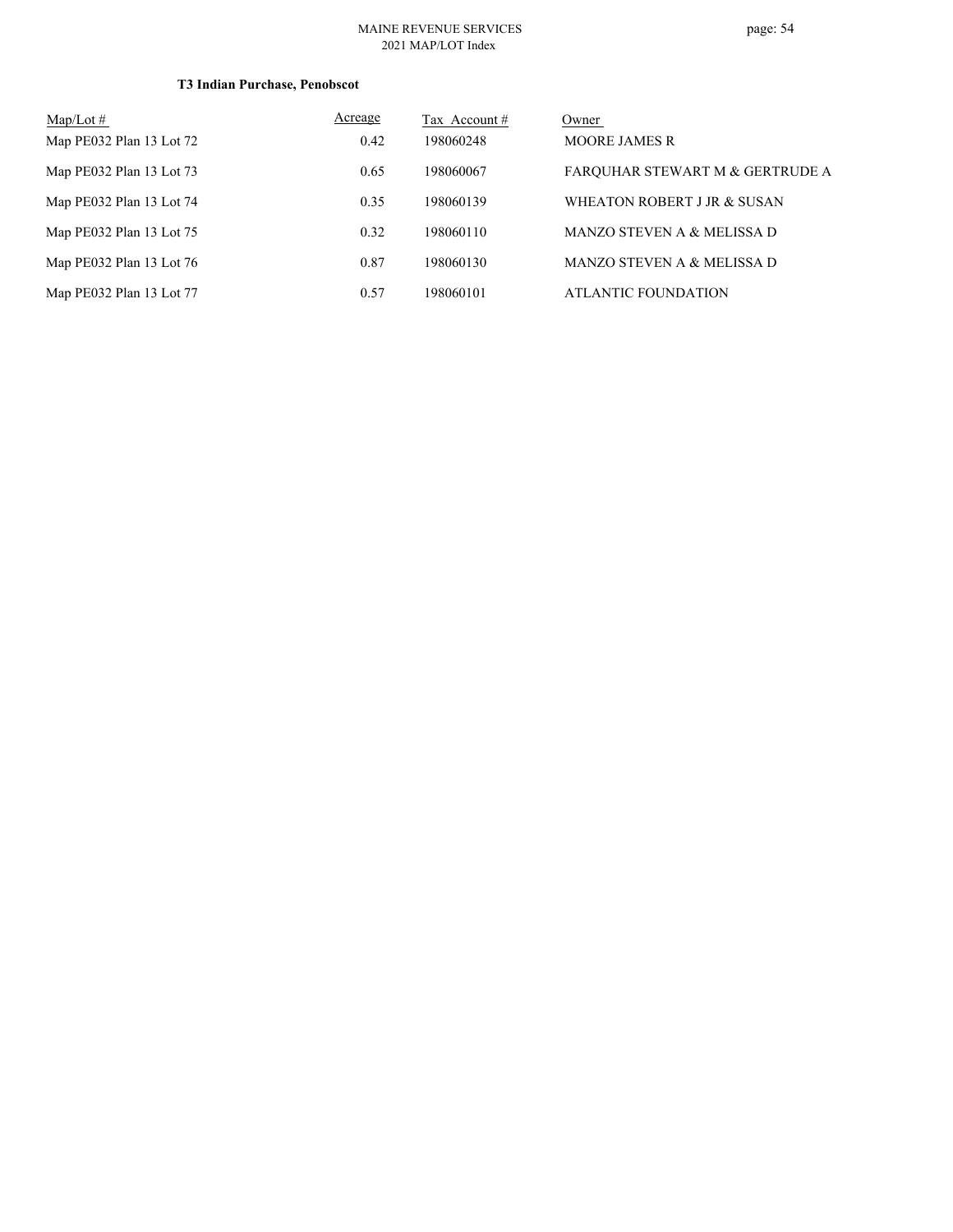**T3 Indian Purchase, Penobscot**

| Map/Lot # | Acreage | Tax Account # | Owner |
|---|---|---|---|
| Map PE032 Plan 13 Lot 72 | 0.42 | 198060248 | MOORE JAMES R |
| Map PE032 Plan 13 Lot 73 | 0.65 | 198060067 | FARQUHAR STEWART M & GERTRUDE A |
| Map PE032 Plan 13 Lot 74 | 0.35 | 198060139 | WHEATON ROBERT J JR & SUSAN |
| Map PE032 Plan 13 Lot 75 | 0.32 | 198060110 | MANZO STEVEN A & MELISSA D |
| Map PE032 Plan 13 Lot 76 | 0.87 | 198060130 | MANZO STEVEN A & MELISSA D |
| Map PE032 Plan 13 Lot 77 | 0.57 | 198060101 | ATLANTIC FOUNDATION |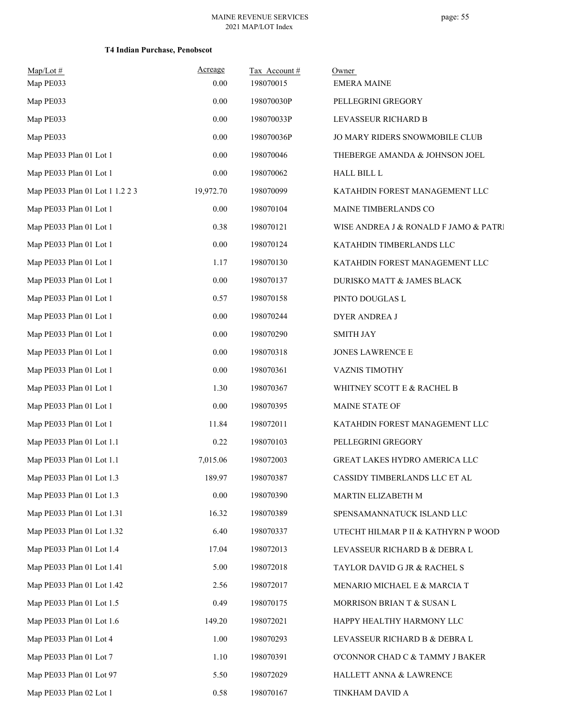**T4 Indian Purchase, Penobscot**

| Map/Lot # | Acreage | Tax Account # | Owner |
|---|---|---|---|
| Map PE033 | 0.00 | 198070015 | EMERA MAINE |
| Map PE033 | 0.00 | 198070030P | PELLEGRINI GREGORY |
| Map PE033 | 0.00 | 198070033P | LEVASSEUR RICHARD B |
| Map PE033 | 0.00 | 198070036P | JO MARY RIDERS SNOWMOBILE CLUB |
| Map PE033 Plan 01 Lot 1 | 0.00 | 198070046 | THEBERGE AMANDA & JOHNSON JOEL |
| Map PE033 Plan 01 Lot 1 | 0.00 | 198070062 | HALL BILL L |
| Map PE033 Plan 01 Lot 1 1.2 2 3 | 19,972.70 | 198070099 | KATAHDIN FOREST MANAGEMENT LLC |
| Map PE033 Plan 01 Lot 1 | 0.00 | 198070104 | MAINE TIMBERLANDS CO |
| Map PE033 Plan 01 Lot 1 | 0.38 | 198070121 | WISE ANDREA J & RONALD F JAMO & PATRI |
| Map PE033 Plan 01 Lot 1 | 0.00 | 198070124 | KATAHDIN TIMBERLANDS LLC |
| Map PE033 Plan 01 Lot 1 | 1.17 | 198070130 | KATAHDIN FOREST MANAGEMENT LLC |
| Map PE033 Plan 01 Lot 1 | 0.00 | 198070137 | DURISKO MATT & JAMES BLACK |
| Map PE033 Plan 01 Lot 1 | 0.57 | 198070158 | PINTO DOUGLAS L |
| Map PE033 Plan 01 Lot 1 | 0.00 | 198070244 | DYER ANDREA J |
| Map PE033 Plan 01 Lot 1 | 0.00 | 198070290 | SMITH JAY |
| Map PE033 Plan 01 Lot 1 | 0.00 | 198070318 | JONES LAWRENCE E |
| Map PE033 Plan 01 Lot 1 | 0.00 | 198070361 | VAZNIS TIMOTHY |
| Map PE033 Plan 01 Lot 1 | 1.30 | 198070367 | WHITNEY SCOTT E & RACHEL B |
| Map PE033 Plan 01 Lot 1 | 0.00 | 198070395 | MAINE STATE OF |
| Map PE033 Plan 01 Lot 1 | 11.84 | 198072011 | KATAHDIN FOREST MANAGEMENT LLC |
| Map PE033 Plan 01 Lot 1.1 | 0.22 | 198070103 | PELLEGRINI GREGORY |
| Map PE033 Plan 01 Lot 1.1 | 7,015.06 | 198072003 | GREAT LAKES HYDRO AMERICA LLC |
| Map PE033 Plan 01 Lot 1.3 | 189.97 | 198070387 | CASSIDY TIMBERLANDS LLC ET AL |
| Map PE033 Plan 01 Lot 1.3 | 0.00 | 198070390 | MARTIN ELIZABETH M |
| Map PE033 Plan 01 Lot 1.31 | 16.32 | 198070389 | SPENSAMANNATUCK ISLAND LLC |
| Map PE033 Plan 01 Lot 1.32 | 6.40 | 198070337 | UTECHT HILMAR P II & KATHYRN P WOOD |
| Map PE033 Plan 01 Lot 1.4 | 17.04 | 198072013 | LEVASSEUR RICHARD B & DEBRA L |
| Map PE033 Plan 01 Lot 1.41 | 5.00 | 198072018 | TAYLOR DAVID G JR & RACHEL S |
| Map PE033 Plan 01 Lot 1.42 | 2.56 | 198072017 | MENARIO MICHAEL E & MARCIA T |
| Map PE033 Plan 01 Lot 1.5 | 0.49 | 198070175 | MORRISON BRIAN T & SUSAN L |
| Map PE033 Plan 01 Lot 1.6 | 149.20 | 198072021 | HAPPY HEALTHY HARMONY LLC |
| Map PE033 Plan 01 Lot 4 | 1.00 | 198070293 | LEVASSEUR RICHARD B & DEBRA L |
| Map PE033 Plan 01 Lot 7 | 1.10 | 198070391 | O'CONNOR CHAD C & TAMMY J BAKER |
| Map PE033 Plan 01 Lot 97 | 5.50 | 198072029 | HALLETT ANNA & LAWRENCE |
| Map PE033 Plan 02 Lot 1 | 0.58 | 198070167 | TINKHAM DAVID A |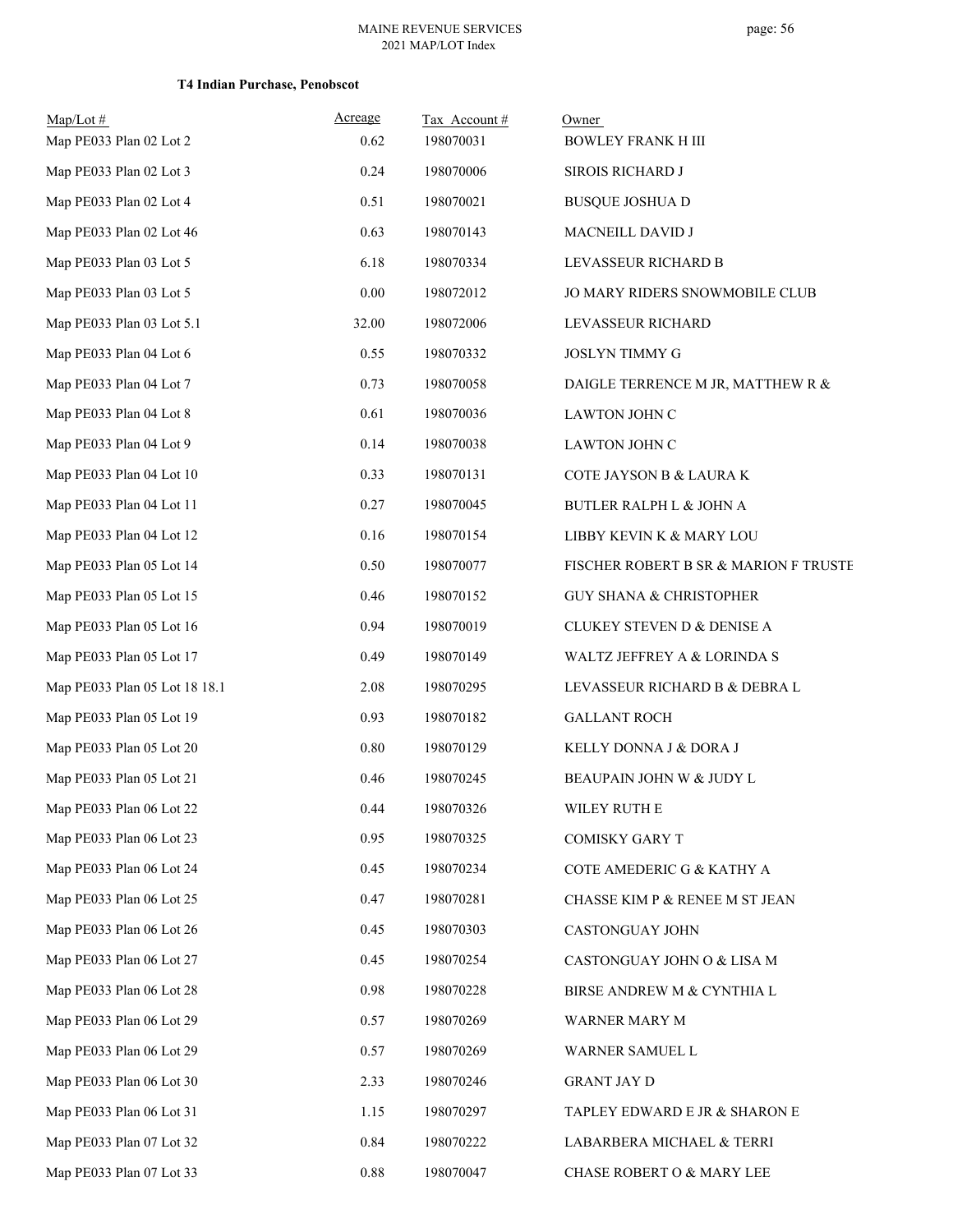**T4 Indian Purchase, Penobscot**

| Map/Lot # | Acreage | Tax Account # | Owner |
|---|---|---|---|
| Map PE033 Plan 02 Lot 2 | 0.62 | 198070031 | BOWLEY FRANK H III |
| Map PE033 Plan 02 Lot 3 | 0.24 | 198070006 | SIROIS RICHARD J |
| Map PE033 Plan 02 Lot 4 | 0.51 | 198070021 | BUSQUE JOSHUA D |
| Map PE033 Plan 02 Lot 46 | 0.63 | 198070143 | MACNEILL DAVID J |
| Map PE033 Plan 03 Lot 5 | 6.18 | 198070334 | LEVASSEUR RICHARD B |
| Map PE033 Plan 03 Lot 5 | 0.00 | 198072012 | JO MARY RIDERS SNOWMOBILE CLUB |
| Map PE033 Plan 03 Lot 5.1 | 32.00 | 198072006 | LEVASSEUR RICHARD |
| Map PE033 Plan 04 Lot 6 | 0.55 | 198070332 | JOSLYN TIMMY G |
| Map PE033 Plan 04 Lot 7 | 0.73 | 198070058 | DAIGLE TERRENCE M JR, MATTHEW R & |
| Map PE033 Plan 04 Lot 8 | 0.61 | 198070036 | LAWTON JOHN C |
| Map PE033 Plan 04 Lot 9 | 0.14 | 198070038 | LAWTON JOHN C |
| Map PE033 Plan 04 Lot 10 | 0.33 | 198070131 | COTE JAYSON B & LAURA K |
| Map PE033 Plan 04 Lot 11 | 0.27 | 198070045 | BUTLER RALPH L & JOHN A |
| Map PE033 Plan 04 Lot 12 | 0.16 | 198070154 | LIBBY KEVIN K & MARY LOU |
| Map PE033 Plan 05 Lot 14 | 0.50 | 198070077 | FISCHER ROBERT B SR & MARION F TRUSTE |
| Map PE033 Plan 05 Lot 15 | 0.46 | 198070152 | GUY SHANA & CHRISTOPHER |
| Map PE033 Plan 05 Lot 16 | 0.94 | 198070019 | CLUKEY STEVEN D & DENISE A |
| Map PE033 Plan 05 Lot 17 | 0.49 | 198070149 | WALTZ JEFFREY A & LORINDA S |
| Map PE033 Plan 05 Lot 18 18.1 | 2.08 | 198070295 | LEVASSEUR RICHARD B & DEBRA L |
| Map PE033 Plan 05 Lot 19 | 0.93 | 198070182 | GALLANT ROCH |
| Map PE033 Plan 05 Lot 20 | 0.80 | 198070129 | KELLY DONNA J & DORA J |
| Map PE033 Plan 05 Lot 21 | 0.46 | 198070245 | BEAUPAIN JOHN W & JUDY L |
| Map PE033 Plan 06 Lot 22 | 0.44 | 198070326 | WILEY RUTH E |
| Map PE033 Plan 06 Lot 23 | 0.95 | 198070325 | COMISKY GARY T |
| Map PE033 Plan 06 Lot 24 | 0.45 | 198070234 | COTE AMEDERIC G & KATHY A |
| Map PE033 Plan 06 Lot 25 | 0.47 | 198070281 | CHASSE KIM P & RENEE M ST JEAN |
| Map PE033 Plan 06 Lot 26 | 0.45 | 198070303 | CASTONGUAY JOHN |
| Map PE033 Plan 06 Lot 27 | 0.45 | 198070254 | CASTONGUAY JOHN O & LISA M |
| Map PE033 Plan 06 Lot 28 | 0.98 | 198070228 | BIRSE ANDREW M & CYNTHIA L |
| Map PE033 Plan 06 Lot 29 | 0.57 | 198070269 | WARNER MARY M |
| Map PE033 Plan 06 Lot 29 | 0.57 | 198070269 | WARNER SAMUEL L |
| Map PE033 Plan 06 Lot 30 | 2.33 | 198070246 | GRANT JAY D |
| Map PE033 Plan 06 Lot 31 | 1.15 | 198070297 | TAPLEY EDWARD E JR & SHARON E |
| Map PE033 Plan 07 Lot 32 | 0.84 | 198070222 | LABARBERA MICHAEL & TERRI |
| Map PE033 Plan 07 Lot 33 | 0.88 | 198070047 | CHASE ROBERT O & MARY LEE |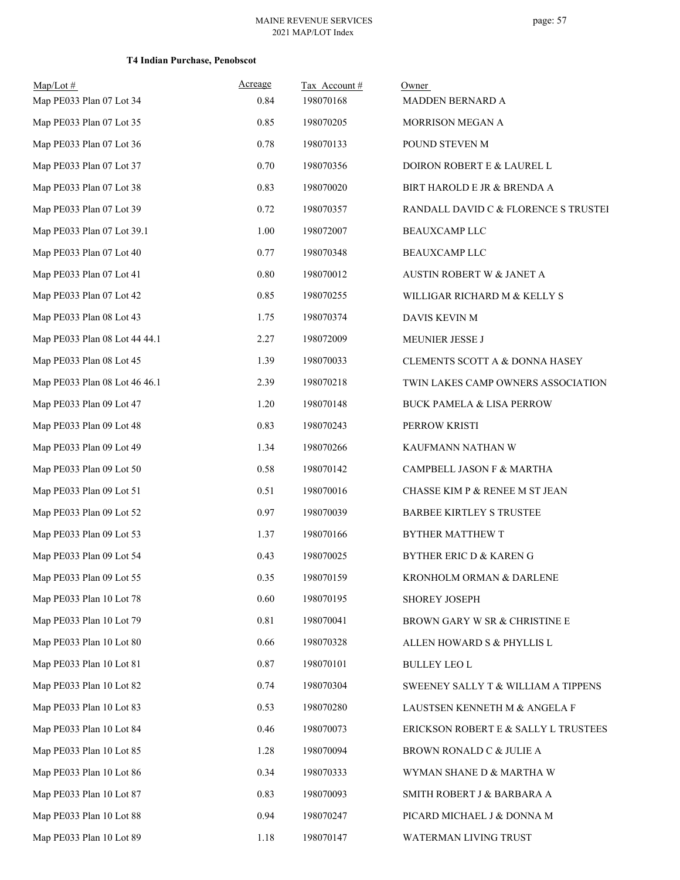**T4 Indian Purchase, Penobscot**

| Map/Lot # | Acreage | Tax Account # | Owner |
|---|---|---|---|
| Map PE033 Plan 07 Lot 34 | 0.84 | 198070168 | MADDEN BERNARD A |
| Map PE033 Plan 07 Lot 35 | 0.85 | 198070205 | MORRISON MEGAN A |
| Map PE033 Plan 07 Lot 36 | 0.78 | 198070133 | POUND STEVEN M |
| Map PE033 Plan 07 Lot 37 | 0.70 | 198070356 | DOIRON ROBERT E & LAUREL L |
| Map PE033 Plan 07 Lot 38 | 0.83 | 198070020 | BIRT HAROLD E JR & BRENDA A |
| Map PE033 Plan 07 Lot 39 | 0.72 | 198070357 | RANDALL DAVID C & FLORENCE S TRUSTEI |
| Map PE033 Plan 07 Lot 39.1 | 1.00 | 198072007 | BEAUXCAMP LLC |
| Map PE033 Plan 07 Lot 40 | 0.77 | 198070348 | BEAUXCAMP LLC |
| Map PE033 Plan 07 Lot 41 | 0.80 | 198070012 | AUSTIN ROBERT W & JANET A |
| Map PE033 Plan 07 Lot 42 | 0.85 | 198070255 | WILLIGAR RICHARD M & KELLY S |
| Map PE033 Plan 08 Lot 43 | 1.75 | 198070374 | DAVIS KEVIN M |
| Map PE033 Plan 08 Lot 44 44.1 | 2.27 | 198072009 | MEUNIER JESSE J |
| Map PE033 Plan 08 Lot 45 | 1.39 | 198070033 | CLEMENTS SCOTT A & DONNA HASEY |
| Map PE033 Plan 08 Lot 46 46.1 | 2.39 | 198070218 | TWIN LAKES CAMP OWNERS ASSOCIATION |
| Map PE033 Plan 09 Lot 47 | 1.20 | 198070148 | BUCK PAMELA & LISA PERROW |
| Map PE033 Plan 09 Lot 48 | 0.83 | 198070243 | PERROW KRISTI |
| Map PE033 Plan 09 Lot 49 | 1.34 | 198070266 | KAUFMANN NATHAN W |
| Map PE033 Plan 09 Lot 50 | 0.58 | 198070142 | CAMPBELL JASON F & MARTHA |
| Map PE033 Plan 09 Lot 51 | 0.51 | 198070016 | CHASSE KIM P & RENEE M ST JEAN |
| Map PE033 Plan 09 Lot 52 | 0.97 | 198070039 | BARBEE KIRTLEY S TRUSTEE |
| Map PE033 Plan 09 Lot 53 | 1.37 | 198070166 | BYTHER MATTHEW T |
| Map PE033 Plan 09 Lot 54 | 0.43 | 198070025 | BYTHER ERIC D & KAREN G |
| Map PE033 Plan 09 Lot 55 | 0.35 | 198070159 | KRONHOLM ORMAN & DARLENE |
| Map PE033 Plan 10 Lot 78 | 0.60 | 198070195 | SHOREY JOSEPH |
| Map PE033 Plan 10 Lot 79 | 0.81 | 198070041 | BROWN GARY W SR & CHRISTINE E |
| Map PE033 Plan 10 Lot 80 | 0.66 | 198070328 | ALLEN HOWARD S & PHYLLIS L |
| Map PE033 Plan 10 Lot 81 | 0.87 | 198070101 | BULLEY LEO L |
| Map PE033 Plan 10 Lot 82 | 0.74 | 198070304 | SWEENEY SALLY T & WILLIAM A TIPPENS |
| Map PE033 Plan 10 Lot 83 | 0.53 | 198070280 | LAUSTSEN KENNETH M & ANGELA F |
| Map PE033 Plan 10 Lot 84 | 0.46 | 198070073 | ERICKSON ROBERT E & SALLY L TRUSTEES |
| Map PE033 Plan 10 Lot 85 | 1.28 | 198070094 | BROWN RONALD C & JULIE A |
| Map PE033 Plan 10 Lot 86 | 0.34 | 198070333 | WYMAN SHANE D & MARTHA W |
| Map PE033 Plan 10 Lot 87 | 0.83 | 198070093 | SMITH ROBERT J & BARBARA A |
| Map PE033 Plan 10 Lot 88 | 0.94 | 198070247 | PICARD MICHAEL J & DONNA M |
| Map PE033 Plan 10 Lot 89 | 1.18 | 198070147 | WATERMAN LIVING TRUST |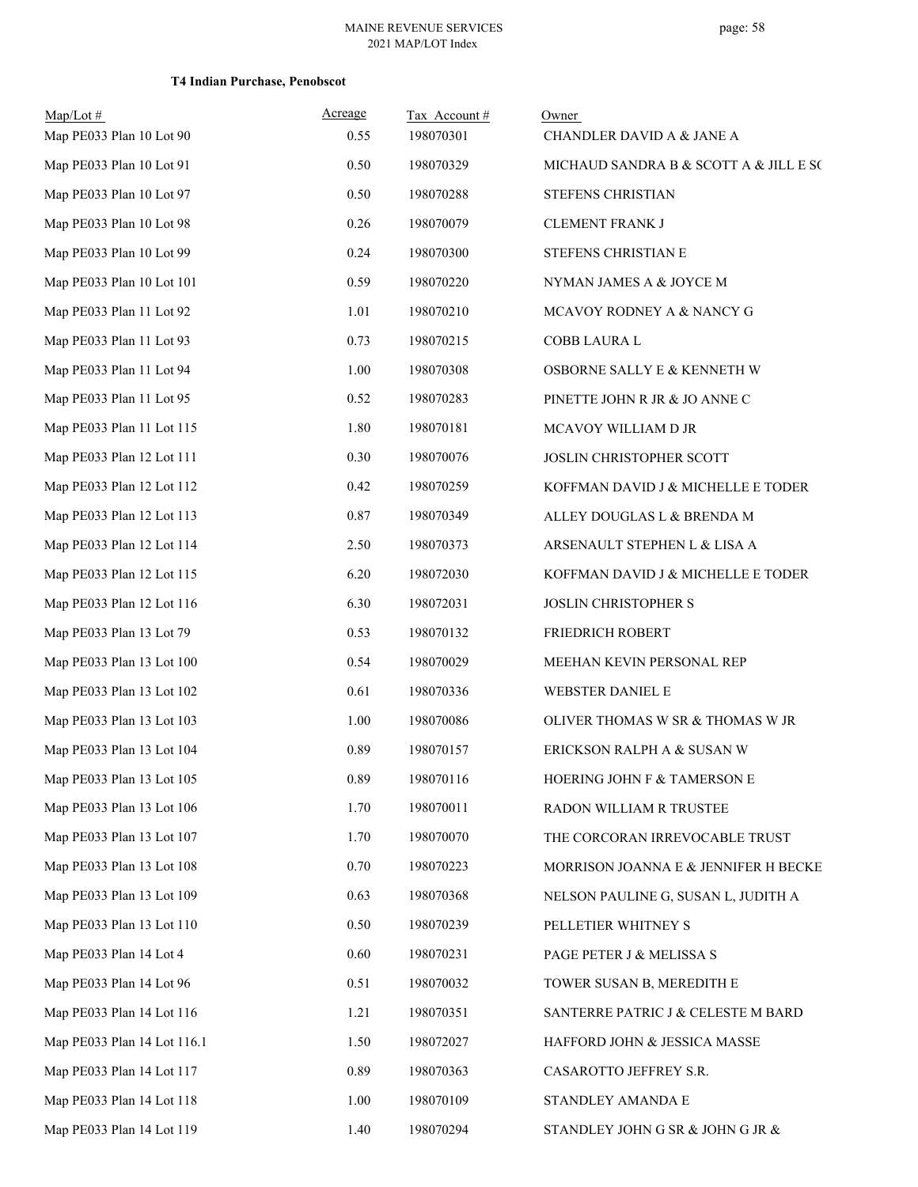**T4 Indian Purchase, Penobscot**

| Map/Lot # | Acreage | Tax Account # | Owner |
|---|---|---|---|
| Map PE033 Plan 10 Lot 90 | 0.55 | 198070301 | CHANDLER DAVID A & JANE A |
| Map PE033 Plan 10 Lot 91 | 0.50 | 198070329 | MICHAUD SANDRA B & SCOTT A & JILL E SC |
| Map PE033 Plan 10 Lot 97 | 0.50 | 198070288 | STEFENS CHRISTIAN |
| Map PE033 Plan 10 Lot 98 | 0.26 | 198070079 | CLEMENT FRANK J |
| Map PE033 Plan 10 Lot 99 | 0.24 | 198070300 | STEFENS CHRISTIAN E |
| Map PE033 Plan 10 Lot 101 | 0.59 | 198070220 | NYMAN JAMES A & JOYCE M |
| Map PE033 Plan 11 Lot 92 | 1.01 | 198070210 | MCAVOY RODNEY A & NANCY G |
| Map PE033 Plan 11 Lot 93 | 0.73 | 198070215 | COBB LAURA L |
| Map PE033 Plan 11 Lot 94 | 1.00 | 198070308 | OSBORNE SALLY E & KENNETH W |
| Map PE033 Plan 11 Lot 95 | 0.52 | 198070283 | PINETTE JOHN R JR & JO ANNE C |
| Map PE033 Plan 11 Lot 115 | 1.80 | 198070181 | MCAVOY WILLIAM D JR |
| Map PE033 Plan 12 Lot 111 | 0.30 | 198070076 | JOSLIN CHRISTOPHER SCOTT |
| Map PE033 Plan 12 Lot 112 | 0.42 | 198070259 | KOFFMAN DAVID J & MICHELLE E TODER |
| Map PE033 Plan 12 Lot 113 | 0.87 | 198070349 | ALLEY DOUGLAS L & BRENDA M |
| Map PE033 Plan 12 Lot 114 | 2.50 | 198070373 | ARSENAULT STEPHEN L & LISA A |
| Map PE033 Plan 12 Lot 115 | 6.20 | 198072030 | KOFFMAN DAVID J & MICHELLE E TODER |
| Map PE033 Plan 12 Lot 116 | 6.30 | 198072031 | JOSLIN CHRISTOPHER S |
| Map PE033 Plan 13 Lot 79 | 0.53 | 198070132 | FRIEDRICH ROBERT |
| Map PE033 Plan 13 Lot 100 | 0.54 | 198070029 | MEEHAN KEVIN PERSONAL REP |
| Map PE033 Plan 13 Lot 102 | 0.61 | 198070336 | WEBSTER DANIEL E |
| Map PE033 Plan 13 Lot 103 | 1.00 | 198070086 | OLIVER THOMAS W SR & THOMAS W JR |
| Map PE033 Plan 13 Lot 104 | 0.89 | 198070157 | ERICKSON RALPH A & SUSAN W |
| Map PE033 Plan 13 Lot 105 | 0.89 | 198070116 | HOERING JOHN F & TAMERSON E |
| Map PE033 Plan 13 Lot 106 | 1.70 | 198070011 | RADON WILLIAM R TRUSTEE |
| Map PE033 Plan 13 Lot 107 | 1.70 | 198070070 | THE CORCORAN IRREVOCABLE TRUST |
| Map PE033 Plan 13 Lot 108 | 0.70 | 198070223 | MORRISON JOANNA E & JENNIFER H BECKE |
| Map PE033 Plan 13 Lot 109 | 0.63 | 198070368 | NELSON PAULINE G, SUSAN L, JUDITH A |
| Map PE033 Plan 13 Lot 110 | 0.50 | 198070239 | PELLETIER WHITNEY S |
| Map PE033 Plan 14 Lot 4 | 0.60 | 198070231 | PAGE PETER J & MELISSA S |
| Map PE033 Plan 14 Lot 96 | 0.51 | 198070032 | TOWER SUSAN B, MEREDITH E |
| Map PE033 Plan 14 Lot 116 | 1.21 | 198070351 | SANTERRE PATRIC J & CELESTE M BARD |
| Map PE033 Plan 14 Lot 116.1 | 1.50 | 198072027 | HAFFORD JOHN & JESSICA MASSE |
| Map PE033 Plan 14 Lot 117 | 0.89 | 198070363 | CASAROTTO JEFFREY S.R. |
| Map PE033 Plan 14 Lot 118 | 1.00 | 198070109 | STANDLEY AMANDA E |
| Map PE033 Plan 14 Lot 119 | 1.40 | 198070294 | STANDLEY JOHN G SR & JOHN G JR & |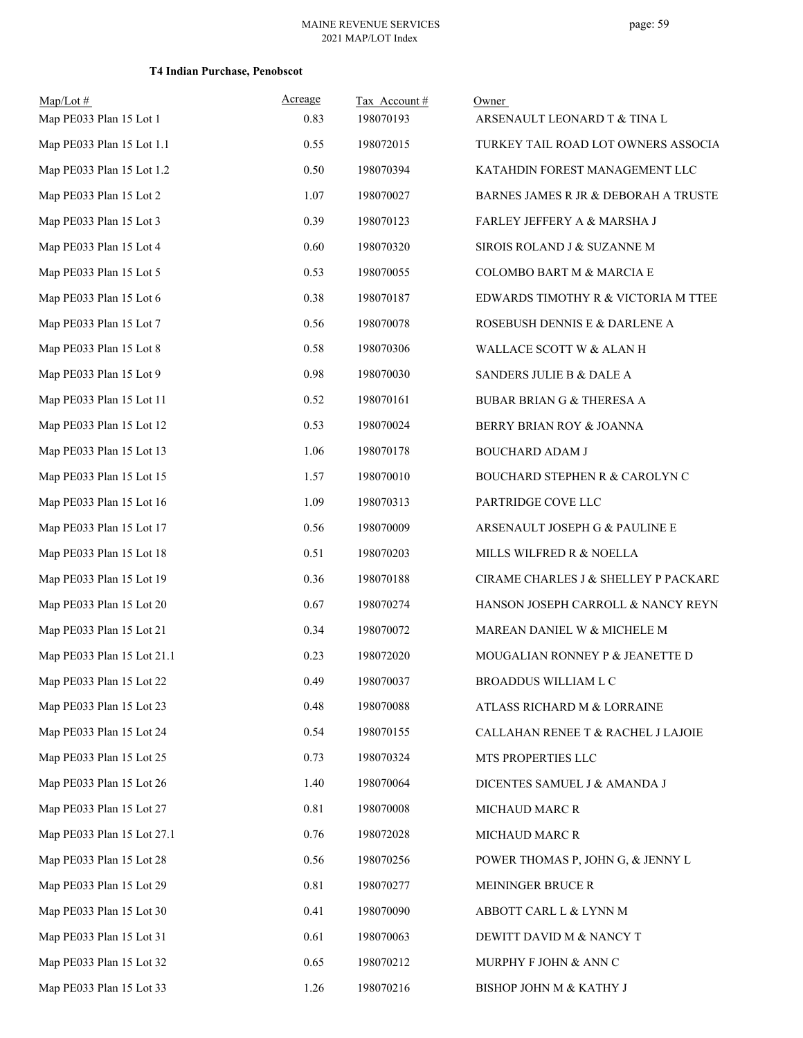**T4 Indian Purchase, Penobscot**

| Map/Lot # | Acreage | Tax Account # | Owner |
|---|---|---|---|
| Map PE033 Plan 15 Lot 1 | 0.83 | 198070193 | ARSENAULT LEONARD T & TINA L |
| Map PE033 Plan 15 Lot 1.1 | 0.55 | 198072015 | TURKEY TAIL ROAD LOT OWNERS ASSOCIA |
| Map PE033 Plan 15 Lot 1.2 | 0.50 | 198070394 | KATAHDIN FOREST MANAGEMENT LLC |
| Map PE033 Plan 15 Lot 2 | 1.07 | 198070027 | BARNES JAMES R JR & DEBORAH A TRUSTE |
| Map PE033 Plan 15 Lot 3 | 0.39 | 198070123 | FARLEY JEFFERY A & MARSHA J |
| Map PE033 Plan 15 Lot 4 | 0.60 | 198070320 | SIROIS ROLAND J & SUZANNE M |
| Map PE033 Plan 15 Lot 5 | 0.53 | 198070055 | COLOMBO BART M & MARCIA E |
| Map PE033 Plan 15 Lot 6 | 0.38 | 198070187 | EDWARDS TIMOTHY R & VICTORIA M TTEE |
| Map PE033 Plan 15 Lot 7 | 0.56 | 198070078 | ROSEBUSH DENNIS E & DARLENE A |
| Map PE033 Plan 15 Lot 8 | 0.58 | 198070306 | WALLACE SCOTT W & ALAN H |
| Map PE033 Plan 15 Lot 9 | 0.98 | 198070030 | SANDERS JULIE B & DALE A |
| Map PE033 Plan 15 Lot 11 | 0.52 | 198070161 | BUBAR BRIAN G & THERESA A |
| Map PE033 Plan 15 Lot 12 | 0.53 | 198070024 | BERRY BRIAN ROY & JOANNA |
| Map PE033 Plan 15 Lot 13 | 1.06 | 198070178 | BOUCHARD ADAM J |
| Map PE033 Plan 15 Lot 15 | 1.57 | 198070010 | BOUCHARD STEPHEN R & CAROLYN C |
| Map PE033 Plan 15 Lot 16 | 1.09 | 198070313 | PARTRIDGE COVE LLC |
| Map PE033 Plan 15 Lot 17 | 0.56 | 198070009 | ARSENAULT JOSEPH G & PAULINE E |
| Map PE033 Plan 15 Lot 18 | 0.51 | 198070203 | MILLS WILFRED R & NOELLA |
| Map PE033 Plan 15 Lot 19 | 0.36 | 198070188 | CIRAME CHARLES J & SHELLEY P PACKARD |
| Map PE033 Plan 15 Lot 20 | 0.67 | 198070274 | HANSON JOSEPH CARROLL & NANCY REYN |
| Map PE033 Plan 15 Lot 21 | 0.34 | 198070072 | MAREAN DANIEL W & MICHELE M |
| Map PE033 Plan 15 Lot 21.1 | 0.23 | 198072020 | MOUGALIAN RONNEY P & JEANETTE D |
| Map PE033 Plan 15 Lot 22 | 0.49 | 198070037 | BROADDUS WILLIAM L C |
| Map PE033 Plan 15 Lot 23 | 0.48 | 198070088 | ATLASS RICHARD M & LORRAINE |
| Map PE033 Plan 15 Lot 24 | 0.54 | 198070155 | CALLAHAN RENEE T & RACHEL J LAJOIE |
| Map PE033 Plan 15 Lot 25 | 0.73 | 198070324 | MTS PROPERTIES LLC |
| Map PE033 Plan 15 Lot 26 | 1.40 | 198070064 | DICENTES SAMUEL J & AMANDA J |
| Map PE033 Plan 15 Lot 27 | 0.81 | 198070008 | MICHAUD MARC R |
| Map PE033 Plan 15 Lot 27.1 | 0.76 | 198072028 | MICHAUD MARC R |
| Map PE033 Plan 15 Lot 28 | 0.56 | 198070256 | POWER THOMAS P, JOHN G, & JENNY L |
| Map PE033 Plan 15 Lot 29 | 0.81 | 198070277 | MEININGER BRUCE R |
| Map PE033 Plan 15 Lot 30 | 0.41 | 198070090 | ABBOTT CARL L & LYNN M |
| Map PE033 Plan 15 Lot 31 | 0.61 | 198070063 | DEWITT DAVID M & NANCY T |
| Map PE033 Plan 15 Lot 32 | 0.65 | 198070212 | MURPHY F JOHN & ANN C |
| Map PE033 Plan 15 Lot 33 | 1.26 | 198070216 | BISHOP JOHN M & KATHY J |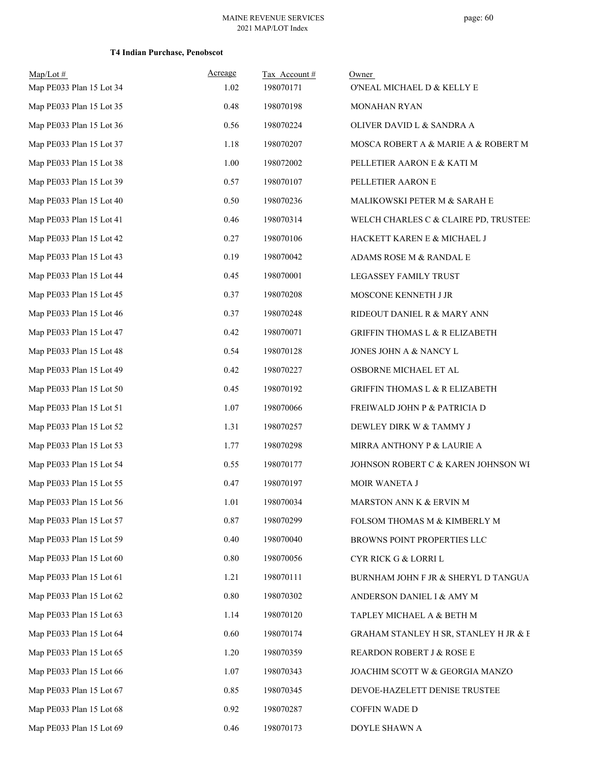**T4 Indian Purchase, Penobscot**

| Map/Lot # | Acreage | Tax Account # | Owner |
|---|---|---|---|
| Map PE033 Plan 15 Lot 34 | 1.02 | 198070171 | O'NEAL MICHAEL D & KELLY E |
| Map PE033 Plan 15 Lot 35 | 0.48 | 198070198 | MONAHAN RYAN |
| Map PE033 Plan 15 Lot 36 | 0.56 | 198070224 | OLIVER DAVID L & SANDRA A |
| Map PE033 Plan 15 Lot 37 | 1.18 | 198070207 | MOSCA ROBERT A & MARIE A & ROBERT M |
| Map PE033 Plan 15 Lot 38 | 1.00 | 198072002 | PELLETIER AARON E & KATI M |
| Map PE033 Plan 15 Lot 39 | 0.57 | 198070107 | PELLETIER AARON E |
| Map PE033 Plan 15 Lot 40 | 0.50 | 198070236 | MALIKOWSKI PETER M & SARAH E |
| Map PE033 Plan 15 Lot 41 | 0.46 | 198070314 | WELCH CHARLES C & CLAIRE PD, TRUSTEE! |
| Map PE033 Plan 15 Lot 42 | 0.27 | 198070106 | HACKETT KAREN E & MICHAEL J |
| Map PE033 Plan 15 Lot 43 | 0.19 | 198070042 | ADAMS ROSE M & RANDAL E |
| Map PE033 Plan 15 Lot 44 | 0.45 | 198070001 | LEGASSEY FAMILY TRUST |
| Map PE033 Plan 15 Lot 45 | 0.37 | 198070208 | MOSCONE KENNETH J JR |
| Map PE033 Plan 15 Lot 46 | 0.37 | 198070248 | RIDEOUT DANIEL R & MARY ANN |
| Map PE033 Plan 15 Lot 47 | 0.42 | 198070071 | GRIFFIN THOMAS L & R ELIZABETH |
| Map PE033 Plan 15 Lot 48 | 0.54 | 198070128 | JONES JOHN A & NANCY L |
| Map PE033 Plan 15 Lot 49 | 0.42 | 198070227 | OSBORNE MICHAEL ET AL |
| Map PE033 Plan 15 Lot 50 | 0.45 | 198070192 | GRIFFIN THOMAS L & R ELIZABETH |
| Map PE033 Plan 15 Lot 51 | 1.07 | 198070066 | FREIWALD JOHN P & PATRICIA D |
| Map PE033 Plan 15 Lot 52 | 1.31 | 198070257 | DEWLEY DIRK W & TAMMY J |
| Map PE033 Plan 15 Lot 53 | 1.77 | 198070298 | MIRRA ANTHONY P & LAURIE A |
| Map PE033 Plan 15 Lot 54 | 0.55 | 198070177 | JOHNSON ROBERT C & KAREN JOHNSON WI |
| Map PE033 Plan 15 Lot 55 | 0.47 | 198070197 | MOIR WANETA J |
| Map PE033 Plan 15 Lot 56 | 1.01 | 198070034 | MARSTON ANN K & ERVIN M |
| Map PE033 Plan 15 Lot 57 | 0.87 | 198070299 | FOLSOM THOMAS M & KIMBERLY M |
| Map PE033 Plan 15 Lot 59 | 0.40 | 198070040 | BROWNS POINT PROPERTIES LLC |
| Map PE033 Plan 15 Lot 60 | 0.80 | 198070056 | CYR RICK G & LORRI L |
| Map PE033 Plan 15 Lot 61 | 1.21 | 198070111 | BURNHAM JOHN F JR & SHERYL D TANGUA |
| Map PE033 Plan 15 Lot 62 | 0.80 | 198070302 | ANDERSON DANIEL I & AMY M |
| Map PE033 Plan 15 Lot 63 | 1.14 | 198070120 | TAPLEY MICHAEL A & BETH M |
| Map PE033 Plan 15 Lot 64 | 0.60 | 198070174 | GRAHAM STANLEY H SR, STANLEY H JR & E |
| Map PE033 Plan 15 Lot 65 | 1.20 | 198070359 | REARDON ROBERT J & ROSE E |
| Map PE033 Plan 15 Lot 66 | 1.07 | 198070343 | JOACHIM SCOTT W & GEORGIA MANZO |
| Map PE033 Plan 15 Lot 67 | 0.85 | 198070345 | DEVOE-HAZELETT DENISE TRUSTEE |
| Map PE033 Plan 15 Lot 68 | 0.92 | 198070287 | COFFIN WADE D |
| Map PE033 Plan 15 Lot 69 | 0.46 | 198070173 | DOYLE SHAWN A |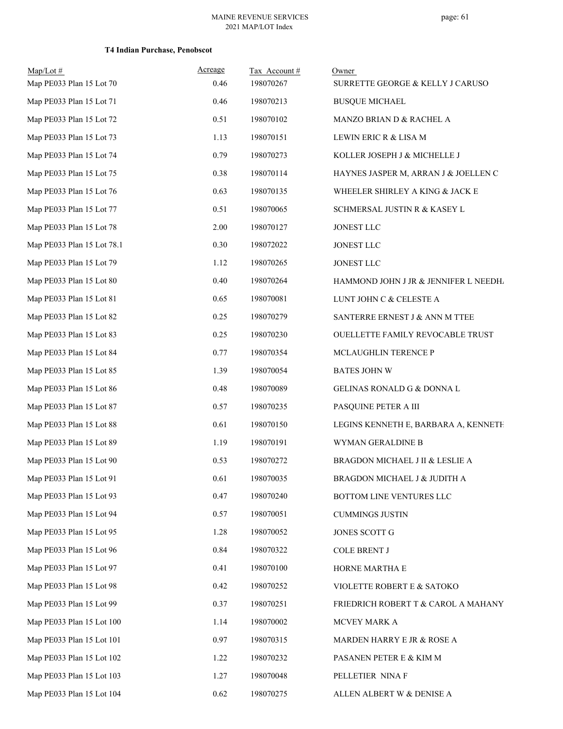**T4 Indian Purchase, Penobscot**

| Map/Lot # | Acreage | Tax Account # | Owner |
|---|---|---|---|
| Map PE033 Plan 15 Lot 70 | 0.46 | 198070267 | SURRETTE GEORGE & KELLY J CARUSO |
| Map PE033 Plan 15 Lot 71 | 0.46 | 198070213 | BUSQUE MICHAEL |
| Map PE033 Plan 15 Lot 72 | 0.51 | 198070102 | MANZO BRIAN D & RACHEL A |
| Map PE033 Plan 15 Lot 73 | 1.13 | 198070151 | LEWIN ERIC R & LISA M |
| Map PE033 Plan 15 Lot 74 | 0.79 | 198070273 | KOLLER JOSEPH J & MICHELLE J |
| Map PE033 Plan 15 Lot 75 | 0.38 | 198070114 | HAYNES JASPER M, ARRAN J & JOELLEN C |
| Map PE033 Plan 15 Lot 76 | 0.63 | 198070135 | WHEELER SHIRLEY A KING & JACK E |
| Map PE033 Plan 15 Lot 77 | 0.51 | 198070065 | SCHMERSAL JUSTIN R & KASEY L |
| Map PE033 Plan 15 Lot 78 | 2.00 | 198070127 | JONEST LLC |
| Map PE033 Plan 15 Lot 78.1 | 0.30 | 198072022 | JONEST LLC |
| Map PE033 Plan 15 Lot 79 | 1.12 | 198070265 | JONEST LLC |
| Map PE033 Plan 15 Lot 80 | 0.40 | 198070264 | HAMMOND JOHN J JR & JENNIFER L NEEDH. |
| Map PE033 Plan 15 Lot 81 | 0.65 | 198070081 | LUNT JOHN C & CELESTE A |
| Map PE033 Plan 15 Lot 82 | 0.25 | 198070279 | SANTERRE ERNEST J & ANN M TTEE |
| Map PE033 Plan 15 Lot 83 | 0.25 | 198070230 | OUELLETTE FAMILY REVOCABLE TRUST |
| Map PE033 Plan 15 Lot 84 | 0.77 | 198070354 | MCLAUGHLIN TERENCE P |
| Map PE033 Plan 15 Lot 85 | 1.39 | 198070054 | BATES JOHN W |
| Map PE033 Plan 15 Lot 86 | 0.48 | 198070089 | GELINAS RONALD G & DONNA L |
| Map PE033 Plan 15 Lot 87 | 0.57 | 198070235 | PASQUINE PETER A III |
| Map PE033 Plan 15 Lot 88 | 0.61 | 198070150 | LEGINS KENNETH E, BARBARA A, KENNETH |
| Map PE033 Plan 15 Lot 89 | 1.19 | 198070191 | WYMAN GERALDINE B |
| Map PE033 Plan 15 Lot 90 | 0.53 | 198070272 | BRAGDON MICHAEL J II & LESLIE A |
| Map PE033 Plan 15 Lot 91 | 0.61 | 198070035 | BRAGDON MICHAEL J & JUDITH A |
| Map PE033 Plan 15 Lot 93 | 0.47 | 198070240 | BOTTOM LINE VENTURES LLC |
| Map PE033 Plan 15 Lot 94 | 0.57 | 198070051 | CUMMINGS JUSTIN |
| Map PE033 Plan 15 Lot 95 | 1.28 | 198070052 | JONES SCOTT G |
| Map PE033 Plan 15 Lot 96 | 0.84 | 198070322 | COLE BRENT J |
| Map PE033 Plan 15 Lot 97 | 0.41 | 198070100 | HORNE MARTHA E |
| Map PE033 Plan 15 Lot 98 | 0.42 | 198070252 | VIOLETTE ROBERT E & SATOKO |
| Map PE033 Plan 15 Lot 99 | 0.37 | 198070251 | FRIEDRICH ROBERT T & CAROL A MAHANY |
| Map PE033 Plan 15 Lot 100 | 1.14 | 198070002 | MCVEY MARK A |
| Map PE033 Plan 15 Lot 101 | 0.97 | 198070315 | MARDEN HARRY E JR & ROSE A |
| Map PE033 Plan 15 Lot 102 | 1.22 | 198070232 | PASANEN PETER E & KIM M |
| Map PE033 Plan 15 Lot 103 | 1.27 | 198070048 | PELLETIER NINA F |
| Map PE033 Plan 15 Lot 104 | 0.62 | 198070275 | ALLEN ALBERT W & DENISE A |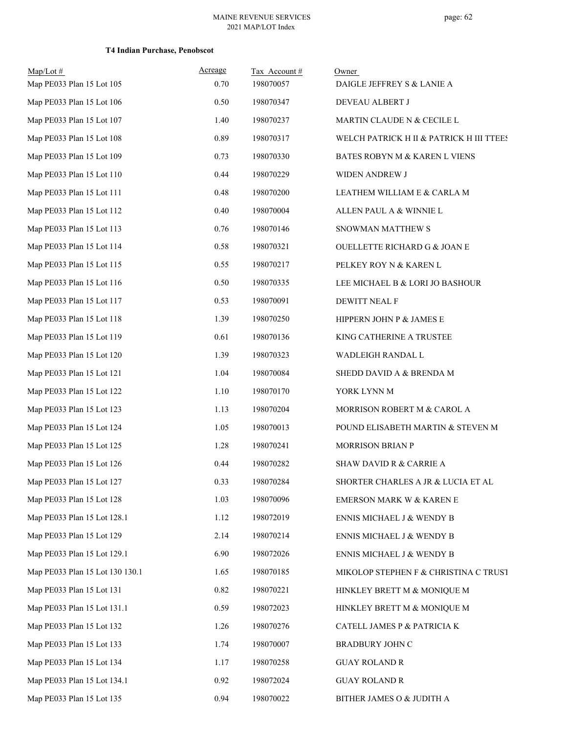**T4 Indian Purchase, Penobscot**

| Map/Lot # | Acreage | Tax Account # | Owner |
|---|---|---|---|
| Map PE033 Plan 15 Lot 105 | 0.70 | 198070057 | DAIGLE JEFFREY S & LANIE A |
| Map PE033 Plan 15 Lot 106 | 0.50 | 198070347 | DEVEAU ALBERT J |
| Map PE033 Plan 15 Lot 107 | 1.40 | 198070237 | MARTIN CLAUDE N & CECILE L |
| Map PE033 Plan 15 Lot 108 | 0.89 | 198070317 | WELCH PATRICK H II & PATRICK H III TTEES |
| Map PE033 Plan 15 Lot 109 | 0.73 | 198070330 | BATES ROBYN M & KAREN L VIENS |
| Map PE033 Plan 15 Lot 110 | 0.44 | 198070229 | WIDEN ANDREW J |
| Map PE033 Plan 15 Lot 111 | 0.48 | 198070200 | LEATHEM WILLIAM E & CARLA M |
| Map PE033 Plan 15 Lot 112 | 0.40 | 198070004 | ALLEN PAUL A & WINNIE L |
| Map PE033 Plan 15 Lot 113 | 0.76 | 198070146 | SNOWMAN MATTHEW S |
| Map PE033 Plan 15 Lot 114 | 0.58 | 198070321 | OUELLETTE RICHARD G & JOAN E |
| Map PE033 Plan 15 Lot 115 | 0.55 | 198070217 | PELKEY ROY N & KAREN L |
| Map PE033 Plan 15 Lot 116 | 0.50 | 198070335 | LEE MICHAEL B & LORI JO BASHOUR |
| Map PE033 Plan 15 Lot 117 | 0.53 | 198070091 | DEWITT NEAL F |
| Map PE033 Plan 15 Lot 118 | 1.39 | 198070250 | HIPPERN JOHN P & JAMES E |
| Map PE033 Plan 15 Lot 119 | 0.61 | 198070136 | KING CATHERINE A TRUSTEE |
| Map PE033 Plan 15 Lot 120 | 1.39 | 198070323 | WADLEIGH RANDAL L |
| Map PE033 Plan 15 Lot 121 | 1.04 | 198070084 | SHEDD DAVID A & BRENDA M |
| Map PE033 Plan 15 Lot 122 | 1.10 | 198070170 | YORK LYNN M |
| Map PE033 Plan 15 Lot 123 | 1.13 | 198070204 | MORRISON ROBERT M & CAROL A |
| Map PE033 Plan 15 Lot 124 | 1.05 | 198070013 | POUND ELISABETH MARTIN & STEVEN M |
| Map PE033 Plan 15 Lot 125 | 1.28 | 198070241 | MORRISON BRIAN P |
| Map PE033 Plan 15 Lot 126 | 0.44 | 198070282 | SHAW DAVID R & CARRIE A |
| Map PE033 Plan 15 Lot 127 | 0.33 | 198070284 | SHORTER CHARLES A JR & LUCIA ET AL |
| Map PE033 Plan 15 Lot 128 | 1.03 | 198070096 | EMERSON MARK W & KAREN E |
| Map PE033 Plan 15 Lot 128.1 | 1.12 | 198072019 | ENNIS MICHAEL J & WENDY B |
| Map PE033 Plan 15 Lot 129 | 2.14 | 198070214 | ENNIS MICHAEL J & WENDY B |
| Map PE033 Plan 15 Lot 129.1 | 6.90 | 198072026 | ENNIS MICHAEL J & WENDY B |
| Map PE033 Plan 15 Lot 130 130.1 | 1.65 | 198070185 | MIKOLOP STEPHEN F & CHRISTINA C TRUST |
| Map PE033 Plan 15 Lot 131 | 0.82 | 198070221 | HINKLEY BRETT M & MONIQUE M |
| Map PE033 Plan 15 Lot 131.1 | 0.59 | 198072023 | HINKLEY BRETT M & MONIQUE M |
| Map PE033 Plan 15 Lot 132 | 1.26 | 198070276 | CATELL JAMES P & PATRICIA K |
| Map PE033 Plan 15 Lot 133 | 1.74 | 198070007 | BRADBURY JOHN C |
| Map PE033 Plan 15 Lot 134 | 1.17 | 198070258 | GUAY ROLAND R |
| Map PE033 Plan 15 Lot 134.1 | 0.92 | 198072024 | GUAY ROLAND R |
| Map PE033 Plan 15 Lot 135 | 0.94 | 198070022 | BITHER JAMES O & JUDITH A |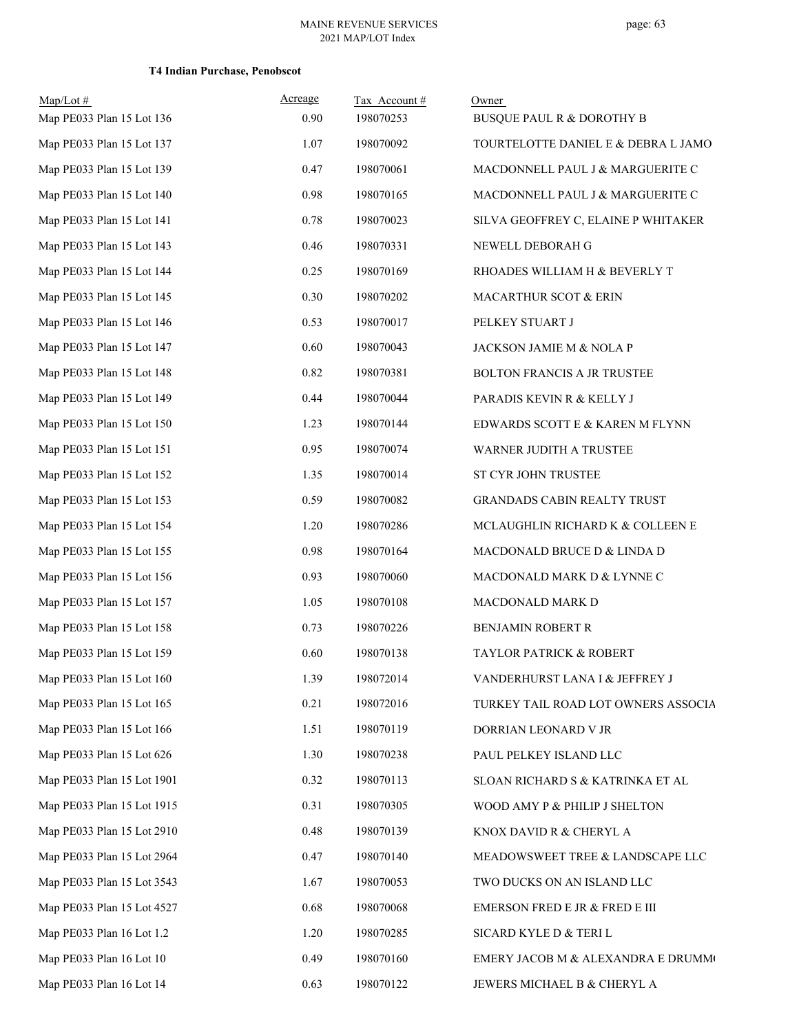**T4 Indian Purchase, Penobscot**

| Map/Lot # | Acreage | Tax Account # | Owner |
|---|---|---|---|
| Map PE033 Plan 15 Lot 136 | 0.90 | 198070253 | BUSQUE PAUL R & DOROTHY B |
| Map PE033 Plan 15 Lot 137 | 1.07 | 198070092 | TOURTELOTTE DANIEL E & DEBRA L JAMO |
| Map PE033 Plan 15 Lot 139 | 0.47 | 198070061 | MACDONNELL PAUL J & MARGUERITE C |
| Map PE033 Plan 15 Lot 140 | 0.98 | 198070165 | MACDONNELL PAUL J & MARGUERITE C |
| Map PE033 Plan 15 Lot 141 | 0.78 | 198070023 | SILVA GEOFFREY C, ELAINE P WHITAKER |
| Map PE033 Plan 15 Lot 143 | 0.46 | 198070331 | NEWELL DEBORAH G |
| Map PE033 Plan 15 Lot 144 | 0.25 | 198070169 | RHOADES WILLIAM H & BEVERLY T |
| Map PE033 Plan 15 Lot 145 | 0.30 | 198070202 | MACARTHUR SCOT & ERIN |
| Map PE033 Plan 15 Lot 146 | 0.53 | 198070017 | PELKEY STUART J |
| Map PE033 Plan 15 Lot 147 | 0.60 | 198070043 | JACKSON JAMIE M & NOLA P |
| Map PE033 Plan 15 Lot 148 | 0.82 | 198070381 | BOLTON FRANCIS A JR TRUSTEE |
| Map PE033 Plan 15 Lot 149 | 0.44 | 198070044 | PARADIS KEVIN R & KELLY J |
| Map PE033 Plan 15 Lot 150 | 1.23 | 198070144 | EDWARDS SCOTT E & KAREN M FLYNN |
| Map PE033 Plan 15 Lot 151 | 0.95 | 198070074 | WARNER JUDITH A TRUSTEE |
| Map PE033 Plan 15 Lot 152 | 1.35 | 198070014 | ST CYR JOHN TRUSTEE |
| Map PE033 Plan 15 Lot 153 | 0.59 | 198070082 | GRANDADS CABIN REALTY TRUST |
| Map PE033 Plan 15 Lot 154 | 1.20 | 198070286 | MCLAUGHLIN RICHARD K & COLLEEN E |
| Map PE033 Plan 15 Lot 155 | 0.98 | 198070164 | MACDONALD BRUCE D & LINDA D |
| Map PE033 Plan 15 Lot 156 | 0.93 | 198070060 | MACDONALD MARK D & LYNNE C |
| Map PE033 Plan 15 Lot 157 | 1.05 | 198070108 | MACDONALD MARK D |
| Map PE033 Plan 15 Lot 158 | 0.73 | 198070226 | BENJAMIN ROBERT R |
| Map PE033 Plan 15 Lot 159 | 0.60 | 198070138 | TAYLOR PATRICK & ROBERT |
| Map PE033 Plan 15 Lot 160 | 1.39 | 198072014 | VANDERHURST LANA I & JEFFREY J |
| Map PE033 Plan 15 Lot 165 | 0.21 | 198072016 | TURKEY TAIL ROAD LOT OWNERS ASSOCIA |
| Map PE033 Plan 15 Lot 166 | 1.51 | 198070119 | DORRIAN LEONARD V JR |
| Map PE033 Plan 15 Lot 626 | 1.30 | 198070238 | PAUL PELKEY ISLAND LLC |
| Map PE033 Plan 15 Lot 1901 | 0.32 | 198070113 | SLOAN RICHARD S & KATRINKA ET AL |
| Map PE033 Plan 15 Lot 1915 | 0.31 | 198070305 | WOOD AMY P & PHILIP J SHELTON |
| Map PE033 Plan 15 Lot 2910 | 0.48 | 198070139 | KNOX DAVID R & CHERYL A |
| Map PE033 Plan 15 Lot 2964 | 0.47 | 198070140 | MEADOWSWEET TREE & LANDSCAPE LLC |
| Map PE033 Plan 15 Lot 3543 | 1.67 | 198070053 | TWO DUCKS ON AN ISLAND LLC |
| Map PE033 Plan 15 Lot 4527 | 0.68 | 198070068 | EMERSON FRED E JR & FRED E III |
| Map PE033 Plan 16 Lot 1.2 | 1.20 | 198070285 | SICARD KYLE D & TERI L |
| Map PE033 Plan 16 Lot 10 | 0.49 | 198070160 | EMERY JACOB M & ALEXANDRA E DRUMM |
| Map PE033 Plan 16 Lot 14 | 0.63 | 198070122 | JEWERS MICHAEL B & CHERYL A |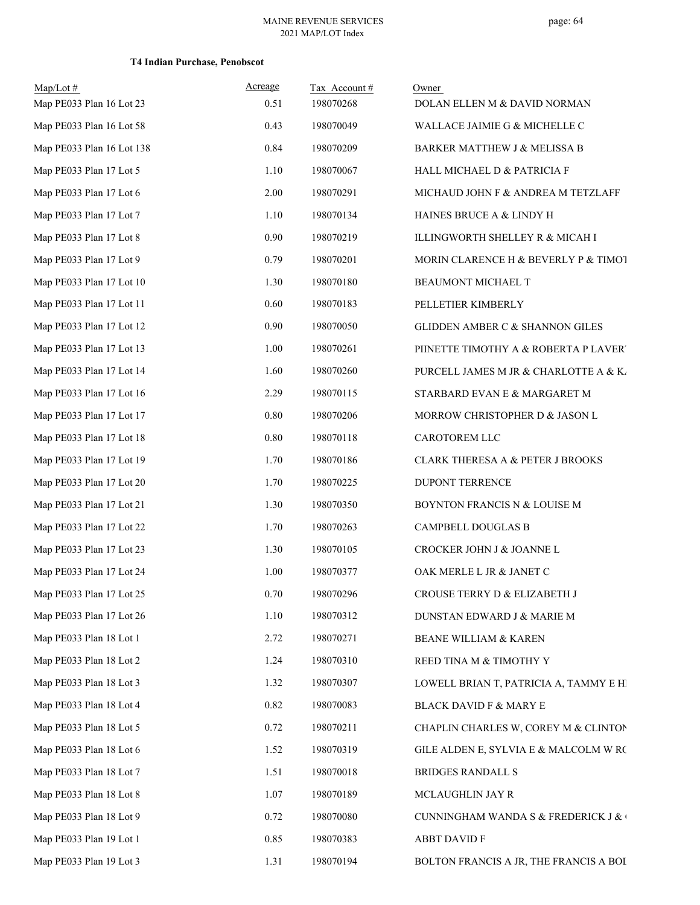**T4 Indian Purchase, Penobscot**

| Map/Lot # | Acreage | Tax Account # | Owner |
|---|---|---|---|
| Map PE033 Plan 16 Lot 23 | 0.51 | 198070268 | DOLAN ELLEN M & DAVID NORMAN |
| Map PE033 Plan 16 Lot 58 | 0.43 | 198070049 | WALLACE JAIMIE G & MICHELLE C |
| Map PE033 Plan 16 Lot 138 | 0.84 | 198070209 | BARKER MATTHEW J & MELISSA B |
| Map PE033 Plan 17 Lot 5 | 1.10 | 198070067 | HALL MICHAEL D & PATRICIA F |
| Map PE033 Plan 17 Lot 6 | 2.00 | 198070291 | MICHAUD JOHN F & ANDREA M TETZLAFF |
| Map PE033 Plan 17 Lot 7 | 1.10 | 198070134 | HAINES BRUCE A & LINDY H |
| Map PE033 Plan 17 Lot 8 | 0.90 | 198070219 | ILLINGWORTH SHELLEY R & MICAH I |
| Map PE033 Plan 17 Lot 9 | 0.79 | 198070201 | MORIN CLARENCE H & BEVERLY P & TIMOT |
| Map PE033 Plan 17 Lot 10 | 1.30 | 198070180 | BEAUMONT MICHAEL T |
| Map PE033 Plan 17 Lot 11 | 0.60 | 198070183 | PELLETIER KIMBERLY |
| Map PE033 Plan 17 Lot 12 | 0.90 | 198070050 | GLIDDEN AMBER C & SHANNON GILES |
| Map PE033 Plan 17 Lot 13 | 1.00 | 198070261 | PIINETTE TIMOTHY A & ROBERTA P LAVER |
| Map PE033 Plan 17 Lot 14 | 1.60 | 198070260 | PURCELL JAMES M JR & CHARLOTTE A & K |
| Map PE033 Plan 17 Lot 16 | 2.29 | 198070115 | STARBARD EVAN E & MARGARET M |
| Map PE033 Plan 17 Lot 17 | 0.80 | 198070206 | MORROW CHRISTOPHER D & JASON L |
| Map PE033 Plan 17 Lot 18 | 0.80 | 198070118 | CAROTOREM LLC |
| Map PE033 Plan 17 Lot 19 | 1.70 | 198070186 | CLARK THERESA A & PETER J BROOKS |
| Map PE033 Plan 17 Lot 20 | 1.70 | 198070225 | DUPONT TERRENCE |
| Map PE033 Plan 17 Lot 21 | 1.30 | 198070350 | BOYNTON FRANCIS N & LOUISE M |
| Map PE033 Plan 17 Lot 22 | 1.70 | 198070263 | CAMPBELL DOUGLAS B |
| Map PE033 Plan 17 Lot 23 | 1.30 | 198070105 | CROCKER JOHN J & JOANNE L |
| Map PE033 Plan 17 Lot 24 | 1.00 | 198070377 | OAK MERLE L JR & JANET C |
| Map PE033 Plan 17 Lot 25 | 0.70 | 198070296 | CROUSE TERRY D & ELIZABETH J |
| Map PE033 Plan 17 Lot 26 | 1.10 | 198070312 | DUNSTAN EDWARD J & MARIE M |
| Map PE033 Plan 18 Lot 1 | 2.72 | 198070271 | BEANE WILLIAM & KAREN |
| Map PE033 Plan 18 Lot 2 | 1.24 | 198070310 | REED TINA M & TIMOTHY Y |
| Map PE033 Plan 18 Lot 3 | 1.32 | 198070307 | LOWELL BRIAN T, PATRICIA A, TAMMY E H |
| Map PE033 Plan 18 Lot 4 | 0.82 | 198070083 | BLACK DAVID F & MARY E |
| Map PE033 Plan 18 Lot 5 | 0.72 | 198070211 | CHAPLIN CHARLES W, COREY M & CLINTON |
| Map PE033 Plan 18 Lot 6 | 1.52 | 198070319 | GILE ALDEN E, SYLVIA E & MALCOLM W RC |
| Map PE033 Plan 18 Lot 7 | 1.51 | 198070018 | BRIDGES RANDALL S |
| Map PE033 Plan 18 Lot 8 | 1.07 | 198070189 | MCLAUGHLIN JAY R |
| Map PE033 Plan 18 Lot 9 | 0.72 | 198070080 | CUNNINGHAM WANDA S & FREDERICK J & |
| Map PE033 Plan 19 Lot 1 | 0.85 | 198070383 | ABBT DAVID F |
| Map PE033 Plan 19 Lot 3 | 1.31 | 198070194 | BOLTON FRANCIS A JR, THE FRANCIS A BOL |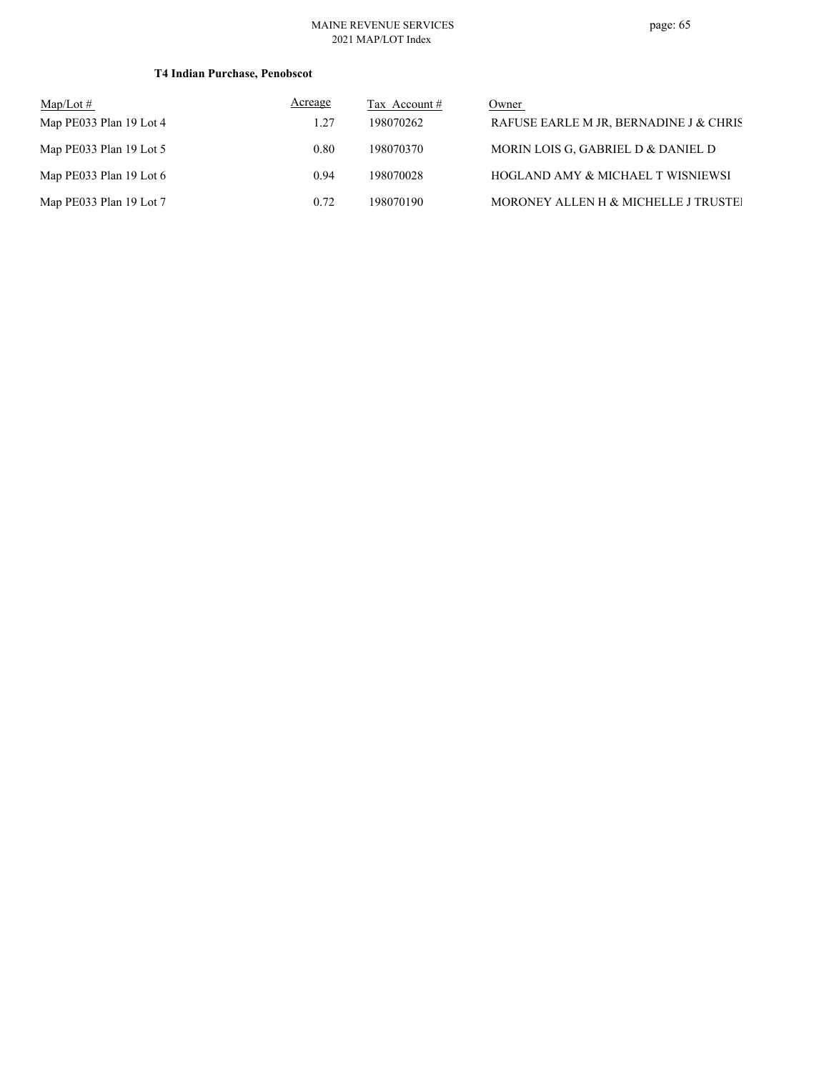**T4 Indian Purchase, Penobscot**

| Map/Lot # | Acreage | Tax Account # | Owner |
|---|---|---|---|
| Map PE033 Plan 19 Lot 4 | 1.27 | 198070262 | RAFUSE EARLE M JR, BERNADINE J & CHRIS |
| Map PE033 Plan 19 Lot 5 | 0.80 | 198070370 | MORIN LOIS G, GABRIEL D & DANIEL D |
| Map PE033 Plan 19 Lot 6 | 0.94 | 198070028 | HOGLAND AMY & MICHAEL T WISNIEWSI |
| Map PE033 Plan 19 Lot 7 | 0.72 | 198070190 | MORONEY ALLEN H & MICHELLE J TRUSTEI |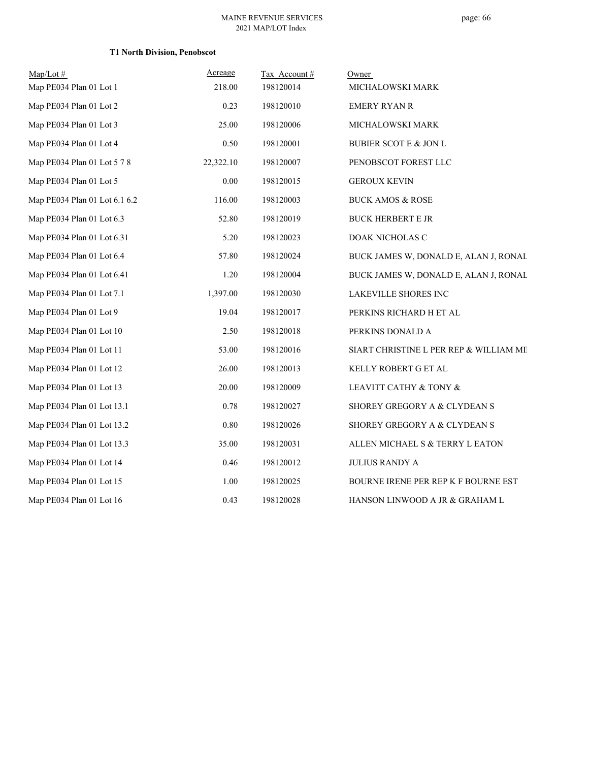**T1 North Division, Penobscot**

| Map/Lot # | Acreage | Tax Account # | Owner |
|---|---|---|---|
| Map PE034 Plan 01 Lot 1 | 218.00 | 198120014 | MICHALOWSKI MARK |
| Map PE034 Plan 01 Lot 2 | 0.23 | 198120010 | EMERY RYAN R |
| Map PE034 Plan 01 Lot 3 | 25.00 | 198120006 | MICHALOWSKI MARK |
| Map PE034 Plan 01 Lot 4 | 0.50 | 198120001 | BUBIER SCOT E & JON L |
| Map PE034 Plan 01 Lot 5 7 8 | 22,322.10 | 198120007 | PENOBSCOT FOREST LLC |
| Map PE034 Plan 01 Lot 5 | 0.00 | 198120015 | GEROUX KEVIN |
| Map PE034 Plan 01 Lot 6.1 6.2 | 116.00 | 198120003 | BUCK AMOS & ROSE |
| Map PE034 Plan 01 Lot 6.3 | 52.80 | 198120019 | BUCK HERBERT E JR |
| Map PE034 Plan 01 Lot 6.31 | 5.20 | 198120023 | DOAK NICHOLAS C |
| Map PE034 Plan 01 Lot 6.4 | 57.80 | 198120024 | BUCK JAMES W, DONALD E, ALAN J, RONAL |
| Map PE034 Plan 01 Lot 6.41 | 1.20 | 198120004 | BUCK JAMES W, DONALD E, ALAN J, RONAL |
| Map PE034 Plan 01 Lot 7.1 | 1,397.00 | 198120030 | LAKEVILLE SHORES INC |
| Map PE034 Plan 01 Lot 9 | 19.04 | 198120017 | PERKINS RICHARD H ET AL |
| Map PE034 Plan 01 Lot 10 | 2.50 | 198120018 | PERKINS DONALD A |
| Map PE034 Plan 01 Lot 11 | 53.00 | 198120016 | SIART CHRISTINE L PER REP & WILLIAM MI |
| Map PE034 Plan 01 Lot 12 | 26.00 | 198120013 | KELLY ROBERT G ET AL |
| Map PE034 Plan 01 Lot 13 | 20.00 | 198120009 | LEAVITT CATHY & TONY & |
| Map PE034 Plan 01 Lot 13.1 | 0.78 | 198120027 | SHOREY GREGORY A & CLYDEAN S |
| Map PE034 Plan 01 Lot 13.2 | 0.80 | 198120026 | SHOREY GREGORY A & CLYDEAN S |
| Map PE034 Plan 01 Lot 13.3 | 35.00 | 198120031 | ALLEN MICHAEL S & TERRY L EATON |
| Map PE034 Plan 01 Lot 14 | 0.46 | 198120012 | JULIUS RANDY A |
| Map PE034 Plan 01 Lot 15 | 1.00 | 198120025 | BOURNE IRENE PER REP K F BOURNE EST |
| Map PE034 Plan 01 Lot 16 | 0.43 | 198120028 | HANSON LINWOOD A JR & GRAHAM L |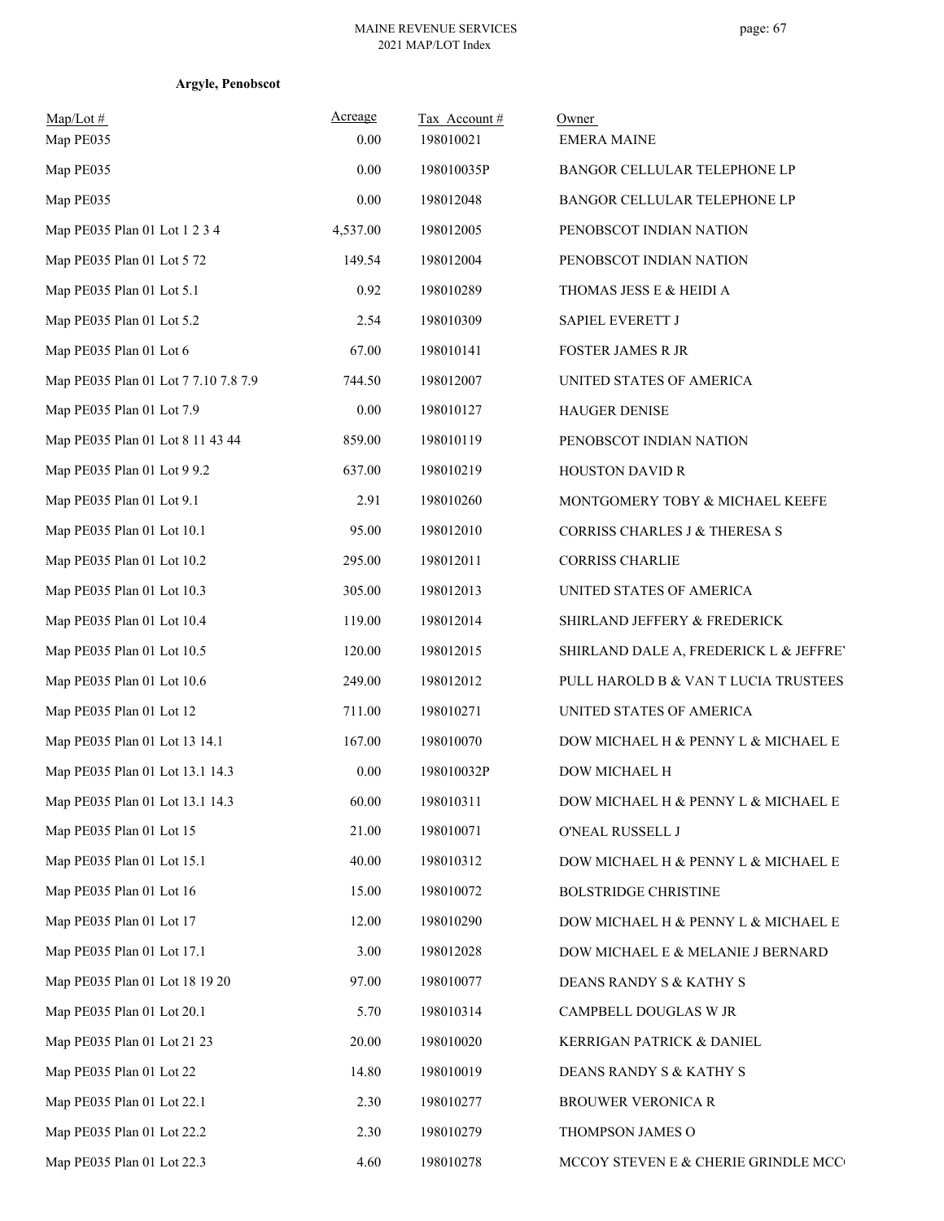**Argyle, Penobscot**

| Map/Lot # | Acreage | Tax Account # | Owner |
|---|---|---|---|
| Map PE035 | 0.00 | 198010021 | EMERA MAINE |
| Map PE035 | 0.00 | 198010035P | BANGOR CELLULAR TELEPHONE LP |
| Map PE035 | 0.00 | 198012048 | BANGOR CELLULAR TELEPHONE LP |
| Map PE035 Plan 01 Lot 1 2 3 4 | 4,537.00 | 198012005 | PENOBSCOT INDIAN NATION |
| Map PE035 Plan 01 Lot 5 72 | 149.54 | 198012004 | PENOBSCOT INDIAN NATION |
| Map PE035 Plan 01 Lot 5.1 | 0.92 | 198010289 | THOMAS JESS E & HEIDI A |
| Map PE035 Plan 01 Lot 5.2 | 2.54 | 198010309 | SAPIEL EVERETT J |
| Map PE035 Plan 01 Lot 6 | 67.00 | 198010141 | FOSTER JAMES R JR |
| Map PE035 Plan 01 Lot 7 7.10 7.8 7.9 | 744.50 | 198012007 | UNITED STATES OF AMERICA |
| Map PE035 Plan 01 Lot 7.9 | 0.00 | 198010127 | HAUGER DENISE |
| Map PE035 Plan 01 Lot 8 11 43 44 | 859.00 | 198010119 | PENOBSCOT INDIAN NATION |
| Map PE035 Plan 01 Lot 9 9.2 | 637.00 | 198010219 | HOUSTON DAVID R |
| Map PE035 Plan 01 Lot 9.1 | 2.91 | 198010260 | MONTGOMERY TOBY & MICHAEL KEEFE |
| Map PE035 Plan 01 Lot 10.1 | 95.00 | 198012010 | CORRISS CHARLES J & THERESA S |
| Map PE035 Plan 01 Lot 10.2 | 295.00 | 198012011 | CORRISS CHARLIE |
| Map PE035 Plan 01 Lot 10.3 | 305.00 | 198012013 | UNITED STATES OF AMERICA |
| Map PE035 Plan 01 Lot 10.4 | 119.00 | 198012014 | SHIRLAND JEFFERY & FREDERICK |
| Map PE035 Plan 01 Lot 10.5 | 120.00 | 198012015 | SHIRLAND DALE A, FREDERICK L & JEFFREY |
| Map PE035 Plan 01 Lot 10.6 | 249.00 | 198012012 | PULL HAROLD B & VAN T LUCIA TRUSTEES |
| Map PE035 Plan 01 Lot 12 | 711.00 | 198010271 | UNITED STATES OF AMERICA |
| Map PE035 Plan 01 Lot 13 14.1 | 167.00 | 198010070 | DOW MICHAEL H & PENNY L & MICHAEL E |
| Map PE035 Plan 01 Lot 13.1 14.3 | 0.00 | 198010032P | DOW MICHAEL H |
| Map PE035 Plan 01 Lot 13.1 14.3 | 60.00 | 198010311 | DOW MICHAEL H & PENNY L & MICHAEL E |
| Map PE035 Plan 01 Lot 15 | 21.00 | 198010071 | O'NEAL RUSSELL J |
| Map PE035 Plan 01 Lot 15.1 | 40.00 | 198010312 | DOW MICHAEL H & PENNY L & MICHAEL E |
| Map PE035 Plan 01 Lot 16 | 15.00 | 198010072 | BOLSTRIDGE CHRISTINE |
| Map PE035 Plan 01 Lot 17 | 12.00 | 198010290 | DOW MICHAEL H & PENNY L & MICHAEL E |
| Map PE035 Plan 01 Lot 17.1 | 3.00 | 198012028 | DOW MICHAEL E & MELANIE J BERNARD |
| Map PE035 Plan 01 Lot 18 19 20 | 97.00 | 198010077 | DEANS RANDY S & KATHY S |
| Map PE035 Plan 01 Lot 20.1 | 5.70 | 198010314 | CAMPBELL DOUGLAS W JR |
| Map PE035 Plan 01 Lot 21 23 | 20.00 | 198010020 | KERRIGAN PATRICK & DANIEL |
| Map PE035 Plan 01 Lot 22 | 14.80 | 198010019 | DEANS RANDY S & KATHY S |
| Map PE035 Plan 01 Lot 22.1 | 2.30 | 198010277 | BROUWER VERONICA R |
| Map PE035 Plan 01 Lot 22.2 | 2.30 | 198010279 | THOMPSON JAMES O |
| Map PE035 Plan 01 Lot 22.3 | 4.60 | 198010278 | MCCOY STEVEN E & CHERIE GRINDLE MCC |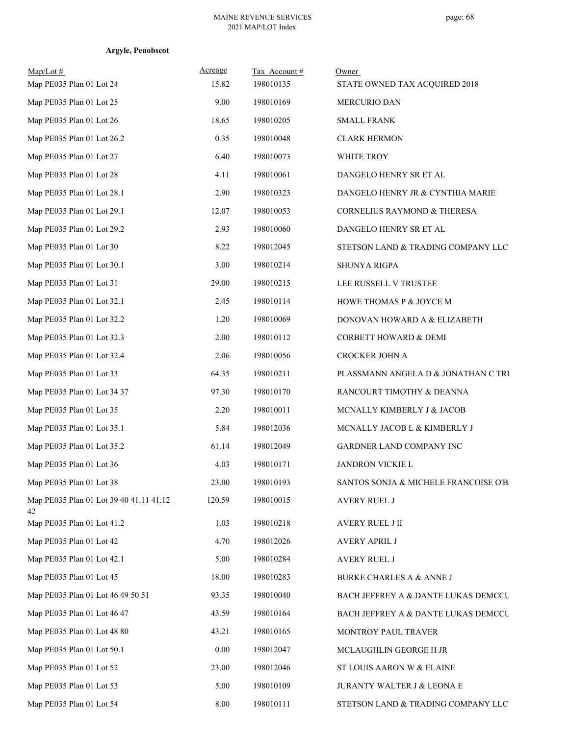**Argyle, Penobscot**

| Map/Lot # | Acreage | Tax Account # | Owner |
|---|---|---|---|
| Map PE035 Plan 01 Lot 24 | 15.82 | 198010135 | STATE OWNED TAX ACQUIRED 2018 |
| Map PE035 Plan 01 Lot 25 | 9.00 | 198010169 | MERCURIO DAN |
| Map PE035 Plan 01 Lot 26 | 18.65 | 198010205 | SMALL FRANK |
| Map PE035 Plan 01 Lot 26.2 | 0.35 | 198010048 | CLARK HERMON |
| Map PE035 Plan 01 Lot 27 | 6.40 | 198010073 | WHITE TROY |
| Map PE035 Plan 01 Lot 28 | 4.11 | 198010061 | DANGELO HENRY SR ET AL |
| Map PE035 Plan 01 Lot 28.1 | 2.90 | 198010323 | DANGELO HENRY JR & CYNTHIA MARIE |
| Map PE035 Plan 01 Lot 29.1 | 12.07 | 198010053 | CORNELIUS RAYMOND & THERESA |
| Map PE035 Plan 01 Lot 29.2 | 2.93 | 198010060 | DANGELO HENRY SR ET AL |
| Map PE035 Plan 01 Lot 30 | 8.22 | 198012045 | STETSON LAND & TRADING COMPANY LLC |
| Map PE035 Plan 01 Lot 30.1 | 3.00 | 198010214 | SHUNYA RIGPA |
| Map PE035 Plan 01 Lot 31 | 29.00 | 198010215 | LEE RUSSELL V TRUSTEE |
| Map PE035 Plan 01 Lot 32.1 | 2.45 | 198010114 | HOWE THOMAS P & JOYCE M |
| Map PE035 Plan 01 Lot 32.2 | 1.20 | 198010069 | DONOVAN HOWARD A & ELIZABETH |
| Map PE035 Plan 01 Lot 32.3 | 2.00 | 198010112 | CORBETT HOWARD & DEMI |
| Map PE035 Plan 01 Lot 32.4 | 2.06 | 198010056 | CROCKER JOHN A |
| Map PE035 Plan 01 Lot 33 | 64.35 | 198010211 | PLASSMANN ANGELA D & JONATHAN C TRU |
| Map PE035 Plan 01 Lot 34 37 | 97.30 | 198010170 | RANCOURT TIMOTHY & DEANNA |
| Map PE035 Plan 01 Lot 35 | 2.20 | 198010011 | MCNALLY KIMBERLY J & JACOB |
| Map PE035 Plan 01 Lot 35.1 | 5.84 | 198012036 | MCNALLY JACOB L & KIMBERLY J |
| Map PE035 Plan 01 Lot 35.2 | 61.14 | 198012049 | GARDNER LAND COMPANY INC |
| Map PE035 Plan 01 Lot 36 | 4.03 | 198010171 | JANDRON VICKIE L |
| Map PE035 Plan 01 Lot 38 | 23.00 | 198010193 | SANTOS SONJA & MICHELE FRANCOISE O'B |
| Map PE035 Plan 01 Lot 39 40 41.11 41.12 42 | 120.59 | 198010015 | AVERY RUEL J |
| Map PE035 Plan 01 Lot 41.2 | 1.03 | 198010218 | AVERY RUEL J II |
| Map PE035 Plan 01 Lot 42 | 4.70 | 198012026 | AVERY APRIL J |
| Map PE035 Plan 01 Lot 42.1 | 5.00 | 198010284 | AVERY RUEL J |
| Map PE035 Plan 01 Lot 45 | 18.00 | 198010283 | BURKE CHARLES A & ANNE J |
| Map PE035 Plan 01 Lot 46 49 50 51 | 93.35 | 198010040 | BACH JEFFREY A & DANTE LUKAS DEMCCU |
| Map PE035 Plan 01 Lot 46 47 | 43.59 | 198010164 | BACH JEFFREY A & DANTE LUKAS DEMCCU |
| Map PE035 Plan 01 Lot 48 80 | 43.21 | 198010165 | MONTROY PAUL TRAVER |
| Map PE035 Plan 01 Lot 50.1 | 0.00 | 198012047 | MCLAUGHLIN GEORGE H JR |
| Map PE035 Plan 01 Lot 52 | 23.00 | 198012046 | ST LOUIS AARON W & ELAINE |
| Map PE035 Plan 01 Lot 53 | 5.00 | 198010109 | JURANTY WALTER J & LEONA E |
| Map PE035 Plan 01 Lot 54 | 8.00 | 198010111 | STETSON LAND & TRADING COMPANY LLC |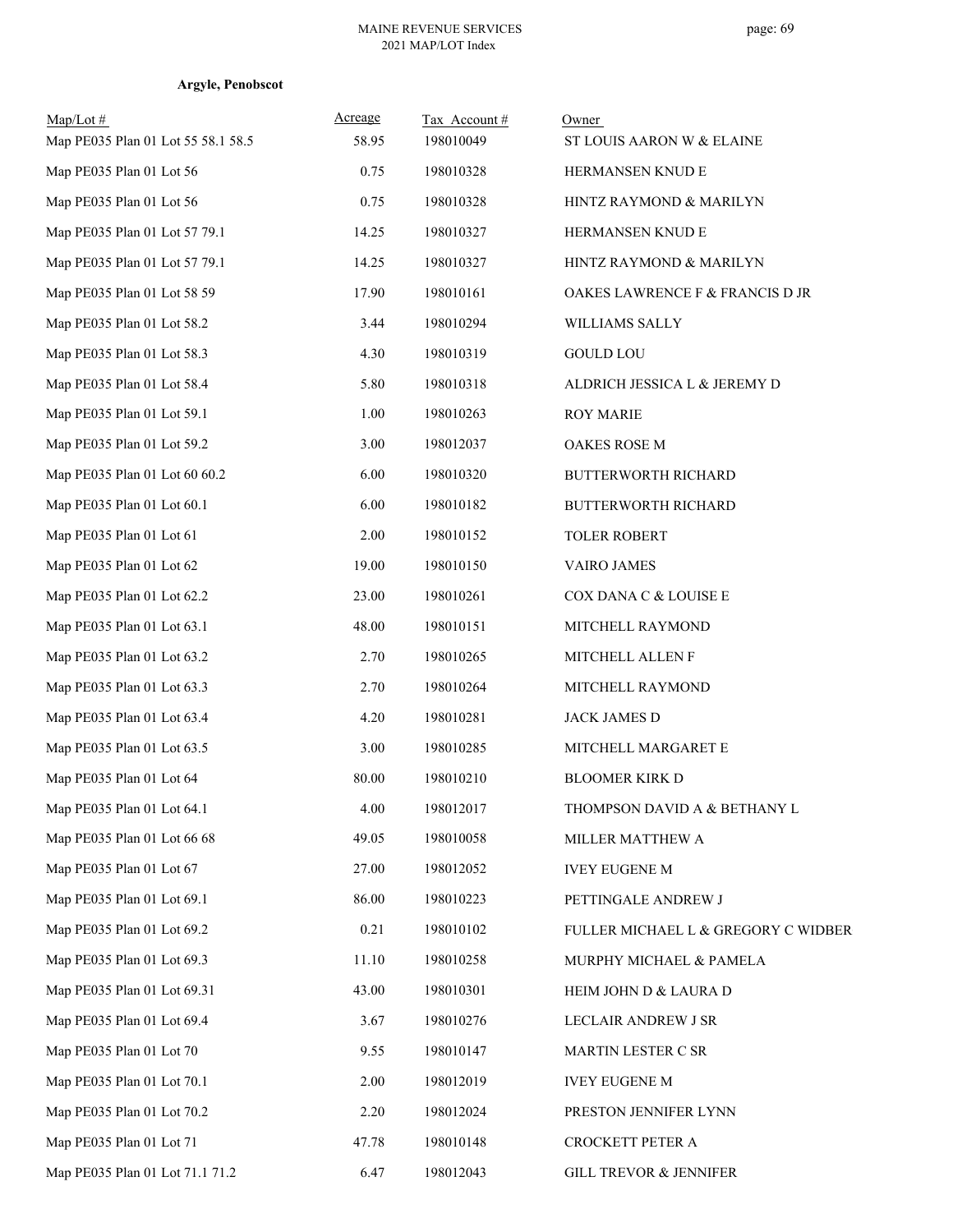**Argyle, Penobscot**

| Map/Lot # | Acreage | Tax Account # | Owner |
|---|---|---|---|
| Map PE035 Plan 01 Lot 55 58.1 58.5 | 58.95 | 198010049 | ST LOUIS AARON W & ELAINE |
| Map PE035 Plan 01 Lot 56 | 0.75 | 198010328 | HERMANSEN KNUD E |
| Map PE035 Plan 01 Lot 56 | 0.75 | 198010328 | HINTZ RAYMOND & MARILYN |
| Map PE035 Plan 01 Lot 57 79.1 | 14.25 | 198010327 | HERMANSEN KNUD E |
| Map PE035 Plan 01 Lot 57 79.1 | 14.25 | 198010327 | HINTZ RAYMOND & MARILYN |
| Map PE035 Plan 01 Lot 58 59 | 17.90 | 198010161 | OAKES LAWRENCE F & FRANCIS D JR |
| Map PE035 Plan 01 Lot 58.2 | 3.44 | 198010294 | WILLIAMS SALLY |
| Map PE035 Plan 01 Lot 58.3 | 4.30 | 198010319 | GOULD LOU |
| Map PE035 Plan 01 Lot 58.4 | 5.80 | 198010318 | ALDRICH JESSICA L & JEREMY D |
| Map PE035 Plan 01 Lot 59.1 | 1.00 | 198010263 | ROY MARIE |
| Map PE035 Plan 01 Lot 59.2 | 3.00 | 198012037 | OAKES ROSE M |
| Map PE035 Plan 01 Lot 60 60.2 | 6.00 | 198010320 | BUTTERWORTH RICHARD |
| Map PE035 Plan 01 Lot 60.1 | 6.00 | 198010182 | BUTTERWORTH RICHARD |
| Map PE035 Plan 01 Lot 61 | 2.00 | 198010152 | TOLER ROBERT |
| Map PE035 Plan 01 Lot 62 | 19.00 | 198010150 | VAIRO JAMES |
| Map PE035 Plan 01 Lot 62.2 | 23.00 | 198010261 | COX DANA C & LOUISE E |
| Map PE035 Plan 01 Lot 63.1 | 48.00 | 198010151 | MITCHELL RAYMOND |
| Map PE035 Plan 01 Lot 63.2 | 2.70 | 198010265 | MITCHELL ALLEN F |
| Map PE035 Plan 01 Lot 63.3 | 2.70 | 198010264 | MITCHELL RAYMOND |
| Map PE035 Plan 01 Lot 63.4 | 4.20 | 198010281 | JACK JAMES D |
| Map PE035 Plan 01 Lot 63.5 | 3.00 | 198010285 | MITCHELL MARGARET E |
| Map PE035 Plan 01 Lot 64 | 80.00 | 198010210 | BLOOMER KIRK D |
| Map PE035 Plan 01 Lot 64.1 | 4.00 | 198012017 | THOMPSON DAVID A & BETHANY L |
| Map PE035 Plan 01 Lot 66 68 | 49.05 | 198010058 | MILLER MATTHEW A |
| Map PE035 Plan 01 Lot 67 | 27.00 | 198012052 | IVEY EUGENE M |
| Map PE035 Plan 01 Lot 69.1 | 86.00 | 198010223 | PETTINGALE ANDREW J |
| Map PE035 Plan 01 Lot 69.2 | 0.21 | 198010102 | FULLER MICHAEL L & GREGORY C WIDBER |
| Map PE035 Plan 01 Lot 69.3 | 11.10 | 198010258 | MURPHY MICHAEL & PAMELA |
| Map PE035 Plan 01 Lot 69.31 | 43.00 | 198010301 | HEIM JOHN D & LAURA D |
| Map PE035 Plan 01 Lot 69.4 | 3.67 | 198010276 | LECLAIR ANDREW J SR |
| Map PE035 Plan 01 Lot 70 | 9.55 | 198010147 | MARTIN LESTER C SR |
| Map PE035 Plan 01 Lot 70.1 | 2.00 | 198012019 | IVEY EUGENE M |
| Map PE035 Plan 01 Lot 70.2 | 2.20 | 198012024 | PRESTON JENNIFER LYNN |
| Map PE035 Plan 01 Lot 71 | 47.78 | 198010148 | CROCKETT PETER A |
| Map PE035 Plan 01 Lot 71.1 71.2 | 6.47 | 198012043 | GILL TREVOR & JENNIFER |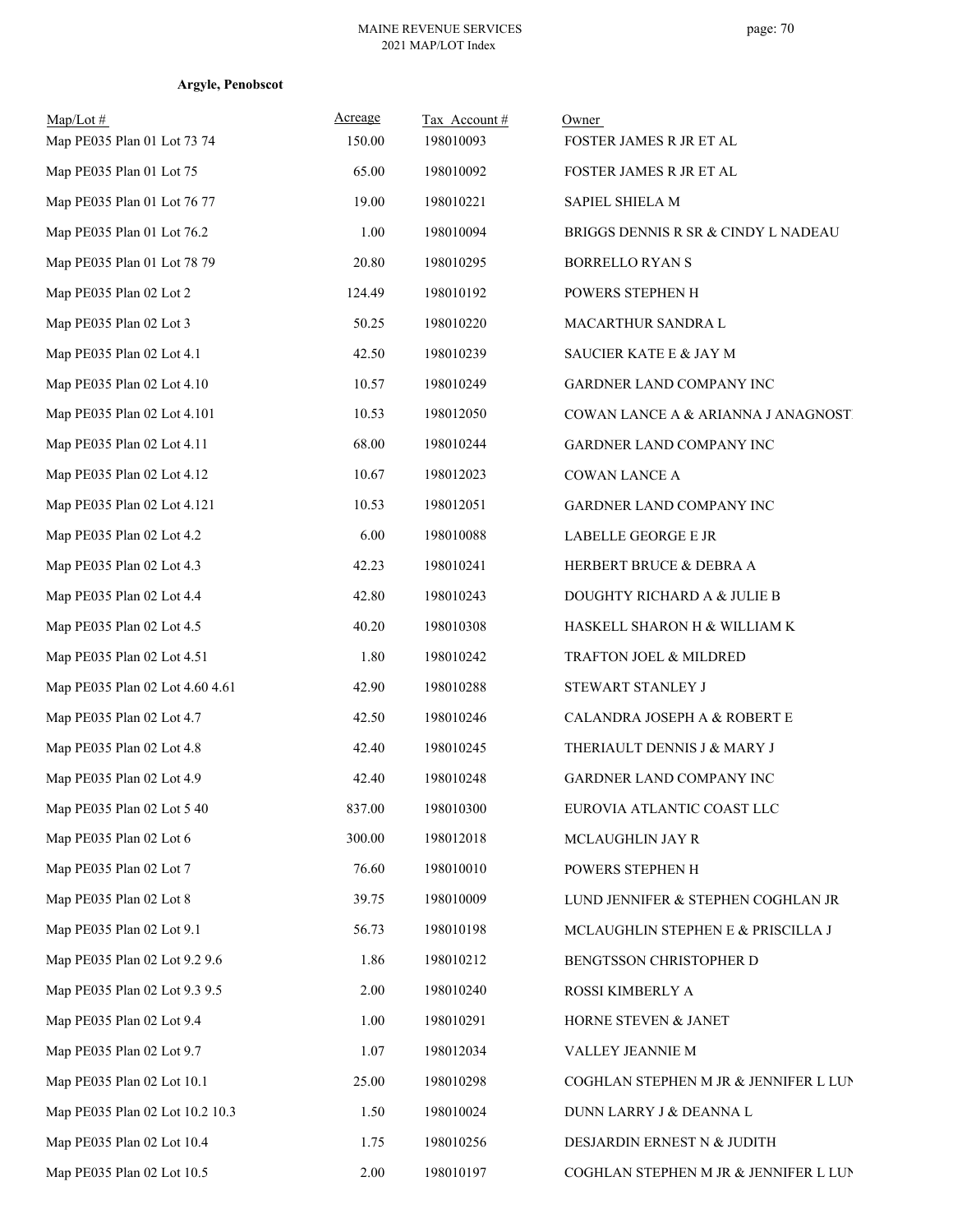**Argyle, Penobscot**

| Map/Lot # | Acreage | Tax Account # | Owner |
|---|---|---|---|
| Map PE035 Plan 01 Lot 73 74 | 150.00 | 198010093 | FOSTER JAMES R JR ET AL |
| Map PE035 Plan 01 Lot 75 | 65.00 | 198010092 | FOSTER JAMES R JR ET AL |
| Map PE035 Plan 01 Lot 76 77 | 19.00 | 198010221 | SAPIEL SHIELA M |
| Map PE035 Plan 01 Lot 76.2 | 1.00 | 198010094 | BRIGGS DENNIS R SR & CINDY L NADEAU |
| Map PE035 Plan 01 Lot 78 79 | 20.80 | 198010295 | BORRELLO RYAN S |
| Map PE035 Plan 02 Lot 2 | 124.49 | 198010192 | POWERS STEPHEN H |
| Map PE035 Plan 02 Lot 3 | 50.25 | 198010220 | MACARTHUR SANDRA L |
| Map PE035 Plan 02 Lot 4.1 | 42.50 | 198010239 | SAUCIER KATE E & JAY M |
| Map PE035 Plan 02 Lot 4.10 | 10.57 | 198010249 | GARDNER LAND COMPANY INC |
| Map PE035 Plan 02 Lot 4.101 | 10.53 | 198012050 | COWAN LANCE A & ARIANNA J ANAGNOST |
| Map PE035 Plan 02 Lot 4.11 | 68.00 | 198010244 | GARDNER LAND COMPANY INC |
| Map PE035 Plan 02 Lot 4.12 | 10.67 | 198012023 | COWAN LANCE A |
| Map PE035 Plan 02 Lot 4.121 | 10.53 | 198012051 | GARDNER LAND COMPANY INC |
| Map PE035 Plan 02 Lot 4.2 | 6.00 | 198010088 | LABELLE GEORGE E JR |
| Map PE035 Plan 02 Lot 4.3 | 42.23 | 198010241 | HERBERT BRUCE & DEBRA A |
| Map PE035 Plan 02 Lot 4.4 | 42.80 | 198010243 | DOUGHTY RICHARD A & JULIE B |
| Map PE035 Plan 02 Lot 4.5 | 40.20 | 198010308 | HASKELL SHARON H & WILLIAM K |
| Map PE035 Plan 02 Lot 4.51 | 1.80 | 198010242 | TRAFTON JOEL & MILDRED |
| Map PE035 Plan 02 Lot 4.60 4.61 | 42.90 | 198010288 | STEWART STANLEY J |
| Map PE035 Plan 02 Lot 4.7 | 42.50 | 198010246 | CALANDRA JOSEPH A & ROBERT E |
| Map PE035 Plan 02 Lot 4.8 | 42.40 | 198010245 | THERIAULT DENNIS J & MARY J |
| Map PE035 Plan 02 Lot 4.9 | 42.40 | 198010248 | GARDNER LAND COMPANY INC |
| Map PE035 Plan 02 Lot 5 40 | 837.00 | 198010300 | EUROVIA ATLANTIC COAST LLC |
| Map PE035 Plan 02 Lot 6 | 300.00 | 198012018 | MCLAUGHLIN JAY R |
| Map PE035 Plan 02 Lot 7 | 76.60 | 198010010 | POWERS STEPHEN H |
| Map PE035 Plan 02 Lot 8 | 39.75 | 198010009 | LUND JENNIFER & STEPHEN COGHLAN JR |
| Map PE035 Plan 02 Lot 9.1 | 56.73 | 198010198 | MCLAUGHLIN STEPHEN E & PRISCILLA J |
| Map PE035 Plan 02 Lot 9.2 9.6 | 1.86 | 198010212 | BENGTSSON CHRISTOPHER D |
| Map PE035 Plan 02 Lot 9.3 9.5 | 2.00 | 198010240 | ROSSI KIMBERLY A |
| Map PE035 Plan 02 Lot 9.4 | 1.00 | 198010291 | HORNE STEVEN & JANET |
| Map PE035 Plan 02 Lot 9.7 | 1.07 | 198012034 | VALLEY JEANNIE M |
| Map PE035 Plan 02 Lot 10.1 | 25.00 | 198010298 | COGHLAN STEPHEN M JR & JENNIFER L LUN |
| Map PE035 Plan 02 Lot 10.2 10.3 | 1.50 | 198010024 | DUNN LARRY J & DEANNA L |
| Map PE035 Plan 02 Lot 10.4 | 1.75 | 198010256 | DESJARDIN ERNEST N & JUDITH |
| Map PE035 Plan 02 Lot 10.5 | 2.00 | 198010197 | COGHLAN STEPHEN M JR & JENNIFER L LUN |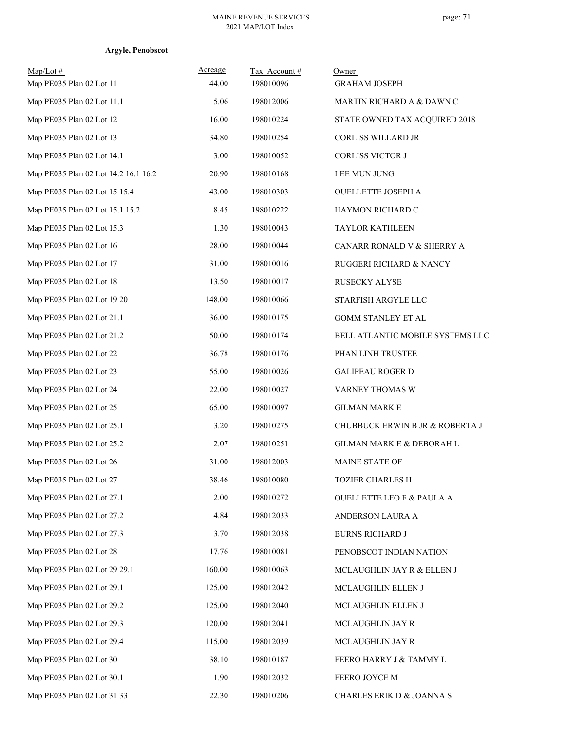**Argyle, Penobscot**

| Map/Lot # | Acreage | Tax Account # | Owner |
|---|---|---|---|
| Map PE035 Plan 02 Lot 11 | 44.00 | 198010096 | GRAHAM JOSEPH |
| Map PE035 Plan 02 Lot 11.1 | 5.06 | 198012006 | MARTIN RICHARD A & DAWN C |
| Map PE035 Plan 02 Lot 12 | 16.00 | 198010224 | STATE OWNED TAX ACQUIRED 2018 |
| Map PE035 Plan 02 Lot 13 | 34.80 | 198010254 | CORLISS WILLARD JR |
| Map PE035 Plan 02 Lot 14.1 | 3.00 | 198010052 | CORLISS VICTOR J |
| Map PE035 Plan 02 Lot 14.2 16.1 16.2 | 20.90 | 198010168 | LEE MUN JUNG |
| Map PE035 Plan 02 Lot 15 15.4 | 43.00 | 198010303 | OUELLETTE JOSEPH A |
| Map PE035 Plan 02 Lot 15.1 15.2 | 8.45 | 198010222 | HAYMON RICHARD C |
| Map PE035 Plan 02 Lot 15.3 | 1.30 | 198010043 | TAYLOR KATHLEEN |
| Map PE035 Plan 02 Lot 16 | 28.00 | 198010044 | CANARR RONALD V & SHERRY A |
| Map PE035 Plan 02 Lot 17 | 31.00 | 198010016 | RUGGERI RICHARD & NANCY |
| Map PE035 Plan 02 Lot 18 | 13.50 | 198010017 | RUSECKY ALYSE |
| Map PE035 Plan 02 Lot 19 20 | 148.00 | 198010066 | STARFISH ARGYLE LLC |
| Map PE035 Plan 02 Lot 21.1 | 36.00 | 198010175 | GOMM STANLEY ET AL |
| Map PE035 Plan 02 Lot 21.2 | 50.00 | 198010174 | BELL ATLANTIC MOBILE SYSTEMS LLC |
| Map PE035 Plan 02 Lot 22 | 36.78 | 198010176 | PHAN LINH TRUSTEE |
| Map PE035 Plan 02 Lot 23 | 55.00 | 198010026 | GALIPEAU ROGER D |
| Map PE035 Plan 02 Lot 24 | 22.00 | 198010027 | VARNEY THOMAS W |
| Map PE035 Plan 02 Lot 25 | 65.00 | 198010097 | GILMAN MARK E |
| Map PE035 Plan 02 Lot 25.1 | 3.20 | 198010275 | CHUBBUCK ERWIN B JR & ROBERTA J |
| Map PE035 Plan 02 Lot 25.2 | 2.07 | 198010251 | GILMAN MARK E & DEBORAH L |
| Map PE035 Plan 02 Lot 26 | 31.00 | 198012003 | MAINE STATE OF |
| Map PE035 Plan 02 Lot 27 | 38.46 | 198010080 | TOZIER CHARLES H |
| Map PE035 Plan 02 Lot 27.1 | 2.00 | 198010272 | OUELLETTE LEO F & PAULA A |
| Map PE035 Plan 02 Lot 27.2 | 4.84 | 198012033 | ANDERSON LAURA A |
| Map PE035 Plan 02 Lot 27.3 | 3.70 | 198012038 | BURNS RICHARD J |
| Map PE035 Plan 02 Lot 28 | 17.76 | 198010081 | PENOBSCOT INDIAN NATION |
| Map PE035 Plan 02 Lot 29 29.1 | 160.00 | 198010063 | MCLAUGHLIN JAY R & ELLEN J |
| Map PE035 Plan 02 Lot 29.1 | 125.00 | 198012042 | MCLAUGHLIN ELLEN J |
| Map PE035 Plan 02 Lot 29.2 | 125.00 | 198012040 | MCLAUGHLIN ELLEN J |
| Map PE035 Plan 02 Lot 29.3 | 120.00 | 198012041 | MCLAUGHLIN JAY R |
| Map PE035 Plan 02 Lot 29.4 | 115.00 | 198012039 | MCLAUGHLIN JAY R |
| Map PE035 Plan 02 Lot 30 | 38.10 | 198010187 | FEERO HARRY J & TAMMY L |
| Map PE035 Plan 02 Lot 30.1 | 1.90 | 198012032 | FEERO JOYCE M |
| Map PE035 Plan 02 Lot 31 33 | 22.30 | 198010206 | CHARLES ERIK D & JOANNA S |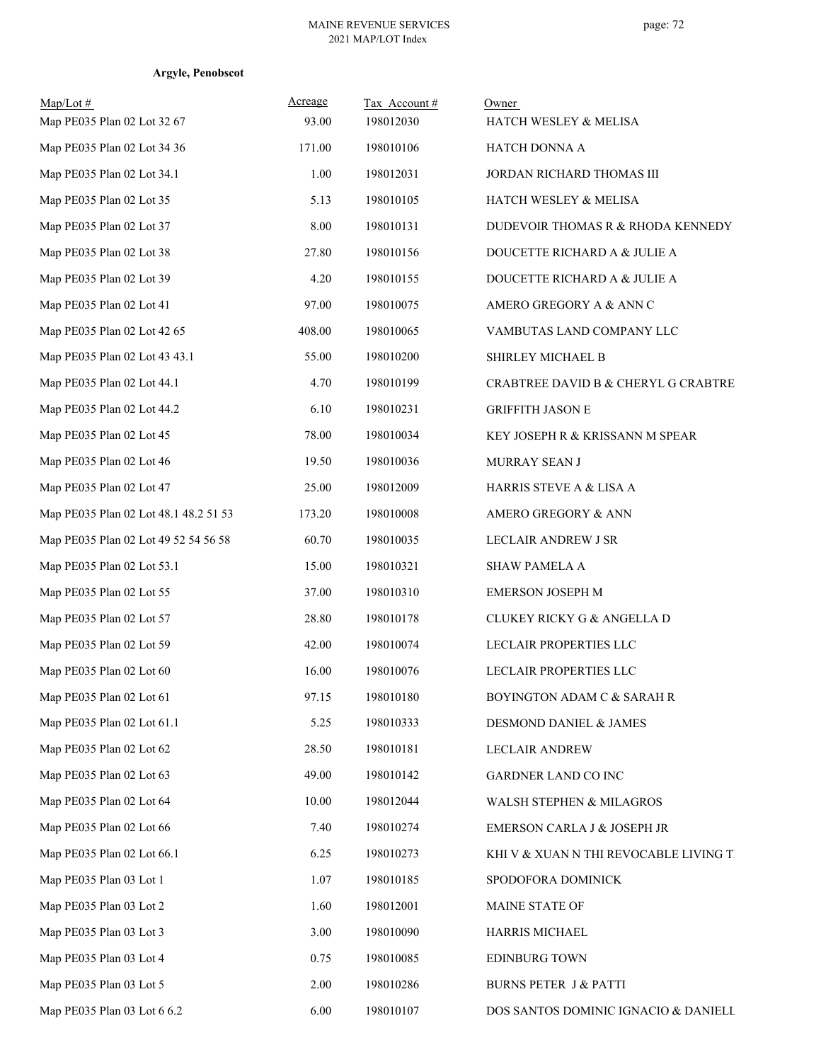**Argyle, Penobscot**

| Map/Lot # | Acreage | Tax Account # | Owner |
|---|---|---|---|
| Map PE035 Plan 02 Lot 32 67 | 93.00 | 198012030 | HATCH WESLEY & MELISA |
| Map PE035 Plan 02 Lot 34 36 | 171.00 | 198010106 | HATCH DONNA A |
| Map PE035 Plan 02 Lot 34.1 | 1.00 | 198012031 | JORDAN RICHARD THOMAS III |
| Map PE035 Plan 02 Lot 35 | 5.13 | 198010105 | HATCH WESLEY & MELISA |
| Map PE035 Plan 02 Lot 37 | 8.00 | 198010131 | DUDEVOIR THOMAS R & RHODA KENNEDY |
| Map PE035 Plan 02 Lot 38 | 27.80 | 198010156 | DOUCETTE RICHARD A & JULIE A |
| Map PE035 Plan 02 Lot 39 | 4.20 | 198010155 | DOUCETTE RICHARD A & JULIE A |
| Map PE035 Plan 02 Lot 41 | 97.00 | 198010075 | AMERO GREGORY A & ANN C |
| Map PE035 Plan 02 Lot 42 65 | 408.00 | 198010065 | VAMBUTAS LAND COMPANY LLC |
| Map PE035 Plan 02 Lot 43 43.1 | 55.00 | 198010200 | SHIRLEY MICHAEL B |
| Map PE035 Plan 02 Lot 44.1 | 4.70 | 198010199 | CRABTREE DAVID B & CHERYL G CRABTRE |
| Map PE035 Plan 02 Lot 44.2 | 6.10 | 198010231 | GRIFFITH JASON E |
| Map PE035 Plan 02 Lot 45 | 78.00 | 198010034 | KEY JOSEPH R & KRISSANN M SPEAR |
| Map PE035 Plan 02 Lot 46 | 19.50 | 198010036 | MURRAY SEAN J |
| Map PE035 Plan 02 Lot 47 | 25.00 | 198012009 | HARRIS STEVE A & LISA A |
| Map PE035 Plan 02 Lot 48.1 48.2 51 53 | 173.20 | 198010008 | AMERO GREGORY & ANN |
| Map PE035 Plan 02 Lot 49 52 54 56 58 | 60.70 | 198010035 | LECLAIR ANDREW J SR |
| Map PE035 Plan 02 Lot 53.1 | 15.00 | 198010321 | SHAW PAMELA A |
| Map PE035 Plan 02 Lot 55 | 37.00 | 198010310 | EMERSON JOSEPH M |
| Map PE035 Plan 02 Lot 57 | 28.80 | 198010178 | CLUKEY RICKY G & ANGELLA D |
| Map PE035 Plan 02 Lot 59 | 42.00 | 198010074 | LECLAIR PROPERTIES LLC |
| Map PE035 Plan 02 Lot 60 | 16.00 | 198010076 | LECLAIR PROPERTIES LLC |
| Map PE035 Plan 02 Lot 61 | 97.15 | 198010180 | BOYINGTON ADAM C & SARAH R |
| Map PE035 Plan 02 Lot 61.1 | 5.25 | 198010333 | DESMOND DANIEL & JAMES |
| Map PE035 Plan 02 Lot 62 | 28.50 | 198010181 | LECLAIR ANDREW |
| Map PE035 Plan 02 Lot 63 | 49.00 | 198010142 | GARDNER LAND CO INC |
| Map PE035 Plan 02 Lot 64 | 10.00 | 198012044 | WALSH STEPHEN & MILAGROS |
| Map PE035 Plan 02 Lot 66 | 7.40 | 198010274 | EMERSON CARLA J & JOSEPH JR |
| Map PE035 Plan 02 Lot 66.1 | 6.25 | 198010273 | KHI V & XUAN N THI REVOCABLE LIVING T |
| Map PE035 Plan 03 Lot 1 | 1.07 | 198010185 | SPODOFORA DOMINICK |
| Map PE035 Plan 03 Lot 2 | 1.60 | 198012001 | MAINE STATE OF |
| Map PE035 Plan 03 Lot 3 | 3.00 | 198010090 | HARRIS MICHAEL |
| Map PE035 Plan 03 Lot 4 | 0.75 | 198010085 | EDINBURG TOWN |
| Map PE035 Plan 03 Lot 5 | 2.00 | 198010286 | BURNS PETER J & PATTI |
| Map PE035 Plan 03 Lot 6 6.2 | 6.00 | 198010107 | DOS SANTOS DOMINIC IGNACIO & DANIELL |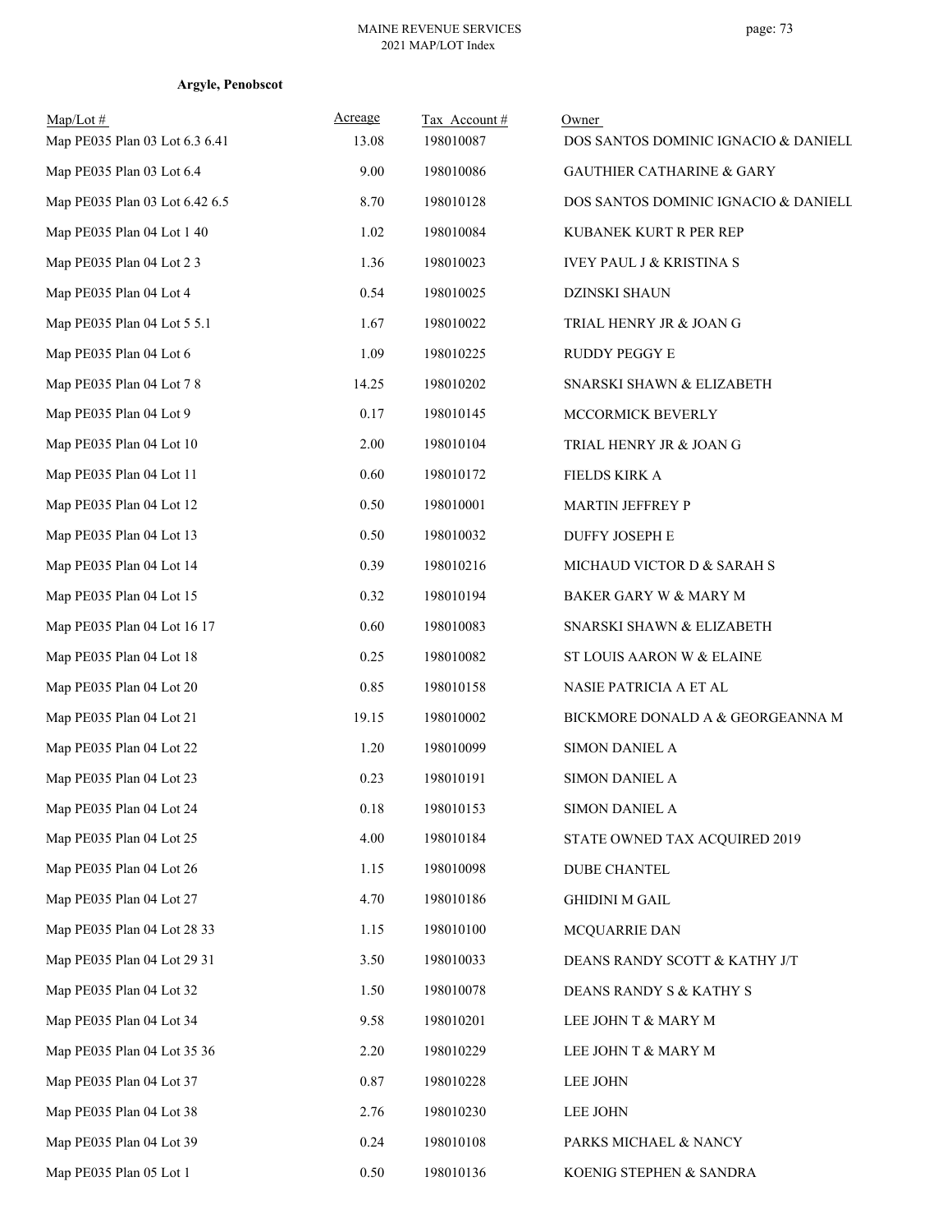**Argyle, Penobscot**

| Map/Lot # | Acreage | Tax Account # | Owner |
|---|---|---|---|
| Map PE035 Plan 03 Lot 6.3 6.41 | 13.08 | 198010087 | DOS SANTOS DOMINIC IGNACIO & DANIELL |
| Map PE035 Plan 03 Lot 6.4 | 9.00 | 198010086 | GAUTHIER CATHARINE & GARY |
| Map PE035 Plan 03 Lot 6.42 6.5 | 8.70 | 198010128 | DOS SANTOS DOMINIC IGNACIO & DANIELL |
| Map PE035 Plan 04 Lot 1 40 | 1.02 | 198010084 | KUBANEK KURT R PER REP |
| Map PE035 Plan 04 Lot 2 3 | 1.36 | 198010023 | IVEY PAUL J & KRISTINA S |
| Map PE035 Plan 04 Lot 4 | 0.54 | 198010025 | DZINSKI SHAUN |
| Map PE035 Plan 04 Lot 5 5.1 | 1.67 | 198010022 | TRIAL HENRY JR & JOAN G |
| Map PE035 Plan 04 Lot 6 | 1.09 | 198010225 | RUDDY PEGGY E |
| Map PE035 Plan 04 Lot 7 8 | 14.25 | 198010202 | SNARSKI SHAWN & ELIZABETH |
| Map PE035 Plan 04 Lot 9 | 0.17 | 198010145 | MCCORMICK BEVERLY |
| Map PE035 Plan 04 Lot 10 | 2.00 | 198010104 | TRIAL HENRY JR & JOAN G |
| Map PE035 Plan 04 Lot 11 | 0.60 | 198010172 | FIELDS KIRK A |
| Map PE035 Plan 04 Lot 12 | 0.50 | 198010001 | MARTIN JEFFREY P |
| Map PE035 Plan 04 Lot 13 | 0.50 | 198010032 | DUFFY JOSEPH E |
| Map PE035 Plan 04 Lot 14 | 0.39 | 198010216 | MICHAUD VICTOR D & SARAH S |
| Map PE035 Plan 04 Lot 15 | 0.32 | 198010194 | BAKER GARY W & MARY M |
| Map PE035 Plan 04 Lot 16 17 | 0.60 | 198010083 | SNARSKI SHAWN & ELIZABETH |
| Map PE035 Plan 04 Lot 18 | 0.25 | 198010082 | ST LOUIS AARON W & ELAINE |
| Map PE035 Plan 04 Lot 20 | 0.85 | 198010158 | NASIE PATRICIA A ET AL |
| Map PE035 Plan 04 Lot 21 | 19.15 | 198010002 | BICKMORE DONALD A & GEORGEANNA M |
| Map PE035 Plan 04 Lot 22 | 1.20 | 198010099 | SIMON DANIEL A |
| Map PE035 Plan 04 Lot 23 | 0.23 | 198010191 | SIMON DANIEL A |
| Map PE035 Plan 04 Lot 24 | 0.18 | 198010153 | SIMON DANIEL A |
| Map PE035 Plan 04 Lot 25 | 4.00 | 198010184 | STATE OWNED TAX ACQUIRED 2019 |
| Map PE035 Plan 04 Lot 26 | 1.15 | 198010098 | DUBE CHANTEL |
| Map PE035 Plan 04 Lot 27 | 4.70 | 198010186 | GHIDINI M GAIL |
| Map PE035 Plan 04 Lot 28 33 | 1.15 | 198010100 | MCQUARRIE DAN |
| Map PE035 Plan 04 Lot 29 31 | 3.50 | 198010033 | DEANS RANDY SCOTT & KATHY J/T |
| Map PE035 Plan 04 Lot 32 | 1.50 | 198010078 | DEANS RANDY S & KATHY S |
| Map PE035 Plan 04 Lot 34 | 9.58 | 198010201 | LEE JOHN T & MARY M |
| Map PE035 Plan 04 Lot 35 36 | 2.20 | 198010229 | LEE JOHN T & MARY M |
| Map PE035 Plan 04 Lot 37 | 0.87 | 198010228 | LEE JOHN |
| Map PE035 Plan 04 Lot 38 | 2.76 | 198010230 | LEE JOHN |
| Map PE035 Plan 04 Lot 39 | 0.24 | 198010108 | PARKS MICHAEL & NANCY |
| Map PE035 Plan 05 Lot 1 | 0.50 | 198010136 | KOENIG STEPHEN & SANDRA |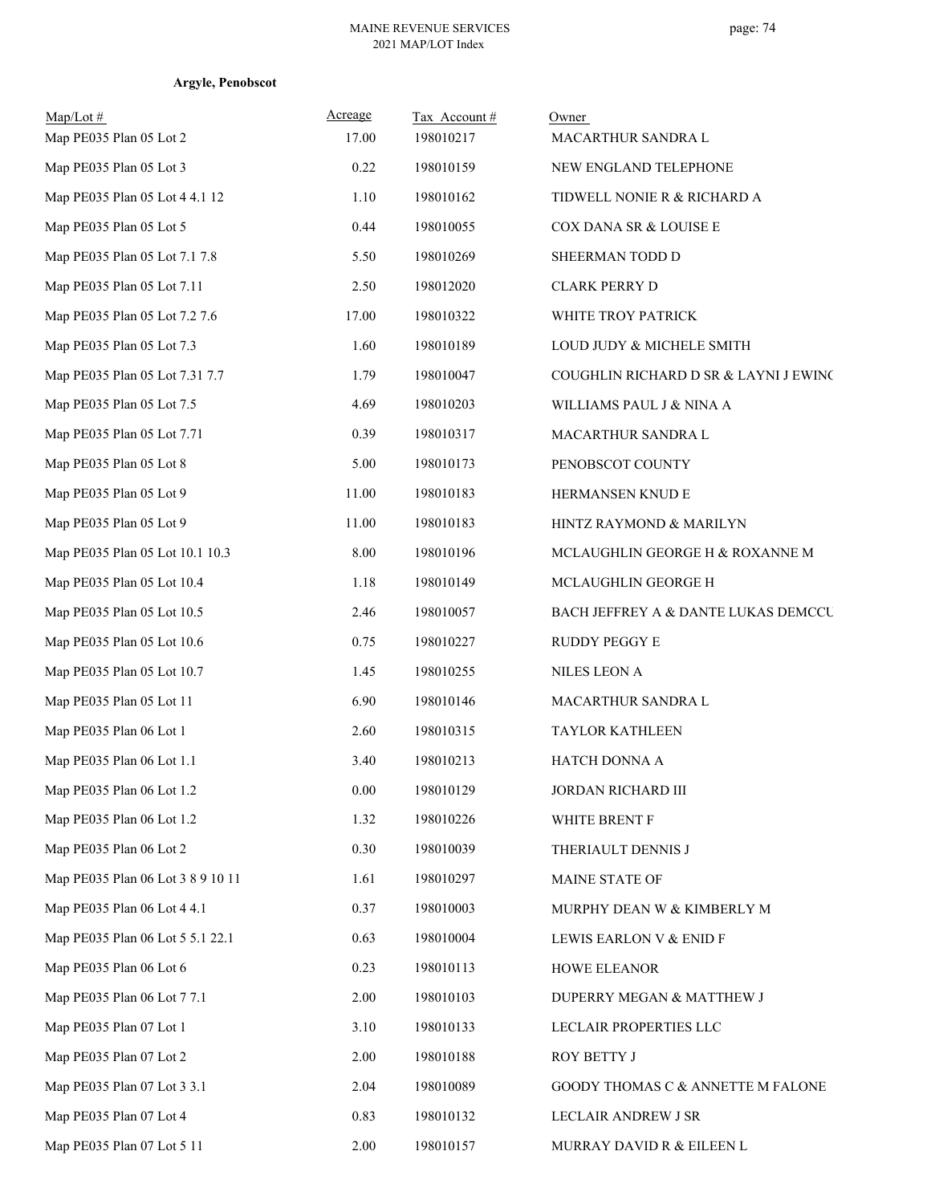**Argyle, Penobscot**

| Map/Lot # | Acreage | Tax Account # | Owner |
|---|---|---|---|
| Map PE035 Plan 05 Lot 2 | 17.00 | 198010217 | MACARTHUR SANDRA L |
| Map PE035 Plan 05 Lot 3 | 0.22 | 198010159 | NEW ENGLAND TELEPHONE |
| Map PE035 Plan 05 Lot 4 4.1 12 | 1.10 | 198010162 | TIDWELL NONIE R & RICHARD A |
| Map PE035 Plan 05 Lot 5 | 0.44 | 198010055 | COX DANA SR & LOUISE E |
| Map PE035 Plan 05 Lot 7.1 7.8 | 5.50 | 198010269 | SHEERMAN TODD D |
| Map PE035 Plan 05 Lot 7.11 | 2.50 | 198012020 | CLARK PERRY D |
| Map PE035 Plan 05 Lot 7.2 7.6 | 17.00 | 198010322 | WHITE TROY PATRICK |
| Map PE035 Plan 05 Lot 7.3 | 1.60 | 198010189 | LOUD JUDY & MICHELE SMITH |
| Map PE035 Plan 05 Lot 7.31 7.7 | 1.79 | 198010047 | COUGHLIN RICHARD D SR & LAYNI J EWING |
| Map PE035 Plan 05 Lot 7.5 | 4.69 | 198010203 | WILLIAMS PAUL J & NINA A |
| Map PE035 Plan 05 Lot 7.71 | 0.39 | 198010317 | MACARTHUR SANDRA L |
| Map PE035 Plan 05 Lot 8 | 5.00 | 198010173 | PENOBSCOT COUNTY |
| Map PE035 Plan 05 Lot 9 | 11.00 | 198010183 | HERMANSEN KNUD E |
| Map PE035 Plan 05 Lot 9 | 11.00 | 198010183 | HINTZ RAYMOND & MARILYN |
| Map PE035 Plan 05 Lot 10.1 10.3 | 8.00 | 198010196 | MCLAUGHLIN GEORGE H & ROXANNE M |
| Map PE035 Plan 05 Lot 10.4 | 1.18 | 198010149 | MCLAUGHLIN GEORGE H |
| Map PE035 Plan 05 Lot 10.5 | 2.46 | 198010057 | BACH JEFFREY A & DANTE LUKAS DEMCCU |
| Map PE035 Plan 05 Lot 10.6 | 0.75 | 198010227 | RUDDY PEGGY E |
| Map PE035 Plan 05 Lot 10.7 | 1.45 | 198010255 | NILES LEON A |
| Map PE035 Plan 05 Lot 11 | 6.90 | 198010146 | MACARTHUR SANDRA L |
| Map PE035 Plan 06 Lot 1 | 2.60 | 198010315 | TAYLOR KATHLEEN |
| Map PE035 Plan 06 Lot 1.1 | 3.40 | 198010213 | HATCH DONNA A |
| Map PE035 Plan 06 Lot 1.2 | 0.00 | 198010129 | JORDAN RICHARD III |
| Map PE035 Plan 06 Lot 1.2 | 1.32 | 198010226 | WHITE BRENT F |
| Map PE035 Plan 06 Lot 2 | 0.30 | 198010039 | THERIAULT DENNIS J |
| Map PE035 Plan 06 Lot 3 8 9 10 11 | 1.61 | 198010297 | MAINE STATE OF |
| Map PE035 Plan 06 Lot 4 4.1 | 0.37 | 198010003 | MURPHY DEAN W & KIMBERLY M |
| Map PE035 Plan 06 Lot 5 5.1 22.1 | 0.63 | 198010004 | LEWIS EARLON V & ENID F |
| Map PE035 Plan 06 Lot 6 | 0.23 | 198010113 | HOWE ELEANOR |
| Map PE035 Plan 06 Lot 7 7.1 | 2.00 | 198010103 | DUPERRY MEGAN & MATTHEW J |
| Map PE035 Plan 07 Lot 1 | 3.10 | 198010133 | LECLAIR PROPERTIES LLC |
| Map PE035 Plan 07 Lot 2 | 2.00 | 198010188 | ROY BETTY J |
| Map PE035 Plan 07 Lot 3 3.1 | 2.04 | 198010089 | GOODY THOMAS C & ANNETTE M FALONE |
| Map PE035 Plan 07 Lot 4 | 0.83 | 198010132 | LECLAIR ANDREW J SR |
| Map PE035 Plan 07 Lot 5 11 | 2.00 | 198010157 | MURRAY DAVID R & EILEEN L |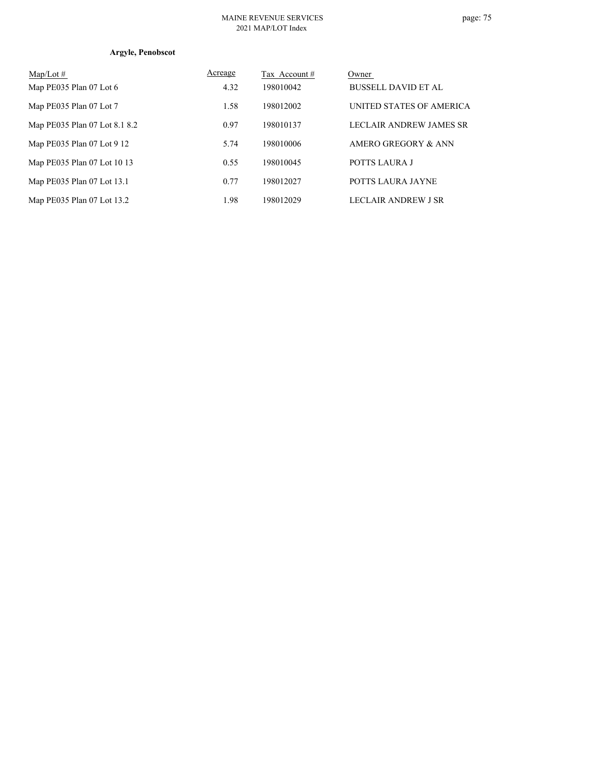**Argyle, Penobscot**

| Map/Lot # | Acreage | Tax Account # | Owner |
|---|---|---|---|
| Map PE035 Plan 07 Lot 6 | 4.32 | 198010042 | BUSSELL DAVID ET AL |
| Map PE035 Plan 07 Lot 7 | 1.58 | 198012002 | UNITED STATES OF AMERICA |
| Map PE035 Plan 07 Lot 8.1 8.2 | 0.97 | 198010137 | LECLAIR ANDREW JAMES SR |
| Map PE035 Plan 07 Lot 9 12 | 5.74 | 198010006 | AMERO GREGORY & ANN |
| Map PE035 Plan 07 Lot 10 13 | 0.55 | 198010045 | POTTS LAURA J |
| Map PE035 Plan 07 Lot 13.1 | 0.77 | 198012027 | POTTS LAURA JAYNE |
| Map PE035 Plan 07 Lot 13.2 | 1.98 | 198012029 | LECLAIR ANDREW J SR |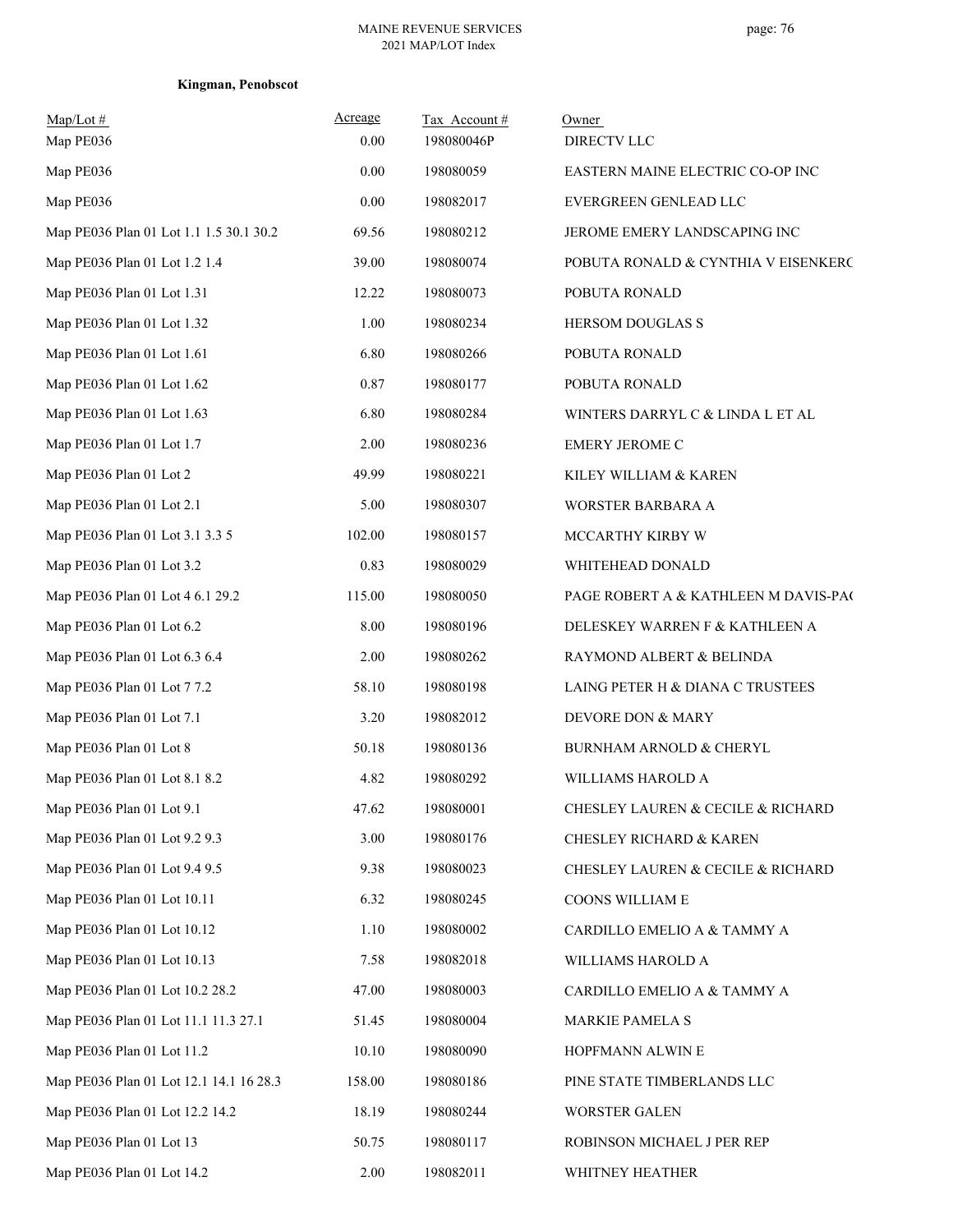**Kingman, Penobscot**

| Map/Lot # | Acreage | Tax Account # | Owner |
|---|---|---|---|
| Map PE036 | 0.00 | 198080046P | DIRECTV LLC |
| Map PE036 | 0.00 | 198080059 | EASTERN MAINE ELECTRIC CO-OP INC |
| Map PE036 | 0.00 | 198082017 | EVERGREEN GENLEAD LLC |
| Map PE036 Plan 01 Lot 1.1 1.5 30.1 30.2 | 69.56 | 198080212 | JEROME EMERY LANDSCAPING INC |
| Map PE036 Plan 01 Lot 1.2 1.4 | 39.00 | 198080074 | POBUTA RONALD & CYNTHIA V EISENKERC |
| Map PE036 Plan 01 Lot 1.31 | 12.22 | 198080073 | POBUTA RONALD |
| Map PE036 Plan 01 Lot 1.32 | 1.00 | 198080234 | HERSOM DOUGLAS S |
| Map PE036 Plan 01 Lot 1.61 | 6.80 | 198080266 | POBUTA RONALD |
| Map PE036 Plan 01 Lot 1.62 | 0.87 | 198080177 | POBUTA RONALD |
| Map PE036 Plan 01 Lot 1.63 | 6.80 | 198080284 | WINTERS DARRYL C & LINDA L ET AL |
| Map PE036 Plan 01 Lot 1.7 | 2.00 | 198080236 | EMERY JEROME C |
| Map PE036 Plan 01 Lot 2 | 49.99 | 198080221 | KILEY WILLIAM & KAREN |
| Map PE036 Plan 01 Lot 2.1 | 5.00 | 198080307 | WORSTER BARBARA A |
| Map PE036 Plan 01 Lot 3.1 3.3 5 | 102.00 | 198080157 | MCCARTHY KIRBY W |
| Map PE036 Plan 01 Lot 3.2 | 0.83 | 198080029 | WHITEHEAD DONALD |
| Map PE036 Plan 01 Lot 4 6.1 29.2 | 115.00 | 198080050 | PAGE ROBERT A & KATHLEEN M DAVIS-PA( |
| Map PE036 Plan 01 Lot 6.2 | 8.00 | 198080196 | DELESKEY WARREN F & KATHLEEN A |
| Map PE036 Plan 01 Lot 6.3 6.4 | 2.00 | 198080262 | RAYMOND ALBERT & BELINDA |
| Map PE036 Plan 01 Lot 7 7.2 | 58.10 | 198080198 | LAING PETER H & DIANA C TRUSTEES |
| Map PE036 Plan 01 Lot 7.1 | 3.20 | 198082012 | DEVORE DON & MARY |
| Map PE036 Plan 01 Lot 8 | 50.18 | 198080136 | BURNHAM ARNOLD & CHERYL |
| Map PE036 Plan 01 Lot 8.1 8.2 | 4.82 | 198080292 | WILLIAMS HAROLD A |
| Map PE036 Plan 01 Lot 9.1 | 47.62 | 198080001 | CHESLEY LAUREN & CECILE & RICHARD |
| Map PE036 Plan 01 Lot 9.2 9.3 | 3.00 | 198080176 | CHESLEY RICHARD & KAREN |
| Map PE036 Plan 01 Lot 9.4 9.5 | 9.38 | 198080023 | CHESLEY LAUREN & CECILE & RICHARD |
| Map PE036 Plan 01 Lot 10.11 | 6.32 | 198080245 | COONS WILLIAM E |
| Map PE036 Plan 01 Lot 10.12 | 1.10 | 198080002 | CARDILLO EMELIO A & TAMMY A |
| Map PE036 Plan 01 Lot 10.13 | 7.58 | 198082018 | WILLIAMS HAROLD A |
| Map PE036 Plan 01 Lot 10.2 28.2 | 47.00 | 198080003 | CARDILLO EMELIO A & TAMMY A |
| Map PE036 Plan 01 Lot 11.1 11.3 27.1 | 51.45 | 198080004 | MARKIE PAMELA S |
| Map PE036 Plan 01 Lot 11.2 | 10.10 | 198080090 | HOPFMANN ALWIN E |
| Map PE036 Plan 01 Lot 12.1 14.1 16 28.3 | 158.00 | 198080186 | PINE STATE TIMBERLANDS LLC |
| Map PE036 Plan 01 Lot 12.2 14.2 | 18.19 | 198080244 | WORSTER GALEN |
| Map PE036 Plan 01 Lot 13 | 50.75 | 198080117 | ROBINSON MICHAEL J PER REP |
| Map PE036 Plan 01 Lot 14.2 | 2.00 | 198082011 | WHITNEY HEATHER |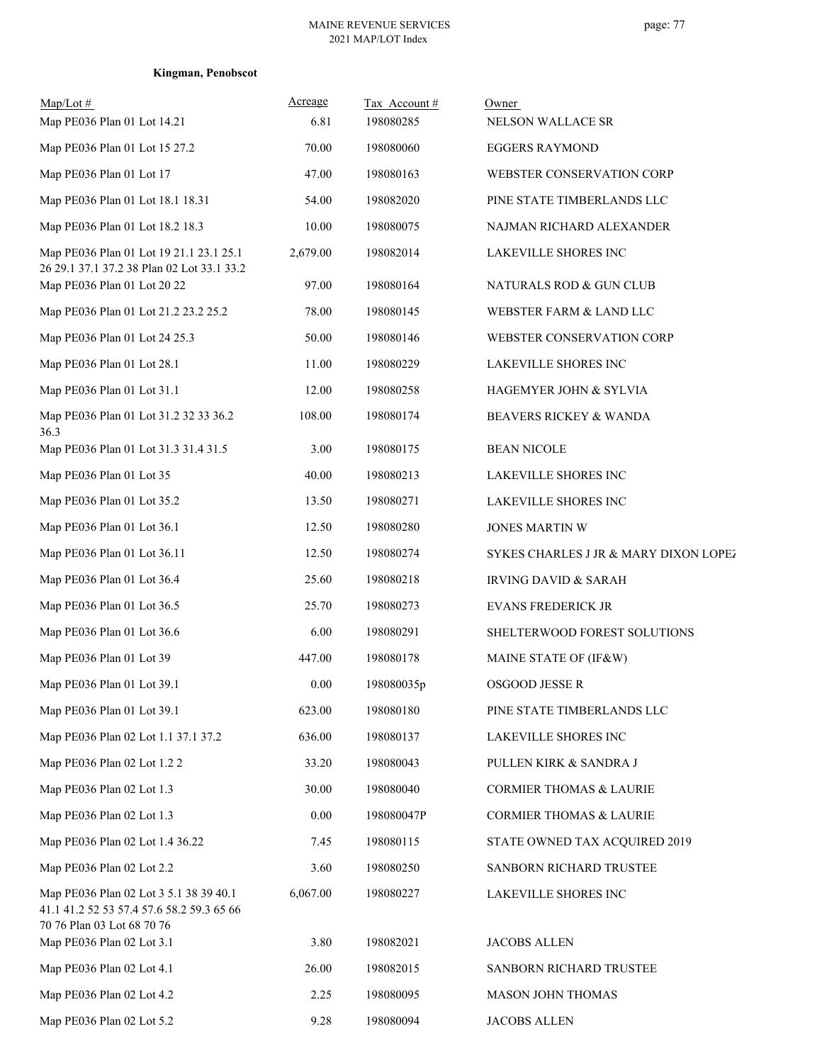**Kingman, Penobscot**

| Map/Lot # | Acreage | Tax Account # | Owner |
|---|---|---|---|
| Map PE036 Plan 01 Lot 14.21 | 6.81 | 198080285 | NELSON WALLACE SR |
| Map PE036 Plan 01 Lot 15 27.2 | 70.00 | 198080060 | EGGERS RAYMOND |
| Map PE036 Plan 01 Lot 17 | 47.00 | 198080163 | WEBSTER CONSERVATION CORP |
| Map PE036 Plan 01 Lot 18.1 18.31 | 54.00 | 198082020 | PINE STATE TIMBERLANDS LLC |
| Map PE036 Plan 01 Lot 18.2 18.3 | 10.00 | 198080075 | NAJMAN RICHARD ALEXANDER |
| Map PE036 Plan 01 Lot 19 21.1 23.1 25.1 26 29.1 37.1 37.2 38 Plan 02 Lot 33.1 33.2 | 2,679.00 | 198082014 | LAKEVILLE SHORES INC |
| Map PE036 Plan 01 Lot 20 22 | 97.00 | 198080164 | NATURALS ROD & GUN CLUB |
| Map PE036 Plan 01 Lot 21.2 23.2 25.2 | 78.00 | 198080145 | WEBSTER FARM & LAND LLC |
| Map PE036 Plan 01 Lot 24 25.3 | 50.00 | 198080146 | WEBSTER CONSERVATION CORP |
| Map PE036 Plan 01 Lot 28.1 | 11.00 | 198080229 | LAKEVILLE SHORES INC |
| Map PE036 Plan 01 Lot 31.1 | 12.00 | 198080258 | HAGEMYER JOHN & SYLVIA |
| Map PE036 Plan 01 Lot 31.2 32 33 36.2 36.3 | 108.00 | 198080174 | BEAVERS RICKEY & WANDA |
| Map PE036 Plan 01 Lot 31.3 31.4 31.5 | 3.00 | 198080175 | BEAN NICOLE |
| Map PE036 Plan 01 Lot 35 | 40.00 | 198080213 | LAKEVILLE SHORES INC |
| Map PE036 Plan 01 Lot 35.2 | 13.50 | 198080271 | LAKEVILLE SHORES INC |
| Map PE036 Plan 01 Lot 36.1 | 12.50 | 198080280 | JONES MARTIN W |
| Map PE036 Plan 01 Lot 36.11 | 12.50 | 198080274 | SYKES CHARLES J JR & MARY DIXON LOPEZ |
| Map PE036 Plan 01 Lot 36.4 | 25.60 | 198080218 | IRVING DAVID & SARAH |
| Map PE036 Plan 01 Lot 36.5 | 25.70 | 198080273 | EVANS FREDERICK JR |
| Map PE036 Plan 01 Lot 36.6 | 6.00 | 198080291 | SHELTERWOOD FOREST SOLUTIONS |
| Map PE036 Plan 01 Lot 39 | 447.00 | 198080178 | MAINE STATE OF (IF&W) |
| Map PE036 Plan 01 Lot 39.1 | 0.00 | 198080035p | OSGOOD JESSE R |
| Map PE036 Plan 01 Lot 39.1 | 623.00 | 198080180 | PINE STATE TIMBERLANDS LLC |
| Map PE036 Plan 02 Lot 1.1 37.1 37.2 | 636.00 | 198080137 | LAKEVILLE SHORES INC |
| Map PE036 Plan 02 Lot 1.2 2 | 33.20 | 198080043 | PULLEN KIRK & SANDRA J |
| Map PE036 Plan 02 Lot 1.3 | 30.00 | 198080040 | CORMIER THOMAS & LAURIE |
| Map PE036 Plan 02 Lot 1.3 | 0.00 | 198080047P | CORMIER THOMAS & LAURIE |
| Map PE036 Plan 02 Lot 1.4 36.22 | 7.45 | 198080115 | STATE OWNED TAX ACQUIRED 2019 |
| Map PE036 Plan 02 Lot 2.2 | 3.60 | 198080250 | SANBORN RICHARD TRUSTEE |
| Map PE036 Plan 02 Lot 3 5.1 38 39 40.1 41.1 41.2 52 53 57.4 57.6 58.2 59.3 65 66 70 76 Plan 03 Lot 68 70 76 | 6,067.00 | 198080227 | LAKEVILLE SHORES INC |
| Map PE036 Plan 02 Lot 3.1 | 3.80 | 198082021 | JACOBS ALLEN |
| Map PE036 Plan 02 Lot 4.1 | 26.00 | 198082015 | SANBORN RICHARD TRUSTEE |
| Map PE036 Plan 02 Lot 4.2 | 2.25 | 198080095 | MASON JOHN THOMAS |
| Map PE036 Plan 02 Lot 5.2 | 9.28 | 198080094 | JACOBS ALLEN |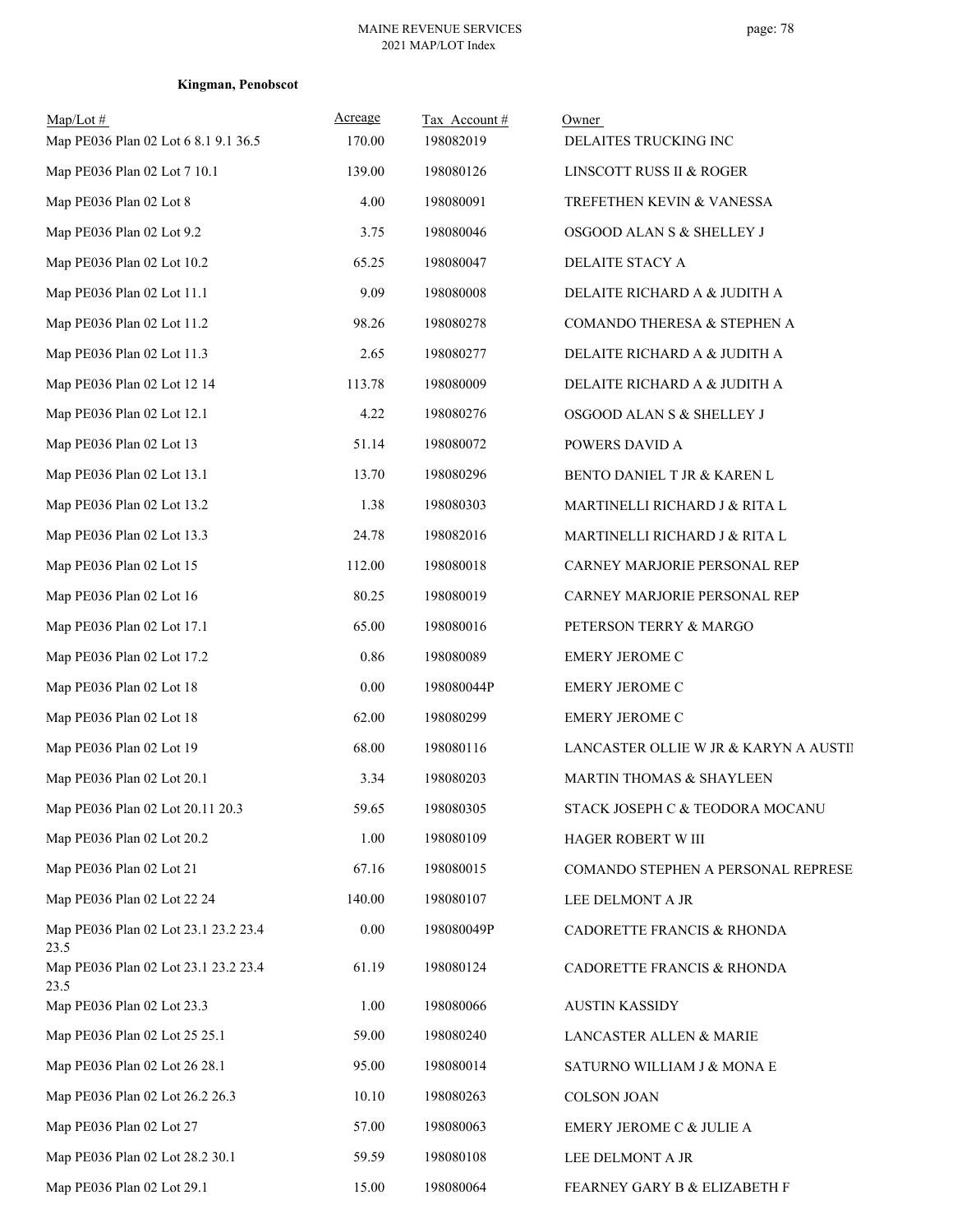**Kingman, Penobscot**

| Map/Lot # | Acreage | Tax Account # | Owner |
|---|---|---|---|
| Map PE036 Plan 02 Lot 6 8.1 9.1 36.5 | 170.00 | 198082019 | DELAITES TRUCKING INC |
| Map PE036 Plan 02 Lot 7 10.1 | 139.00 | 198080126 | LINSCOTT RUSS II & ROGER |
| Map PE036 Plan 02 Lot 8 | 4.00 | 198080091 | TREFETHEN KEVIN & VANESSA |
| Map PE036 Plan 02 Lot 9.2 | 3.75 | 198080046 | OSGOOD ALAN S & SHELLEY J |
| Map PE036 Plan 02 Lot 10.2 | 65.25 | 198080047 | DELAITE STACY A |
| Map PE036 Plan 02 Lot 11.1 | 9.09 | 198080008 | DELAITE RICHARD A & JUDITH A |
| Map PE036 Plan 02 Lot 11.2 | 98.26 | 198080278 | COMANDO THERESA & STEPHEN A |
| Map PE036 Plan 02 Lot 11.3 | 2.65 | 198080277 | DELAITE RICHARD A & JUDITH A |
| Map PE036 Plan 02 Lot 12 14 | 113.78 | 198080009 | DELAITE RICHARD A & JUDITH A |
| Map PE036 Plan 02 Lot 12.1 | 4.22 | 198080276 | OSGOOD ALAN S & SHELLEY J |
| Map PE036 Plan 02 Lot 13 | 51.14 | 198080072 | POWERS DAVID A |
| Map PE036 Plan 02 Lot 13.1 | 13.70 | 198080296 | BENTO DANIEL T JR & KAREN L |
| Map PE036 Plan 02 Lot 13.2 | 1.38 | 198080303 | MARTINELLI RICHARD J & RITA L |
| Map PE036 Plan 02 Lot 13.3 | 24.78 | 198082016 | MARTINELLI RICHARD J & RITA L |
| Map PE036 Plan 02 Lot 15 | 112.00 | 198080018 | CARNEY MARJORIE PERSONAL REP |
| Map PE036 Plan 02 Lot 16 | 80.25 | 198080019 | CARNEY MARJORIE PERSONAL REP |
| Map PE036 Plan 02 Lot 17.1 | 65.00 | 198080016 | PETERSON TERRY & MARGO |
| Map PE036 Plan 02 Lot 17.2 | 0.86 | 198080089 | EMERY JEROME C |
| Map PE036 Plan 02 Lot 18 | 0.00 | 198080044P | EMERY JEROME C |
| Map PE036 Plan 02 Lot 18 | 62.00 | 198080299 | EMERY JEROME C |
| Map PE036 Plan 02 Lot 19 | 68.00 | 198080116 | LANCASTER OLLIE W JR & KARYN A AUSTII |
| Map PE036 Plan 02 Lot 20.1 | 3.34 | 198080203 | MARTIN THOMAS & SHAYLEEN |
| Map PE036 Plan 02 Lot 20.11 20.3 | 59.65 | 198080305 | STACK JOSEPH C & TEODORA MOCANU |
| Map PE036 Plan 02 Lot 20.2 | 1.00 | 198080109 | HAGER ROBERT W III |
| Map PE036 Plan 02 Lot 21 | 67.16 | 198080015 | COMANDO STEPHEN A PERSONAL REPRESE |
| Map PE036 Plan 02 Lot 22 24 | 140.00 | 198080107 | LEE DELMONT A JR |
| Map PE036 Plan 02 Lot 23.1 23.2 23.4 23.5 | 0.00 | 198080049P | CADORETTE FRANCIS & RHONDA |
| Map PE036 Plan 02 Lot 23.1 23.2 23.4 23.5 | 61.19 | 198080124 | CADORETTE FRANCIS & RHONDA |
| Map PE036 Plan 02 Lot 23.3 | 1.00 | 198080066 | AUSTIN KASSIDY |
| Map PE036 Plan 02 Lot 25 25.1 | 59.00 | 198080240 | LANCASTER ALLEN & MARIE |
| Map PE036 Plan 02 Lot 26 28.1 | 95.00 | 198080014 | SATURNO WILLIAM J & MONA E |
| Map PE036 Plan 02 Lot 26.2 26.3 | 10.10 | 198080263 | COLSON JOAN |
| Map PE036 Plan 02 Lot 27 | 57.00 | 198080063 | EMERY JEROME C & JULIE A |
| Map PE036 Plan 02 Lot 28.2 30.1 | 59.59 | 198080108 | LEE DELMONT A JR |
| Map PE036 Plan 02 Lot 29.1 | 15.00 | 198080064 | FEARNEY GARY B & ELIZABETH F |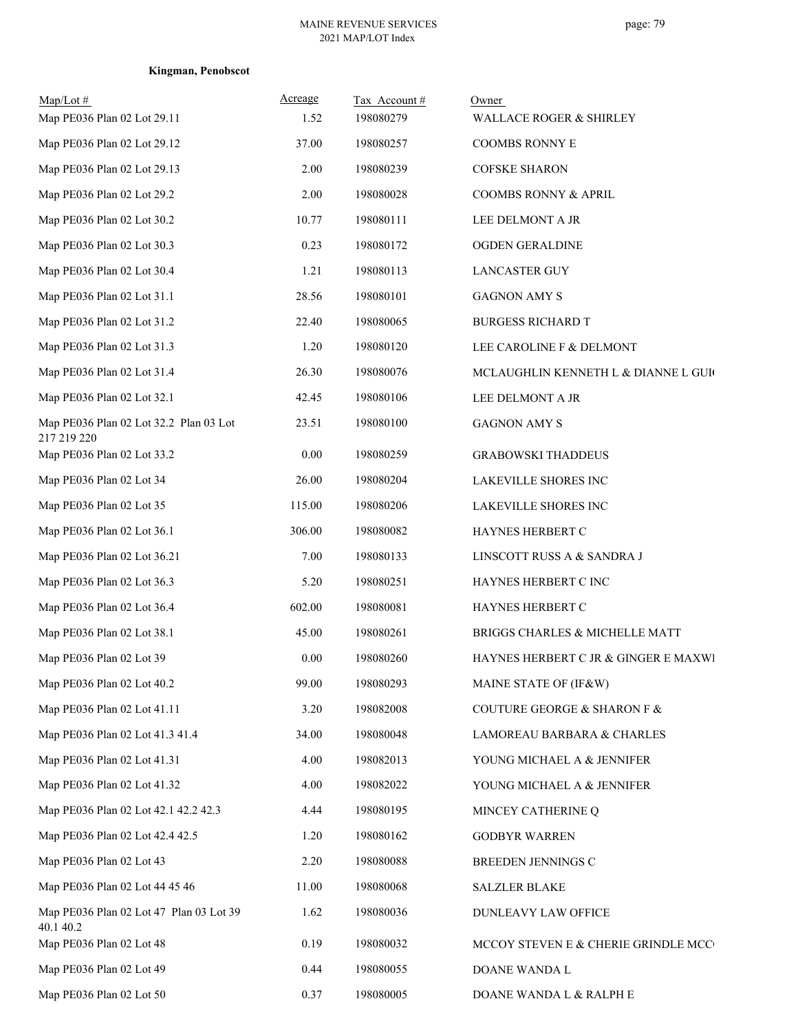**Kingman, Penobscot**

| Map/Lot # | Acreage | Tax Account # | Owner |
|---|---|---|---|
| Map PE036 Plan 02 Lot 29.11 | 1.52 | 198080279 | WALLACE ROGER & SHIRLEY |
| Map PE036 Plan 02 Lot 29.12 | 37.00 | 198080257 | COOMBS RONNY E |
| Map PE036 Plan 02 Lot 29.13 | 2.00 | 198080239 | COFSKE SHARON |
| Map PE036 Plan 02 Lot 29.2 | 2.00 | 198080028 | COOMBS RONNY & APRIL |
| Map PE036 Plan 02 Lot 30.2 | 10.77 | 198080111 | LEE DELMONT A JR |
| Map PE036 Plan 02 Lot 30.3 | 0.23 | 198080172 | OGDEN GERALDINE |
| Map PE036 Plan 02 Lot 30.4 | 1.21 | 198080113 | LANCASTER GUY |
| Map PE036 Plan 02 Lot 31.1 | 28.56 | 198080101 | GAGNON AMY S |
| Map PE036 Plan 02 Lot 31.2 | 22.40 | 198080065 | BURGESS RICHARD T |
| Map PE036 Plan 02 Lot 31.3 | 1.20 | 198080120 | LEE CAROLINE F & DELMONT |
| Map PE036 Plan 02 Lot 31.4 | 26.30 | 198080076 | MCLAUGHLIN KENNETH L & DIANNE L GUI( |
| Map PE036 Plan 02 Lot 32.1 | 42.45 | 198080106 | LEE DELMONT A JR |
| Map PE036 Plan 02 Lot 32.2 Plan 03 Lot 217 219 220 | 23.51 | 198080100 | GAGNON AMY S |
| Map PE036 Plan 02 Lot 33.2 | 0.00 | 198080259 | GRABOWSKI THADDEUS |
| Map PE036 Plan 02 Lot 34 | 26.00 | 198080204 | LAKEVILLE SHORES INC |
| Map PE036 Plan 02 Lot 35 | 115.00 | 198080206 | LAKEVILLE SHORES INC |
| Map PE036 Plan 02 Lot 36.1 | 306.00 | 198080082 | HAYNES HERBERT C |
| Map PE036 Plan 02 Lot 36.21 | 7.00 | 198080133 | LINSCOTT RUSS A & SANDRA J |
| Map PE036 Plan 02 Lot 36.3 | 5.20 | 198080251 | HAYNES HERBERT C INC |
| Map PE036 Plan 02 Lot 36.4 | 602.00 | 198080081 | HAYNES HERBERT C |
| Map PE036 Plan 02 Lot 38.1 | 45.00 | 198080261 | BRIGGS CHARLES & MICHELLE MATT |
| Map PE036 Plan 02 Lot 39 | 0.00 | 198080260 | HAYNES HERBERT C JR & GINGER E MAXWI |
| Map PE036 Plan 02 Lot 40.2 | 99.00 | 198080293 | MAINE STATE OF (IF&W) |
| Map PE036 Plan 02 Lot 41.11 | 3.20 | 198082008 | COUTURE GEORGE & SHARON F & |
| Map PE036 Plan 02 Lot 41.3 41.4 | 34.00 | 198080048 | LAMOREAU BARBARA & CHARLES |
| Map PE036 Plan 02 Lot 41.31 | 4.00 | 198082013 | YOUNG MICHAEL A & JENNIFER |
| Map PE036 Plan 02 Lot 41.32 | 4.00 | 198082022 | YOUNG MICHAEL A & JENNIFER |
| Map PE036 Plan 02 Lot 42.1 42.2 42.3 | 4.44 | 198080195 | MINCEY CATHERINE Q |
| Map PE036 Plan 02 Lot 42.4 42.5 | 1.20 | 198080162 | GODBYR WARREN |
| Map PE036 Plan 02 Lot 43 | 2.20 | 198080088 | BREEDEN JENNINGS C |
| Map PE036 Plan 02 Lot 44 45 46 | 11.00 | 198080068 | SALZLER BLAKE |
| Map PE036 Plan 02 Lot 47 Plan 03 Lot 39 40.1 40.2 | 1.62 | 198080036 | DUNLEAVY LAW OFFICE |
| Map PE036 Plan 02 Lot 48 | 0.19 | 198080032 | MCCOY STEVEN E & CHERIE GRINDLE MCC( |
| Map PE036 Plan 02 Lot 49 | 0.44 | 198080055 | DOANE WANDA L |
| Map PE036 Plan 02 Lot 50 | 0.37 | 198080005 | DOANE WANDA L & RALPH E |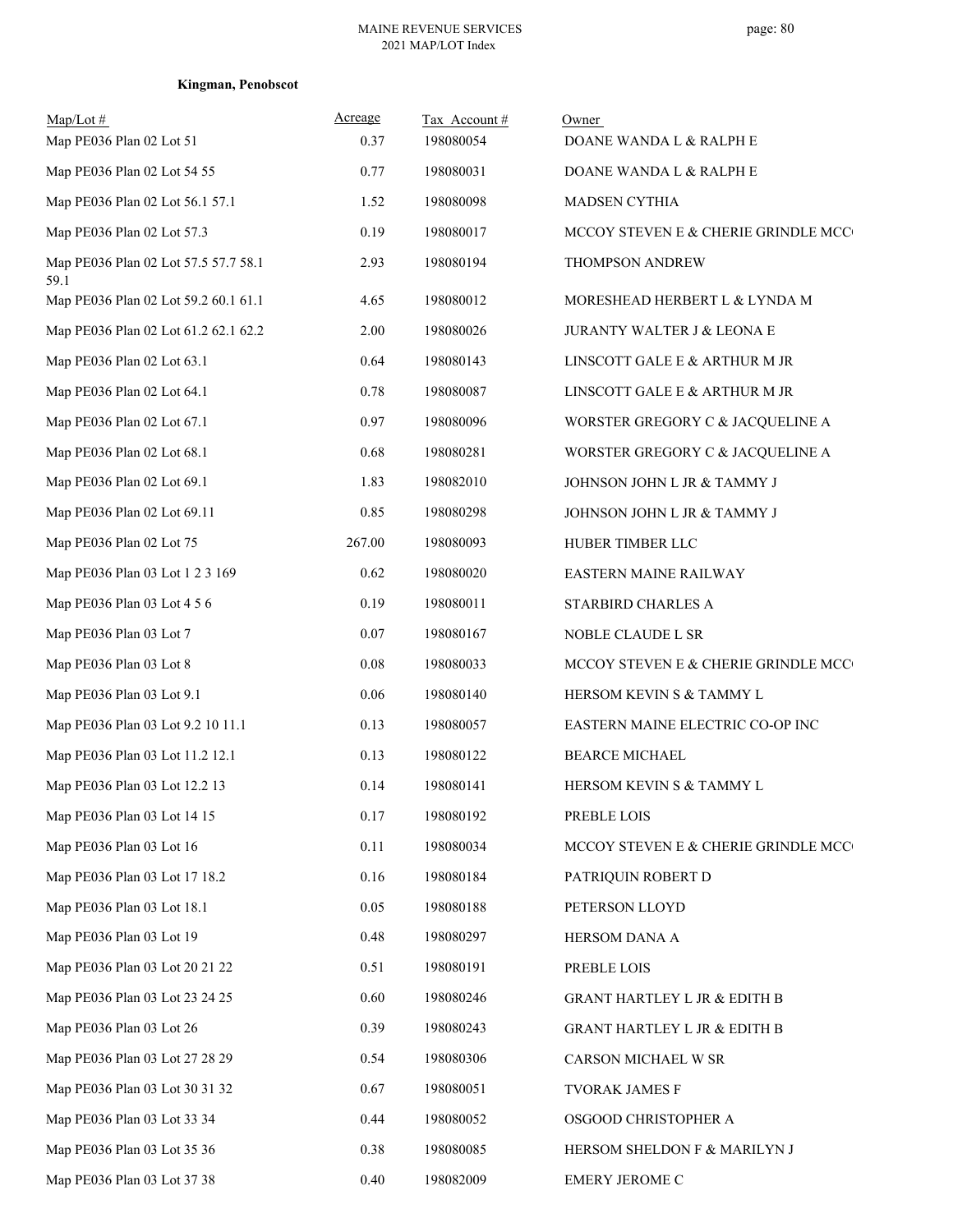**Kingman, Penobscot**

| Map/Lot # | Acreage | Tax Account # | Owner |
|---|---|---|---|
| Map PE036 Plan 02 Lot 51 | 0.37 | 198080054 | DOANE WANDA L & RALPH E |
| Map PE036 Plan 02 Lot 54 55 | 0.77 | 198080031 | DOANE WANDA L & RALPH E |
| Map PE036 Plan 02 Lot 56.1 57.1 | 1.52 | 198080098 | MADSEN CYTHIA |
| Map PE036 Plan 02 Lot 57.3 | 0.19 | 198080017 | MCCOY STEVEN E & CHERIE GRINDLE MCC |
| Map PE036 Plan 02 Lot 57.5 57.7 58.1 59.1 | 2.93 | 198080194 | THOMPSON ANDREW |
| Map PE036 Plan 02 Lot 59.2 60.1 61.1 | 4.65 | 198080012 | MORESHEAD HERBERT L & LYNDA M |
| Map PE036 Plan 02 Lot 61.2 62.1 62.2 | 2.00 | 198080026 | JURANTY WALTER J & LEONA E |
| Map PE036 Plan 02 Lot 63.1 | 0.64 | 198080143 | LINSCOTT GALE E & ARTHUR M JR |
| Map PE036 Plan 02 Lot 64.1 | 0.78 | 198080087 | LINSCOTT GALE E & ARTHUR M JR |
| Map PE036 Plan 02 Lot 67.1 | 0.97 | 198080096 | WORSTER GREGORY C & JACQUELINE A |
| Map PE036 Plan 02 Lot 68.1 | 0.68 | 198080281 | WORSTER GREGORY C & JACQUELINE A |
| Map PE036 Plan 02 Lot 69.1 | 1.83 | 198082010 | JOHNSON JOHN L JR & TAMMY J |
| Map PE036 Plan 02 Lot 69.11 | 0.85 | 198080298 | JOHNSON JOHN L JR & TAMMY J |
| Map PE036 Plan 02 Lot 75 | 267.00 | 198080093 | HUBER TIMBER LLC |
| Map PE036 Plan 03 Lot 1 2 3 169 | 0.62 | 198080020 | EASTERN MAINE RAILWAY |
| Map PE036 Plan 03 Lot 4 5 6 | 0.19 | 198080011 | STARBIRD CHARLES A |
| Map PE036 Plan 03 Lot 7 | 0.07 | 198080167 | NOBLE CLAUDE L SR |
| Map PE036 Plan 03 Lot 8 | 0.08 | 198080033 | MCCOY STEVEN E & CHERIE GRINDLE MCC |
| Map PE036 Plan 03 Lot 9.1 | 0.06 | 198080140 | HERSOM KEVIN S & TAMMY L |
| Map PE036 Plan 03 Lot 9.2 10 11.1 | 0.13 | 198080057 | EASTERN MAINE ELECTRIC CO-OP INC |
| Map PE036 Plan 03 Lot 11.2 12.1 | 0.13 | 198080122 | BEARCE MICHAEL |
| Map PE036 Plan 03 Lot 12.2 13 | 0.14 | 198080141 | HERSOM KEVIN S & TAMMY L |
| Map PE036 Plan 03 Lot 14 15 | 0.17 | 198080192 | PREBLE LOIS |
| Map PE036 Plan 03 Lot 16 | 0.11 | 198080034 | MCCOY STEVEN E & CHERIE GRINDLE MCC |
| Map PE036 Plan 03 Lot 17 18.2 | 0.16 | 198080184 | PATRIQUIN ROBERT D |
| Map PE036 Plan 03 Lot 18.1 | 0.05 | 198080188 | PETERSON LLOYD |
| Map PE036 Plan 03 Lot 19 | 0.48 | 198080297 | HERSOM DANA A |
| Map PE036 Plan 03 Lot 20 21 22 | 0.51 | 198080191 | PREBLE LOIS |
| Map PE036 Plan 03 Lot 23 24 25 | 0.60 | 198080246 | GRANT HARTLEY L JR & EDITH B |
| Map PE036 Plan 03 Lot 26 | 0.39 | 198080243 | GRANT HARTLEY L JR & EDITH B |
| Map PE036 Plan 03 Lot 27 28 29 | 0.54 | 198080306 | CARSON MICHAEL W SR |
| Map PE036 Plan 03 Lot 30 31 32 | 0.67 | 198080051 | TVORAK JAMES F |
| Map PE036 Plan 03 Lot 33 34 | 0.44 | 198080052 | OSGOOD CHRISTOPHER A |
| Map PE036 Plan 03 Lot 35 36 | 0.38 | 198080085 | HERSOM SHELDON F & MARILYN J |
| Map PE036 Plan 03 Lot 37 38 | 0.40 | 198082009 | EMERY JEROME C |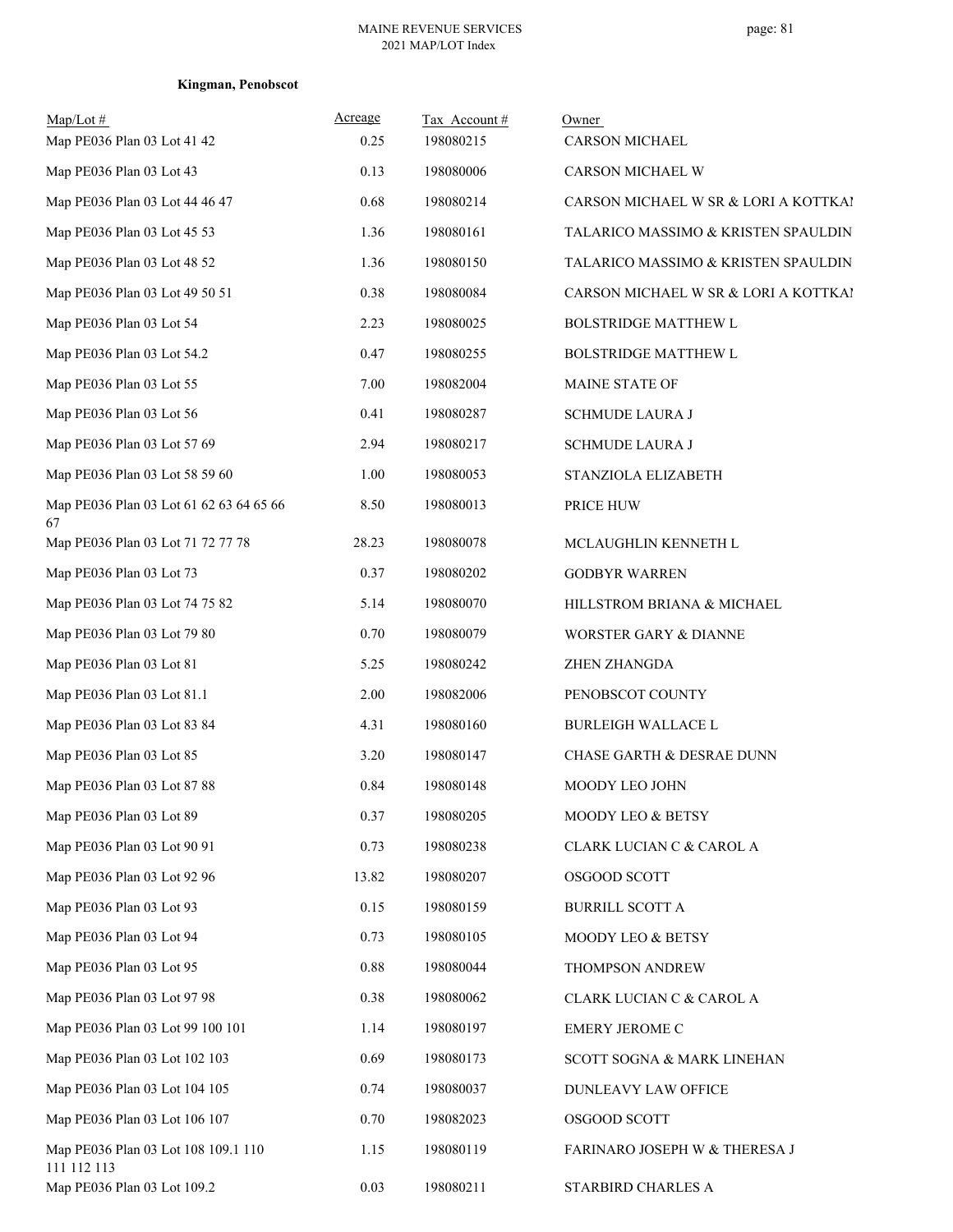**Kingman, Penobscot**

| Map/Lot # | Acreage | Tax Account # | Owner |
|---|---|---|---|
| Map PE036 Plan 03 Lot 41 42 | 0.25 | 198080215 | CARSON MICHAEL |
| Map PE036 Plan 03 Lot 43 | 0.13 | 198080006 | CARSON MICHAEL W |
| Map PE036 Plan 03 Lot 44 46 47 | 0.68 | 198080214 | CARSON MICHAEL W SR & LORI A KOTTKAI |
| Map PE036 Plan 03 Lot 45 53 | 1.36 | 198080161 | TALARICO MASSIMO & KRISTEN SPAULDIN |
| Map PE036 Plan 03 Lot 48 52 | 1.36 | 198080150 | TALARICO MASSIMO & KRISTEN SPAULDIN |
| Map PE036 Plan 03 Lot 49 50 51 | 0.38 | 198080084 | CARSON MICHAEL W SR & LORI A KOTTKAI |
| Map PE036 Plan 03 Lot 54 | 2.23 | 198080025 | BOLSTRIDGE MATTHEW L |
| Map PE036 Plan 03 Lot 54.2 | 0.47 | 198080255 | BOLSTRIDGE MATTHEW L |
| Map PE036 Plan 03 Lot 55 | 7.00 | 198082004 | MAINE STATE OF |
| Map PE036 Plan 03 Lot 56 | 0.41 | 198080287 | SCHMUDE LAURA J |
| Map PE036 Plan 03 Lot 57 69 | 2.94 | 198080217 | SCHMUDE LAURA J |
| Map PE036 Plan 03 Lot 58 59 60 | 1.00 | 198080053 | STANZIOLA ELIZABETH |
| Map PE036 Plan 03 Lot 61 62 63 64 65 66 67 | 8.50 | 198080013 | PRICE HUW |
| Map PE036 Plan 03 Lot 71 72 77 78 | 28.23 | 198080078 | MCLAUGHLIN KENNETH L |
| Map PE036 Plan 03 Lot 73 | 0.37 | 198080202 | GODBYR WARREN |
| Map PE036 Plan 03 Lot 74 75 82 | 5.14 | 198080070 | HILLSTROM BRIANA & MICHAEL |
| Map PE036 Plan 03 Lot 79 80 | 0.70 | 198080079 | WORSTER GARY & DIANNE |
| Map PE036 Plan 03 Lot 81 | 5.25 | 198080242 | ZHEN ZHANGDA |
| Map PE036 Plan 03 Lot 81.1 | 2.00 | 198082006 | PENOBSCOT COUNTY |
| Map PE036 Plan 03 Lot 83 84 | 4.31 | 198080160 | BURLEIGH WALLACE L |
| Map PE036 Plan 03 Lot 85 | 3.20 | 198080147 | CHASE GARTH & DESRAE DUNN |
| Map PE036 Plan 03 Lot 87 88 | 0.84 | 198080148 | MOODY LEO JOHN |
| Map PE036 Plan 03 Lot 89 | 0.37 | 198080205 | MOODY LEO & BETSY |
| Map PE036 Plan 03 Lot 90 91 | 0.73 | 198080238 | CLARK LUCIAN C & CAROL A |
| Map PE036 Plan 03 Lot 92 96 | 13.82 | 198080207 | OSGOOD SCOTT |
| Map PE036 Plan 03 Lot 93 | 0.15 | 198080159 | BURRILL SCOTT A |
| Map PE036 Plan 03 Lot 94 | 0.73 | 198080105 | MOODY LEO & BETSY |
| Map PE036 Plan 03 Lot 95 | 0.88 | 198080044 | THOMPSON ANDREW |
| Map PE036 Plan 03 Lot 97 98 | 0.38 | 198080062 | CLARK LUCIAN C & CAROL A |
| Map PE036 Plan 03 Lot 99 100 101 | 1.14 | 198080197 | EMERY JEROME C |
| Map PE036 Plan 03 Lot 102 103 | 0.69 | 198080173 | SCOTT SOGNA & MARK LINEHAN |
| Map PE036 Plan 03 Lot 104 105 | 0.74 | 198080037 | DUNLEAVY LAW OFFICE |
| Map PE036 Plan 03 Lot 106 107 | 0.70 | 198082023 | OSGOOD SCOTT |
| Map PE036 Plan 03 Lot 108 109.1 110 111 112 113 | 1.15 | 198080119 | FARINARO JOSEPH W & THERESA J |
| Map PE036 Plan 03 Lot 109.2 | 0.03 | 198080211 | STARBIRD CHARLES A |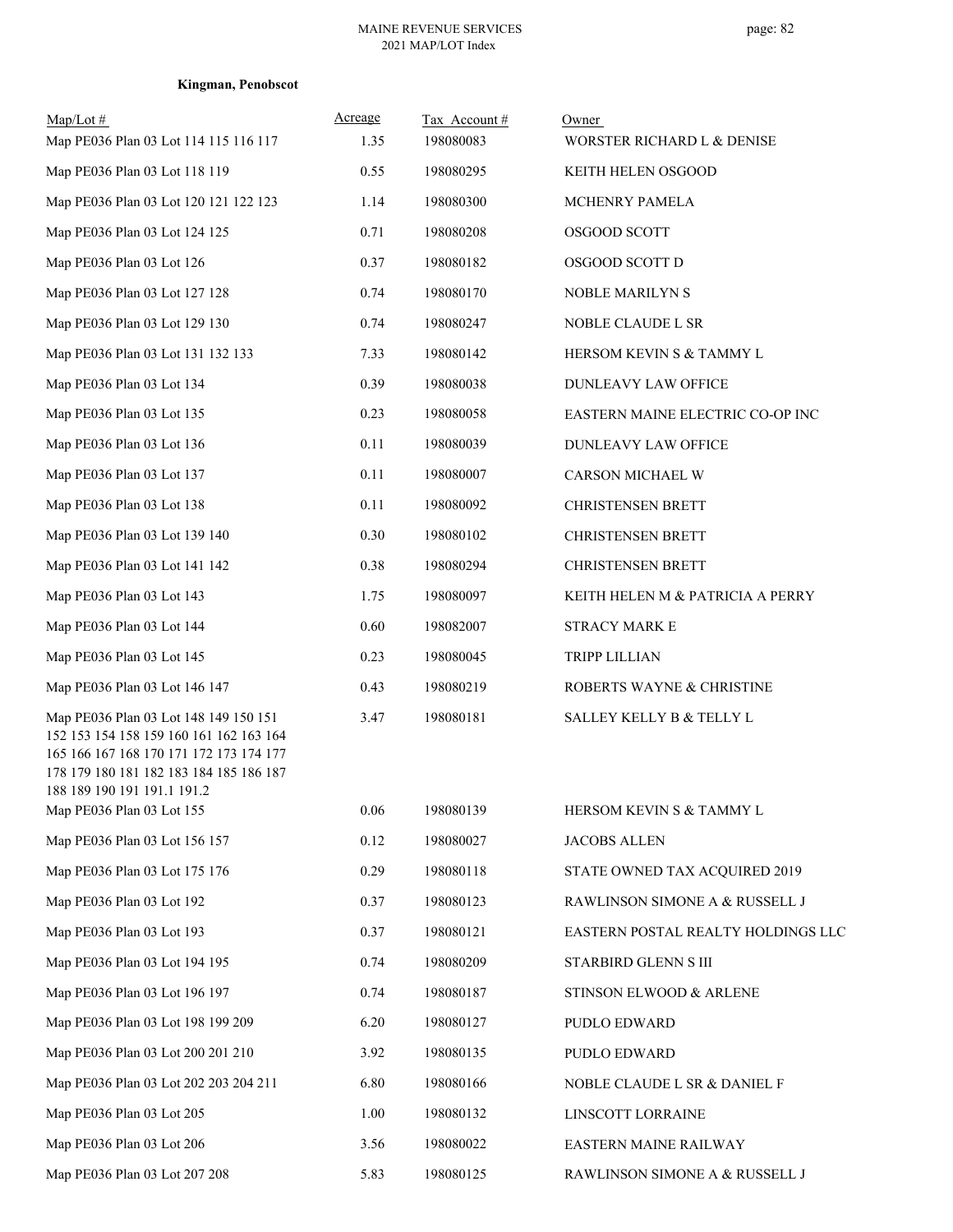**Kingman, Penobscot**

| Map/Lot # | Acreage | Tax Account # | Owner |
|---|---|---|---|
| Map PE036 Plan 03 Lot 114 115 116 117 | 1.35 | 198080083 | WORSTER RICHARD L & DENISE |
| Map PE036 Plan 03 Lot 118 119 | 0.55 | 198080295 | KEITH HELEN OSGOOD |
| Map PE036 Plan 03 Lot 120 121 122 123 | 1.14 | 198080300 | MCHENRY PAMELA |
| Map PE036 Plan 03 Lot 124 125 | 0.71 | 198080208 | OSGOOD SCOTT |
| Map PE036 Plan 03 Lot 126 | 0.37 | 198080182 | OSGOOD SCOTT D |
| Map PE036 Plan 03 Lot 127 128 | 0.74 | 198080170 | NOBLE MARILYN S |
| Map PE036 Plan 03 Lot 129 130 | 0.74 | 198080247 | NOBLE CLAUDE L SR |
| Map PE036 Plan 03 Lot 131 132 133 | 7.33 | 198080142 | HERSOM KEVIN S & TAMMY L |
| Map PE036 Plan 03 Lot 134 | 0.39 | 198080038 | DUNLEAVY LAW OFFICE |
| Map PE036 Plan 03 Lot 135 | 0.23 | 198080058 | EASTERN MAINE ELECTRIC CO-OP INC |
| Map PE036 Plan 03 Lot 136 | 0.11 | 198080039 | DUNLEAVY LAW OFFICE |
| Map PE036 Plan 03 Lot 137 | 0.11 | 198080007 | CARSON MICHAEL W |
| Map PE036 Plan 03 Lot 138 | 0.11 | 198080092 | CHRISTENSEN BRETT |
| Map PE036 Plan 03 Lot 139 140 | 0.30 | 198080102 | CHRISTENSEN BRETT |
| Map PE036 Plan 03 Lot 141 142 | 0.38 | 198080294 | CHRISTENSEN BRETT |
| Map PE036 Plan 03 Lot 143 | 1.75 | 198080097 | KEITH HELEN M & PATRICIA A PERRY |
| Map PE036 Plan 03 Lot 144 | 0.60 | 198082007 | STRACY MARK E |
| Map PE036 Plan 03 Lot 145 | 0.23 | 198080045 | TRIPP LILLIAN |
| Map PE036 Plan 03 Lot 146 147 | 0.43 | 198080219 | ROBERTS WAYNE & CHRISTINE |
| Map PE036 Plan 03 Lot 148 149 150 151 152 153 154 158 159 160 161 162 163 164 165 166 167 168 170 171 172 173 174 177 178 179 180 181 182 183 184 185 186 187 188 189 190 191 191.1 191.2 | 3.47 | 198080181 | SALLEY KELLY B & TELLY L |
| Map PE036 Plan 03 Lot 155 | 0.06 | 198080139 | HERSOM KEVIN S & TAMMY L |
| Map PE036 Plan 03 Lot 156 157 | 0.12 | 198080027 | JACOBS ALLEN |
| Map PE036 Plan 03 Lot 175 176 | 0.29 | 198080118 | STATE OWNED TAX ACQUIRED 2019 |
| Map PE036 Plan 03 Lot 192 | 0.37 | 198080123 | RAWLINSON SIMONE A & RUSSELL J |
| Map PE036 Plan 03 Lot 193 | 0.37 | 198080121 | EASTERN POSTAL REALTY HOLDINGS LLC |
| Map PE036 Plan 03 Lot 194 195 | 0.74 | 198080209 | STARBIRD GLENN S III |
| Map PE036 Plan 03 Lot 196 197 | 0.74 | 198080187 | STINSON ELWOOD & ARLENE |
| Map PE036 Plan 03 Lot 198 199 209 | 6.20 | 198080127 | PUDLO EDWARD |
| Map PE036 Plan 03 Lot 200 201 210 | 3.92 | 198080135 | PUDLO EDWARD |
| Map PE036 Plan 03 Lot 202 203 204 211 | 6.80 | 198080166 | NOBLE CLAUDE L SR & DANIEL F |
| Map PE036 Plan 03 Lot 205 | 1.00 | 198080132 | LINSCOTT LORRAINE |
| Map PE036 Plan 03 Lot 206 | 3.56 | 198080022 | EASTERN MAINE RAILWAY |
| Map PE036 Plan 03 Lot 207 208 | 5.83 | 198080125 | RAWLINSON SIMONE A & RUSSELL J |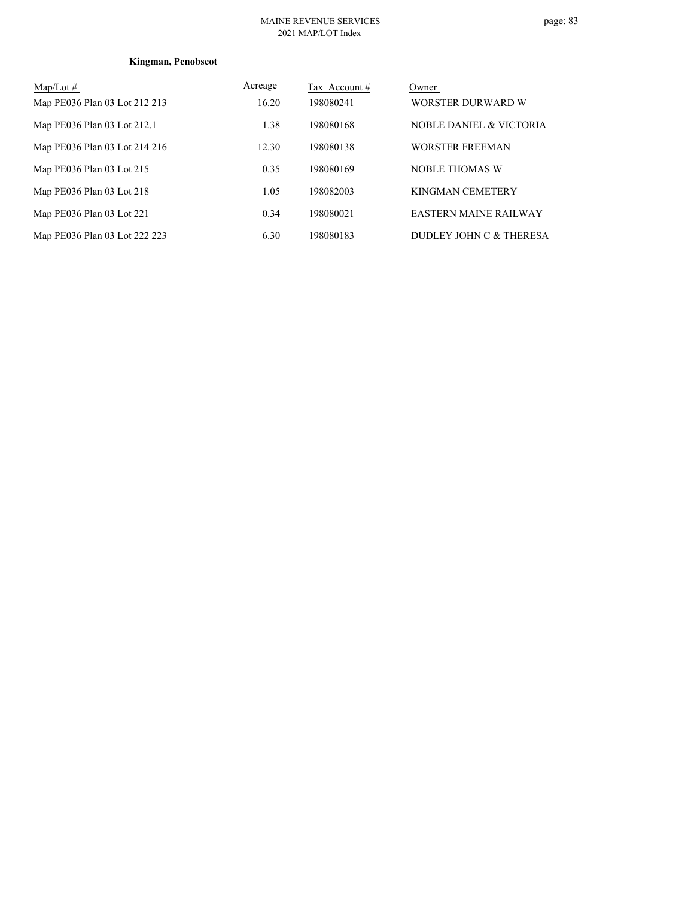**Kingman, Penobscot**

| Map/Lot # | Acreage | Tax Account # | Owner |
|---|---|---|---|
| Map PE036 Plan 03 Lot 212 213 | 16.20 | 198080241 | WORSTER DURWARD W |
| Map PE036 Plan 03 Lot 212.1 | 1.38 | 198080168 | NOBLE DANIEL & VICTORIA |
| Map PE036 Plan 03 Lot 214 216 | 12.30 | 198080138 | WORSTER FREEMAN |
| Map PE036 Plan 03 Lot 215 | 0.35 | 198080169 | NOBLE THOMAS W |
| Map PE036 Plan 03 Lot 218 | 1.05 | 198082003 | KINGMAN CEMETERY |
| Map PE036 Plan 03 Lot 221 | 0.34 | 198080021 | EASTERN MAINE RAILWAY |
| Map PE036 Plan 03 Lot 222 223 | 6.30 | 198080183 | DUDLEY JOHN C & THERESA |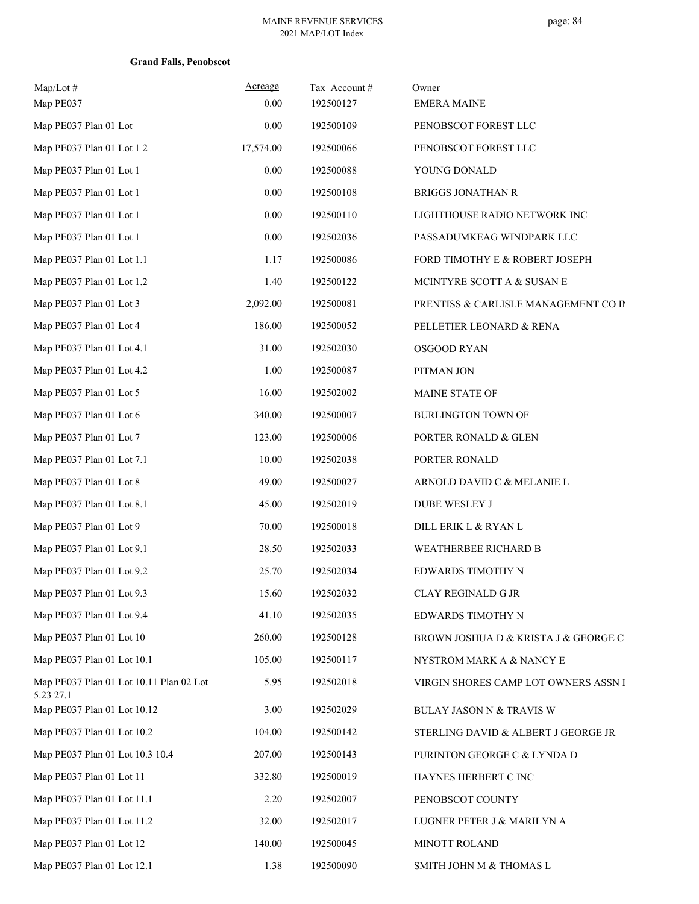**Grand Falls, Penobscot**

| Map/Lot # | Acreage | Tax Account # | Owner |
|---|---|---|---|
| Map PE037 | 0.00 | 192500127 | EMERA MAINE |
| Map PE037 Plan 01 Lot | 0.00 | 192500109 | PENOBSCOT FOREST LLC |
| Map PE037 Plan 01 Lot 1 2 | 17,574.00 | 192500066 | PENOBSCOT FOREST LLC |
| Map PE037 Plan 01 Lot 1 | 0.00 | 192500088 | YOUNG DONALD |
| Map PE037 Plan 01 Lot 1 | 0.00 | 192500108 | BRIGGS JONATHAN R |
| Map PE037 Plan 01 Lot 1 | 0.00 | 192500110 | LIGHTHOUSE RADIO NETWORK INC |
| Map PE037 Plan 01 Lot 1 | 0.00 | 192502036 | PASSADUMKEAG WINDPARK LLC |
| Map PE037 Plan 01 Lot 1.1 | 1.17 | 192500086 | FORD TIMOTHY E & ROBERT JOSEPH |
| Map PE037 Plan 01 Lot 1.2 | 1.40 | 192500122 | MCINTYRE SCOTT A & SUSAN E |
| Map PE037 Plan 01 Lot 3 | 2,092.00 | 192500081 | PRENTISS & CARLISLE MANAGEMENT CO IN |
| Map PE037 Plan 01 Lot 4 | 186.00 | 192500052 | PELLETIER LEONARD & RENA |
| Map PE037 Plan 01 Lot 4.1 | 31.00 | 192502030 | OSGOOD RYAN |
| Map PE037 Plan 01 Lot 4.2 | 1.00 | 192500087 | PITMAN JON |
| Map PE037 Plan 01 Lot 5 | 16.00 | 192502002 | MAINE STATE OF |
| Map PE037 Plan 01 Lot 6 | 340.00 | 192500007 | BURLINGTON TOWN OF |
| Map PE037 Plan 01 Lot 7 | 123.00 | 192500006 | PORTER RONALD & GLEN |
| Map PE037 Plan 01 Lot 7.1 | 10.00 | 192502038 | PORTER RONALD |
| Map PE037 Plan 01 Lot 8 | 49.00 | 192500027 | ARNOLD DAVID C & MELANIE L |
| Map PE037 Plan 01 Lot 8.1 | 45.00 | 192502019 | DUBE WESLEY J |
| Map PE037 Plan 01 Lot 9 | 70.00 | 192500018 | DILL ERIK L & RYAN L |
| Map PE037 Plan 01 Lot 9.1 | 28.50 | 192502033 | WEATHERBEE RICHARD B |
| Map PE037 Plan 01 Lot 9.2 | 25.70 | 192502034 | EDWARDS TIMOTHY N |
| Map PE037 Plan 01 Lot 9.3 | 15.60 | 192502032 | CLAY REGINALD G JR |
| Map PE037 Plan 01 Lot 9.4 | 41.10 | 192502035 | EDWARDS TIMOTHY N |
| Map PE037 Plan 01 Lot 10 | 260.00 | 192500128 | BROWN JOSHUA D & KRISTA J & GEORGE C |
| Map PE037 Plan 01 Lot 10.1 | 105.00 | 192500117 | NYSTROM MARK A & NANCY E |
| Map PE037 Plan 01 Lot 10.11 Plan 02 Lot 5.23 27.1 | 5.95 | 192502018 | VIRGIN SHORES CAMP LOT OWNERS ASSN I |
| Map PE037 Plan 01 Lot 10.12 | 3.00 | 192502029 | BULAY JASON N & TRAVIS W |
| Map PE037 Plan 01 Lot 10.2 | 104.00 | 192500142 | STERLING DAVID & ALBERT J GEORGE JR |
| Map PE037 Plan 01 Lot 10.3 10.4 | 207.00 | 192500143 | PURINTON GEORGE C & LYNDA D |
| Map PE037 Plan 01 Lot 11 | 332.80 | 192500019 | HAYNES HERBERT C INC |
| Map PE037 Plan 01 Lot 11.1 | 2.20 | 192502007 | PENOBSCOT COUNTY |
| Map PE037 Plan 01 Lot 11.2 | 32.00 | 192502017 | LUGNER PETER J & MARILYN A |
| Map PE037 Plan 01 Lot 12 | 140.00 | 192500045 | MINOTT ROLAND |
| Map PE037 Plan 01 Lot 12.1 | 1.38 | 192500090 | SMITH JOHN M & THOMAS L |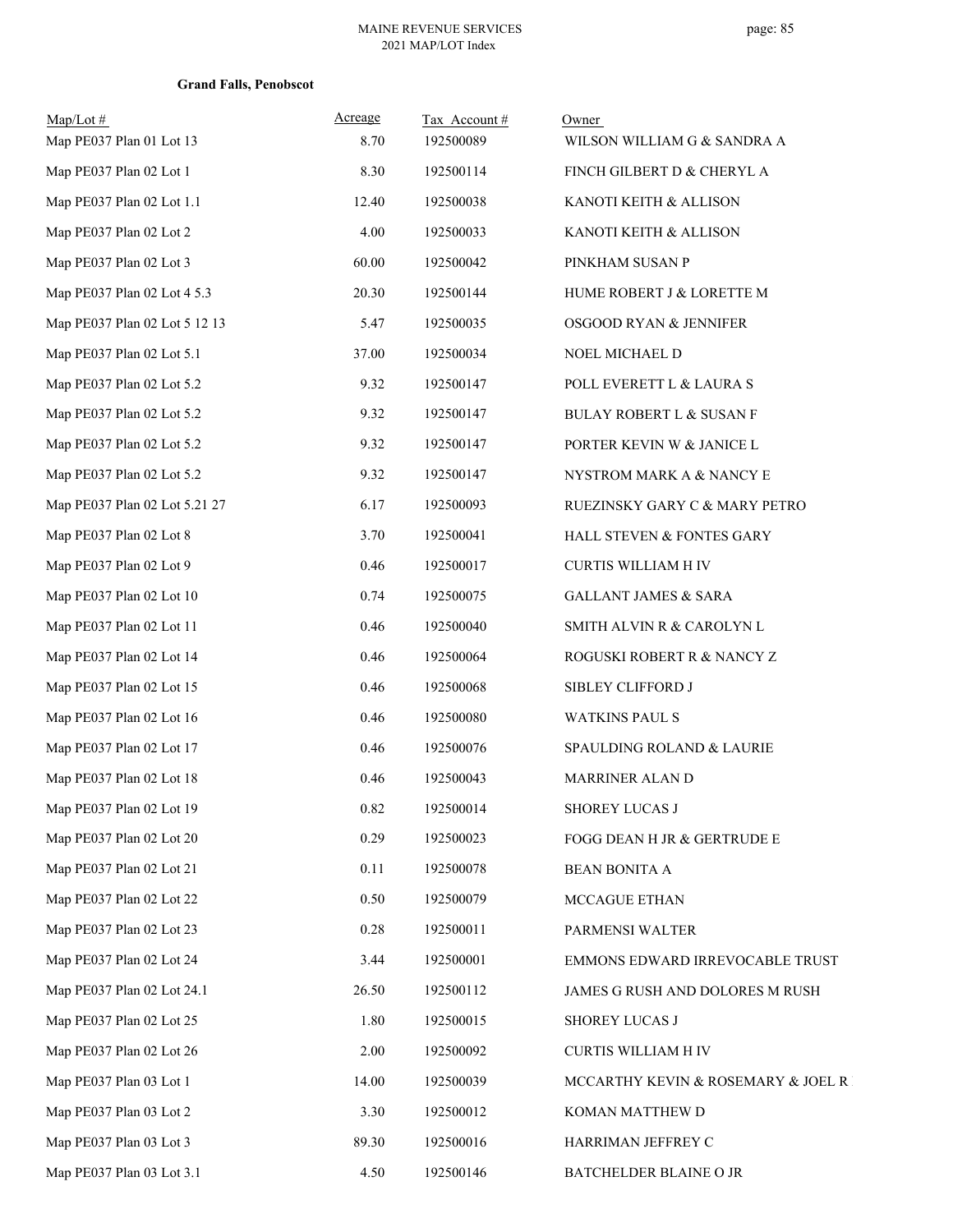**Grand Falls, Penobscot**

| Map/Lot # | Acreage | Tax Account # | Owner |
|---|---|---|---|
| Map PE037 Plan 01 Lot 13 | 8.70 | 192500089 | WILSON WILLIAM G & SANDRA A |
| Map PE037 Plan 02 Lot 1 | 8.30 | 192500114 | FINCH GILBERT D & CHERYL A |
| Map PE037 Plan 02 Lot 1.1 | 12.40 | 192500038 | KANOTI KEITH & ALLISON |
| Map PE037 Plan 02 Lot 2 | 4.00 | 192500033 | KANOTI KEITH & ALLISON |
| Map PE037 Plan 02 Lot 3 | 60.00 | 192500042 | PINKHAM SUSAN P |
| Map PE037 Plan 02 Lot 4 5.3 | 20.30 | 192500144 | HUME ROBERT J & LORETTE M |
| Map PE037 Plan 02 Lot 5 12 13 | 5.47 | 192500035 | OSGOOD RYAN & JENNIFER |
| Map PE037 Plan 02 Lot 5.1 | 37.00 | 192500034 | NOEL MICHAEL D |
| Map PE037 Plan 02 Lot 5.2 | 9.32 | 192500147 | POLL EVERETT L & LAURA S |
| Map PE037 Plan 02 Lot 5.2 | 9.32 | 192500147 | BULAY ROBERT L & SUSAN F |
| Map PE037 Plan 02 Lot 5.2 | 9.32 | 192500147 | PORTER KEVIN W & JANICE L |
| Map PE037 Plan 02 Lot 5.2 | 9.32 | 192500147 | NYSTROM MARK A & NANCY E |
| Map PE037 Plan 02 Lot 5.21 27 | 6.17 | 192500093 | RUEZINSKY GARY C & MARY PETRO |
| Map PE037 Plan 02 Lot 8 | 3.70 | 192500041 | HALL STEVEN & FONTES GARY |
| Map PE037 Plan 02 Lot 9 | 0.46 | 192500017 | CURTIS WILLIAM H IV |
| Map PE037 Plan 02 Lot 10 | 0.74 | 192500075 | GALLANT JAMES & SARA |
| Map PE037 Plan 02 Lot 11 | 0.46 | 192500040 | SMITH ALVIN R & CAROLYN L |
| Map PE037 Plan 02 Lot 14 | 0.46 | 192500064 | ROGUSKI ROBERT R & NANCY Z |
| Map PE037 Plan 02 Lot 15 | 0.46 | 192500068 | SIBLEY CLIFFORD J |
| Map PE037 Plan 02 Lot 16 | 0.46 | 192500080 | WATKINS PAUL S |
| Map PE037 Plan 02 Lot 17 | 0.46 | 192500076 | SPAULDING ROLAND & LAURIE |
| Map PE037 Plan 02 Lot 18 | 0.46 | 192500043 | MARRINER ALAN D |
| Map PE037 Plan 02 Lot 19 | 0.82 | 192500014 | SHOREY LUCAS J |
| Map PE037 Plan 02 Lot 20 | 0.29 | 192500023 | FOGG DEAN H JR & GERTRUDE E |
| Map PE037 Plan 02 Lot 21 | 0.11 | 192500078 | BEAN BONITA A |
| Map PE037 Plan 02 Lot 22 | 0.50 | 192500079 | MCCAGUE ETHAN |
| Map PE037 Plan 02 Lot 23 | 0.28 | 192500011 | PARMENSI WALTER |
| Map PE037 Plan 02 Lot 24 | 3.44 | 192500001 | EMMONS EDWARD IRREVOCABLE TRUST |
| Map PE037 Plan 02 Lot 24.1 | 26.50 | 192500112 | JAMES G RUSH AND DOLORES M RUSH |
| Map PE037 Plan 02 Lot 25 | 1.80 | 192500015 | SHOREY LUCAS J |
| Map PE037 Plan 02 Lot 26 | 2.00 | 192500092 | CURTIS WILLIAM H IV |
| Map PE037 Plan 03 Lot 1 | 14.00 | 192500039 | MCCARTHY KEVIN & ROSEMARY & JOEL R |
| Map PE037 Plan 03 Lot 2 | 3.30 | 192500012 | KOMAN MATTHEW D |
| Map PE037 Plan 03 Lot 3 | 89.30 | 192500016 | HARRIMAN JEFFREY C |
| Map PE037 Plan 03 Lot 3.1 | 4.50 | 192500146 | BATCHELDER BLAINE O JR |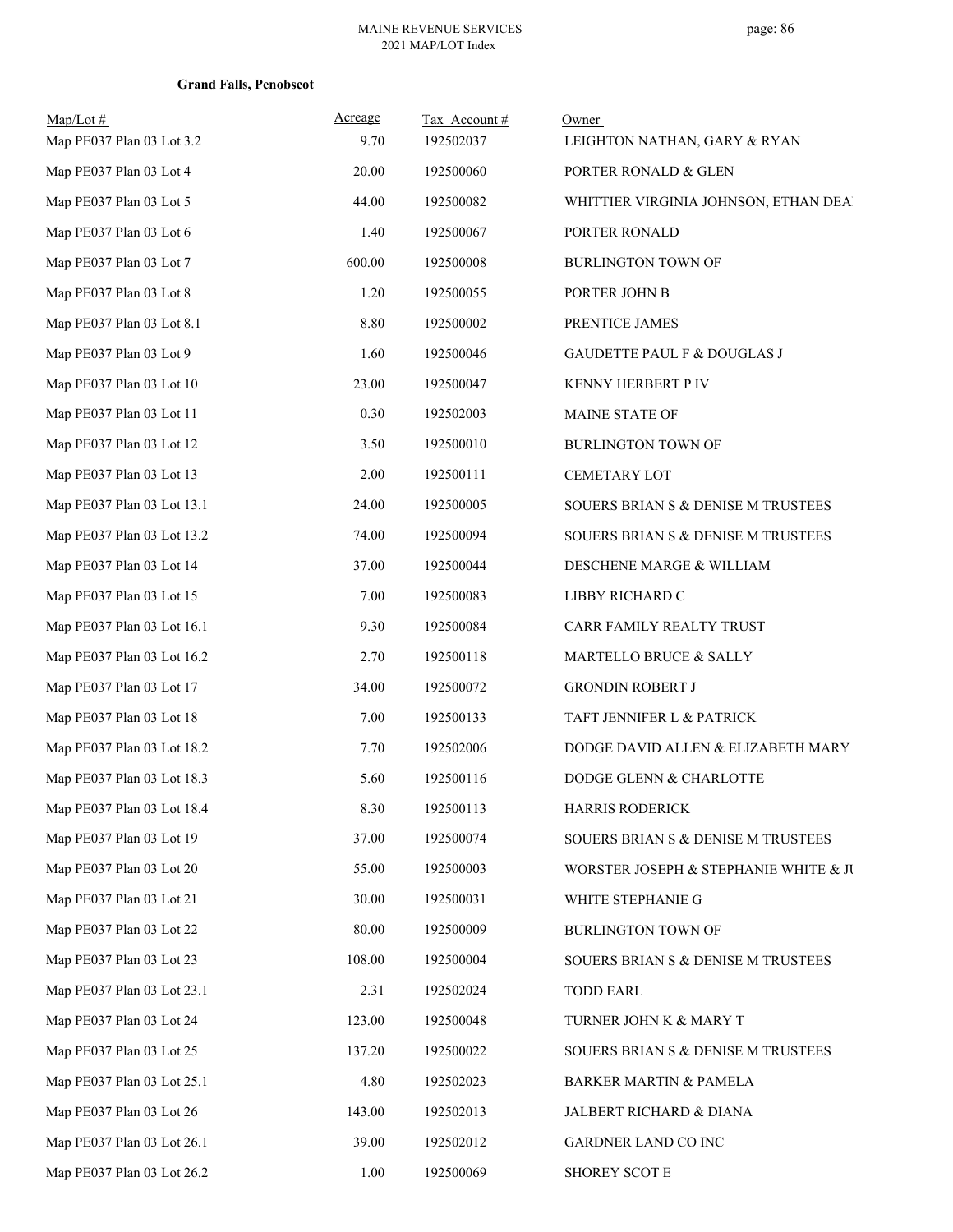**Grand Falls, Penobscot**

| Map/Lot # | Acreage | Tax Account # | Owner |
|---|---|---|---|
| Map PE037 Plan 03 Lot 3.2 | 9.70 | 192502037 | LEIGHTON NATHAN, GARY & RYAN |
| Map PE037 Plan 03 Lot 4 | 20.00 | 192500060 | PORTER RONALD & GLEN |
| Map PE037 Plan 03 Lot 5 | 44.00 | 192500082 | WHITTIER VIRGINIA JOHNSON, ETHAN DEA |
| Map PE037 Plan 03 Lot 6 | 1.40 | 192500067 | PORTER RONALD |
| Map PE037 Plan 03 Lot 7 | 600.00 | 192500008 | BURLINGTON TOWN OF |
| Map PE037 Plan 03 Lot 8 | 1.20 | 192500055 | PORTER JOHN B |
| Map PE037 Plan 03 Lot 8.1 | 8.80 | 192500002 | PRENTICE JAMES |
| Map PE037 Plan 03 Lot 9 | 1.60 | 192500046 | GAUDETTE PAUL F & DOUGLAS J |
| Map PE037 Plan 03 Lot 10 | 23.00 | 192500047 | KENNY HERBERT P IV |
| Map PE037 Plan 03 Lot 11 | 0.30 | 192502003 | MAINE STATE OF |
| Map PE037 Plan 03 Lot 12 | 3.50 | 192500010 | BURLINGTON TOWN OF |
| Map PE037 Plan 03 Lot 13 | 2.00 | 192500111 | CEMETARY LOT |
| Map PE037 Plan 03 Lot 13.1 | 24.00 | 192500005 | SOUERS BRIAN S & DENISE M TRUSTEES |
| Map PE037 Plan 03 Lot 13.2 | 74.00 | 192500094 | SOUERS BRIAN S & DENISE M TRUSTEES |
| Map PE037 Plan 03 Lot 14 | 37.00 | 192500044 | DESCHENE MARGE & WILLIAM |
| Map PE037 Plan 03 Lot 15 | 7.00 | 192500083 | LIBBY RICHARD C |
| Map PE037 Plan 03 Lot 16.1 | 9.30 | 192500084 | CARR FAMILY REALTY TRUST |
| Map PE037 Plan 03 Lot 16.2 | 2.70 | 192500118 | MARTELLO BRUCE & SALLY |
| Map PE037 Plan 03 Lot 17 | 34.00 | 192500072 | GRONDIN ROBERT J |
| Map PE037 Plan 03 Lot 18 | 7.00 | 192500133 | TAFT JENNIFER L & PATRICK |
| Map PE037 Plan 03 Lot 18.2 | 7.70 | 192502006 | DODGE DAVID ALLEN & ELIZABETH MARY |
| Map PE037 Plan 03 Lot 18.3 | 5.60 | 192500116 | DODGE GLENN & CHARLOTTE |
| Map PE037 Plan 03 Lot 18.4 | 8.30 | 192500113 | HARRIS RODERICK |
| Map PE037 Plan 03 Lot 19 | 37.00 | 192500074 | SOUERS BRIAN S & DENISE M TRUSTEES |
| Map PE037 Plan 03 Lot 20 | 55.00 | 192500003 | WORSTER JOSEPH & STEPHANIE WHITE & JU |
| Map PE037 Plan 03 Lot 21 | 30.00 | 192500031 | WHITE STEPHANIE G |
| Map PE037 Plan 03 Lot 22 | 80.00 | 192500009 | BURLINGTON TOWN OF |
| Map PE037 Plan 03 Lot 23 | 108.00 | 192500004 | SOUERS BRIAN S & DENISE M TRUSTEES |
| Map PE037 Plan 03 Lot 23.1 | 2.31 | 192502024 | TODD EARL |
| Map PE037 Plan 03 Lot 24 | 123.00 | 192500048 | TURNER JOHN K & MARY T |
| Map PE037 Plan 03 Lot 25 | 137.20 | 192500022 | SOUERS BRIAN S & DENISE M TRUSTEES |
| Map PE037 Plan 03 Lot 25.1 | 4.80 | 192502023 | BARKER MARTIN & PAMELA |
| Map PE037 Plan 03 Lot 26 | 143.00 | 192502013 | JALBERT RICHARD & DIANA |
| Map PE037 Plan 03 Lot 26.1 | 39.00 | 192502012 | GARDNER LAND CO INC |
| Map PE037 Plan 03 Lot 26.2 | 1.00 | 192500069 | SHOREY SCOT E |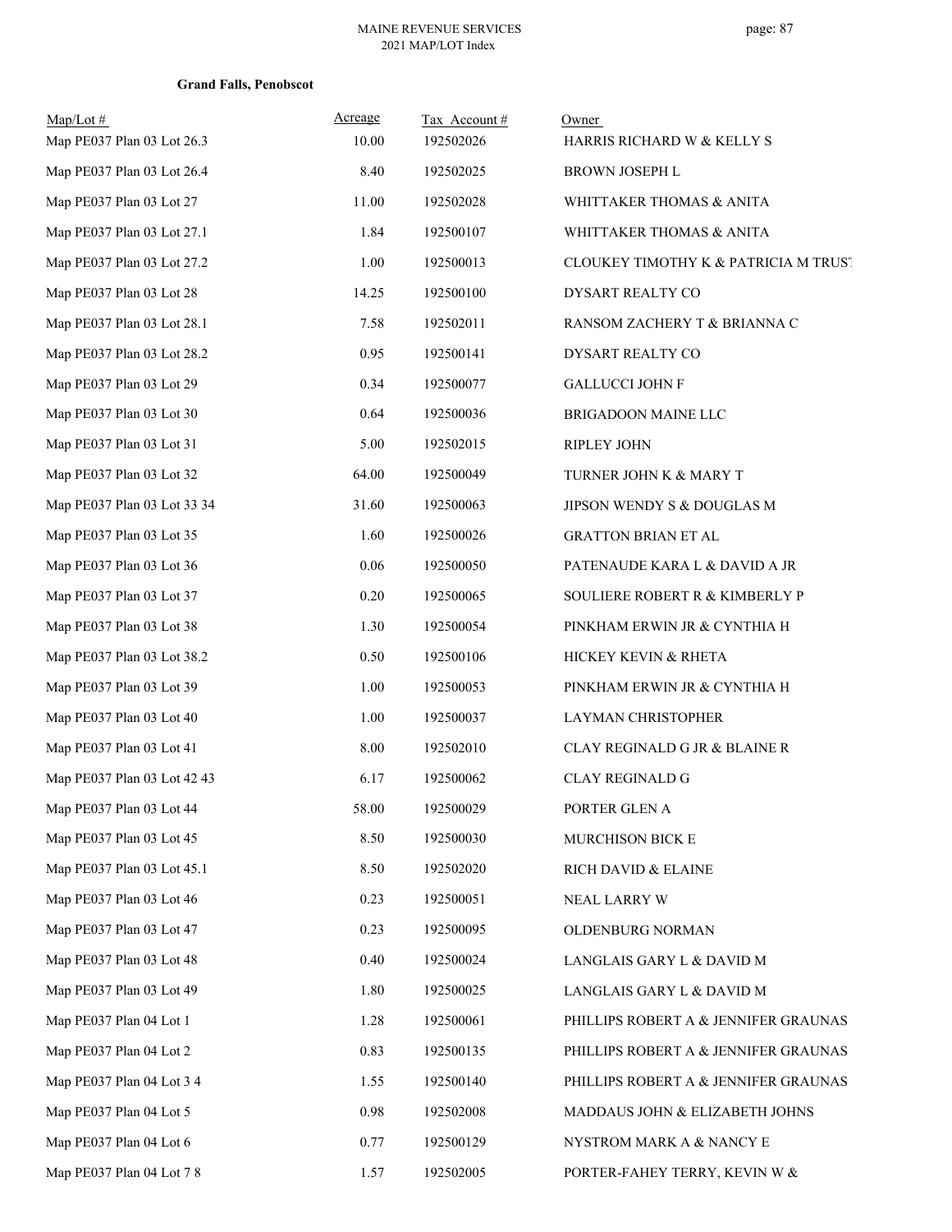**Grand Falls, Penobscot**

| Map/Lot # | Acreage | Tax Account # | Owner |
|---|---|---|---|
| Map PE037 Plan 03 Lot 26.3 | 10.00 | 192502026 | HARRIS RICHARD W & KELLY S |
| Map PE037 Plan 03 Lot 26.4 | 8.40 | 192502025 | BROWN JOSEPH L |
| Map PE037 Plan 03 Lot 27 | 11.00 | 192502028 | WHITTAKER THOMAS & ANITA |
| Map PE037 Plan 03 Lot 27.1 | 1.84 | 192500107 | WHITTAKER THOMAS & ANITA |
| Map PE037 Plan 03 Lot 27.2 | 1.00 | 192500013 | CLOUKEY TIMOTHY K & PATRICIA M TRUST |
| Map PE037 Plan 03 Lot 28 | 14.25 | 192500100 | DYSART REALTY CO |
| Map PE037 Plan 03 Lot 28.1 | 7.58 | 192502011 | RANSOM ZACHERY T & BRIANNA C |
| Map PE037 Plan 03 Lot 28.2 | 0.95 | 192500141 | DYSART REALTY CO |
| Map PE037 Plan 03 Lot 29 | 0.34 | 192500077 | GALLUCCI JOHN F |
| Map PE037 Plan 03 Lot 30 | 0.64 | 192500036 | BRIGADOON MAINE LLC |
| Map PE037 Plan 03 Lot 31 | 5.00 | 192502015 | RIPLEY JOHN |
| Map PE037 Plan 03 Lot 32 | 64.00 | 192500049 | TURNER JOHN K & MARY T |
| Map PE037 Plan 03 Lot 33 34 | 31.60 | 192500063 | JIPSON WENDY S & DOUGLAS M |
| Map PE037 Plan 03 Lot 35 | 1.60 | 192500026 | GRATTON BRIAN ET AL |
| Map PE037 Plan 03 Lot 36 | 0.06 | 192500050 | PATENAUDE KARA L & DAVID A JR |
| Map PE037 Plan 03 Lot 37 | 0.20 | 192500065 | SOULIERE ROBERT R & KIMBERLY P |
| Map PE037 Plan 03 Lot 38 | 1.30 | 192500054 | PINKHAM ERWIN JR & CYNTHIA H |
| Map PE037 Plan 03 Lot 38.2 | 0.50 | 192500106 | HICKEY KEVIN & RHETA |
| Map PE037 Plan 03 Lot 39 | 1.00 | 192500053 | PINKHAM ERWIN JR & CYNTHIA H |
| Map PE037 Plan 03 Lot 40 | 1.00 | 192500037 | LAYMAN CHRISTOPHER |
| Map PE037 Plan 03 Lot 41 | 8.00 | 192502010 | CLAY REGINALD G JR & BLAINE R |
| Map PE037 Plan 03 Lot 42 43 | 6.17 | 192500062 | CLAY REGINALD G |
| Map PE037 Plan 03 Lot 44 | 58.00 | 192500029 | PORTER GLEN A |
| Map PE037 Plan 03 Lot 45 | 8.50 | 192500030 | MURCHISON BICK E |
| Map PE037 Plan 03 Lot 45.1 | 8.50 | 192502020 | RICH DAVID & ELAINE |
| Map PE037 Plan 03 Lot 46 | 0.23 | 192500051 | NEAL LARRY W |
| Map PE037 Plan 03 Lot 47 | 0.23 | 192500095 | OLDENBURG NORMAN |
| Map PE037 Plan 03 Lot 48 | 0.40 | 192500024 | LANGLAIS GARY L & DAVID M |
| Map PE037 Plan 03 Lot 49 | 1.80 | 192500025 | LANGLAIS GARY L & DAVID M |
| Map PE037 Plan 04 Lot 1 | 1.28 | 192500061 | PHILLIPS ROBERT A & JENNIFER GRAUNAS |
| Map PE037 Plan 04 Lot 2 | 0.83 | 192500135 | PHILLIPS ROBERT A & JENNIFER GRAUNAS |
| Map PE037 Plan 04 Lot 3 4 | 1.55 | 192500140 | PHILLIPS ROBERT A & JENNIFER GRAUNAS |
| Map PE037 Plan 04 Lot 5 | 0.98 | 192502008 | MADDAUS JOHN & ELIZABETH JOHNS |
| Map PE037 Plan 04 Lot 6 | 0.77 | 192500129 | NYSTROM MARK A & NANCY E |
| Map PE037 Plan 04 Lot 7 8 | 1.57 | 192502005 | PORTER-FAHEY TERRY, KEVIN W & |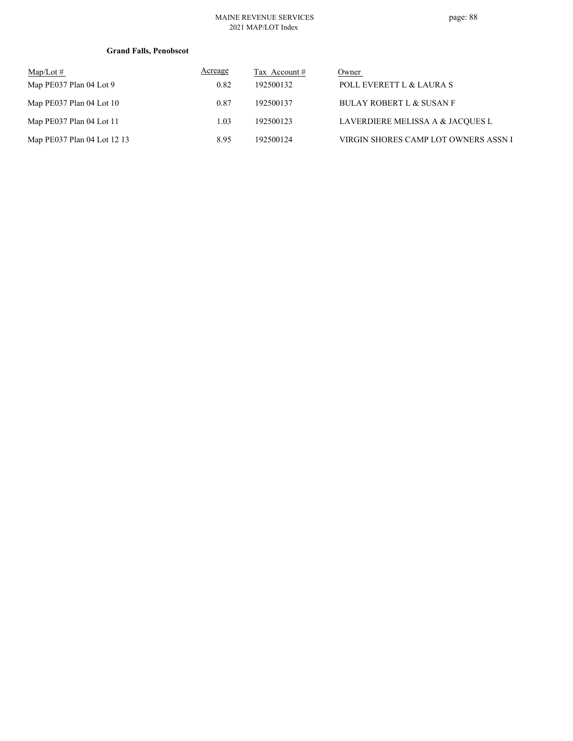**Grand Falls, Penobscot**

| Map/Lot # | Acreage | Tax Account # | Owner |
|---|---|---|---|
| Map PE037 Plan 04 Lot 9 | 0.82 | 192500132 | POLL EVERETT L & LAURA S |
| Map PE037 Plan 04 Lot 10 | 0.87 | 192500137 | BULAY ROBERT L & SUSAN F |
| Map PE037 Plan 04 Lot 11 | 1.03 | 192500123 | LAVERDIERE MELISSA A & JACQUES L |
| Map PE037 Plan 04 Lot 12 13 | 8.95 | 192500124 | VIRGIN SHORES CAMP LOT OWNERS ASSN I |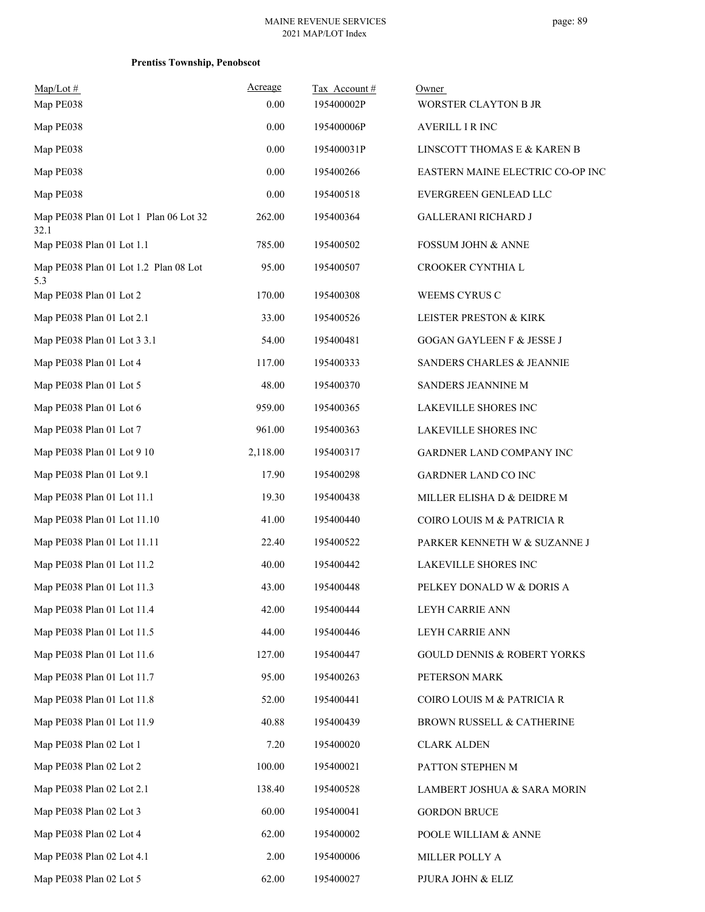**Prentiss Township, Penobscot**

| Map/Lot # | Acreage | Tax Account # | Owner |
|---|---|---|---|
| Map PE038 | 0.00 | 195400002P | WORSTER CLAYTON B JR |
| Map PE038 | 0.00 | 195400006P | AVERILL I R INC |
| Map PE038 | 0.00 | 195400031P | LINSCOTT THOMAS E & KAREN B |
| Map PE038 | 0.00 | 195400266 | EASTERN MAINE ELECTRIC CO-OP INC |
| Map PE038 | 0.00 | 195400518 | EVERGREEN GENLEAD LLC |
| Map PE038 Plan 01 Lot 1 Plan 06 Lot 32 32.1 | 262.00 | 195400364 | GALLERANI RICHARD J |
| Map PE038 Plan 01 Lot 1.1 | 785.00 | 195400502 | FOSSUM JOHN & ANNE |
| Map PE038 Plan 01 Lot 1.2 Plan 08 Lot 5.3 | 95.00 | 195400507 | CROOKER CYNTHIA L |
| Map PE038 Plan 01 Lot 2 | 170.00 | 195400308 | WEEMS CYRUS C |
| Map PE038 Plan 01 Lot 2.1 | 33.00 | 195400526 | LEISTER PRESTON & KIRK |
| Map PE038 Plan 01 Lot 3 3.1 | 54.00 | 195400481 | GOGAN GAYLEEN F & JESSE J |
| Map PE038 Plan 01 Lot 4 | 117.00 | 195400333 | SANDERS CHARLES & JEANNIE |
| Map PE038 Plan 01 Lot 5 | 48.00 | 195400370 | SANDERS JEANNINE M |
| Map PE038 Plan 01 Lot 6 | 959.00 | 195400365 | LAKEVILLE SHORES INC |
| Map PE038 Plan 01 Lot 7 | 961.00 | 195400363 | LAKEVILLE SHORES INC |
| Map PE038 Plan 01 Lot 9 10 | 2,118.00 | 195400317 | GARDNER LAND COMPANY INC |
| Map PE038 Plan 01 Lot 9.1 | 17.90 | 195400298 | GARDNER LAND CO INC |
| Map PE038 Plan 01 Lot 11.1 | 19.30 | 195400438 | MILLER ELISHA D & DEIDRE M |
| Map PE038 Plan 01 Lot 11.10 | 41.00 | 195400440 | COIRO LOUIS M & PATRICIA R |
| Map PE038 Plan 01 Lot 11.11 | 22.40 | 195400522 | PARKER KENNETH W & SUZANNE J |
| Map PE038 Plan 01 Lot 11.2 | 40.00 | 195400442 | LAKEVILLE SHORES INC |
| Map PE038 Plan 01 Lot 11.3 | 43.00 | 195400448 | PELKEY DONALD W & DORIS A |
| Map PE038 Plan 01 Lot 11.4 | 42.00 | 195400444 | LEYH CARRIE ANN |
| Map PE038 Plan 01 Lot 11.5 | 44.00 | 195400446 | LEYH CARRIE ANN |
| Map PE038 Plan 01 Lot 11.6 | 127.00 | 195400447 | GOULD DENNIS & ROBERT YORKS |
| Map PE038 Plan 01 Lot 11.7 | 95.00 | 195400263 | PETERSON MARK |
| Map PE038 Plan 01 Lot 11.8 | 52.00 | 195400441 | COIRO LOUIS M & PATRICIA R |
| Map PE038 Plan 01 Lot 11.9 | 40.88 | 195400439 | BROWN RUSSELL & CATHERINE |
| Map PE038 Plan 02 Lot 1 | 7.20 | 195400020 | CLARK ALDEN |
| Map PE038 Plan 02 Lot 2 | 100.00 | 195400021 | PATTON STEPHEN M |
| Map PE038 Plan 02 Lot 2.1 | 138.40 | 195400528 | LAMBERT JOSHUA & SARA MORIN |
| Map PE038 Plan 02 Lot 3 | 60.00 | 195400041 | GORDON BRUCE |
| Map PE038 Plan 02 Lot 4 | 62.00 | 195400002 | POOLE WILLIAM & ANNE |
| Map PE038 Plan 02 Lot 4.1 | 2.00 | 195400006 | MILLER POLLY A |
| Map PE038 Plan 02 Lot 5 | 62.00 | 195400027 | PJURA JOHN & ELIZ |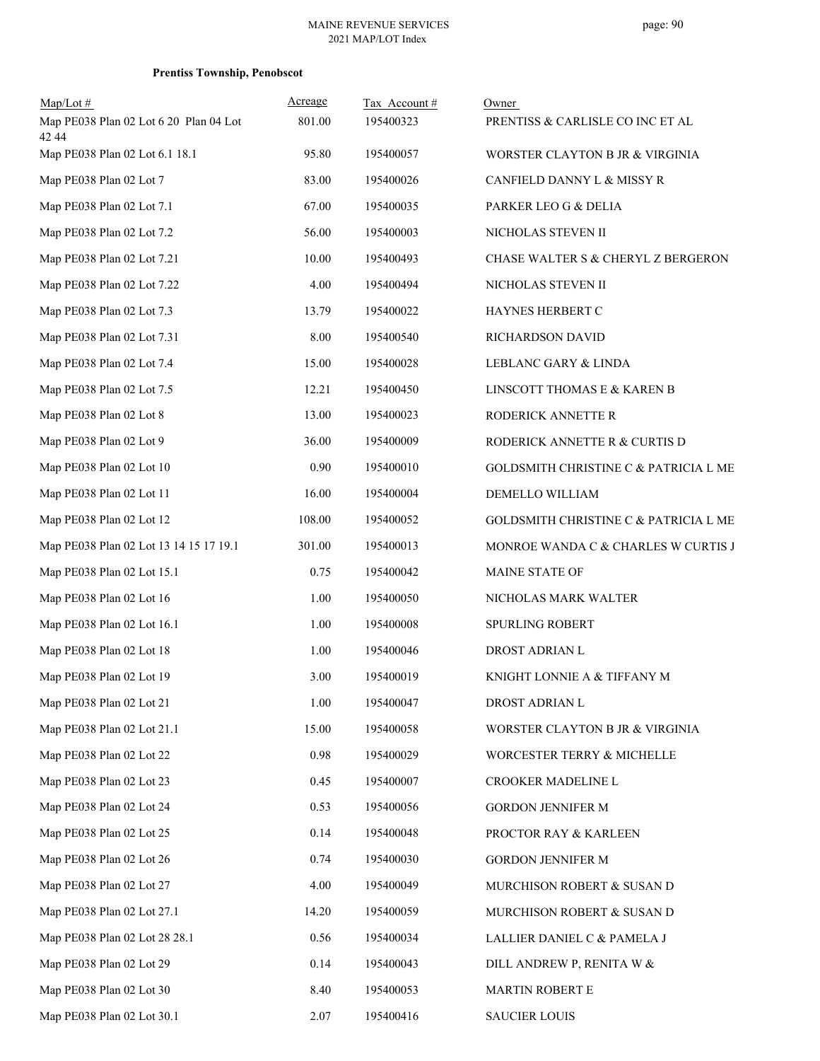**Prentiss Township, Penobscot**

| Map/Lot # | Acreage | Tax Account # | Owner |
|---|---|---|---|
| Map PE038 Plan 02 Lot 6 20 Plan 04 Lot 42 44 | 801.00 | 195400323 | PRENTISS & CARLISLE CO INC ET AL |
| Map PE038 Plan 02 Lot 6.1 18.1 | 95.80 | 195400057 | WORSTER CLAYTON B JR & VIRGINIA |
| Map PE038 Plan 02 Lot 7 | 83.00 | 195400026 | CANFIELD DANNY L & MISSY R |
| Map PE038 Plan 02 Lot 7.1 | 67.00 | 195400035 | PARKER LEO G & DELIA |
| Map PE038 Plan 02 Lot 7.2 | 56.00 | 195400003 | NICHOLAS STEVEN II |
| Map PE038 Plan 02 Lot 7.21 | 10.00 | 195400493 | CHASE WALTER S & CHERYL Z BERGERON |
| Map PE038 Plan 02 Lot 7.22 | 4.00 | 195400494 | NICHOLAS STEVEN II |
| Map PE038 Plan 02 Lot 7.3 | 13.79 | 195400022 | HAYNES HERBERT C |
| Map PE038 Plan 02 Lot 7.31 | 8.00 | 195400540 | RICHARDSON DAVID |
| Map PE038 Plan 02 Lot 7.4 | 15.00 | 195400028 | LEBLANC GARY & LINDA |
| Map PE038 Plan 02 Lot 7.5 | 12.21 | 195400450 | LINSCOTT THOMAS E & KAREN B |
| Map PE038 Plan 02 Lot 8 | 13.00 | 195400023 | RODERICK ANNETTE R |
| Map PE038 Plan 02 Lot 9 | 36.00 | 195400009 | RODERICK ANNETTE R & CURTIS D |
| Map PE038 Plan 02 Lot 10 | 0.90 | 195400010 | GOLDSMITH CHRISTINE C & PATRICIA L ME |
| Map PE038 Plan 02 Lot 11 | 16.00 | 195400004 | DEMELLO WILLIAM |
| Map PE038 Plan 02 Lot 12 | 108.00 | 195400052 | GOLDSMITH CHRISTINE C & PATRICIA L ME |
| Map PE038 Plan 02 Lot 13 14 15 17 19.1 | 301.00 | 195400013 | MONROE WANDA C & CHARLES W CURTIS J |
| Map PE038 Plan 02 Lot 15.1 | 0.75 | 195400042 | MAINE STATE OF |
| Map PE038 Plan 02 Lot 16 | 1.00 | 195400050 | NICHOLAS MARK WALTER |
| Map PE038 Plan 02 Lot 16.1 | 1.00 | 195400008 | SPURLING ROBERT |
| Map PE038 Plan 02 Lot 18 | 1.00 | 195400046 | DROST ADRIAN L |
| Map PE038 Plan 02 Lot 19 | 3.00 | 195400019 | KNIGHT LONNIE A & TIFFANY M |
| Map PE038 Plan 02 Lot 21 | 1.00 | 195400047 | DROST ADRIAN L |
| Map PE038 Plan 02 Lot 21.1 | 15.00 | 195400058 | WORSTER CLAYTON B JR & VIRGINIA |
| Map PE038 Plan 02 Lot 22 | 0.98 | 195400029 | WORCESTER TERRY & MICHELLE |
| Map PE038 Plan 02 Lot 23 | 0.45 | 195400007 | CROOKER MADELINE L |
| Map PE038 Plan 02 Lot 24 | 0.53 | 195400056 | GORDON JENNIFER M |
| Map PE038 Plan 02 Lot 25 | 0.14 | 195400048 | PROCTOR RAY & KARLEEN |
| Map PE038 Plan 02 Lot 26 | 0.74 | 195400030 | GORDON JENNIFER M |
| Map PE038 Plan 02 Lot 27 | 4.00 | 195400049 | MURCHISON ROBERT & SUSAN D |
| Map PE038 Plan 02 Lot 27.1 | 14.20 | 195400059 | MURCHISON ROBERT & SUSAN D |
| Map PE038 Plan 02 Lot 28 28.1 | 0.56 | 195400034 | LALLIER DANIEL C & PAMELA J |
| Map PE038 Plan 02 Lot 29 | 0.14 | 195400043 | DILL ANDREW P, RENITA W & |
| Map PE038 Plan 02 Lot 30 | 8.40 | 195400053 | MARTIN ROBERT E |
| Map PE038 Plan 02 Lot 30.1 | 2.07 | 195400416 | SAUCIER LOUIS |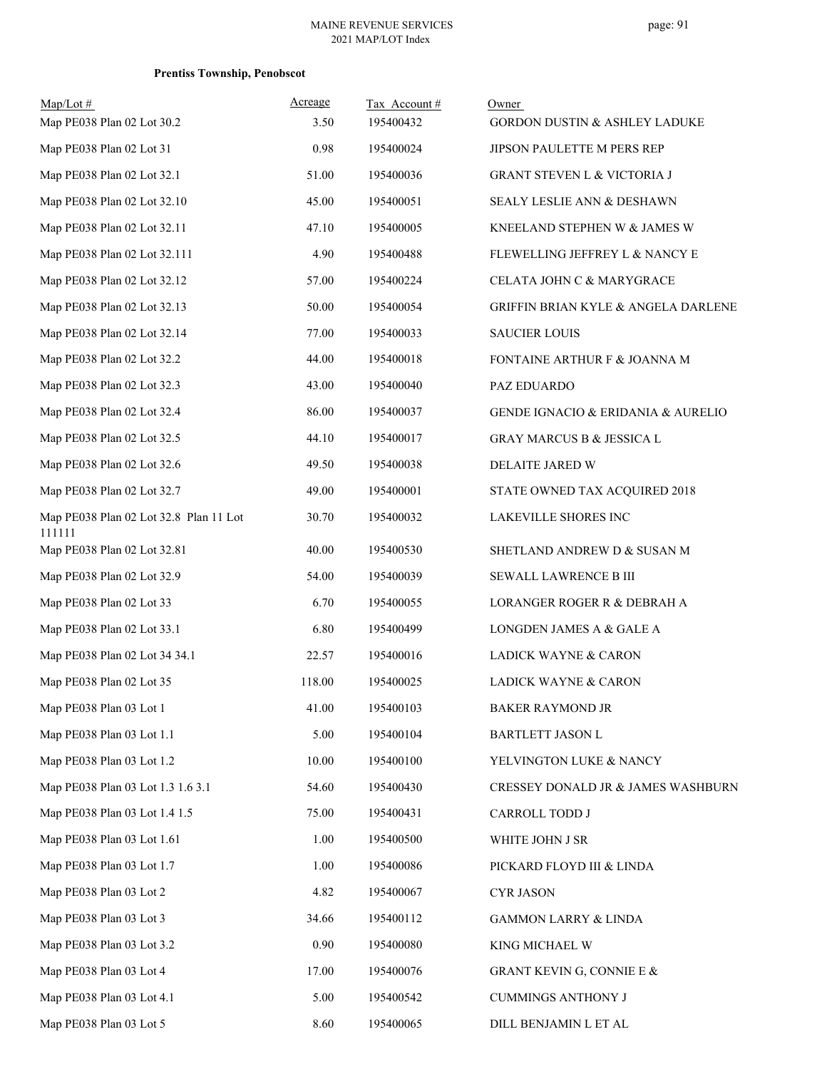**Prentiss Township, Penobscot**

| Map/Lot # | Acreage | Tax Account # | Owner |
|---|---|---|---|
| Map PE038 Plan 02 Lot 30.2 | 3.50 | 195400432 | GORDON DUSTIN & ASHLEY LADUKE |
| Map PE038 Plan 02 Lot 31 | 0.98 | 195400024 | JIPSON PAULETTE M PERS REP |
| Map PE038 Plan 02 Lot 32.1 | 51.00 | 195400036 | GRANT STEVEN L & VICTORIA J |
| Map PE038 Plan 02 Lot 32.10 | 45.00 | 195400051 | SEALY LESLIE ANN & DESHAWN |
| Map PE038 Plan 02 Lot 32.11 | 47.10 | 195400005 | KNEELAND STEPHEN W & JAMES W |
| Map PE038 Plan 02 Lot 32.111 | 4.90 | 195400488 | FLEWELLING JEFFREY L & NANCY E |
| Map PE038 Plan 02 Lot 32.12 | 57.00 | 195400224 | CELATA JOHN C & MARYGRACE |
| Map PE038 Plan 02 Lot 32.13 | 50.00 | 195400054 | GRIFFIN BRIAN KYLE & ANGELA DARLENE |
| Map PE038 Plan 02 Lot 32.14 | 77.00 | 195400033 | SAUCIER LOUIS |
| Map PE038 Plan 02 Lot 32.2 | 44.00 | 195400018 | FONTAINE ARTHUR F & JOANNA M |
| Map PE038 Plan 02 Lot 32.3 | 43.00 | 195400040 | PAZ EDUARDO |
| Map PE038 Plan 02 Lot 32.4 | 86.00 | 195400037 | GENDE IGNACIO & ERIDANIA & AURELIO |
| Map PE038 Plan 02 Lot 32.5 | 44.10 | 195400017 | GRAY MARCUS B & JESSICA L |
| Map PE038 Plan 02 Lot 32.6 | 49.50 | 195400038 | DELAITE JARED W |
| Map PE038 Plan 02 Lot 32.7 | 49.00 | 195400001 | STATE OWNED TAX ACQUIRED 2018 |
| Map PE038 Plan 02 Lot 32.8 Plan 11 Lot 111111 | 30.70 | 195400032 | LAKEVILLE SHORES INC |
| Map PE038 Plan 02 Lot 32.81 | 40.00 | 195400530 | SHETLAND ANDREW D & SUSAN M |
| Map PE038 Plan 02 Lot 32.9 | 54.00 | 195400039 | SEWALL LAWRENCE B III |
| Map PE038 Plan 02 Lot 33 | 6.70 | 195400055 | LORANGER ROGER R & DEBRAH A |
| Map PE038 Plan 02 Lot 33.1 | 6.80 | 195400499 | LONGDEN JAMES A & GALE A |
| Map PE038 Plan 02 Lot 34 34.1 | 22.57 | 195400016 | LADICK WAYNE & CARON |
| Map PE038 Plan 02 Lot 35 | 118.00 | 195400025 | LADICK WAYNE & CARON |
| Map PE038 Plan 03 Lot 1 | 41.00 | 195400103 | BAKER RAYMOND JR |
| Map PE038 Plan 03 Lot 1.1 | 5.00 | 195400104 | BARTLETT JASON L |
| Map PE038 Plan 03 Lot 1.2 | 10.00 | 195400100 | YELVINGTON LUKE & NANCY |
| Map PE038 Plan 03 Lot 1.3 1.6 3.1 | 54.60 | 195400430 | CRESSEY DONALD JR & JAMES WASHBURN |
| Map PE038 Plan 03 Lot 1.4 1.5 | 75.00 | 195400431 | CARROLL TODD J |
| Map PE038 Plan 03 Lot 1.61 | 1.00 | 195400500 | WHITE JOHN J SR |
| Map PE038 Plan 03 Lot 1.7 | 1.00 | 195400086 | PICKARD FLOYD III & LINDA |
| Map PE038 Plan 03 Lot 2 | 4.82 | 195400067 | CYR JASON |
| Map PE038 Plan 03 Lot 3 | 34.66 | 195400112 | GAMMON LARRY & LINDA |
| Map PE038 Plan 03 Lot 3.2 | 0.90 | 195400080 | KING MICHAEL W |
| Map PE038 Plan 03 Lot 4 | 17.00 | 195400076 | GRANT KEVIN G, CONNIE E & |
| Map PE038 Plan 03 Lot 4.1 | 5.00 | 195400542 | CUMMINGS ANTHONY J |
| Map PE038 Plan 03 Lot 5 | 8.60 | 195400065 | DILL BENJAMIN L ET AL |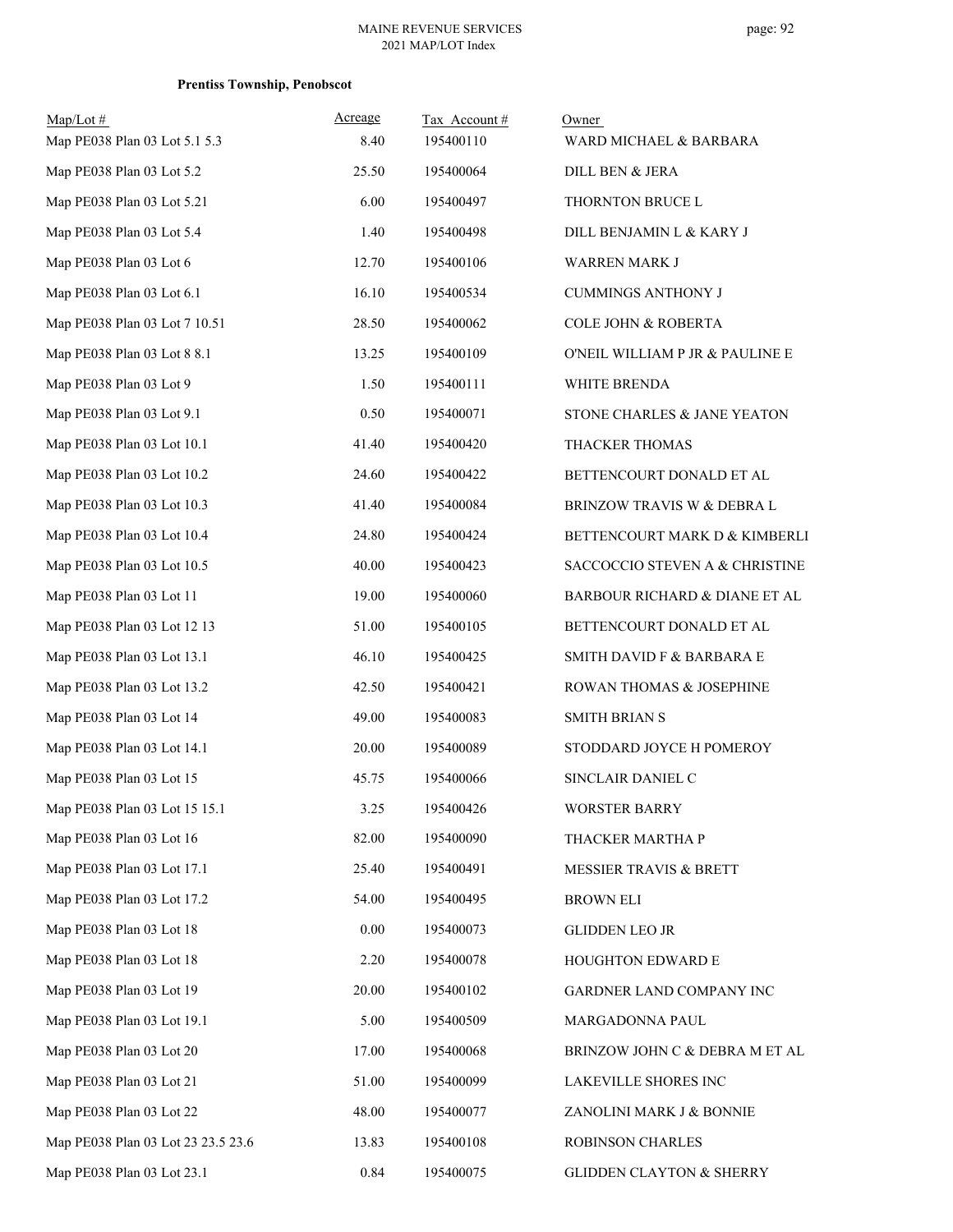**Prentiss Township, Penobscot**

| Map/Lot # | Acreage | Tax Account # | Owner |
|---|---|---|---|
| Map PE038 Plan 03 Lot 5.1 5.3 | 8.40 | 195400110 | WARD MICHAEL & BARBARA |
| Map PE038 Plan 03 Lot 5.2 | 25.50 | 195400064 | DILL BEN & JERA |
| Map PE038 Plan 03 Lot 5.21 | 6.00 | 195400497 | THORNTON BRUCE L |
| Map PE038 Plan 03 Lot 5.4 | 1.40 | 195400498 | DILL BENJAMIN L & KARY J |
| Map PE038 Plan 03 Lot 6 | 12.70 | 195400106 | WARREN MARK J |
| Map PE038 Plan 03 Lot 6.1 | 16.10 | 195400534 | CUMMINGS ANTHONY J |
| Map PE038 Plan 03 Lot 7 10.51 | 28.50 | 195400062 | COLE JOHN & ROBERTA |
| Map PE038 Plan 03 Lot 8 8.1 | 13.25 | 195400109 | O'NEIL WILLIAM P JR & PAULINE E |
| Map PE038 Plan 03 Lot 9 | 1.50 | 195400111 | WHITE BRENDA |
| Map PE038 Plan 03 Lot 9.1 | 0.50 | 195400071 | STONE CHARLES & JANE YEATON |
| Map PE038 Plan 03 Lot 10.1 | 41.40 | 195400420 | THACKER THOMAS |
| Map PE038 Plan 03 Lot 10.2 | 24.60 | 195400422 | BETTENCOURT DONALD ET AL |
| Map PE038 Plan 03 Lot 10.3 | 41.40 | 195400084 | BRINZOW TRAVIS W & DEBRA L |
| Map PE038 Plan 03 Lot 10.4 | 24.80 | 195400424 | BETTENCOURT MARK D & KIMBERLI |
| Map PE038 Plan 03 Lot 10.5 | 40.00 | 195400423 | SACCOCCIO STEVEN A & CHRISTINE |
| Map PE038 Plan 03 Lot 11 | 19.00 | 195400060 | BARBOUR RICHARD & DIANE ET AL |
| Map PE038 Plan 03 Lot 12 13 | 51.00 | 195400105 | BETTENCOURT DONALD ET AL |
| Map PE038 Plan 03 Lot 13.1 | 46.10 | 195400425 | SMITH DAVID F & BARBARA E |
| Map PE038 Plan 03 Lot 13.2 | 42.50 | 195400421 | ROWAN THOMAS & JOSEPHINE |
| Map PE038 Plan 03 Lot 14 | 49.00 | 195400083 | SMITH BRIAN S |
| Map PE038 Plan 03 Lot 14.1 | 20.00 | 195400089 | STODDARD JOYCE H POMEROY |
| Map PE038 Plan 03 Lot 15 | 45.75 | 195400066 | SINCLAIR DANIEL C |
| Map PE038 Plan 03 Lot 15 15.1 | 3.25 | 195400426 | WORSTER BARRY |
| Map PE038 Plan 03 Lot 16 | 82.00 | 195400090 | THACKER MARTHA P |
| Map PE038 Plan 03 Lot 17.1 | 25.40 | 195400491 | MESSIER TRAVIS & BRETT |
| Map PE038 Plan 03 Lot 17.2 | 54.00 | 195400495 | BROWN ELI |
| Map PE038 Plan 03 Lot 18 | 0.00 | 195400073 | GLIDDEN LEO JR |
| Map PE038 Plan 03 Lot 18 | 2.20 | 195400078 | HOUGHTON EDWARD E |
| Map PE038 Plan 03 Lot 19 | 20.00 | 195400102 | GARDNER LAND COMPANY INC |
| Map PE038 Plan 03 Lot 19.1 | 5.00 | 195400509 | MARGADONNA PAUL |
| Map PE038 Plan 03 Lot 20 | 17.00 | 195400068 | BRINZOW JOHN C & DEBRA M ET AL |
| Map PE038 Plan 03 Lot 21 | 51.00 | 195400099 | LAKEVILLE SHORES INC |
| Map PE038 Plan 03 Lot 22 | 48.00 | 195400077 | ZANOLINI MARK J & BONNIE |
| Map PE038 Plan 03 Lot 23 23.5 23.6 | 13.83 | 195400108 | ROBINSON CHARLES |
| Map PE038 Plan 03 Lot 23.1 | 0.84 | 195400075 | GLIDDEN CLAYTON & SHERRY |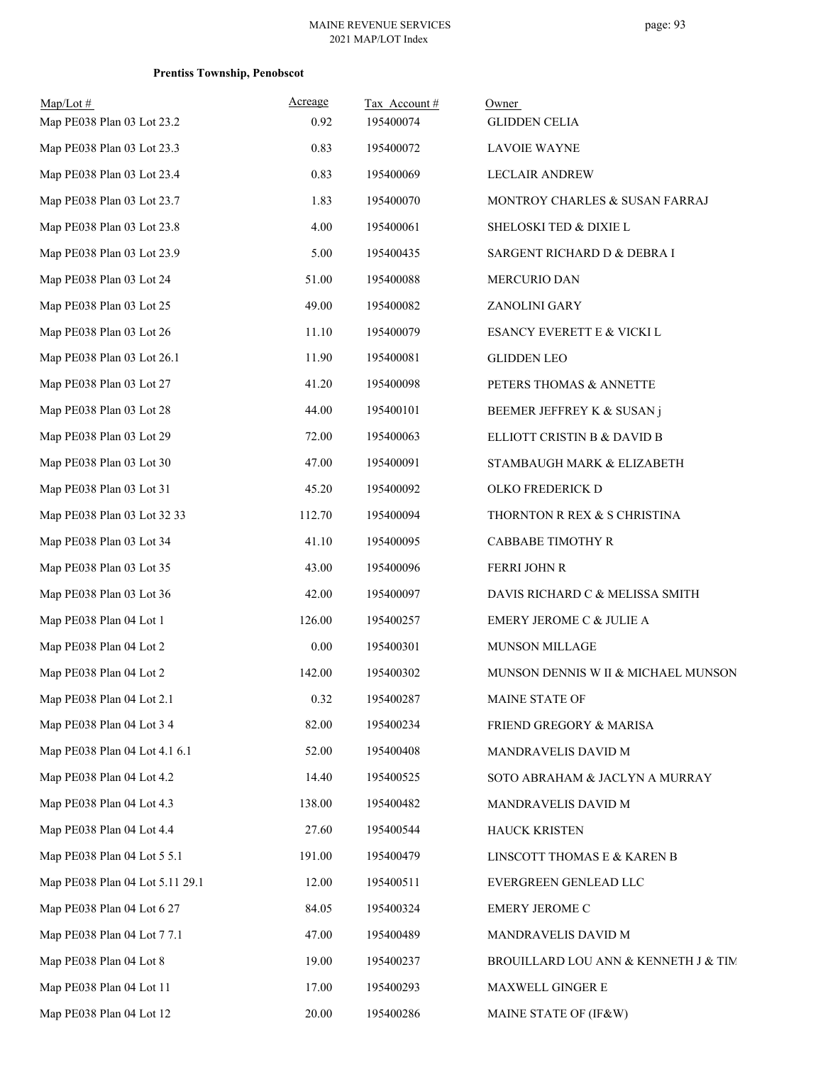**Prentiss Township, Penobscot**

| Map/Lot # | Acreage | Tax Account # | Owner |
|---|---|---|---|
| Map PE038 Plan 03 Lot 23.2 | 0.92 | 195400074 | GLIDDEN CELIA |
| Map PE038 Plan 03 Lot 23.3 | 0.83 | 195400072 | LAVOIE WAYNE |
| Map PE038 Plan 03 Lot 23.4 | 0.83 | 195400069 | LECLAIR ANDREW |
| Map PE038 Plan 03 Lot 23.7 | 1.83 | 195400070 | MONTROY CHARLES & SUSAN FARRAJ |
| Map PE038 Plan 03 Lot 23.8 | 4.00 | 195400061 | SHELOSKI TED & DIXIE L |
| Map PE038 Plan 03 Lot 23.9 | 5.00 | 195400435 | SARGENT RICHARD D & DEBRA I |
| Map PE038 Plan 03 Lot 24 | 51.00 | 195400088 | MERCURIO DAN |
| Map PE038 Plan 03 Lot 25 | 49.00 | 195400082 | ZANOLINI GARY |
| Map PE038 Plan 03 Lot 26 | 11.10 | 195400079 | ESANCY EVERETT E & VICKI L |
| Map PE038 Plan 03 Lot 26.1 | 11.90 | 195400081 | GLIDDEN LEO |
| Map PE038 Plan 03 Lot 27 | 41.20 | 195400098 | PETERS THOMAS & ANNETTE |
| Map PE038 Plan 03 Lot 28 | 44.00 | 195400101 | BEEMER JEFFREY K & SUSAN j |
| Map PE038 Plan 03 Lot 29 | 72.00 | 195400063 | ELLIOTT CRISTIN B & DAVID B |
| Map PE038 Plan 03 Lot 30 | 47.00 | 195400091 | STAMBAUGH MARK & ELIZABETH |
| Map PE038 Plan 03 Lot 31 | 45.20 | 195400092 | OLKO FREDERICK D |
| Map PE038 Plan 03 Lot 32 33 | 112.70 | 195400094 | THORNTON R REX & S CHRISTINA |
| Map PE038 Plan 03 Lot 34 | 41.10 | 195400095 | CABBABE TIMOTHY R |
| Map PE038 Plan 03 Lot 35 | 43.00 | 195400096 | FERRI JOHN R |
| Map PE038 Plan 03 Lot 36 | 42.00 | 195400097 | DAVIS RICHARD C & MELISSA SMITH |
| Map PE038 Plan 04 Lot 1 | 126.00 | 195400257 | EMERY JEROME C & JULIE A |
| Map PE038 Plan 04 Lot 2 | 0.00 | 195400301 | MUNSON MILLAGE |
| Map PE038 Plan 04 Lot 2 | 142.00 | 195400302 | MUNSON DENNIS W II & MICHAEL MUNSON |
| Map PE038 Plan 04 Lot 2.1 | 0.32 | 195400287 | MAINE STATE OF |
| Map PE038 Plan 04 Lot 3 4 | 82.00 | 195400234 | FRIEND GREGORY & MARISA |
| Map PE038 Plan 04 Lot 4.1 6.1 | 52.00 | 195400408 | MANDRAVELIS DAVID M |
| Map PE038 Plan 04 Lot 4.2 | 14.40 | 195400525 | SOTO ABRAHAM & JACLYN A MURRAY |
| Map PE038 Plan 04 Lot 4.3 | 138.00 | 195400482 | MANDRAVELIS DAVID M |
| Map PE038 Plan 04 Lot 4.4 | 27.60 | 195400544 | HAUCK KRISTEN |
| Map PE038 Plan 04 Lot 5 5.1 | 191.00 | 195400479 | LINSCOTT THOMAS E & KAREN B |
| Map PE038 Plan 04 Lot 5.11 29.1 | 12.00 | 195400511 | EVERGREEN GENLEAD LLC |
| Map PE038 Plan 04 Lot 6 27 | 84.05 | 195400324 | EMERY JEROME C |
| Map PE038 Plan 04 Lot 7 7.1 | 47.00 | 195400489 | MANDRAVELIS DAVID M |
| Map PE038 Plan 04 Lot 8 | 19.00 | 195400237 | BROUILLARD LOU ANN & KENNETH J & TIM |
| Map PE038 Plan 04 Lot 11 | 17.00 | 195400293 | MAXWELL GINGER E |
| Map PE038 Plan 04 Lot 12 | 20.00 | 195400286 | MAINE STATE OF (IF&W) |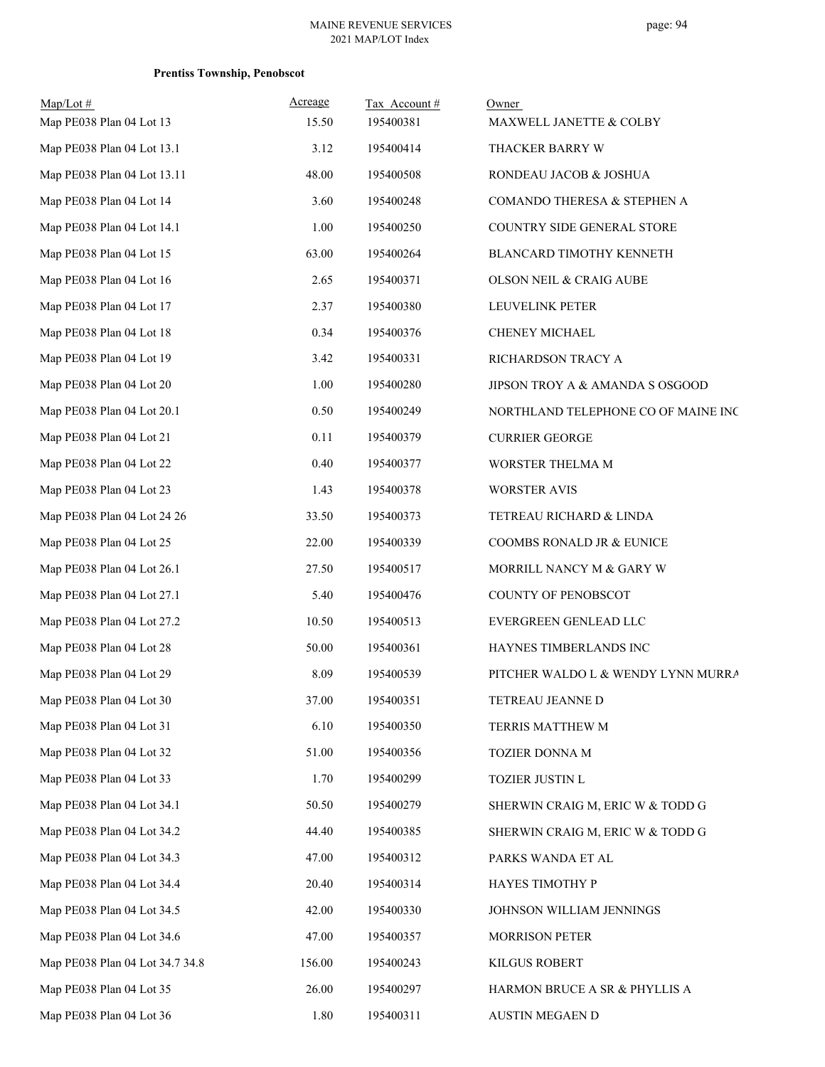**Prentiss Township, Penobscot**

| Map/Lot # | Acreage | Tax Account # | Owner |
|---|---|---|---|
| Map PE038 Plan 04 Lot 13 | 15.50 | 195400381 | MAXWELL JANETTE & COLBY |
| Map PE038 Plan 04 Lot 13.1 | 3.12 | 195400414 | THACKER BARRY W |
| Map PE038 Plan 04 Lot 13.11 | 48.00 | 195400508 | RONDEAU JACOB & JOSHUA |
| Map PE038 Plan 04 Lot 14 | 3.60 | 195400248 | COMANDO THERESA & STEPHEN A |
| Map PE038 Plan 04 Lot 14.1 | 1.00 | 195400250 | COUNTRY SIDE GENERAL STORE |
| Map PE038 Plan 04 Lot 15 | 63.00 | 195400264 | BLANCARD TIMOTHY KENNETH |
| Map PE038 Plan 04 Lot 16 | 2.65 | 195400371 | OLSON NEIL & CRAIG AUBE |
| Map PE038 Plan 04 Lot 17 | 2.37 | 195400380 | LEUVELINK PETER |
| Map PE038 Plan 04 Lot 18 | 0.34 | 195400376 | CHENEY MICHAEL |
| Map PE038 Plan 04 Lot 19 | 3.42 | 195400331 | RICHARDSON TRACY A |
| Map PE038 Plan 04 Lot 20 | 1.00 | 195400280 | JIPSON TROY A & AMANDA S OSGOOD |
| Map PE038 Plan 04 Lot 20.1 | 0.50 | 195400249 | NORTHLAND TELEPHONE CO OF MAINE INC |
| Map PE038 Plan 04 Lot 21 | 0.11 | 195400379 | CURRIER GEORGE |
| Map PE038 Plan 04 Lot 22 | 0.40 | 195400377 | WORSTER THELMA M |
| Map PE038 Plan 04 Lot 23 | 1.43 | 195400378 | WORSTER AVIS |
| Map PE038 Plan 04 Lot 24 26 | 33.50 | 195400373 | TETREAU RICHARD & LINDA |
| Map PE038 Plan 04 Lot 25 | 22.00 | 195400339 | COOMBS RONALD JR & EUNICE |
| Map PE038 Plan 04 Lot 26.1 | 27.50 | 195400517 | MORRILL NANCY M & GARY W |
| Map PE038 Plan 04 Lot 27.1 | 5.40 | 195400476 | COUNTY OF PENOBSCOT |
| Map PE038 Plan 04 Lot 27.2 | 10.50 | 195400513 | EVERGREEN GENLEAD LLC |
| Map PE038 Plan 04 Lot 28 | 50.00 | 195400361 | HAYNES TIMBERLANDS INC |
| Map PE038 Plan 04 Lot 29 | 8.09 | 195400539 | PITCHER WALDO L & WENDY LYNN MURRA |
| Map PE038 Plan 04 Lot 30 | 37.00 | 195400351 | TETREAU JEANNE D |
| Map PE038 Plan 04 Lot 31 | 6.10 | 195400350 | TERRIS MATTHEW M |
| Map PE038 Plan 04 Lot 32 | 51.00 | 195400356 | TOZIER DONNA M |
| Map PE038 Plan 04 Lot 33 | 1.70 | 195400299 | TOZIER JUSTIN L |
| Map PE038 Plan 04 Lot 34.1 | 50.50 | 195400279 | SHERWIN CRAIG M, ERIC W & TODD G |
| Map PE038 Plan 04 Lot 34.2 | 44.40 | 195400385 | SHERWIN CRAIG M, ERIC W & TODD G |
| Map PE038 Plan 04 Lot 34.3 | 47.00 | 195400312 | PARKS WANDA ET AL |
| Map PE038 Plan 04 Lot 34.4 | 20.40 | 195400314 | HAYES TIMOTHY P |
| Map PE038 Plan 04 Lot 34.5 | 42.00 | 195400330 | JOHNSON WILLIAM JENNINGS |
| Map PE038 Plan 04 Lot 34.6 | 47.00 | 195400357 | MORRISON PETER |
| Map PE038 Plan 04 Lot 34.7 34.8 | 156.00 | 195400243 | KILGUS ROBERT |
| Map PE038 Plan 04 Lot 35 | 26.00 | 195400297 | HARMON BRUCE A SR & PHYLLIS A |
| Map PE038 Plan 04 Lot 36 | 1.80 | 195400311 | AUSTIN MEGAEN D |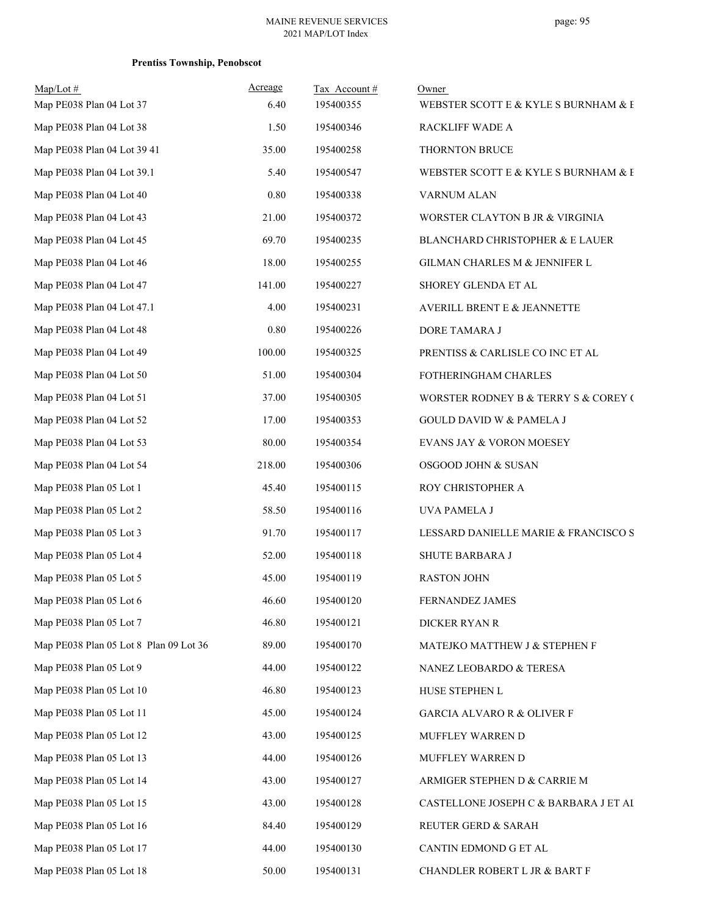**Prentiss Township, Penobscot**

| Map/Lot # | Acreage | Tax Account # | Owner |
|---|---|---|---|
| Map PE038 Plan 04 Lot 37 | 6.40 | 195400355 | WEBSTER SCOTT E & KYLE S BURNHAM & E |
| Map PE038 Plan 04 Lot 38 | 1.50 | 195400346 | RACKLIFF WADE A |
| Map PE038 Plan 04 Lot 39 41 | 35.00 | 195400258 | THORNTON BRUCE |
| Map PE038 Plan 04 Lot 39.1 | 5.40 | 195400547 | WEBSTER SCOTT E & KYLE S BURNHAM & E |
| Map PE038 Plan 04 Lot 40 | 0.80 | 195400338 | VARNUM ALAN |
| Map PE038 Plan 04 Lot 43 | 21.00 | 195400372 | WORSTER CLAYTON B JR & VIRGINIA |
| Map PE038 Plan 04 Lot 45 | 69.70 | 195400235 | BLANCHARD CHRISTOPHER & E LAUER |
| Map PE038 Plan 04 Lot 46 | 18.00 | 195400255 | GILMAN CHARLES M & JENNIFER L |
| Map PE038 Plan 04 Lot 47 | 141.00 | 195400227 | SHOREY GLENDA ET AL |
| Map PE038 Plan 04 Lot 47.1 | 4.00 | 195400231 | AVERILL BRENT E & JEANNETTE |
| Map PE038 Plan 04 Lot 48 | 0.80 | 195400226 | DORE TAMARA J |
| Map PE038 Plan 04 Lot 49 | 100.00 | 195400325 | PRENTISS & CARLISLE CO INC ET AL |
| Map PE038 Plan 04 Lot 50 | 51.00 | 195400304 | FOTHERINGHAM CHARLES |
| Map PE038 Plan 04 Lot 51 | 37.00 | 195400305 | WORSTER RODNEY B & TERRY S & COREY ( |
| Map PE038 Plan 04 Lot 52 | 17.00 | 195400353 | GOULD DAVID W & PAMELA J |
| Map PE038 Plan 04 Lot 53 | 80.00 | 195400354 | EVANS JAY & VORON MOESEY |
| Map PE038 Plan 04 Lot 54 | 218.00 | 195400306 | OSGOOD JOHN & SUSAN |
| Map PE038 Plan 05 Lot 1 | 45.40 | 195400115 | ROY CHRISTOPHER A |
| Map PE038 Plan 05 Lot 2 | 58.50 | 195400116 | UVA PAMELA J |
| Map PE038 Plan 05 Lot 3 | 91.70 | 195400117 | LESSARD DANIELLE MARIE & FRANCISCO S |
| Map PE038 Plan 05 Lot 4 | 52.00 | 195400118 | SHUTE BARBARA J |
| Map PE038 Plan 05 Lot 5 | 45.00 | 195400119 | RASTON JOHN |
| Map PE038 Plan 05 Lot 6 | 46.60 | 195400120 | FERNANDEZ JAMES |
| Map PE038 Plan 05 Lot 7 | 46.80 | 195400121 | DICKER RYAN R |
| Map PE038 Plan 05 Lot 8 Plan 09 Lot 36 | 89.00 | 195400170 | MATEJKO MATTHEW J & STEPHEN F |
| Map PE038 Plan 05 Lot 9 | 44.00 | 195400122 | NANEZ LEOBARDO & TERESA |
| Map PE038 Plan 05 Lot 10 | 46.80 | 195400123 | HUSE STEPHEN L |
| Map PE038 Plan 05 Lot 11 | 45.00 | 195400124 | GARCIA ALVARO R & OLIVER F |
| Map PE038 Plan 05 Lot 12 | 43.00 | 195400125 | MUFFLEY WARREN D |
| Map PE038 Plan 05 Lot 13 | 44.00 | 195400126 | MUFFLEY WARREN D |
| Map PE038 Plan 05 Lot 14 | 43.00 | 195400127 | ARMIGER STEPHEN D & CARRIE M |
| Map PE038 Plan 05 Lot 15 | 43.00 | 195400128 | CASTELLONE JOSEPH C & BARBARA J ET AL |
| Map PE038 Plan 05 Lot 16 | 84.40 | 195400129 | REUTER GERD & SARAH |
| Map PE038 Plan 05 Lot 17 | 44.00 | 195400130 | CANTIN EDMOND G ET AL |
| Map PE038 Plan 05 Lot 18 | 50.00 | 195400131 | CHANDLER ROBERT L JR & BART F |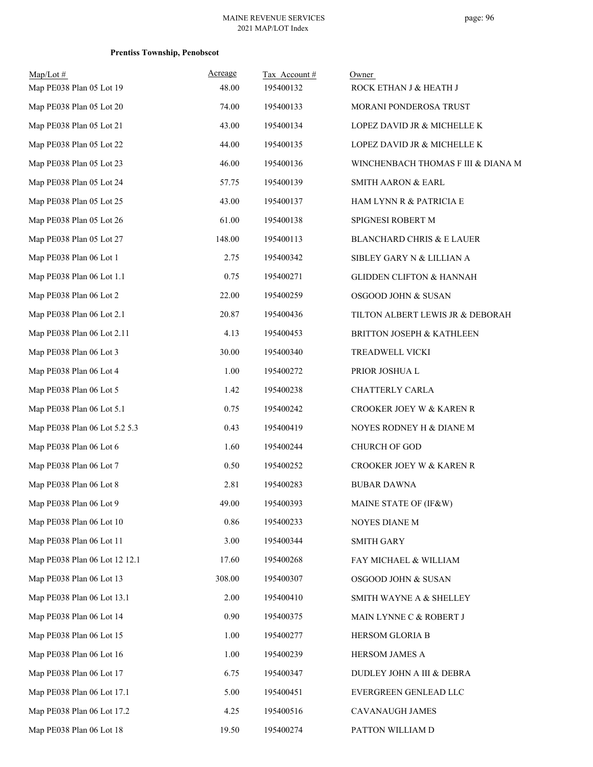**Prentiss Township, Penobscot**

| Map/Lot # | Acreage | Tax Account # | Owner |
|---|---|---|---|
| Map PE038 Plan 05 Lot 19 | 48.00 | 195400132 | ROCK ETHAN J & HEATH J |
| Map PE038 Plan 05 Lot 20 | 74.00 | 195400133 | MORANI PONDEROSA TRUST |
| Map PE038 Plan 05 Lot 21 | 43.00 | 195400134 | LOPEZ DAVID JR & MICHELLE K |
| Map PE038 Plan 05 Lot 22 | 44.00 | 195400135 | LOPEZ DAVID JR & MICHELLE K |
| Map PE038 Plan 05 Lot 23 | 46.00 | 195400136 | WINCHENBACH THOMAS F III & DIANA M |
| Map PE038 Plan 05 Lot 24 | 57.75 | 195400139 | SMITH AARON & EARL |
| Map PE038 Plan 05 Lot 25 | 43.00 | 195400137 | HAM LYNN R & PATRICIA E |
| Map PE038 Plan 05 Lot 26 | 61.00 | 195400138 | SPIGNESI ROBERT M |
| Map PE038 Plan 05 Lot 27 | 148.00 | 195400113 | BLANCHARD CHRIS & E LAUER |
| Map PE038 Plan 06 Lot 1 | 2.75 | 195400342 | SIBLEY GARY N & LILLIAN A |
| Map PE038 Plan 06 Lot 1.1 | 0.75 | 195400271 | GLIDDEN CLIFTON & HANNAH |
| Map PE038 Plan 06 Lot 2 | 22.00 | 195400259 | OSGOOD JOHN & SUSAN |
| Map PE038 Plan 06 Lot 2.1 | 20.87 | 195400436 | TILTON ALBERT LEWIS JR & DEBORAH |
| Map PE038 Plan 06 Lot 2.11 | 4.13 | 195400453 | BRITTON JOSEPH & KATHLEEN |
| Map PE038 Plan 06 Lot 3 | 30.00 | 195400340 | TREADWELL VICKI |
| Map PE038 Plan 06 Lot 4 | 1.00 | 195400272 | PRIOR JOSHUA L |
| Map PE038 Plan 06 Lot 5 | 1.42 | 195400238 | CHATTERLY CARLA |
| Map PE038 Plan 06 Lot 5.1 | 0.75 | 195400242 | CROOKER JOEY W & KAREN R |
| Map PE038 Plan 06 Lot 5.2 5.3 | 0.43 | 195400419 | NOYES RODNEY H & DIANE M |
| Map PE038 Plan 06 Lot 6 | 1.60 | 195400244 | CHURCH OF GOD |
| Map PE038 Plan 06 Lot 7 | 0.50 | 195400252 | CROOKER JOEY W & KAREN R |
| Map PE038 Plan 06 Lot 8 | 2.81 | 195400283 | BUBAR DAWNA |
| Map PE038 Plan 06 Lot 9 | 49.00 | 195400393 | MAINE STATE OF (IF&W) |
| Map PE038 Plan 06 Lot 10 | 0.86 | 195400233 | NOYES DIANE M |
| Map PE038 Plan 06 Lot 11 | 3.00 | 195400344 | SMITH GARY |
| Map PE038 Plan 06 Lot 12 12.1 | 17.60 | 195400268 | FAY MICHAEL & WILLIAM |
| Map PE038 Plan 06 Lot 13 | 308.00 | 195400307 | OSGOOD JOHN & SUSAN |
| Map PE038 Plan 06 Lot 13.1 | 2.00 | 195400410 | SMITH WAYNE A & SHELLEY |
| Map PE038 Plan 06 Lot 14 | 0.90 | 195400375 | MAIN LYNNE C & ROBERT J |
| Map PE038 Plan 06 Lot 15 | 1.00 | 195400277 | HERSOM GLORIA B |
| Map PE038 Plan 06 Lot 16 | 1.00 | 195400239 | HERSOM JAMES A |
| Map PE038 Plan 06 Lot 17 | 6.75 | 195400347 | DUDLEY JOHN A III & DEBRA |
| Map PE038 Plan 06 Lot 17.1 | 5.00 | 195400451 | EVERGREEN GENLEAD LLC |
| Map PE038 Plan 06 Lot 17.2 | 4.25 | 195400516 | CAVANAUGH JAMES |
| Map PE038 Plan 06 Lot 18 | 19.50 | 195400274 | PATTON WILLIAM D |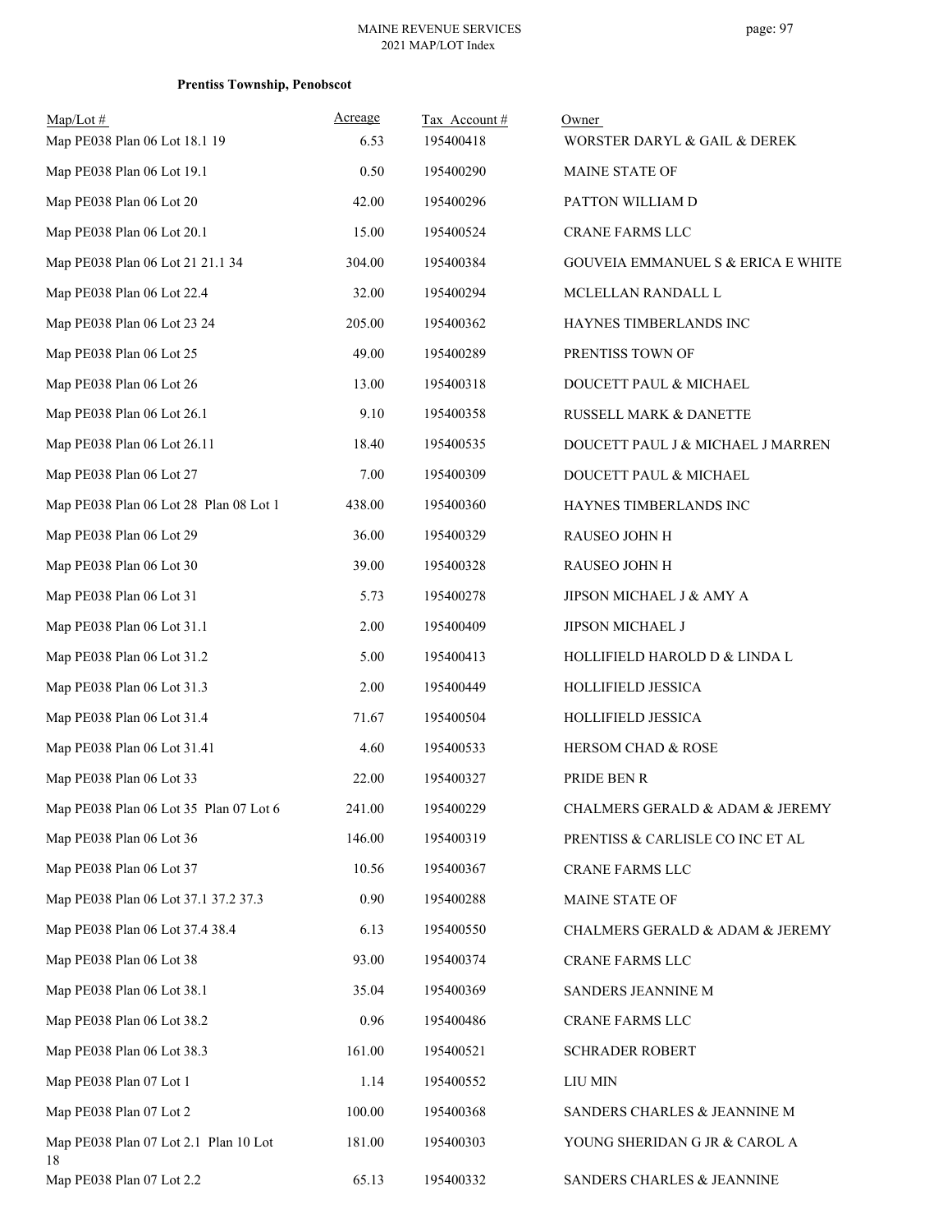**Prentiss Township, Penobscot**

| Map/Lot # | Acreage | Tax Account # | Owner |
|---|---|---|---|
| Map PE038 Plan 06 Lot 18.1 19 | 6.53 | 195400418 | WORSTER DARYL & GAIL & DEREK |
| Map PE038 Plan 06 Lot 19.1 | 0.50 | 195400290 | MAINE STATE OF |
| Map PE038 Plan 06 Lot 20 | 42.00 | 195400296 | PATTON WILLIAM D |
| Map PE038 Plan 06 Lot 20.1 | 15.00 | 195400524 | CRANE FARMS LLC |
| Map PE038 Plan 06 Lot 21 21.1 34 | 304.00 | 195400384 | GOUVEIA EMMANUEL S & ERICA E WHITE |
| Map PE038 Plan 06 Lot 22.4 | 32.00 | 195400294 | MCLELLAN RANDALL L |
| Map PE038 Plan 06 Lot 23 24 | 205.00 | 195400362 | HAYNES TIMBERLANDS INC |
| Map PE038 Plan 06 Lot 25 | 49.00 | 195400289 | PRENTISS TOWN OF |
| Map PE038 Plan 06 Lot 26 | 13.00 | 195400318 | DOUCETT PAUL & MICHAEL |
| Map PE038 Plan 06 Lot 26.1 | 9.10 | 195400358 | RUSSELL MARK & DANETTE |
| Map PE038 Plan 06 Lot 26.11 | 18.40 | 195400535 | DOUCETT PAUL J & MICHAEL J MARREN |
| Map PE038 Plan 06 Lot 27 | 7.00 | 195400309 | DOUCETT PAUL & MICHAEL |
| Map PE038 Plan 06 Lot 28 Plan 08 Lot 1 | 438.00 | 195400360 | HAYNES TIMBERLANDS INC |
| Map PE038 Plan 06 Lot 29 | 36.00 | 195400329 | RAUSEO JOHN H |
| Map PE038 Plan 06 Lot 30 | 39.00 | 195400328 | RAUSEO JOHN H |
| Map PE038 Plan 06 Lot 31 | 5.73 | 195400278 | JIPSON MICHAEL J & AMY A |
| Map PE038 Plan 06 Lot 31.1 | 2.00 | 195400409 | JIPSON MICHAEL J |
| Map PE038 Plan 06 Lot 31.2 | 5.00 | 195400413 | HOLLIFIELD HAROLD D & LINDA L |
| Map PE038 Plan 06 Lot 31.3 | 2.00 | 195400449 | HOLLIFIELD JESSICA |
| Map PE038 Plan 06 Lot 31.4 | 71.67 | 195400504 | HOLLIFIELD JESSICA |
| Map PE038 Plan 06 Lot 31.41 | 4.60 | 195400533 | HERSOM CHAD & ROSE |
| Map PE038 Plan 06 Lot 33 | 22.00 | 195400327 | PRIDE BEN R |
| Map PE038 Plan 06 Lot 35 Plan 07 Lot 6 | 241.00 | 195400229 | CHALMERS GERALD & ADAM & JEREMY |
| Map PE038 Plan 06 Lot 36 | 146.00 | 195400319 | PRENTISS & CARLISLE CO INC ET AL |
| Map PE038 Plan 06 Lot 37 | 10.56 | 195400367 | CRANE FARMS LLC |
| Map PE038 Plan 06 Lot 37.1 37.2 37.3 | 0.90 | 195400288 | MAINE STATE OF |
| Map PE038 Plan 06 Lot 37.4 38.4 | 6.13 | 195400550 | CHALMERS GERALD & ADAM & JEREMY |
| Map PE038 Plan 06 Lot 38 | 93.00 | 195400374 | CRANE FARMS LLC |
| Map PE038 Plan 06 Lot 38.1 | 35.04 | 195400369 | SANDERS JEANNINE M |
| Map PE038 Plan 06 Lot 38.2 | 0.96 | 195400486 | CRANE FARMS LLC |
| Map PE038 Plan 06 Lot 38.3 | 161.00 | 195400521 | SCHRADER ROBERT |
| Map PE038 Plan 07 Lot 1 | 1.14 | 195400552 | LIU MIN |
| Map PE038 Plan 07 Lot 2 | 100.00 | 195400368 | SANDERS CHARLES & JEANNINE M |
| Map PE038 Plan 07 Lot 2.1 Plan 10 Lot 18 | 181.00 | 195400303 | YOUNG SHERIDAN G JR & CAROL A |
| Map PE038 Plan 07 Lot 2.2 | 65.13 | 195400332 | SANDERS CHARLES & JEANNINE |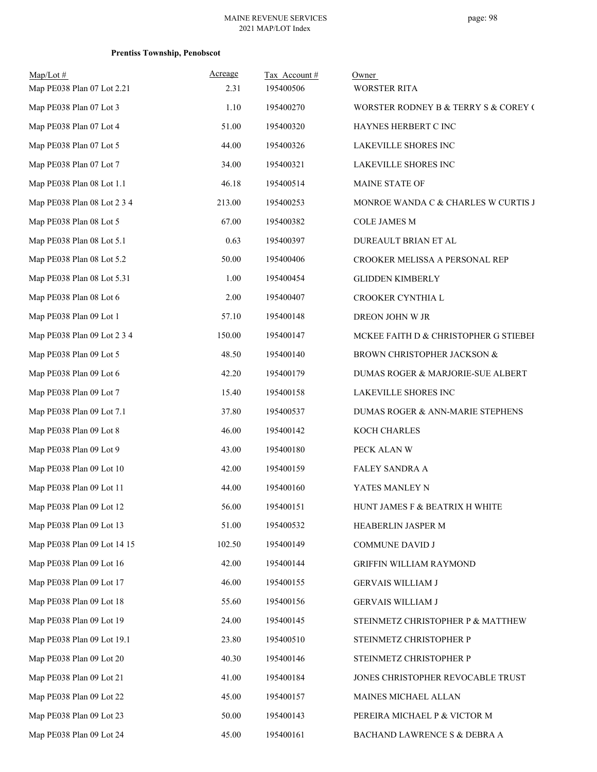**Prentiss Township, Penobscot**

| Map/Lot # | Acreage | Tax Account # | Owner |
|---|---|---|---|
| Map PE038 Plan 07 Lot 2.21 | 2.31 | 195400506 | WORSTER RITA |
| Map PE038 Plan 07 Lot 3 | 1.10 | 195400270 | WORSTER RODNEY B & TERRY S & COREY ( |
| Map PE038 Plan 07 Lot 4 | 51.00 | 195400320 | HAYNES HERBERT C INC |
| Map PE038 Plan 07 Lot 5 | 44.00 | 195400326 | LAKEVILLE SHORES INC |
| Map PE038 Plan 07 Lot 7 | 34.00 | 195400321 | LAKEVILLE SHORES INC |
| Map PE038 Plan 08 Lot 1.1 | 46.18 | 195400514 | MAINE STATE OF |
| Map PE038 Plan 08 Lot 2 3 4 | 213.00 | 195400253 | MONROE WANDA C & CHARLES W CURTIS J |
| Map PE038 Plan 08 Lot 5 | 67.00 | 195400382 | COLE JAMES M |
| Map PE038 Plan 08 Lot 5.1 | 0.63 | 195400397 | DUREAULT BRIAN ET AL |
| Map PE038 Plan 08 Lot 5.2 | 50.00 | 195400406 | CROOKER MELISSA A PERSONAL REP |
| Map PE038 Plan 08 Lot 5.31 | 1.00 | 195400454 | GLIDDEN KIMBERLY |
| Map PE038 Plan 08 Lot 6 | 2.00 | 195400407 | CROOKER CYNTHIA L |
| Map PE038 Plan 09 Lot 1 | 57.10 | 195400148 | DREON JOHN W JR |
| Map PE038 Plan 09 Lot 2 3 4 | 150.00 | 195400147 | MCKEE FAITH D & CHRISTOPHER G STIEBEI |
| Map PE038 Plan 09 Lot 5 | 48.50 | 195400140 | BROWN CHRISTOPHER JACKSON & |
| Map PE038 Plan 09 Lot 6 | 42.20 | 195400179 | DUMAS ROGER & MARJORIE-SUE ALBERT |
| Map PE038 Plan 09 Lot 7 | 15.40 | 195400158 | LAKEVILLE SHORES INC |
| Map PE038 Plan 09 Lot 7.1 | 37.80 | 195400537 | DUMAS ROGER & ANN-MARIE STEPHENS |
| Map PE038 Plan 09 Lot 8 | 46.00 | 195400142 | KOCH CHARLES |
| Map PE038 Plan 09 Lot 9 | 43.00 | 195400180 | PECK ALAN W |
| Map PE038 Plan 09 Lot 10 | 42.00 | 195400159 | FALEY SANDRA A |
| Map PE038 Plan 09 Lot 11 | 44.00 | 195400160 | YATES MANLEY N |
| Map PE038 Plan 09 Lot 12 | 56.00 | 195400151 | HUNT JAMES F & BEATRIX H WHITE |
| Map PE038 Plan 09 Lot 13 | 51.00 | 195400532 | HEABERLIN JASPER M |
| Map PE038 Plan 09 Lot 14 15 | 102.50 | 195400149 | COMMUNE DAVID J |
| Map PE038 Plan 09 Lot 16 | 42.00 | 195400144 | GRIFFIN WILLIAM RAYMOND |
| Map PE038 Plan 09 Lot 17 | 46.00 | 195400155 | GERVAIS WILLIAM J |
| Map PE038 Plan 09 Lot 18 | 55.60 | 195400156 | GERVAIS WILLIAM J |
| Map PE038 Plan 09 Lot 19 | 24.00 | 195400145 | STEINMETZ CHRISTOPHER P & MATTHEW |
| Map PE038 Plan 09 Lot 19.1 | 23.80 | 195400510 | STEINMETZ CHRISTOPHER P |
| Map PE038 Plan 09 Lot 20 | 40.30 | 195400146 | STEINMETZ CHRISTOPHER P |
| Map PE038 Plan 09 Lot 21 | 41.00 | 195400184 | JONES CHRISTOPHER REVOCABLE TRUST |
| Map PE038 Plan 09 Lot 22 | 45.00 | 195400157 | MAINES MICHAEL ALLAN |
| Map PE038 Plan 09 Lot 23 | 50.00 | 195400143 | PEREIRA MICHAEL P & VICTOR M |
| Map PE038 Plan 09 Lot 24 | 45.00 | 195400161 | BACHAND LAWRENCE S & DEBRA A |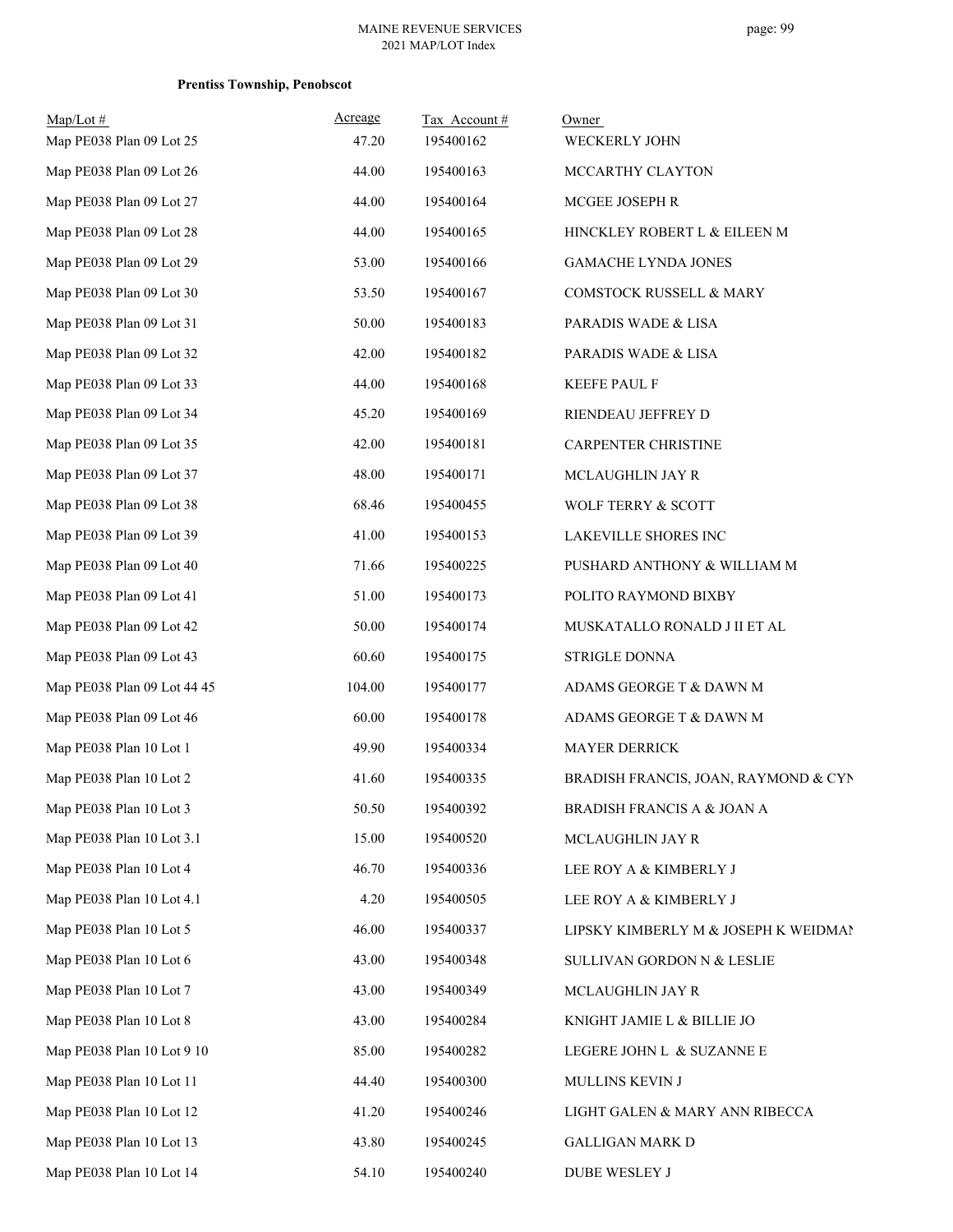**Prentiss Township, Penobscot**

| Map/Lot # | Acreage | Tax Account # | Owner |
|---|---|---|---|
| Map PE038 Plan 09 Lot 25 | 47.20 | 195400162 | WECKERLY JOHN |
| Map PE038 Plan 09 Lot 26 | 44.00 | 195400163 | MCCARTHY CLAYTON |
| Map PE038 Plan 09 Lot 27 | 44.00 | 195400164 | MCGEE JOSEPH R |
| Map PE038 Plan 09 Lot 28 | 44.00 | 195400165 | HINCKLEY ROBERT L & EILEEN M |
| Map PE038 Plan 09 Lot 29 | 53.00 | 195400166 | GAMACHE LYNDA JONES |
| Map PE038 Plan 09 Lot 30 | 53.50 | 195400167 | COMSTOCK RUSSELL & MARY |
| Map PE038 Plan 09 Lot 31 | 50.00 | 195400183 | PARADIS WADE & LISA |
| Map PE038 Plan 09 Lot 32 | 42.00 | 195400182 | PARADIS WADE & LISA |
| Map PE038 Plan 09 Lot 33 | 44.00 | 195400168 | KEEFE PAUL F |
| Map PE038 Plan 09 Lot 34 | 45.20 | 195400169 | RIENDEAU JEFFREY D |
| Map PE038 Plan 09 Lot 35 | 42.00 | 195400181 | CARPENTER CHRISTINE |
| Map PE038 Plan 09 Lot 37 | 48.00 | 195400171 | MCLAUGHLIN JAY R |
| Map PE038 Plan 09 Lot 38 | 68.46 | 195400455 | WOLF TERRY & SCOTT |
| Map PE038 Plan 09 Lot 39 | 41.00 | 195400153 | LAKEVILLE SHORES INC |
| Map PE038 Plan 09 Lot 40 | 71.66 | 195400225 | PUSHARD ANTHONY & WILLIAM M |
| Map PE038 Plan 09 Lot 41 | 51.00 | 195400173 | POLITO RAYMOND BIXBY |
| Map PE038 Plan 09 Lot 42 | 50.00 | 195400174 | MUSKATALLO RONALD J II ET AL |
| Map PE038 Plan 09 Lot 43 | 60.60 | 195400175 | STRIGLE DONNA |
| Map PE038 Plan 09 Lot 44 45 | 104.00 | 195400177 | ADAMS GEORGE T & DAWN M |
| Map PE038 Plan 09 Lot 46 | 60.00 | 195400178 | ADAMS GEORGE T & DAWN M |
| Map PE038 Plan 10 Lot 1 | 49.90 | 195400334 | MAYER DERRICK |
| Map PE038 Plan 10 Lot 2 | 41.60 | 195400335 | BRADISH FRANCIS, JOAN, RAYMOND & CYN |
| Map PE038 Plan 10 Lot 3 | 50.50 | 195400392 | BRADISH FRANCIS A & JOAN A |
| Map PE038 Plan 10 Lot 3.1 | 15.00 | 195400520 | MCLAUGHLIN JAY R |
| Map PE038 Plan 10 Lot 4 | 46.70 | 195400336 | LEE ROY A & KIMBERLY J |
| Map PE038 Plan 10 Lot 4.1 | 4.20 | 195400505 | LEE ROY A & KIMBERLY J |
| Map PE038 Plan 10 Lot 5 | 46.00 | 195400337 | LIPSKY KIMBERLY M & JOSEPH K WEIDMAN |
| Map PE038 Plan 10 Lot 6 | 43.00 | 195400348 | SULLIVAN GORDON N & LESLIE |
| Map PE038 Plan 10 Lot 7 | 43.00 | 195400349 | MCLAUGHLIN JAY R |
| Map PE038 Plan 10 Lot 8 | 43.00 | 195400284 | KNIGHT JAMIE L & BILLIE JO |
| Map PE038 Plan 10 Lot 9 10 | 85.00 | 195400282 | LEGERE JOHN L & SUZANNE E |
| Map PE038 Plan 10 Lot 11 | 44.40 | 195400300 | MULLINS KEVIN J |
| Map PE038 Plan 10 Lot 12 | 41.20 | 195400246 | LIGHT GALEN & MARY ANN RIBECCA |
| Map PE038 Plan 10 Lot 13 | 43.80 | 195400245 | GALLIGAN MARK D |
| Map PE038 Plan 10 Lot 14 | 54.10 | 195400240 | DUBE WESLEY J |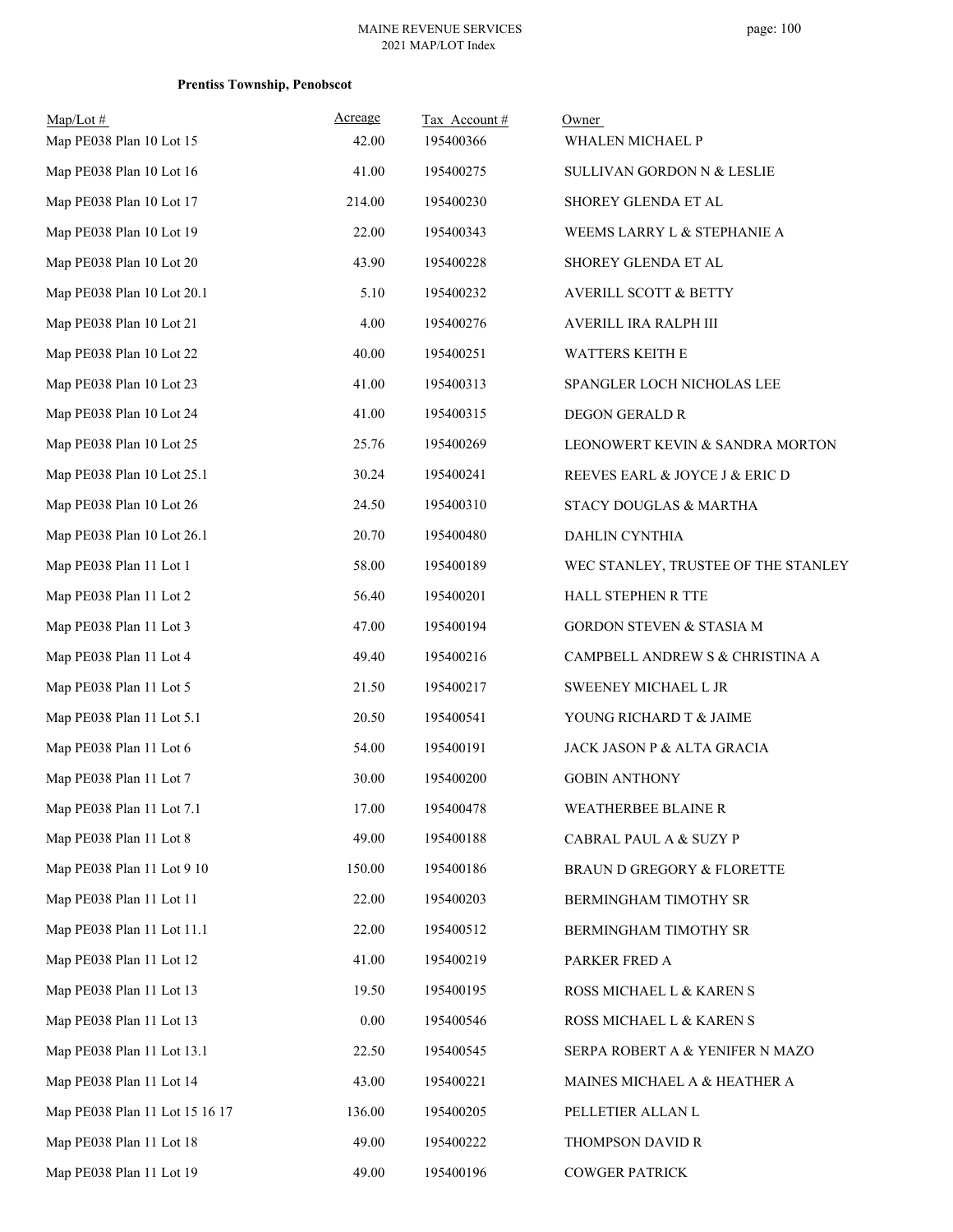**Prentiss Township, Penobscot**

| Map/Lot # | Acreage | Tax Account # | Owner |
|---|---|---|---|
| Map PE038 Plan 10 Lot 15 | 42.00 | 195400366 | WHALEN MICHAEL P |
| Map PE038 Plan 10 Lot 16 | 41.00 | 195400275 | SULLIVAN GORDON N & LESLIE |
| Map PE038 Plan 10 Lot 17 | 214.00 | 195400230 | SHOREY GLENDA ET AL |
| Map PE038 Plan 10 Lot 19 | 22.00 | 195400343 | WEEMS LARRY L & STEPHANIE A |
| Map PE038 Plan 10 Lot 20 | 43.90 | 195400228 | SHOREY GLENDA ET AL |
| Map PE038 Plan 10 Lot 20.1 | 5.10 | 195400232 | AVERILL SCOTT & BETTY |
| Map PE038 Plan 10 Lot 21 | 4.00 | 195400276 | AVERILL IRA RALPH III |
| Map PE038 Plan 10 Lot 22 | 40.00 | 195400251 | WATTERS KEITH E |
| Map PE038 Plan 10 Lot 23 | 41.00 | 195400313 | SPANGLER LOCH NICHOLAS LEE |
| Map PE038 Plan 10 Lot 24 | 41.00 | 195400315 | DEGON GERALD R |
| Map PE038 Plan 10 Lot 25 | 25.76 | 195400269 | LEONOWERT KEVIN & SANDRA MORTON |
| Map PE038 Plan 10 Lot 25.1 | 30.24 | 195400241 | REEVES EARL & JOYCE J & ERIC D |
| Map PE038 Plan 10 Lot 26 | 24.50 | 195400310 | STACY DOUGLAS & MARTHA |
| Map PE038 Plan 10 Lot 26.1 | 20.70 | 195400480 | DAHLIN CYNTHIA |
| Map PE038 Plan 11 Lot 1 | 58.00 | 195400189 | WEC STANLEY, TRUSTEE OF THE STANLEY |
| Map PE038 Plan 11 Lot 2 | 56.40 | 195400201 | HALL STEPHEN R TTE |
| Map PE038 Plan 11 Lot 3 | 47.00 | 195400194 | GORDON STEVEN & STASIA M |
| Map PE038 Plan 11 Lot 4 | 49.40 | 195400216 | CAMPBELL ANDREW S & CHRISTINA A |
| Map PE038 Plan 11 Lot 5 | 21.50 | 195400217 | SWEENEY MICHAEL L JR |
| Map PE038 Plan 11 Lot 5.1 | 20.50 | 195400541 | YOUNG RICHARD T & JAIME |
| Map PE038 Plan 11 Lot 6 | 54.00 | 195400191 | JACK JASON P & ALTA GRACIA |
| Map PE038 Plan 11 Lot 7 | 30.00 | 195400200 | GOBIN ANTHONY |
| Map PE038 Plan 11 Lot 7.1 | 17.00 | 195400478 | WEATHERBEE BLAINE R |
| Map PE038 Plan 11 Lot 8 | 49.00 | 195400188 | CABRAL PAUL A & SUZY P |
| Map PE038 Plan 11 Lot 9 10 | 150.00 | 195400186 | BRAUN D GREGORY & FLORETTE |
| Map PE038 Plan 11 Lot 11 | 22.00 | 195400203 | BERMINGHAM TIMOTHY SR |
| Map PE038 Plan 11 Lot 11.1 | 22.00 | 195400512 | BERMINGHAM TIMOTHY SR |
| Map PE038 Plan 11 Lot 12 | 41.00 | 195400219 | PARKER FRED A |
| Map PE038 Plan 11 Lot 13 | 19.50 | 195400195 | ROSS MICHAEL L & KAREN S |
| Map PE038 Plan 11 Lot 13 | 0.00 | 195400546 | ROSS MICHAEL L & KAREN S |
| Map PE038 Plan 11 Lot 13.1 | 22.50 | 195400545 | SERPA ROBERT A & YENIFER N MAZO |
| Map PE038 Plan 11 Lot 14 | 43.00 | 195400221 | MAINES MICHAEL A & HEATHER A |
| Map PE038 Plan 11 Lot 15 16 17 | 136.00 | 195400205 | PELLETIER ALLAN L |
| Map PE038 Plan 11 Lot 18 | 49.00 | 195400222 | THOMPSON DAVID R |
| Map PE038 Plan 11 Lot 19 | 49.00 | 195400196 | COWGER PATRICK |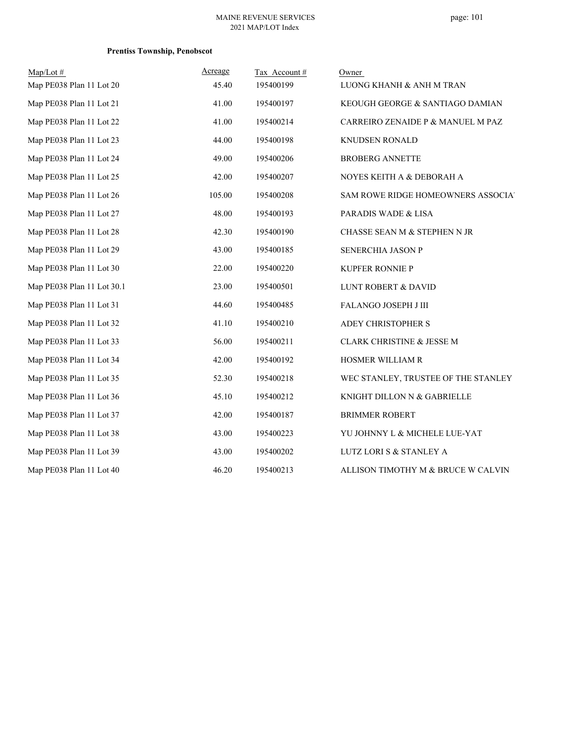**Prentiss Township, Penobscot**

| Map/Lot # | Acreage | Tax Account # | Owner |
|---|---|---|---|
| Map PE038 Plan 11 Lot 20 | 45.40 | 195400199 | LUONG KHANH & ANH M TRAN |
| Map PE038 Plan 11 Lot 21 | 41.00 | 195400197 | KEOUGH GEORGE & SANTIAGO DAMIAN |
| Map PE038 Plan 11 Lot 22 | 41.00 | 195400214 | CARREIRO ZENAIDE P & MANUEL M PAZ |
| Map PE038 Plan 11 Lot 23 | 44.00 | 195400198 | KNUDSEN RONALD |
| Map PE038 Plan 11 Lot 24 | 49.00 | 195400206 | BROBERG ANNETTE |
| Map PE038 Plan 11 Lot 25 | 42.00 | 195400207 | NOYES KEITH A & DEBORAH A |
| Map PE038 Plan 11 Lot 26 | 105.00 | 195400208 | SAM ROWE RIDGE HOMEOWNERS ASSOCIA |
| Map PE038 Plan 11 Lot 27 | 48.00 | 195400193 | PARADIS WADE & LISA |
| Map PE038 Plan 11 Lot 28 | 42.30 | 195400190 | CHASSE SEAN M & STEPHEN N JR |
| Map PE038 Plan 11 Lot 29 | 43.00 | 195400185 | SENERCHIA JASON P |
| Map PE038 Plan 11 Lot 30 | 22.00 | 195400220 | KUPFER RONNIE P |
| Map PE038 Plan 11 Lot 30.1 | 23.00 | 195400501 | LUNT ROBERT & DAVID |
| Map PE038 Plan 11 Lot 31 | 44.60 | 195400485 | FALANGO JOSEPH J III |
| Map PE038 Plan 11 Lot 32 | 41.10 | 195400210 | ADEY CHRISTOPHER S |
| Map PE038 Plan 11 Lot 33 | 56.00 | 195400211 | CLARK CHRISTINE & JESSE M |
| Map PE038 Plan 11 Lot 34 | 42.00 | 195400192 | HOSMER WILLIAM R |
| Map PE038 Plan 11 Lot 35 | 52.30 | 195400218 | WEC STANLEY, TRUSTEE OF THE STANLEY |
| Map PE038 Plan 11 Lot 36 | 45.10 | 195400212 | KNIGHT DILLON N & GABRIELLE |
| Map PE038 Plan 11 Lot 37 | 42.00 | 195400187 | BRIMMER ROBERT |
| Map PE038 Plan 11 Lot 38 | 43.00 | 195400223 | YU JOHNNY L & MICHELE LUE-YAT |
| Map PE038 Plan 11 Lot 39 | 43.00 | 195400202 | LUTZ LORI S & STANLEY A |
| Map PE038 Plan 11 Lot 40 | 46.20 | 195400213 | ALLISON TIMOTHY M & BRUCE W CALVIN |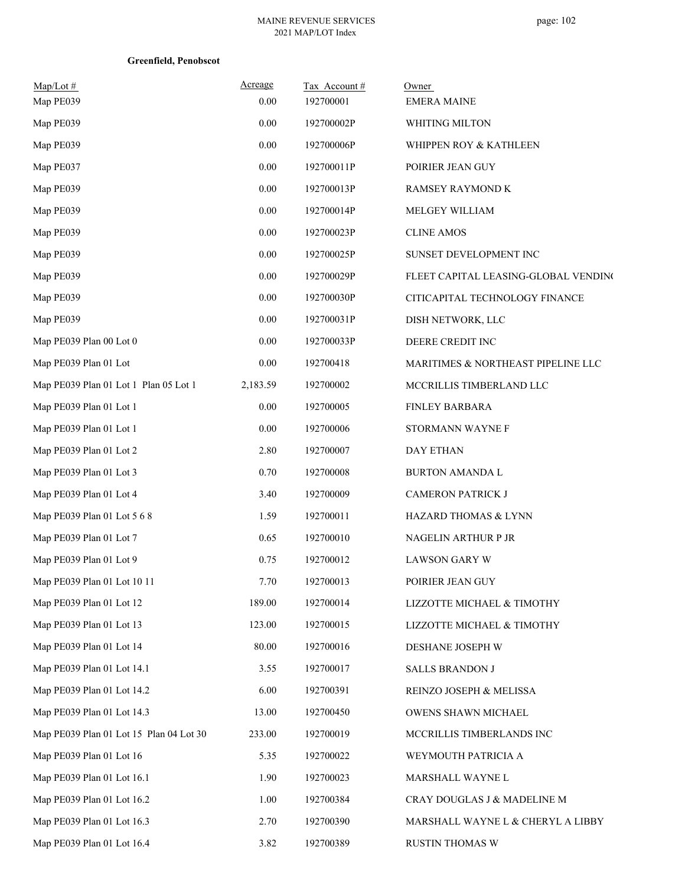**Greenfield, Penobscot**

| Map/Lot # | Acreage | Tax Account # | Owner |
|---|---|---|---|
| Map PE039 | 0.00 | 192700001 | EMERA MAINE |
| Map PE039 | 0.00 | 192700002P | WHITING MILTON |
| Map PE039 | 0.00 | 192700006P | WHIPPEN ROY & KATHLEEN |
| Map PE037 | 0.00 | 192700011P | POIRIER JEAN GUY |
| Map PE039 | 0.00 | 192700013P | RAMSEY RAYMOND K |
| Map PE039 | 0.00 | 192700014P | MELGEY WILLIAM |
| Map PE039 | 0.00 | 192700023P | CLINE AMOS |
| Map PE039 | 0.00 | 192700025P | SUNSET DEVELOPMENT INC |
| Map PE039 | 0.00 | 192700029P | FLEET CAPITAL LEASING-GLOBAL VENDING |
| Map PE039 | 0.00 | 192700030P | CITICAPITAL TECHNOLOGY FINANCE |
| Map PE039 | 0.00 | 192700031P | DISH NETWORK, LLC |
| Map PE039 Plan 00 Lot 0 | 0.00 | 192700033P | DEERE CREDIT INC |
| Map PE039 Plan 01 Lot | 0.00 | 192700418 | MARITIMES & NORTHEAST PIPELINE LLC |
| Map PE039 Plan 01 Lot 1 Plan 05 Lot 1 | 2,183.59 | 192700002 | MCCRILLIS TIMBERLAND LLC |
| Map PE039 Plan 01 Lot 1 | 0.00 | 192700005 | FINLEY BARBARA |
| Map PE039 Plan 01 Lot 1 | 0.00 | 192700006 | STORMANN WAYNE F |
| Map PE039 Plan 01 Lot 2 | 2.80 | 192700007 | DAY ETHAN |
| Map PE039 Plan 01 Lot 3 | 0.70 | 192700008 | BURTON AMANDA L |
| Map PE039 Plan 01 Lot 4 | 3.40 | 192700009 | CAMERON PATRICK J |
| Map PE039 Plan 01 Lot 5 6 8 | 1.59 | 192700011 | HAZARD THOMAS & LYNN |
| Map PE039 Plan 01 Lot 7 | 0.65 | 192700010 | NAGELIN ARTHUR P JR |
| Map PE039 Plan 01 Lot 9 | 0.75 | 192700012 | LAWSON GARY W |
| Map PE039 Plan 01 Lot 10 11 | 7.70 | 192700013 | POIRIER JEAN GUY |
| Map PE039 Plan 01 Lot 12 | 189.00 | 192700014 | LIZZOTTE MICHAEL & TIMOTHY |
| Map PE039 Plan 01 Lot 13 | 123.00 | 192700015 | LIZZOTTE MICHAEL & TIMOTHY |
| Map PE039 Plan 01 Lot 14 | 80.00 | 192700016 | DESHANE JOSEPH W |
| Map PE039 Plan 01 Lot 14.1 | 3.55 | 192700017 | SALLS BRANDON J |
| Map PE039 Plan 01 Lot 14.2 | 6.00 | 192700391 | REINZO JOSEPH & MELISSA |
| Map PE039 Plan 01 Lot 14.3 | 13.00 | 192700450 | OWENS SHAWN MICHAEL |
| Map PE039 Plan 01 Lot 15 Plan 04 Lot 30 | 233.00 | 192700019 | MCCRILLIS TIMBERLANDS INC |
| Map PE039 Plan 01 Lot 16 | 5.35 | 192700022 | WEYMOUTH PATRICIA A |
| Map PE039 Plan 01 Lot 16.1 | 1.90 | 192700023 | MARSHALL WAYNE L |
| Map PE039 Plan 01 Lot 16.2 | 1.00 | 192700384 | CRAY DOUGLAS J & MADELINE M |
| Map PE039 Plan 01 Lot 16.3 | 2.70 | 192700390 | MARSHALL WAYNE L & CHERYL A LIBBY |
| Map PE039 Plan 01 Lot 16.4 | 3.82 | 192700389 | RUSTIN THOMAS W |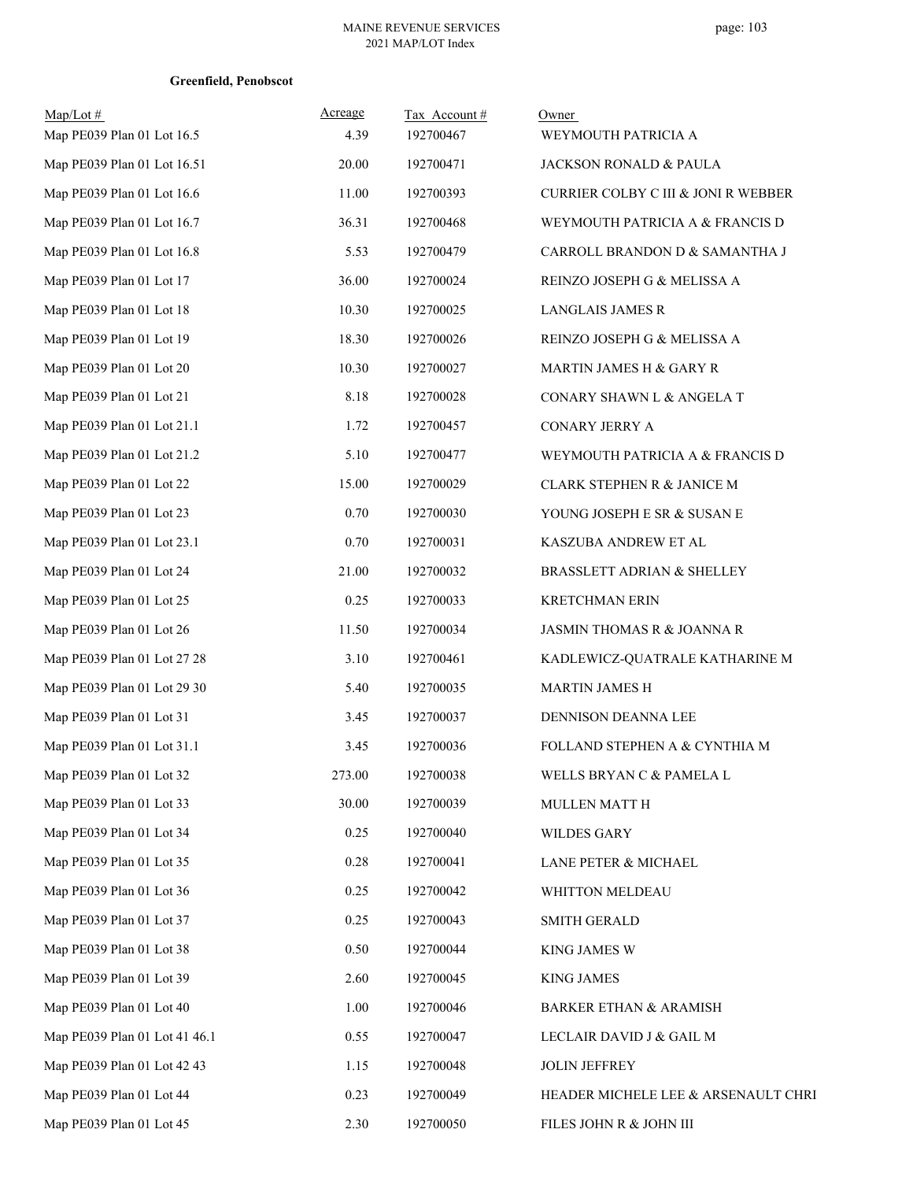**Greenfield, Penobscot**

| Map/Lot # | Acreage | Tax Account # | Owner |
|---|---|---|---|
| Map PE039 Plan 01 Lot 16.5 | 4.39 | 192700467 | WEYMOUTH PATRICIA A |
| Map PE039 Plan 01 Lot 16.51 | 20.00 | 192700471 | JACKSON RONALD & PAULA |
| Map PE039 Plan 01 Lot 16.6 | 11.00 | 192700393 | CURRIER COLBY C III & JONI R WEBBER |
| Map PE039 Plan 01 Lot 16.7 | 36.31 | 192700468 | WEYMOUTH PATRICIA A & FRANCIS D |
| Map PE039 Plan 01 Lot 16.8 | 5.53 | 192700479 | CARROLL BRANDON D & SAMANTHA J |
| Map PE039 Plan 01 Lot 17 | 36.00 | 192700024 | REINZO JOSEPH G & MELISSA A |
| Map PE039 Plan 01 Lot 18 | 10.30 | 192700025 | LANGLAIS JAMES R |
| Map PE039 Plan 01 Lot 19 | 18.30 | 192700026 | REINZO JOSEPH G & MELISSA A |
| Map PE039 Plan 01 Lot 20 | 10.30 | 192700027 | MARTIN JAMES H & GARY R |
| Map PE039 Plan 01 Lot 21 | 8.18 | 192700028 | CONARY SHAWN L & ANGELA T |
| Map PE039 Plan 01 Lot 21.1 | 1.72 | 192700457 | CONARY JERRY A |
| Map PE039 Plan 01 Lot 21.2 | 5.10 | 192700477 | WEYMOUTH PATRICIA A & FRANCIS D |
| Map PE039 Plan 01 Lot 22 | 15.00 | 192700029 | CLARK STEPHEN R & JANICE M |
| Map PE039 Plan 01 Lot 23 | 0.70 | 192700030 | YOUNG JOSEPH E SR & SUSAN E |
| Map PE039 Plan 01 Lot 23.1 | 0.70 | 192700031 | KASZUBA ANDREW ET AL |
| Map PE039 Plan 01 Lot 24 | 21.00 | 192700032 | BRASSLETT ADRIAN & SHELLEY |
| Map PE039 Plan 01 Lot 25 | 0.25 | 192700033 | KRETCHMAN ERIN |
| Map PE039 Plan 01 Lot 26 | 11.50 | 192700034 | JASMIN THOMAS R & JOANNA R |
| Map PE039 Plan 01 Lot 27 28 | 3.10 | 192700461 | KADLEWICZ-QUATRALE KATHARINE M |
| Map PE039 Plan 01 Lot 29 30 | 5.40 | 192700035 | MARTIN JAMES H |
| Map PE039 Plan 01 Lot 31 | 3.45 | 192700037 | DENNISON DEANNA LEE |
| Map PE039 Plan 01 Lot 31.1 | 3.45 | 192700036 | FOLLAND STEPHEN A & CYNTHIA M |
| Map PE039 Plan 01 Lot 32 | 273.00 | 192700038 | WELLS BRYAN C & PAMELA L |
| Map PE039 Plan 01 Lot 33 | 30.00 | 192700039 | MULLEN MATT H |
| Map PE039 Plan 01 Lot 34 | 0.25 | 192700040 | WILDES GARY |
| Map PE039 Plan 01 Lot 35 | 0.28 | 192700041 | LANE PETER & MICHAEL |
| Map PE039 Plan 01 Lot 36 | 0.25 | 192700042 | WHITTON MELDEAU |
| Map PE039 Plan 01 Lot 37 | 0.25 | 192700043 | SMITH GERALD |
| Map PE039 Plan 01 Lot 38 | 0.50 | 192700044 | KING JAMES W |
| Map PE039 Plan 01 Lot 39 | 2.60 | 192700045 | KING JAMES |
| Map PE039 Plan 01 Lot 40 | 1.00 | 192700046 | BARKER ETHAN & ARAMISH |
| Map PE039 Plan 01 Lot 41 46.1 | 0.55 | 192700047 | LECLAIR DAVID J & GAIL M |
| Map PE039 Plan 01 Lot 42 43 | 1.15 | 192700048 | JOLIN JEFFREY |
| Map PE039 Plan 01 Lot 44 | 0.23 | 192700049 | HEADER MICHELE LEE & ARSENAULT CHRI |
| Map PE039 Plan 01 Lot 45 | 2.30 | 192700050 | FILES JOHN R & JOHN III |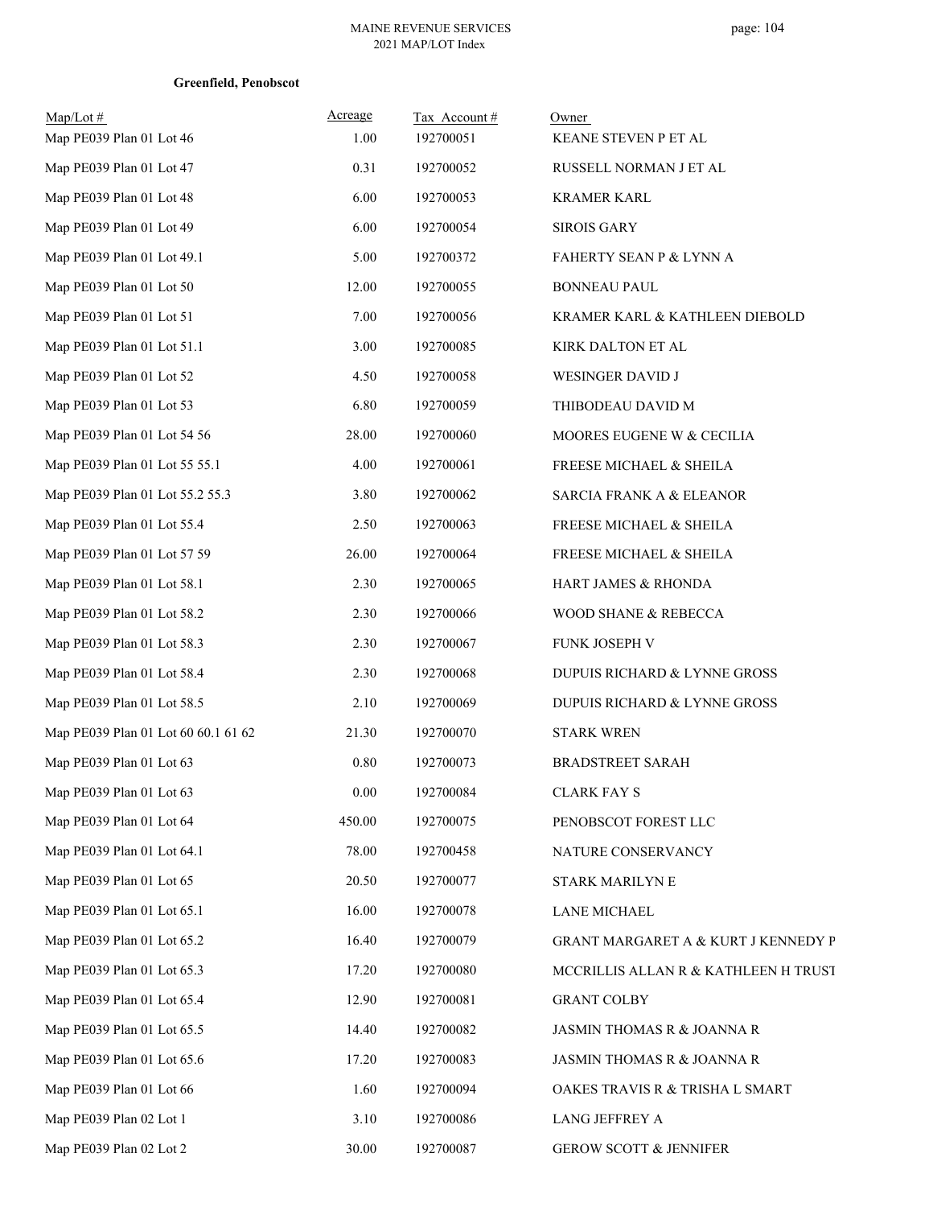**Greenfield, Penobscot**

| Map/Lot # | Acreage | Tax Account # | Owner |
|---|---|---|---|
| Map PE039 Plan 01 Lot 46 | 1.00 | 192700051 | KEANE STEVEN P ET AL |
| Map PE039 Plan 01 Lot 47 | 0.31 | 192700052 | RUSSELL NORMAN J ET AL |
| Map PE039 Plan 01 Lot 48 | 6.00 | 192700053 | KRAMER KARL |
| Map PE039 Plan 01 Lot 49 | 6.00 | 192700054 | SIROIS GARY |
| Map PE039 Plan 01 Lot 49.1 | 5.00 | 192700372 | FAHERTY SEAN P & LYNN A |
| Map PE039 Plan 01 Lot 50 | 12.00 | 192700055 | BONNEAU PAUL |
| Map PE039 Plan 01 Lot 51 | 7.00 | 192700056 | KRAMER KARL & KATHLEEN DIEBOLD |
| Map PE039 Plan 01 Lot 51.1 | 3.00 | 192700085 | KIRK DALTON ET AL |
| Map PE039 Plan 01 Lot 52 | 4.50 | 192700058 | WESINGER DAVID J |
| Map PE039 Plan 01 Lot 53 | 6.80 | 192700059 | THIBODEAU DAVID M |
| Map PE039 Plan 01 Lot 54 56 | 28.00 | 192700060 | MOORES EUGENE W & CECILIA |
| Map PE039 Plan 01 Lot 55 55.1 | 4.00 | 192700061 | FREESE MICHAEL & SHEILA |
| Map PE039 Plan 01 Lot 55.2 55.3 | 3.80 | 192700062 | SARCIA FRANK A & ELEANOR |
| Map PE039 Plan 01 Lot 55.4 | 2.50 | 192700063 | FREESE MICHAEL & SHEILA |
| Map PE039 Plan 01 Lot 57 59 | 26.00 | 192700064 | FREESE MICHAEL & SHEILA |
| Map PE039 Plan 01 Lot 58.1 | 2.30 | 192700065 | HART JAMES & RHONDA |
| Map PE039 Plan 01 Lot 58.2 | 2.30 | 192700066 | WOOD SHANE & REBECCA |
| Map PE039 Plan 01 Lot 58.3 | 2.30 | 192700067 | FUNK JOSEPH V |
| Map PE039 Plan 01 Lot 58.4 | 2.30 | 192700068 | DUPUIS RICHARD & LYNNE GROSS |
| Map PE039 Plan 01 Lot 58.5 | 2.10 | 192700069 | DUPUIS RICHARD & LYNNE GROSS |
| Map PE039 Plan 01 Lot 60 60.1 61 62 | 21.30 | 192700070 | STARK WREN |
| Map PE039 Plan 01 Lot 63 | 0.80 | 192700073 | BRADSTREET SARAH |
| Map PE039 Plan 01 Lot 63 | 0.00 | 192700084 | CLARK FAY S |
| Map PE039 Plan 01 Lot 64 | 450.00 | 192700075 | PENOBSCOT FOREST LLC |
| Map PE039 Plan 01 Lot 64.1 | 78.00 | 192700458 | NATURE CONSERVANCY |
| Map PE039 Plan 01 Lot 65 | 20.50 | 192700077 | STARK MARILYN E |
| Map PE039 Plan 01 Lot 65.1 | 16.00 | 192700078 | LANE MICHAEL |
| Map PE039 Plan 01 Lot 65.2 | 16.40 | 192700079 | GRANT MARGARET A & KURT J KENNEDY P |
| Map PE039 Plan 01 Lot 65.3 | 17.20 | 192700080 | MCCRILLIS ALLAN R & KATHLEEN H TRUST |
| Map PE039 Plan 01 Lot 65.4 | 12.90 | 192700081 | GRANT COLBY |
| Map PE039 Plan 01 Lot 65.5 | 14.40 | 192700082 | JASMIN THOMAS R & JOANNA R |
| Map PE039 Plan 01 Lot 65.6 | 17.20 | 192700083 | JASMIN THOMAS R & JOANNA R |
| Map PE039 Plan 01 Lot 66 | 1.60 | 192700094 | OAKES TRAVIS R & TRISHA L SMART |
| Map PE039 Plan 02 Lot 1 | 3.10 | 192700086 | LANG JEFFREY A |
| Map PE039 Plan 02 Lot 2 | 30.00 | 192700087 | GEROW SCOTT & JENNIFER |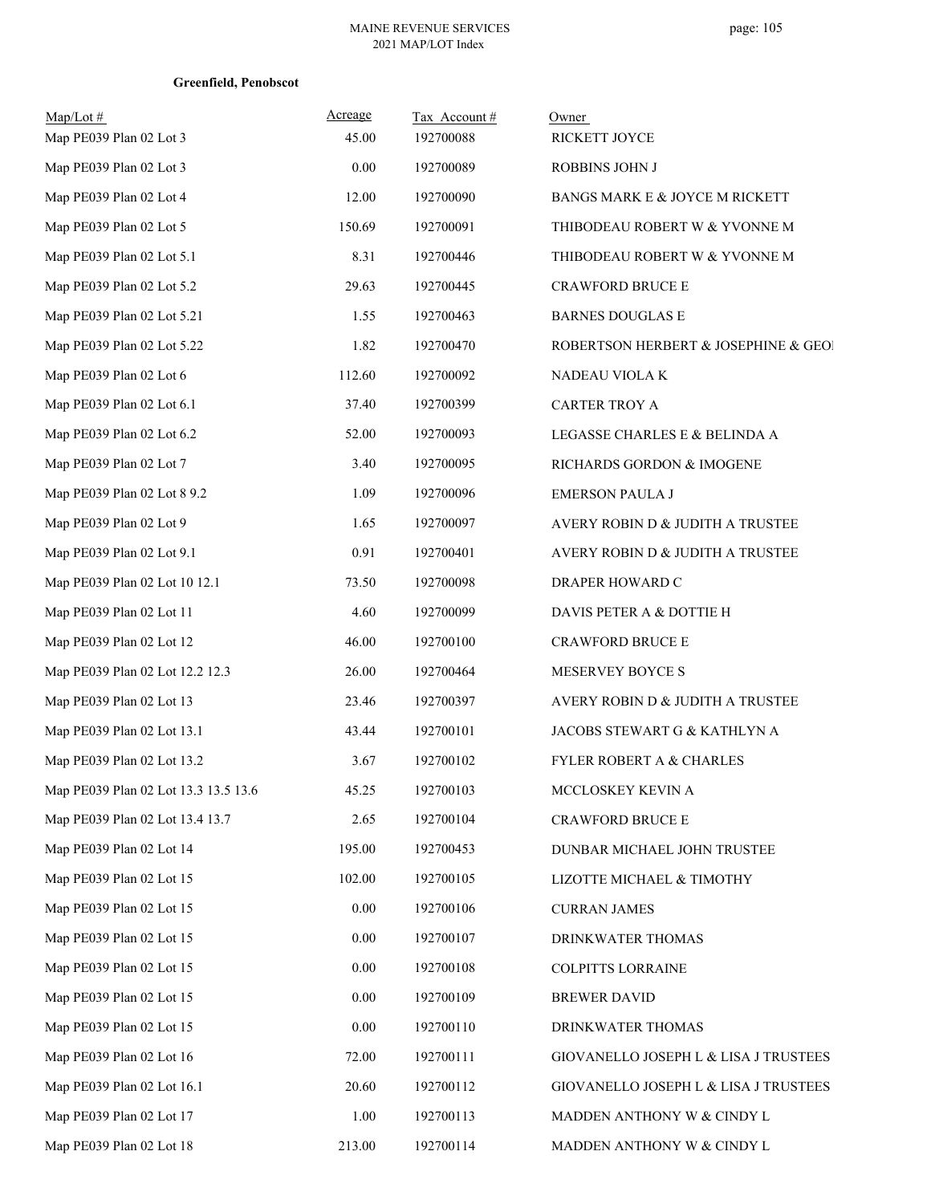**Greenfield, Penobscot**

| Map/Lot # | Acreage | Tax Account # | Owner |
|---|---|---|---|
| Map PE039 Plan 02 Lot 3 | 45.00 | 192700088 | RICKETT JOYCE |
| Map PE039 Plan 02 Lot 3 | 0.00 | 192700089 | ROBBINS JOHN J |
| Map PE039 Plan 02 Lot 4 | 12.00 | 192700090 | BANGS MARK E & JOYCE M RICKETT |
| Map PE039 Plan 02 Lot 5 | 150.69 | 192700091 | THIBODEAU ROBERT W & YVONNE M |
| Map PE039 Plan 02 Lot 5.1 | 8.31 | 192700446 | THIBODEAU ROBERT W & YVONNE M |
| Map PE039 Plan 02 Lot 5.2 | 29.63 | 192700445 | CRAWFORD BRUCE E |
| Map PE039 Plan 02 Lot 5.21 | 1.55 | 192700463 | BARNES DOUGLAS E |
| Map PE039 Plan 02 Lot 5.22 | 1.82 | 192700470 | ROBERTSON HERBERT & JOSEPHINE & GEO |
| Map PE039 Plan 02 Lot 6 | 112.60 | 192700092 | NADEAU VIOLA K |
| Map PE039 Plan 02 Lot 6.1 | 37.40 | 192700399 | CARTER TROY A |
| Map PE039 Plan 02 Lot 6.2 | 52.00 | 192700093 | LEGASSE CHARLES E & BELINDA A |
| Map PE039 Plan 02 Lot 7 | 3.40 | 192700095 | RICHARDS GORDON & IMOGENE |
| Map PE039 Plan 02 Lot 8 9.2 | 1.09 | 192700096 | EMERSON PAULA J |
| Map PE039 Plan 02 Lot 9 | 1.65 | 192700097 | AVERY ROBIN D & JUDITH A TRUSTEE |
| Map PE039 Plan 02 Lot 9.1 | 0.91 | 192700401 | AVERY ROBIN D & JUDITH A TRUSTEE |
| Map PE039 Plan 02 Lot 10 12.1 | 73.50 | 192700098 | DRAPER HOWARD C |
| Map PE039 Plan 02 Lot 11 | 4.60 | 192700099 | DAVIS PETER A & DOTTIE H |
| Map PE039 Plan 02 Lot 12 | 46.00 | 192700100 | CRAWFORD BRUCE E |
| Map PE039 Plan 02 Lot 12.2 12.3 | 26.00 | 192700464 | MESERVEY BOYCE S |
| Map PE039 Plan 02 Lot 13 | 23.46 | 192700397 | AVERY ROBIN D & JUDITH A TRUSTEE |
| Map PE039 Plan 02 Lot 13.1 | 43.44 | 192700101 | JACOBS STEWART G & KATHLYN A |
| Map PE039 Plan 02 Lot 13.2 | 3.67 | 192700102 | FYLER ROBERT A & CHARLES |
| Map PE039 Plan 02 Lot 13.3 13.5 13.6 | 45.25 | 192700103 | MCCLOSKEY KEVIN A |
| Map PE039 Plan 02 Lot 13.4 13.7 | 2.65 | 192700104 | CRAWFORD BRUCE E |
| Map PE039 Plan 02 Lot 14 | 195.00 | 192700453 | DUNBAR MICHAEL JOHN TRUSTEE |
| Map PE039 Plan 02 Lot 15 | 102.00 | 192700105 | LIZOTTE MICHAEL & TIMOTHY |
| Map PE039 Plan 02 Lot 15 | 0.00 | 192700106 | CURRAN JAMES |
| Map PE039 Plan 02 Lot 15 | 0.00 | 192700107 | DRINKWATER THOMAS |
| Map PE039 Plan 02 Lot 15 | 0.00 | 192700108 | COLPITTS LORRAINE |
| Map PE039 Plan 02 Lot 15 | 0.00 | 192700109 | BREWER DAVID |
| Map PE039 Plan 02 Lot 15 | 0.00 | 192700110 | DRINKWATER THOMAS |
| Map PE039 Plan 02 Lot 16 | 72.00 | 192700111 | GIOVANELLO JOSEPH L & LISA J TRUSTEES |
| Map PE039 Plan 02 Lot 16.1 | 20.60 | 192700112 | GIOVANELLO JOSEPH L & LISA J TRUSTEES |
| Map PE039 Plan 02 Lot 17 | 1.00 | 192700113 | MADDEN ANTHONY W & CINDY L |
| Map PE039 Plan 02 Lot 18 | 213.00 | 192700114 | MADDEN ANTHONY W & CINDY L |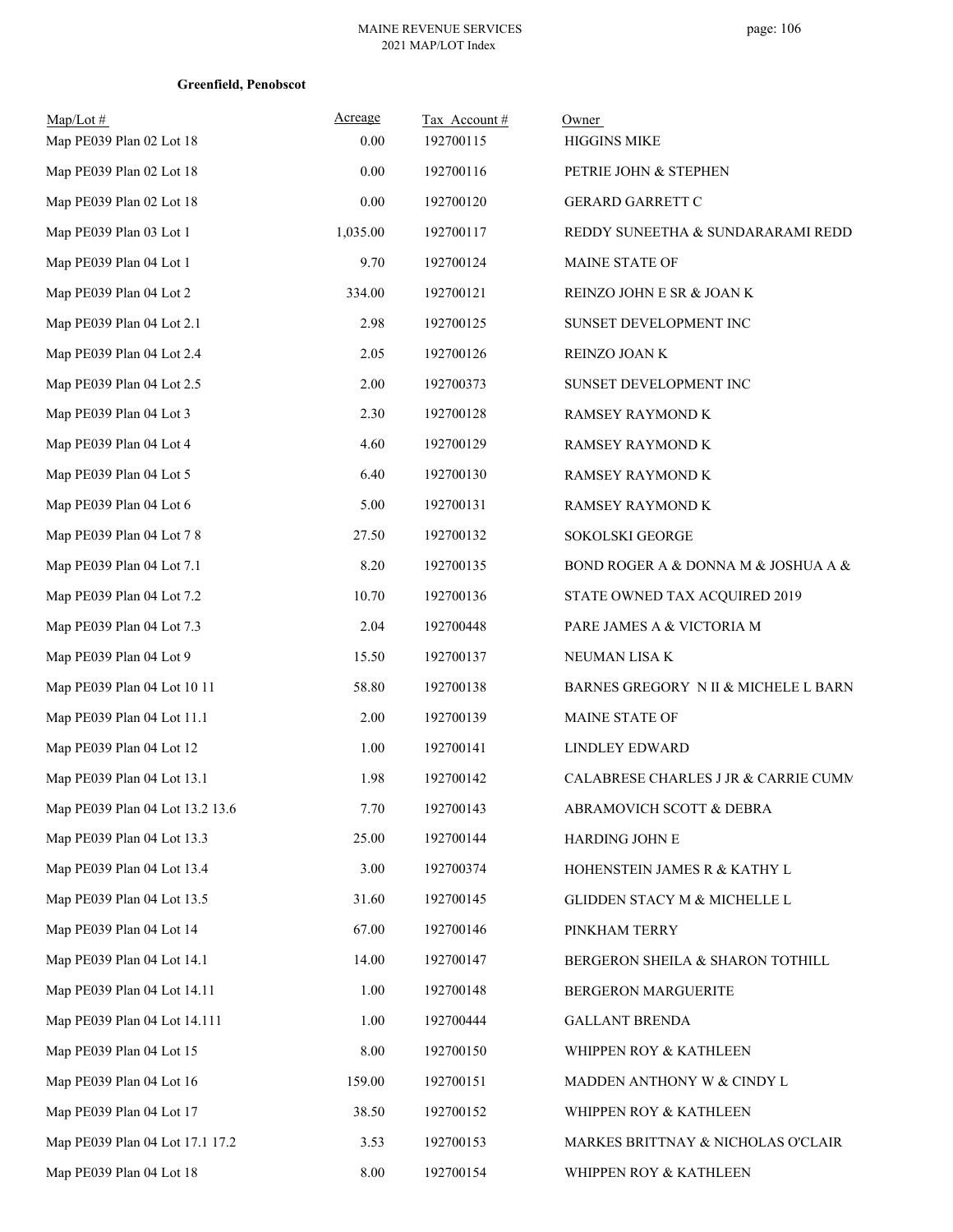**Greenfield, Penobscot**

| Map/Lot # | Acreage | Tax Account # | Owner |
|---|---|---|---|
| Map PE039 Plan 02 Lot 18 | 0.00 | 192700115 | HIGGINS MIKE |
| Map PE039 Plan 02 Lot 18 | 0.00 | 192700116 | PETRIE JOHN & STEPHEN |
| Map PE039 Plan 02 Lot 18 | 0.00 | 192700120 | GERARD GARRETT C |
| Map PE039 Plan 03 Lot 1 | 1,035.00 | 192700117 | REDDY SUNEETHA & SUNDARARAMI REDD |
| Map PE039 Plan 04 Lot 1 | 9.70 | 192700124 | MAINE STATE OF |
| Map PE039 Plan 04 Lot 2 | 334.00 | 192700121 | REINZO JOHN E SR & JOAN K |
| Map PE039 Plan 04 Lot 2.1 | 2.98 | 192700125 | SUNSET DEVELOPMENT INC |
| Map PE039 Plan 04 Lot 2.4 | 2.05 | 192700126 | REINZO JOAN K |
| Map PE039 Plan 04 Lot 2.5 | 2.00 | 192700373 | SUNSET DEVELOPMENT INC |
| Map PE039 Plan 04 Lot 3 | 2.30 | 192700128 | RAMSEY RAYMOND K |
| Map PE039 Plan 04 Lot 4 | 4.60 | 192700129 | RAMSEY RAYMOND K |
| Map PE039 Plan 04 Lot 5 | 6.40 | 192700130 | RAMSEY RAYMOND K |
| Map PE039 Plan 04 Lot 6 | 5.00 | 192700131 | RAMSEY RAYMOND K |
| Map PE039 Plan 04 Lot 7 8 | 27.50 | 192700132 | SOKOLSKI GEORGE |
| Map PE039 Plan 04 Lot 7.1 | 8.20 | 192700135 | BOND ROGER A & DONNA M & JOSHUA A & |
| Map PE039 Plan 04 Lot 7.2 | 10.70 | 192700136 | STATE OWNED TAX ACQUIRED 2019 |
| Map PE039 Plan 04 Lot 7.3 | 2.04 | 192700448 | PARE JAMES A & VICTORIA M |
| Map PE039 Plan 04 Lot 9 | 15.50 | 192700137 | NEUMAN LISA K |
| Map PE039 Plan 04 Lot 10 11 | 58.80 | 192700138 | BARNES GREGORY N II & MICHELE L BARN |
| Map PE039 Plan 04 Lot 11.1 | 2.00 | 192700139 | MAINE STATE OF |
| Map PE039 Plan 04 Lot 12 | 1.00 | 192700141 | LINDLEY EDWARD |
| Map PE039 Plan 04 Lot 13.1 | 1.98 | 192700142 | CALABRESE CHARLES J JR & CARRIE CUMM |
| Map PE039 Plan 04 Lot 13.2 13.6 | 7.70 | 192700143 | ABRAMOVICH SCOTT & DEBRA |
| Map PE039 Plan 04 Lot 13.3 | 25.00 | 192700144 | HARDING JOHN E |
| Map PE039 Plan 04 Lot 13.4 | 3.00 | 192700374 | HOHENSTEIN JAMES R & KATHY L |
| Map PE039 Plan 04 Lot 13.5 | 31.60 | 192700145 | GLIDDEN STACY M & MICHELLE L |
| Map PE039 Plan 04 Lot 14 | 67.00 | 192700146 | PINKHAM TERRY |
| Map PE039 Plan 04 Lot 14.1 | 14.00 | 192700147 | BERGERON SHEILA & SHARON TOTHILL |
| Map PE039 Plan 04 Lot 14.11 | 1.00 | 192700148 | BERGERON MARGUERITE |
| Map PE039 Plan 04 Lot 14.111 | 1.00 | 192700444 | GALLANT BRENDA |
| Map PE039 Plan 04 Lot 15 | 8.00 | 192700150 | WHIPPEN ROY & KATHLEEN |
| Map PE039 Plan 04 Lot 16 | 159.00 | 192700151 | MADDEN ANTHONY W & CINDY L |
| Map PE039 Plan 04 Lot 17 | 38.50 | 192700152 | WHIPPEN ROY & KATHLEEN |
| Map PE039 Plan 04 Lot 17.1 17.2 | 3.53 | 192700153 | MARKES BRITTNAY & NICHOLAS O'CLAIR |
| Map PE039 Plan 04 Lot 18 | 8.00 | 192700154 | WHIPPEN ROY & KATHLEEN |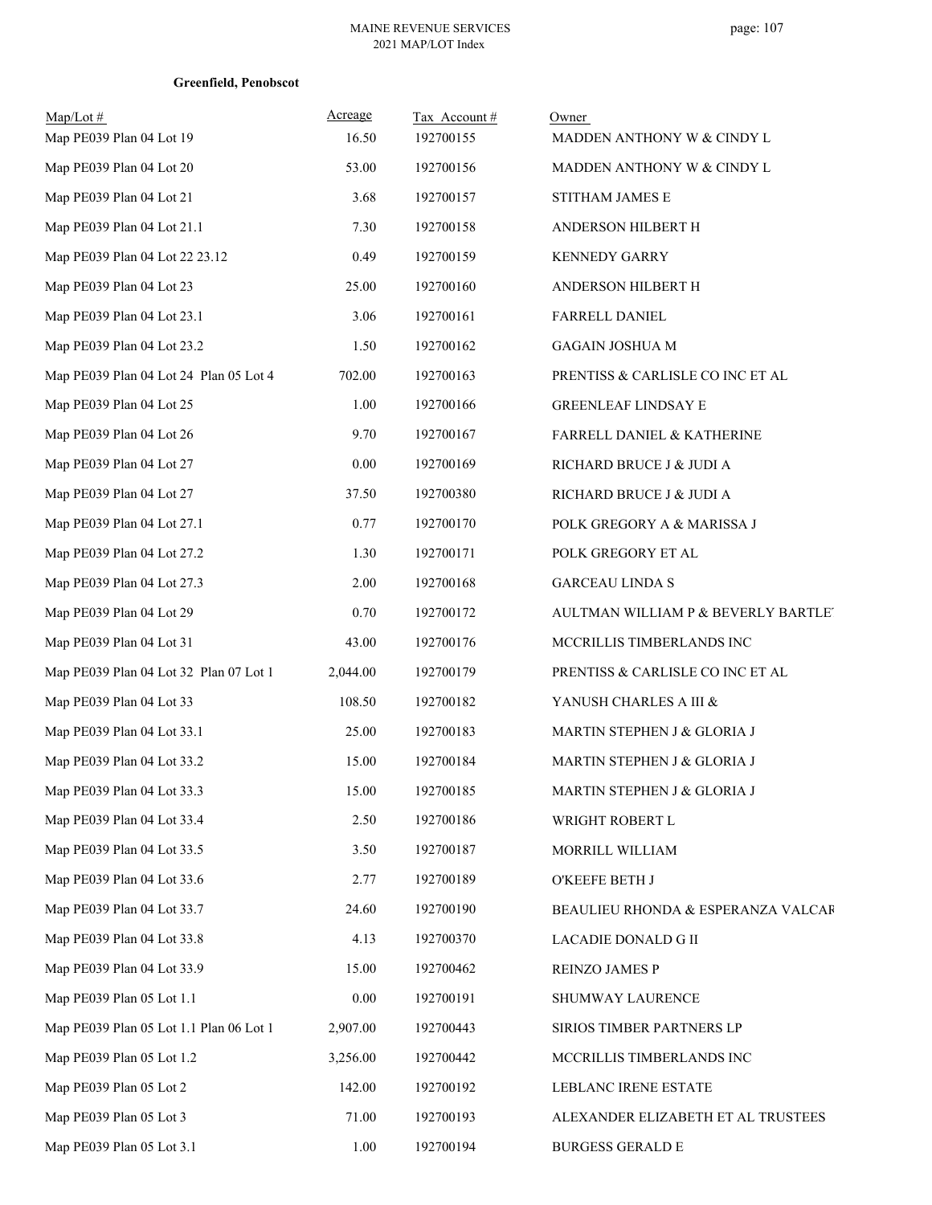**Greenfield, Penobscot**

| Map/Lot # | Acreage | Tax Account # | Owner |
|---|---|---|---|
| Map PE039 Plan 04 Lot 19 | 16.50 | 192700155 | MADDEN ANTHONY W & CINDY L |
| Map PE039 Plan 04 Lot 20 | 53.00 | 192700156 | MADDEN ANTHONY W & CINDY L |
| Map PE039 Plan 04 Lot 21 | 3.68 | 192700157 | STITHAM JAMES E |
| Map PE039 Plan 04 Lot 21.1 | 7.30 | 192700158 | ANDERSON HILBERT H |
| Map PE039 Plan 04 Lot 22 23.12 | 0.49 | 192700159 | KENNEDY GARRY |
| Map PE039 Plan 04 Lot 23 | 25.00 | 192700160 | ANDERSON HILBERT H |
| Map PE039 Plan 04 Lot 23.1 | 3.06 | 192700161 | FARRELL DANIEL |
| Map PE039 Plan 04 Lot 23.2 | 1.50 | 192700162 | GAGAIN JOSHUA M |
| Map PE039 Plan 04 Lot 24 Plan 05 Lot 4 | 702.00 | 192700163 | PRENTISS & CARLISLE CO INC ET AL |
| Map PE039 Plan 04 Lot 25 | 1.00 | 192700166 | GREENLEAF LINDSAY E |
| Map PE039 Plan 04 Lot 26 | 9.70 | 192700167 | FARRELL DANIEL & KATHERINE |
| Map PE039 Plan 04 Lot 27 | 0.00 | 192700169 | RICHARD BRUCE J & JUDI A |
| Map PE039 Plan 04 Lot 27 | 37.50 | 192700380 | RICHARD BRUCE J & JUDI A |
| Map PE039 Plan 04 Lot 27.1 | 0.77 | 192700170 | POLK GREGORY A & MARISSA J |
| Map PE039 Plan 04 Lot 27.2 | 1.30 | 192700171 | POLK GREGORY ET AL |
| Map PE039 Plan 04 Lot 27.3 | 2.00 | 192700168 | GARCEAU LINDA S |
| Map PE039 Plan 04 Lot 29 | 0.70 | 192700172 | AULTMAN WILLIAM P & BEVERLY BARTLE |
| Map PE039 Plan 04 Lot 31 | 43.00 | 192700176 | MCCRILLIS TIMBERLANDS INC |
| Map PE039 Plan 04 Lot 32 Plan 07 Lot 1 | 2,044.00 | 192700179 | PRENTISS & CARLISLE CO INC ET AL |
| Map PE039 Plan 04 Lot 33 | 108.50 | 192700182 | YANUSH CHARLES A III & |
| Map PE039 Plan 04 Lot 33.1 | 25.00 | 192700183 | MARTIN STEPHEN J & GLORIA J |
| Map PE039 Plan 04 Lot 33.2 | 15.00 | 192700184 | MARTIN STEPHEN J & GLORIA J |
| Map PE039 Plan 04 Lot 33.3 | 15.00 | 192700185 | MARTIN STEPHEN J & GLORIA J |
| Map PE039 Plan 04 Lot 33.4 | 2.50 | 192700186 | WRIGHT ROBERT L |
| Map PE039 Plan 04 Lot 33.5 | 3.50 | 192700187 | MORRILL WILLIAM |
| Map PE039 Plan 04 Lot 33.6 | 2.77 | 192700189 | O'KEEFE BETH J |
| Map PE039 Plan 04 Lot 33.7 | 24.60 | 192700190 | BEAULIEU RHONDA & ESPERANZA VALCAR |
| Map PE039 Plan 04 Lot 33.8 | 4.13 | 192700370 | LACADIE DONALD G II |
| Map PE039 Plan 04 Lot 33.9 | 15.00 | 192700462 | REINZO JAMES P |
| Map PE039 Plan 05 Lot 1.1 | 0.00 | 192700191 | SHUMWAY LAURENCE |
| Map PE039 Plan 05 Lot 1.1 Plan 06 Lot 1 | 2,907.00 | 192700443 | SIRIOS TIMBER PARTNERS LP |
| Map PE039 Plan 05 Lot 1.2 | 3,256.00 | 192700442 | MCCRILLIS TIMBERLANDS INC |
| Map PE039 Plan 05 Lot 2 | 142.00 | 192700192 | LEBLANC IRENE ESTATE |
| Map PE039 Plan 05 Lot 3 | 71.00 | 192700193 | ALEXANDER ELIZABETH ET AL TRUSTEES |
| Map PE039 Plan 05 Lot 3.1 | 1.00 | 192700194 | BURGESS GERALD E |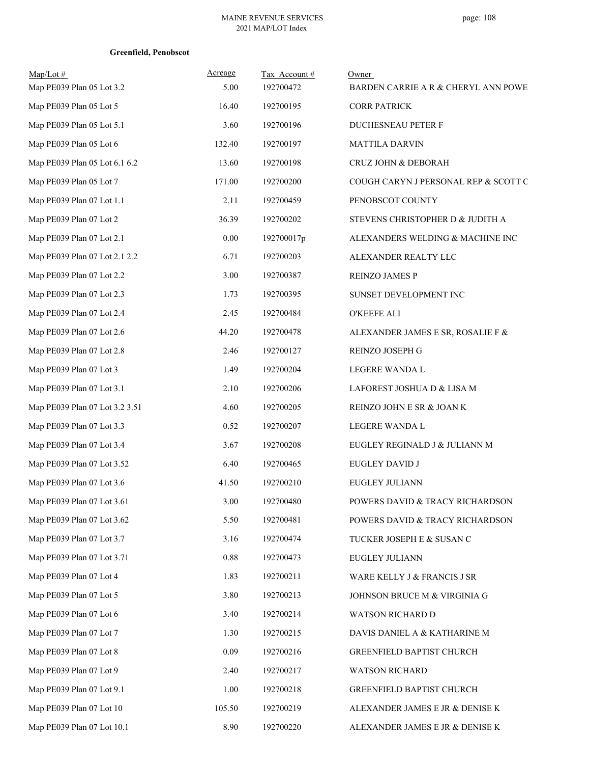**Greenfield, Penobscot**

| Map/Lot # | Acreage | Tax Account # | Owner |
|---|---|---|---|
| Map PE039 Plan 05 Lot 3.2 | 5.00 | 192700472 | BARDEN CARRIE A R & CHERYL ANN POWE |
| Map PE039 Plan 05 Lot 5 | 16.40 | 192700195 | CORR PATRICK |
| Map PE039 Plan 05 Lot 5.1 | 3.60 | 192700196 | DUCHESNEAU PETER F |
| Map PE039 Plan 05 Lot 6 | 132.40 | 192700197 | MATTILA DARVIN |
| Map PE039 Plan 05 Lot 6.1 6.2 | 13.60 | 192700198 | CRUZ JOHN & DEBORAH |
| Map PE039 Plan 05 Lot 7 | 171.00 | 192700200 | COUGH CARYN J PERSONAL REP & SCOTT C |
| Map PE039 Plan 07 Lot 1.1 | 2.11 | 192700459 | PENOBSCOT COUNTY |
| Map PE039 Plan 07 Lot 2 | 36.39 | 192700202 | STEVENS CHRISTOPHER D & JUDITH A |
| Map PE039 Plan 07 Lot 2.1 | 0.00 | 192700017p | ALEXANDERS WELDING & MACHINE INC |
| Map PE039 Plan 07 Lot 2.1 2.2 | 6.71 | 192700203 | ALEXANDER REALTY LLC |
| Map PE039 Plan 07 Lot 2.2 | 3.00 | 192700387 | REINZO JAMES P |
| Map PE039 Plan 07 Lot 2.3 | 1.73 | 192700395 | SUNSET DEVELOPMENT INC |
| Map PE039 Plan 07 Lot 2.4 | 2.45 | 192700484 | O'KEEFE ALI |
| Map PE039 Plan 07 Lot 2.6 | 44.20 | 192700478 | ALEXANDER JAMES E SR, ROSALIE F & |
| Map PE039 Plan 07 Lot 2.8 | 2.46 | 192700127 | REINZO JOSEPH G |
| Map PE039 Plan 07 Lot 3 | 1.49 | 192700204 | LEGERE WANDA L |
| Map PE039 Plan 07 Lot 3.1 | 2.10 | 192700206 | LAFOREST JOSHUA D & LISA M |
| Map PE039 Plan 07 Lot 3.2 3.51 | 4.60 | 192700205 | REINZO JOHN E SR & JOAN K |
| Map PE039 Plan 07 Lot 3.3 | 0.52 | 192700207 | LEGERE WANDA L |
| Map PE039 Plan 07 Lot 3.4 | 3.67 | 192700208 | EUGLEY REGINALD J & JULIANN M |
| Map PE039 Plan 07 Lot 3.52 | 6.40 | 192700465 | EUGLEY DAVID J |
| Map PE039 Plan 07 Lot 3.6 | 41.50 | 192700210 | EUGLEY JULIANN |
| Map PE039 Plan 07 Lot 3.61 | 3.00 | 192700480 | POWERS DAVID & TRACY RICHARDSON |
| Map PE039 Plan 07 Lot 3.62 | 5.50 | 192700481 | POWERS DAVID & TRACY RICHARDSON |
| Map PE039 Plan 07 Lot 3.7 | 3.16 | 192700474 | TUCKER JOSEPH E & SUSAN C |
| Map PE039 Plan 07 Lot 3.71 | 0.88 | 192700473 | EUGLEY JULIANN |
| Map PE039 Plan 07 Lot 4 | 1.83 | 192700211 | WARE KELLY J & FRANCIS J SR |
| Map PE039 Plan 07 Lot 5 | 3.80 | 192700213 | JOHNSON BRUCE M & VIRGINIA G |
| Map PE039 Plan 07 Lot 6 | 3.40 | 192700214 | WATSON RICHARD D |
| Map PE039 Plan 07 Lot 7 | 1.30 | 192700215 | DAVIS DANIEL A & KATHARINE M |
| Map PE039 Plan 07 Lot 8 | 0.09 | 192700216 | GREENFIELD BAPTIST CHURCH |
| Map PE039 Plan 07 Lot 9 | 2.40 | 192700217 | WATSON RICHARD |
| Map PE039 Plan 07 Lot 9.1 | 1.00 | 192700218 | GREENFIELD BAPTIST CHURCH |
| Map PE039 Plan 07 Lot 10 | 105.50 | 192700219 | ALEXANDER JAMES E JR & DENISE K |
| Map PE039 Plan 07 Lot 10.1 | 8.90 | 192700220 | ALEXANDER JAMES E JR & DENISE K |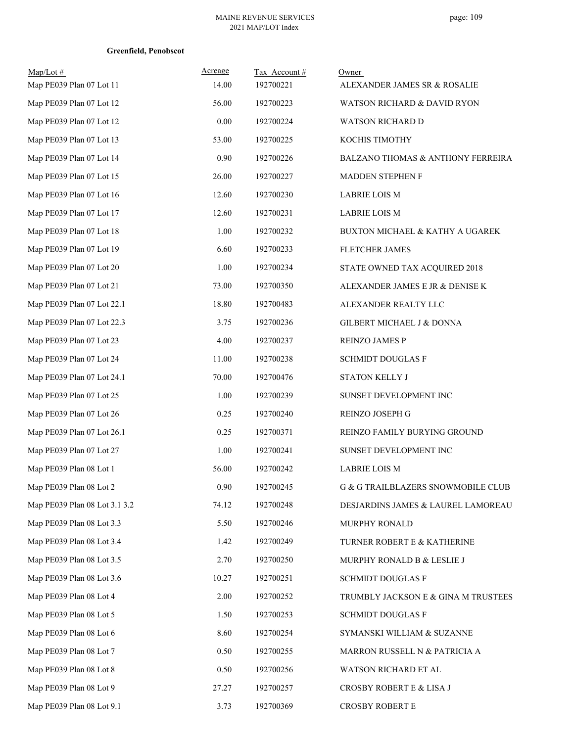**Greenfield, Penobscot**

| Map/Lot # | Acreage | Tax Account # | Owner |
|---|---|---|---|
| Map PE039 Plan 07 Lot 11 | 14.00 | 192700221 | ALEXANDER JAMES SR & ROSALIE |
| Map PE039 Plan 07 Lot 12 | 56.00 | 192700223 | WATSON RICHARD & DAVID RYON |
| Map PE039 Plan 07 Lot 12 | 0.00 | 192700224 | WATSON RICHARD D |
| Map PE039 Plan 07 Lot 13 | 53.00 | 192700225 | KOCHIS TIMOTHY |
| Map PE039 Plan 07 Lot 14 | 0.90 | 192700226 | BALZANO THOMAS & ANTHONY FERREIRA |
| Map PE039 Plan 07 Lot 15 | 26.00 | 192700227 | MADDEN STEPHEN F |
| Map PE039 Plan 07 Lot 16 | 12.60 | 192700230 | LABRIE LOIS M |
| Map PE039 Plan 07 Lot 17 | 12.60 | 192700231 | LABRIE LOIS M |
| Map PE039 Plan 07 Lot 18 | 1.00 | 192700232 | BUXTON MICHAEL & KATHY A UGAREK |
| Map PE039 Plan 07 Lot 19 | 6.60 | 192700233 | FLETCHER JAMES |
| Map PE039 Plan 07 Lot 20 | 1.00 | 192700234 | STATE OWNED TAX ACQUIRED 2018 |
| Map PE039 Plan 07 Lot 21 | 73.00 | 192700350 | ALEXANDER JAMES E JR & DENISE K |
| Map PE039 Plan 07 Lot 22.1 | 18.80 | 192700483 | ALEXANDER REALTY LLC |
| Map PE039 Plan 07 Lot 22.3 | 3.75 | 192700236 | GILBERT MICHAEL J & DONNA |
| Map PE039 Plan 07 Lot 23 | 4.00 | 192700237 | REINZO JAMES P |
| Map PE039 Plan 07 Lot 24 | 11.00 | 192700238 | SCHMIDT DOUGLAS F |
| Map PE039 Plan 07 Lot 24.1 | 70.00 | 192700476 | STATON KELLY J |
| Map PE039 Plan 07 Lot 25 | 1.00 | 192700239 | SUNSET DEVELOPMENT INC |
| Map PE039 Plan 07 Lot 26 | 0.25 | 192700240 | REINZO JOSEPH G |
| Map PE039 Plan 07 Lot 26.1 | 0.25 | 192700371 | REINZO FAMILY BURYING GROUND |
| Map PE039 Plan 07 Lot 27 | 1.00 | 192700241 | SUNSET DEVELOPMENT INC |
| Map PE039 Plan 08 Lot 1 | 56.00 | 192700242 | LABRIE LOIS M |
| Map PE039 Plan 08 Lot 2 | 0.90 | 192700245 | G & G TRAILBLAZERS SNOWMOBILE CLUB |
| Map PE039 Plan 08 Lot 3.1 3.2 | 74.12 | 192700248 | DESJARDINS JAMES & LAUREL LAMOREAU |
| Map PE039 Plan 08 Lot 3.3 | 5.50 | 192700246 | MURPHY RONALD |
| Map PE039 Plan 08 Lot 3.4 | 1.42 | 192700249 | TURNER ROBERT E & KATHERINE |
| Map PE039 Plan 08 Lot 3.5 | 2.70 | 192700250 | MURPHY RONALD B & LESLIE J |
| Map PE039 Plan 08 Lot 3.6 | 10.27 | 192700251 | SCHMIDT DOUGLAS F |
| Map PE039 Plan 08 Lot 4 | 2.00 | 192700252 | TRUMBLY JACKSON E & GINA M TRUSTEES |
| Map PE039 Plan 08 Lot 5 | 1.50 | 192700253 | SCHMIDT DOUGLAS F |
| Map PE039 Plan 08 Lot 6 | 8.60 | 192700254 | SYMANSKI WILLIAM & SUZANNE |
| Map PE039 Plan 08 Lot 7 | 0.50 | 192700255 | MARRON RUSSELL N & PATRICIA A |
| Map PE039 Plan 08 Lot 8 | 0.50 | 192700256 | WATSON RICHARD ET AL |
| Map PE039 Plan 08 Lot 9 | 27.27 | 192700257 | CROSBY ROBERT E & LISA J |
| Map PE039 Plan 08 Lot 9.1 | 3.73 | 192700369 | CROSBY ROBERT E |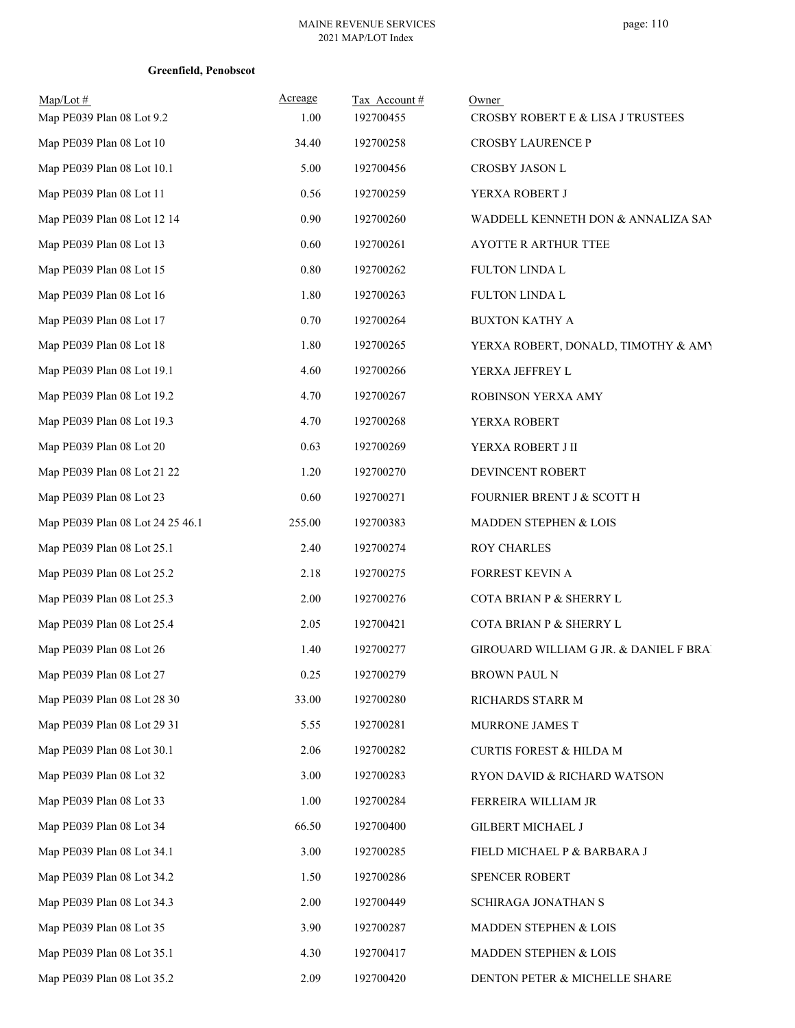**Greenfield, Penobscot**

| Map/Lot # | Acreage | Tax Account # | Owner |
|---|---|---|---|
| Map PE039 Plan 08 Lot 9.2 | 1.00 | 192700455 | CROSBY ROBERT E & LISA J TRUSTEES |
| Map PE039 Plan 08 Lot 10 | 34.40 | 192700258 | CROSBY LAURENCE P |
| Map PE039 Plan 08 Lot 10.1 | 5.00 | 192700456 | CROSBY JASON L |
| Map PE039 Plan 08 Lot 11 | 0.56 | 192700259 | YERXA ROBERT J |
| Map PE039 Plan 08 Lot 12 14 | 0.90 | 192700260 | WADDELL KENNETH DON & ANNALIZA SAN |
| Map PE039 Plan 08 Lot 13 | 0.60 | 192700261 | AYOTTE R ARTHUR TTEE |
| Map PE039 Plan 08 Lot 15 | 0.80 | 192700262 | FULTON LINDA L |
| Map PE039 Plan 08 Lot 16 | 1.80 | 192700263 | FULTON LINDA L |
| Map PE039 Plan 08 Lot 17 | 0.70 | 192700264 | BUXTON KATHY A |
| Map PE039 Plan 08 Lot 18 | 1.80 | 192700265 | YERXA ROBERT, DONALD, TIMOTHY & AMY |
| Map PE039 Plan 08 Lot 19.1 | 4.60 | 192700266 | YERXA JEFFREY L |
| Map PE039 Plan 08 Lot 19.2 | 4.70 | 192700267 | ROBINSON YERXA AMY |
| Map PE039 Plan 08 Lot 19.3 | 4.70 | 192700268 | YERXA ROBERT |
| Map PE039 Plan 08 Lot 20 | 0.63 | 192700269 | YERXA ROBERT J II |
| Map PE039 Plan 08 Lot 21 22 | 1.20 | 192700270 | DEVINCENT ROBERT |
| Map PE039 Plan 08 Lot 23 | 0.60 | 192700271 | FOURNIER BRENT J & SCOTT H |
| Map PE039 Plan 08 Lot 24 25 46.1 | 255.00 | 192700383 | MADDEN STEPHEN & LOIS |
| Map PE039 Plan 08 Lot 25.1 | 2.40 | 192700274 | ROY CHARLES |
| Map PE039 Plan 08 Lot 25.2 | 2.18 | 192700275 | FORREST KEVIN A |
| Map PE039 Plan 08 Lot 25.3 | 2.00 | 192700276 | COTA BRIAN P & SHERRY L |
| Map PE039 Plan 08 Lot 25.4 | 2.05 | 192700421 | COTA BRIAN P & SHERRY L |
| Map PE039 Plan 08 Lot 26 | 1.40 | 192700277 | GIROUARD WILLIAM G JR. & DANIEL F BRA |
| Map PE039 Plan 08 Lot 27 | 0.25 | 192700279 | BROWN PAUL N |
| Map PE039 Plan 08 Lot 28 30 | 33.00 | 192700280 | RICHARDS STARR M |
| Map PE039 Plan 08 Lot 29 31 | 5.55 | 192700281 | MURRONE JAMES T |
| Map PE039 Plan 08 Lot 30.1 | 2.06 | 192700282 | CURTIS FOREST & HILDA M |
| Map PE039 Plan 08 Lot 32 | 3.00 | 192700283 | RYON DAVID & RICHARD WATSON |
| Map PE039 Plan 08 Lot 33 | 1.00 | 192700284 | FERREIRA WILLIAM JR |
| Map PE039 Plan 08 Lot 34 | 66.50 | 192700400 | GILBERT MICHAEL J |
| Map PE039 Plan 08 Lot 34.1 | 3.00 | 192700285 | FIELD MICHAEL P & BARBARA J |
| Map PE039 Plan 08 Lot 34.2 | 1.50 | 192700286 | SPENCER ROBERT |
| Map PE039 Plan 08 Lot 34.3 | 2.00 | 192700449 | SCHIRAGA JONATHAN S |
| Map PE039 Plan 08 Lot 35 | 3.90 | 192700287 | MADDEN STEPHEN & LOIS |
| Map PE039 Plan 08 Lot 35.1 | 4.30 | 192700417 | MADDEN STEPHEN & LOIS |
| Map PE039 Plan 08 Lot 35.2 | 2.09 | 192700420 | DENTON PETER & MICHELLE SHARE |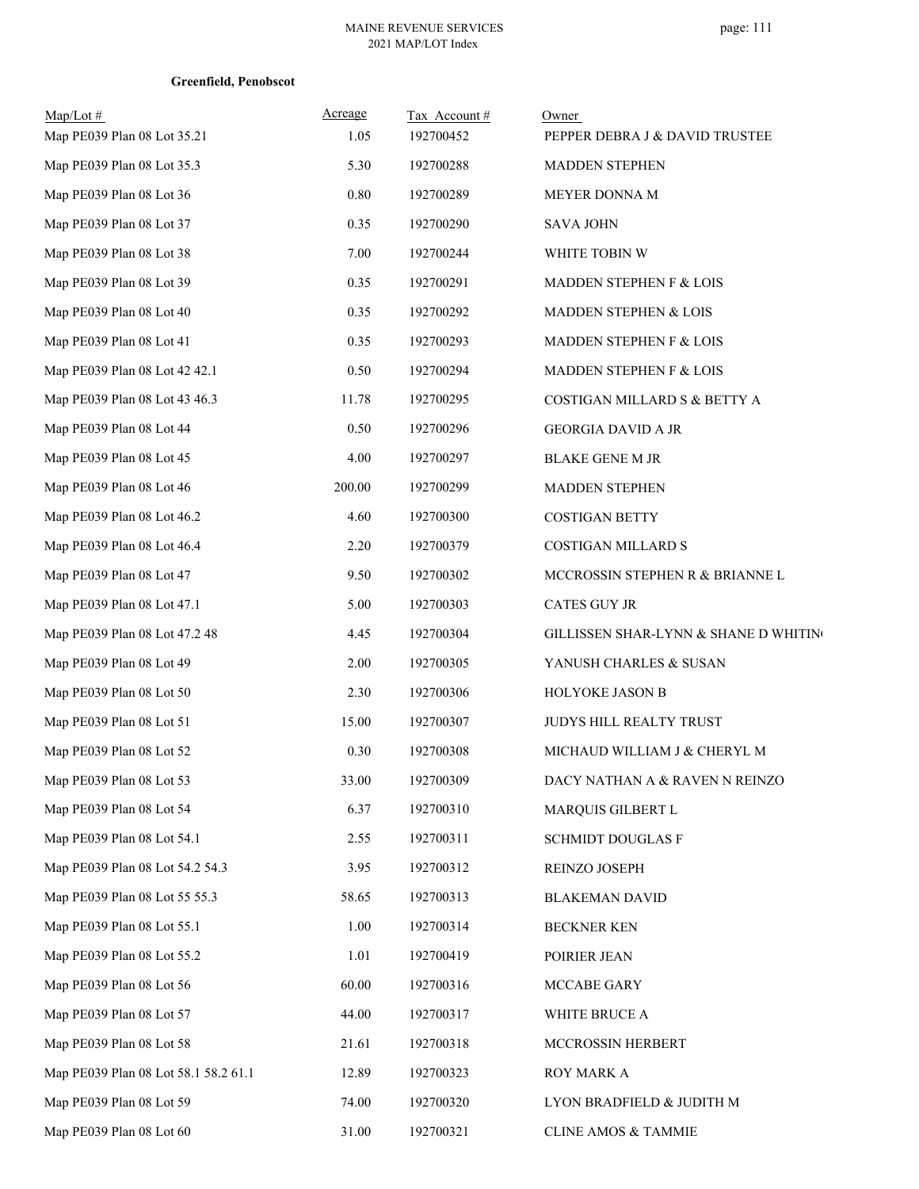**Greenfield, Penobscot**

| Map/Lot # | Acreage | Tax Account # | Owner |
|---|---|---|---|
| Map PE039 Plan 08 Lot 35.21 | 1.05 | 192700452 | PEPPER DEBRA J & DAVID TRUSTEE |
| Map PE039 Plan 08 Lot 35.3 | 5.30 | 192700288 | MADDEN STEPHEN |
| Map PE039 Plan 08 Lot 36 | 0.80 | 192700289 | MEYER DONNA M |
| Map PE039 Plan 08 Lot 37 | 0.35 | 192700290 | SAVA JOHN |
| Map PE039 Plan 08 Lot 38 | 7.00 | 192700244 | WHITE TOBIN W |
| Map PE039 Plan 08 Lot 39 | 0.35 | 192700291 | MADDEN STEPHEN F & LOIS |
| Map PE039 Plan 08 Lot 40 | 0.35 | 192700292 | MADDEN STEPHEN & LOIS |
| Map PE039 Plan 08 Lot 41 | 0.35 | 192700293 | MADDEN STEPHEN F & LOIS |
| Map PE039 Plan 08 Lot 42 42.1 | 0.50 | 192700294 | MADDEN STEPHEN F & LOIS |
| Map PE039 Plan 08 Lot 43 46.3 | 11.78 | 192700295 | COSTIGAN MILLARD S & BETTY A |
| Map PE039 Plan 08 Lot 44 | 0.50 | 192700296 | GEORGIA DAVID A JR |
| Map PE039 Plan 08 Lot 45 | 4.00 | 192700297 | BLAKE GENE M JR |
| Map PE039 Plan 08 Lot 46 | 200.00 | 192700299 | MADDEN STEPHEN |
| Map PE039 Plan 08 Lot 46.2 | 4.60 | 192700300 | COSTIGAN BETTY |
| Map PE039 Plan 08 Lot 46.4 | 2.20 | 192700379 | COSTIGAN MILLARD S |
| Map PE039 Plan 08 Lot 47 | 9.50 | 192700302 | MCCROSSIN STEPHEN R & BRIANNE L |
| Map PE039 Plan 08 Lot 47.1 | 5.00 | 192700303 | CATES GUY JR |
| Map PE039 Plan 08 Lot 47.2 48 | 4.45 | 192700304 | GILLISSEN SHAR-LYNN & SHANE D WHITIN |
| Map PE039 Plan 08 Lot 49 | 2.00 | 192700305 | YANUSH CHARLES & SUSAN |
| Map PE039 Plan 08 Lot 50 | 2.30 | 192700306 | HOLYOKE JASON B |
| Map PE039 Plan 08 Lot 51 | 15.00 | 192700307 | JUDYS HILL REALTY TRUST |
| Map PE039 Plan 08 Lot 52 | 0.30 | 192700308 | MICHAUD WILLIAM J & CHERYL M |
| Map PE039 Plan 08 Lot 53 | 33.00 | 192700309 | DACY NATHAN A & RAVEN N REINZO |
| Map PE039 Plan 08 Lot 54 | 6.37 | 192700310 | MARQUIS GILBERT L |
| Map PE039 Plan 08 Lot 54.1 | 2.55 | 192700311 | SCHMIDT DOUGLAS F |
| Map PE039 Plan 08 Lot 54.2 54.3 | 3.95 | 192700312 | REINZO JOSEPH |
| Map PE039 Plan 08 Lot 55 55.3 | 58.65 | 192700313 | BLAKEMAN DAVID |
| Map PE039 Plan 08 Lot 55.1 | 1.00 | 192700314 | BECKNER KEN |
| Map PE039 Plan 08 Lot 55.2 | 1.01 | 192700419 | POIRIER JEAN |
| Map PE039 Plan 08 Lot 56 | 60.00 | 192700316 | MCCABE GARY |
| Map PE039 Plan 08 Lot 57 | 44.00 | 192700317 | WHITE BRUCE A |
| Map PE039 Plan 08 Lot 58 | 21.61 | 192700318 | MCCROSSIN HERBERT |
| Map PE039 Plan 08 Lot 58.1 58.2 61.1 | 12.89 | 192700323 | ROY MARK A |
| Map PE039 Plan 08 Lot 59 | 74.00 | 192700320 | LYON BRADFIELD & JUDITH M |
| Map PE039 Plan 08 Lot 60 | 31.00 | 192700321 | CLINE AMOS & TAMMIE |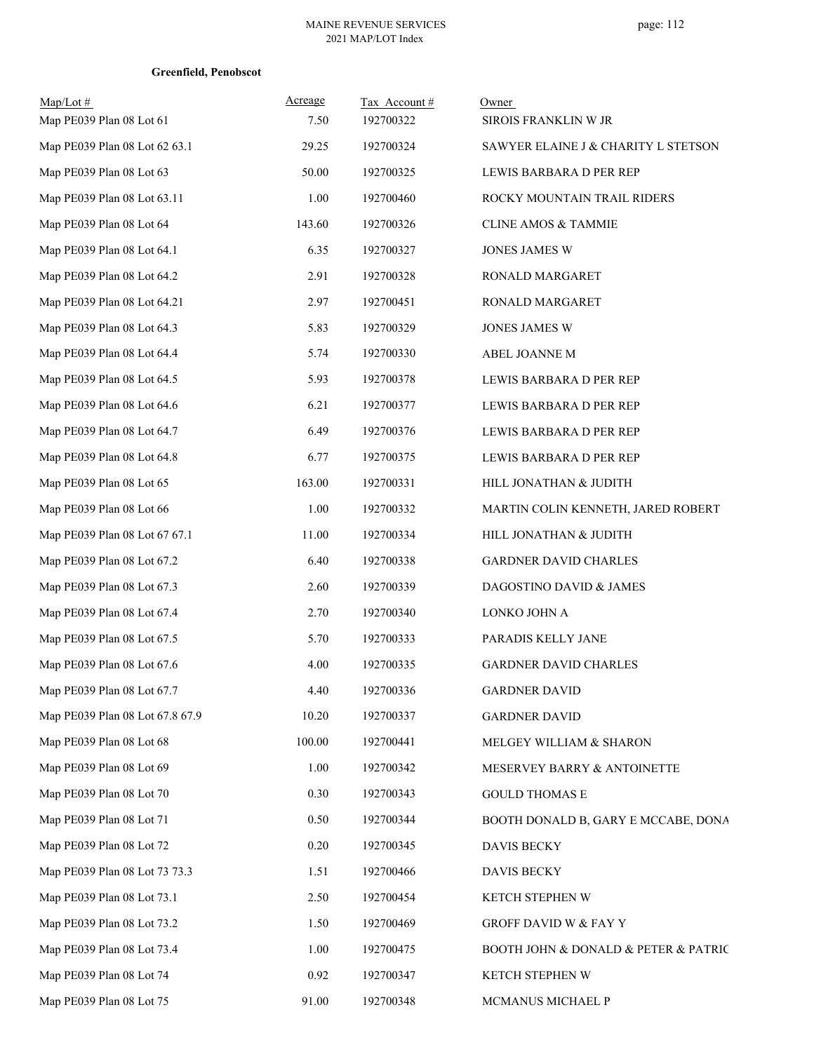**Greenfield, Penobscot**

| Map/Lot # | Acreage | Tax Account # | Owner |
|---|---|---|---|
| Map PE039 Plan 08 Lot 61 | 7.50 | 192700322 | SIROIS FRANKLIN W JR |
| Map PE039 Plan 08 Lot 62 63.1 | 29.25 | 192700324 | SAWYER ELAINE J & CHARITY L STETSON |
| Map PE039 Plan 08 Lot 63 | 50.00 | 192700325 | LEWIS BARBARA D PER REP |
| Map PE039 Plan 08 Lot 63.11 | 1.00 | 192700460 | ROCKY MOUNTAIN TRAIL RIDERS |
| Map PE039 Plan 08 Lot 64 | 143.60 | 192700326 | CLINE AMOS & TAMMIE |
| Map PE039 Plan 08 Lot 64.1 | 6.35 | 192700327 | JONES JAMES W |
| Map PE039 Plan 08 Lot 64.2 | 2.91 | 192700328 | RONALD MARGARET |
| Map PE039 Plan 08 Lot 64.21 | 2.97 | 192700451 | RONALD MARGARET |
| Map PE039 Plan 08 Lot 64.3 | 5.83 | 192700329 | JONES JAMES W |
| Map PE039 Plan 08 Lot 64.4 | 5.74 | 192700330 | ABEL JOANNE M |
| Map PE039 Plan 08 Lot 64.5 | 5.93 | 192700378 | LEWIS BARBARA D PER REP |
| Map PE039 Plan 08 Lot 64.6 | 6.21 | 192700377 | LEWIS BARBARA D PER REP |
| Map PE039 Plan 08 Lot 64.7 | 6.49 | 192700376 | LEWIS BARBARA D PER REP |
| Map PE039 Plan 08 Lot 64.8 | 6.77 | 192700375 | LEWIS BARBARA D PER REP |
| Map PE039 Plan 08 Lot 65 | 163.00 | 192700331 | HILL JONATHAN & JUDITH |
| Map PE039 Plan 08 Lot 66 | 1.00 | 192700332 | MARTIN COLIN KENNETH, JARED ROBERT |
| Map PE039 Plan 08 Lot 67 67.1 | 11.00 | 192700334 | HILL JONATHAN & JUDITH |
| Map PE039 Plan 08 Lot 67.2 | 6.40 | 192700338 | GARDNER DAVID CHARLES |
| Map PE039 Plan 08 Lot 67.3 | 2.60 | 192700339 | DAGOSTINO DAVID & JAMES |
| Map PE039 Plan 08 Lot 67.4 | 2.70 | 192700340 | LONKO JOHN A |
| Map PE039 Plan 08 Lot 67.5 | 5.70 | 192700333 | PARADIS KELLY JANE |
| Map PE039 Plan 08 Lot 67.6 | 4.00 | 192700335 | GARDNER DAVID CHARLES |
| Map PE039 Plan 08 Lot 67.7 | 4.40 | 192700336 | GARDNER DAVID |
| Map PE039 Plan 08 Lot 67.8 67.9 | 10.20 | 192700337 | GARDNER DAVID |
| Map PE039 Plan 08 Lot 68 | 100.00 | 192700441 | MELGEY WILLIAM & SHARON |
| Map PE039 Plan 08 Lot 69 | 1.00 | 192700342 | MESERVEY BARRY & ANTOINETTE |
| Map PE039 Plan 08 Lot 70 | 0.30 | 192700343 | GOULD THOMAS E |
| Map PE039 Plan 08 Lot 71 | 0.50 | 192700344 | BOOTH DONALD B, GARY E MCCABE, DONA |
| Map PE039 Plan 08 Lot 72 | 0.20 | 192700345 | DAVIS BECKY |
| Map PE039 Plan 08 Lot 73 73.3 | 1.51 | 192700466 | DAVIS BECKY |
| Map PE039 Plan 08 Lot 73.1 | 2.50 | 192700454 | KETCH STEPHEN W |
| Map PE039 Plan 08 Lot 73.2 | 1.50 | 192700469 | GROFF DAVID W & FAY Y |
| Map PE039 Plan 08 Lot 73.4 | 1.00 | 192700475 | BOOTH JOHN & DONALD & PETER & PATRIC |
| Map PE039 Plan 08 Lot 74 | 0.92 | 192700347 | KETCH STEPHEN W |
| Map PE039 Plan 08 Lot 75 | 91.00 | 192700348 | MCMANUS MICHAEL P |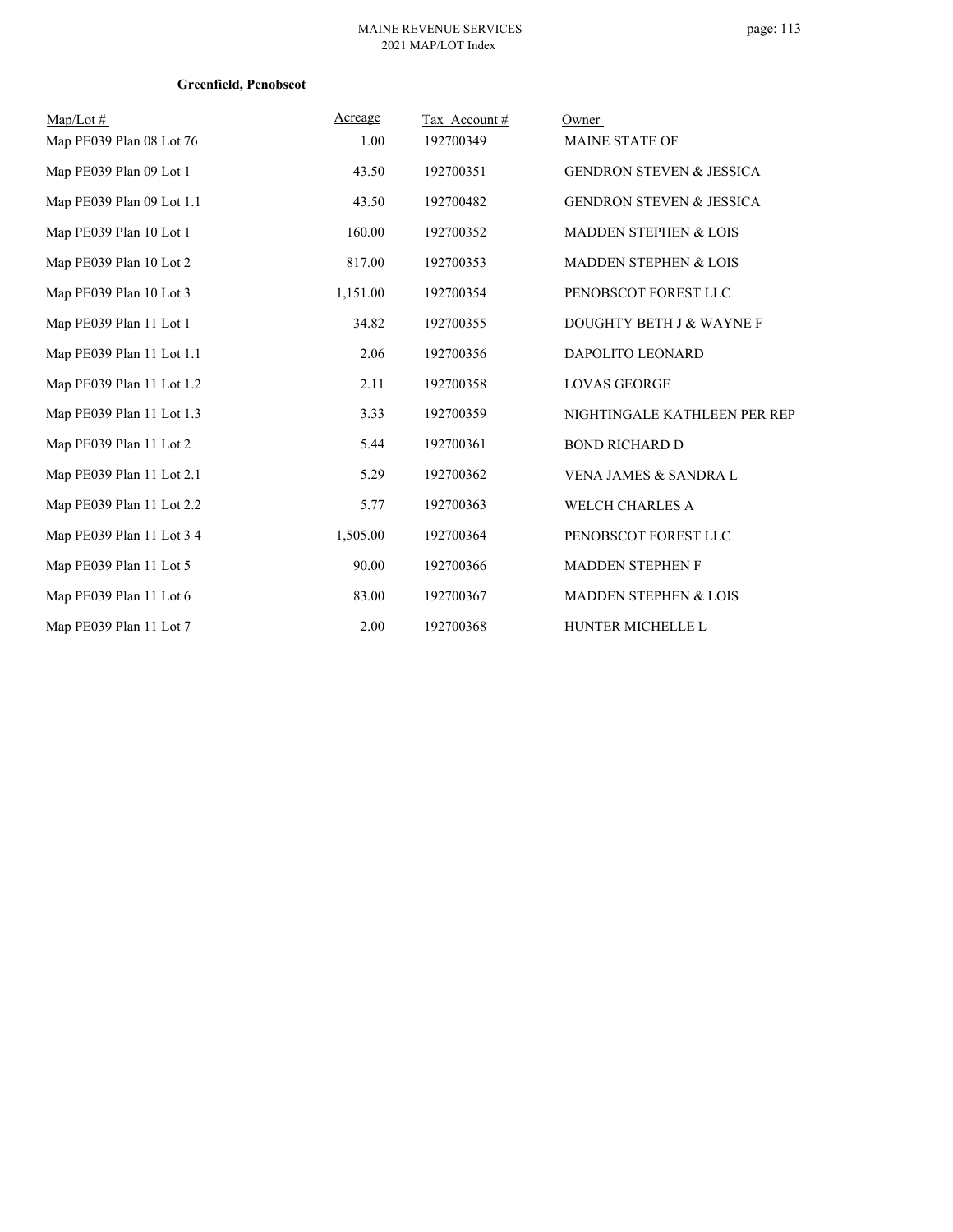**Greenfield, Penobscot**

| Map/Lot # | Acreage | Tax Account # | Owner |
|---|---|---|---|
| Map PE039 Plan 08 Lot 76 | 1.00 | 192700349 | MAINE STATE OF |
| Map PE039 Plan 09 Lot 1 | 43.50 | 192700351 | GENDRON STEVEN & JESSICA |
| Map PE039 Plan 09 Lot 1.1 | 43.50 | 192700482 | GENDRON STEVEN & JESSICA |
| Map PE039 Plan 10 Lot 1 | 160.00 | 192700352 | MADDEN STEPHEN & LOIS |
| Map PE039 Plan 10 Lot 2 | 817.00 | 192700353 | MADDEN STEPHEN & LOIS |
| Map PE039 Plan 10 Lot 3 | 1,151.00 | 192700354 | PENOBSCOT FOREST LLC |
| Map PE039 Plan 11 Lot 1 | 34.82 | 192700355 | DOUGHTY BETH J & WAYNE F |
| Map PE039 Plan 11 Lot 1.1 | 2.06 | 192700356 | DAPOLITO LEONARD |
| Map PE039 Plan 11 Lot 1.2 | 2.11 | 192700358 | LOVAS GEORGE |
| Map PE039 Plan 11 Lot 1.3 | 3.33 | 192700359 | NIGHTINGALE KATHLEEN PER REP |
| Map PE039 Plan 11 Lot 2 | 5.44 | 192700361 | BOND RICHARD D |
| Map PE039 Plan 11 Lot 2.1 | 5.29 | 192700362 | VENA JAMES & SANDRA L |
| Map PE039 Plan 11 Lot 2.2 | 5.77 | 192700363 | WELCH CHARLES A |
| Map PE039 Plan 11 Lot 3 4 | 1,505.00 | 192700364 | PENOBSCOT FOREST LLC |
| Map PE039 Plan 11 Lot 5 | 90.00 | 192700366 | MADDEN STEPHEN F |
| Map PE039 Plan 11 Lot 6 | 83.00 | 192700367 | MADDEN STEPHEN & LOIS |
| Map PE039 Plan 11 Lot 7 | 2.00 | 192700368 | HUNTER MICHELLE L |